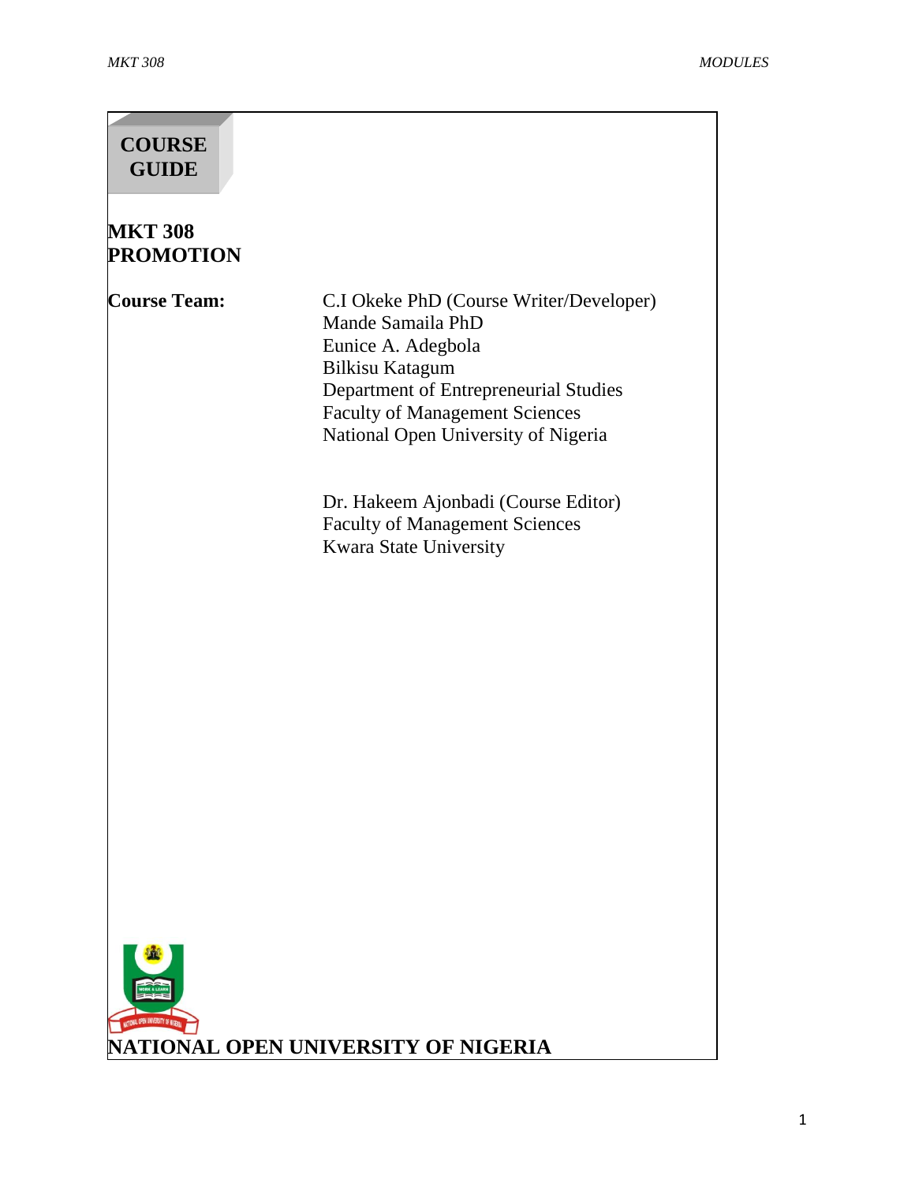# COURSE GUIDE

## MKT 308
## PROMOTION

**Course Team:**

C.I Okeke PhD (Course Writer/Developer)
Mande Samaila PhD
Eunice A. Adegbola
Bilkisu Katagum
Department of Entrepreneurial Studies
Faculty of Management Sciences
National Open University of Nigeria

Dr. Hakeem Ajonbadi (Course Editor)
Faculty of Management Sciences
Kwara State University

**NATIONAL OPEN UNIVERSITY OF NIGERIA**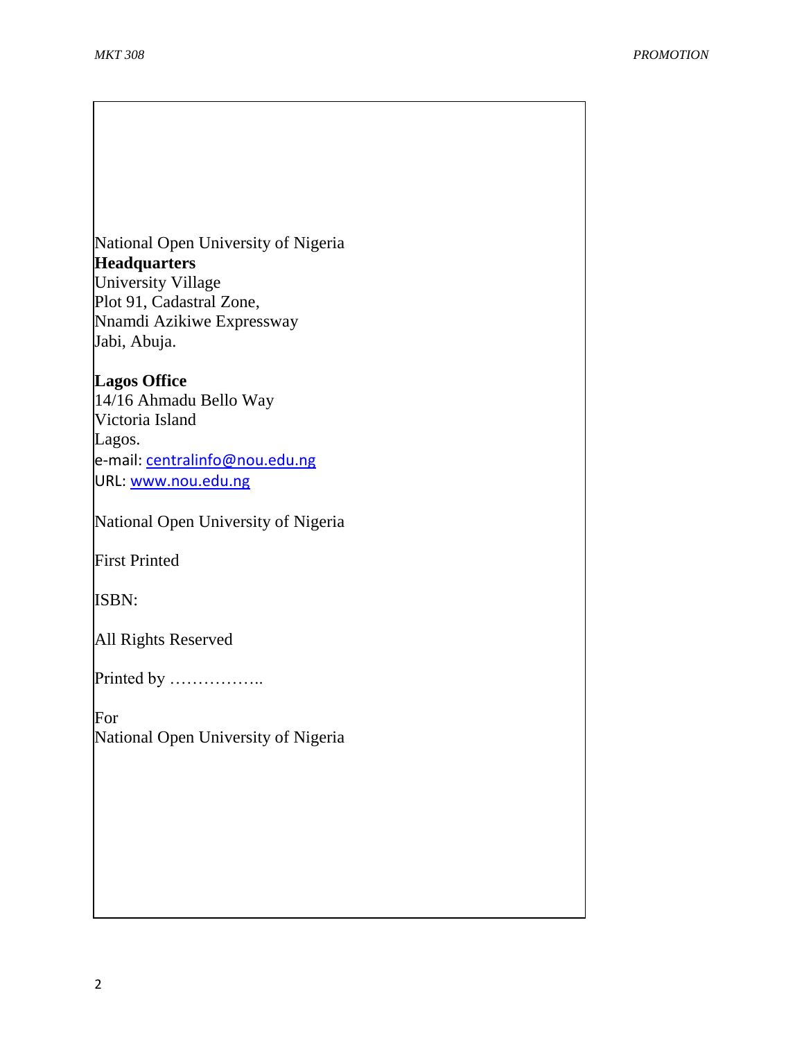National Open University of Nigeria
**Headquarters**
University Village
Plot 91, Cadastral Zone,
Nnamdi Azikiwe Expressway
Jabi, Abuja.

**Lagos Office**
14/16 Ahmadu Bello Way
Victoria Island
Lagos.
e-mail: centralinfo@nou.edu.ng
URL: www.nou.edu.ng

National Open University of Nigeria

First Printed

ISBN:

All Rights Reserved

Printed by ……………..

For
National Open University of Nigeria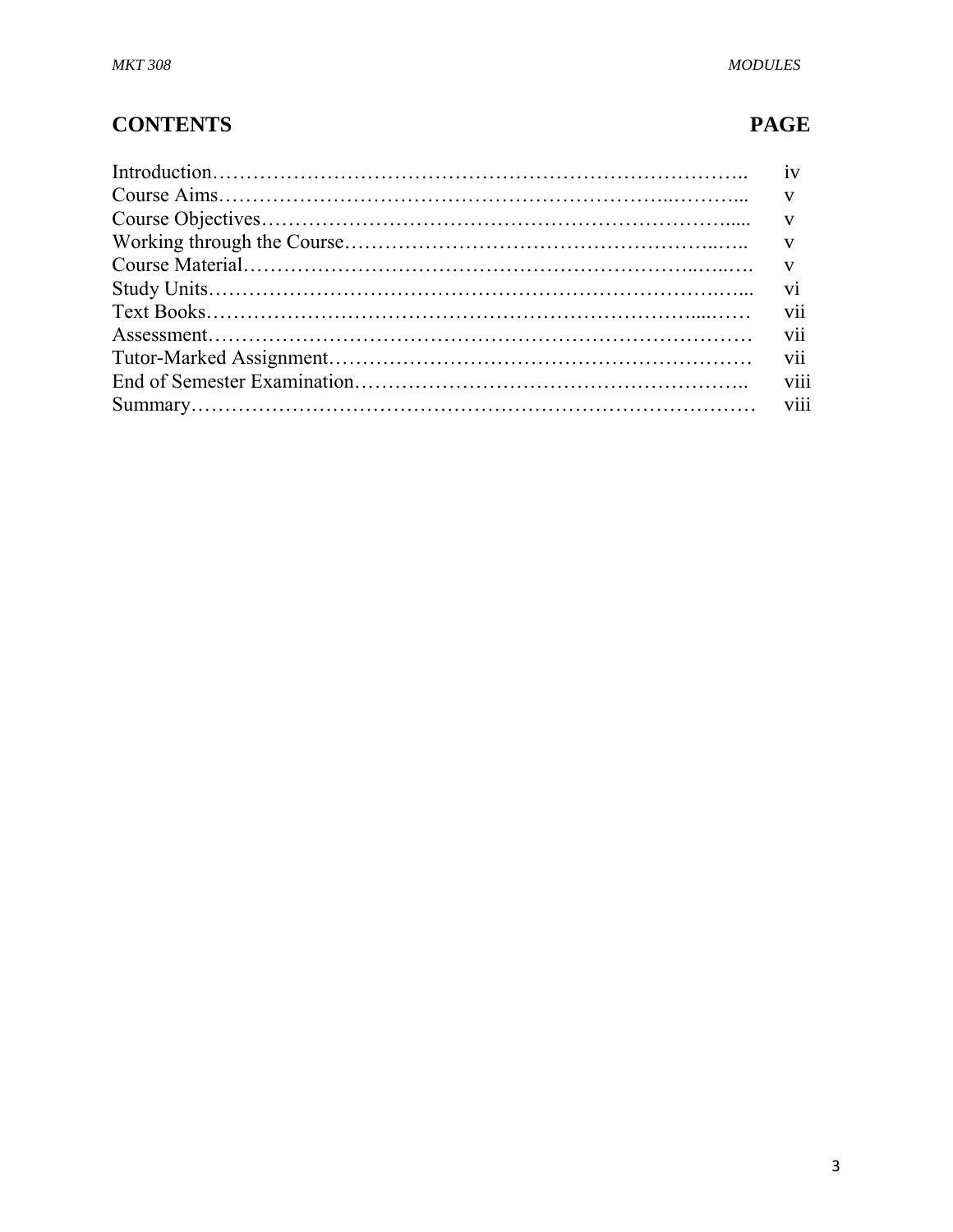## CONTENTS

| | PAGE |
|---|---|
| Introduction…………………………………………………………………….. | iv |
| Course Aims………………………………………………………..……….. | v |
| Course Objectives……………………………………………………….…..... | v |
| Working through the Course……………………………………………..….. | v |
| Course Material………………………………………………………..…..…. | v |
| Study Units…………………………………………………………….…... | vi |
| Text Books……………………………………………………………....…… | vii |
| Assessment……………………………………………………………………… | vii |
| Tutor-Marked Assignment……………………………………………………… | vii |
| End of Semester Examination……………………………………………….. | viii |
| Summary………………………………………………………………………… | viii |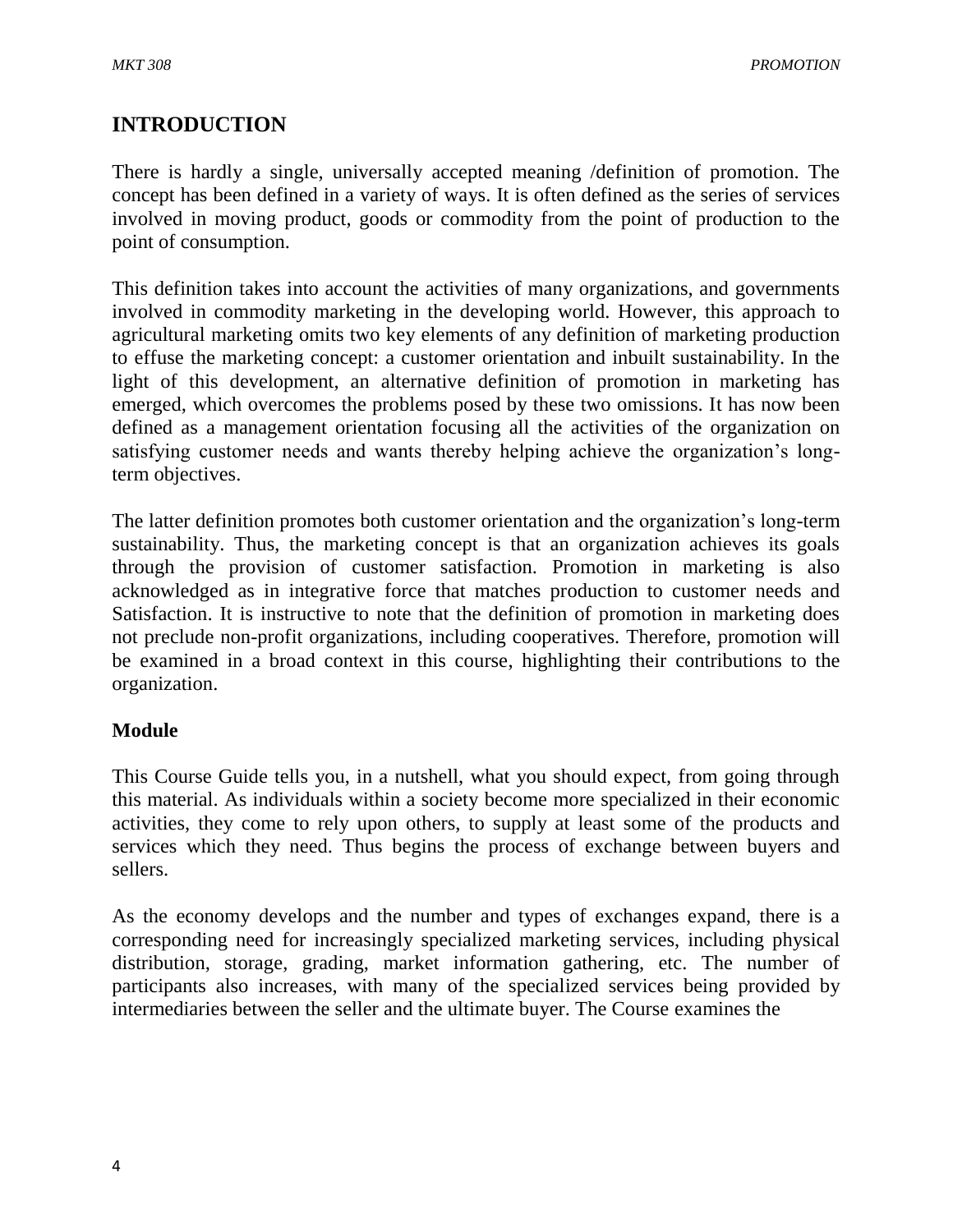## INTRODUCTION

There is hardly a single, universally accepted meaning /definition of promotion. The concept has been defined in a variety of ways. It is often defined as the series of services involved in moving product, goods or commodity from the point of production to the point of consumption.

This definition takes into account the activities of many organizations, and governments involved in commodity marketing in the developing world. However, this approach to agricultural marketing omits two key elements of any definition of marketing production to effuse the marketing concept: a customer orientation and inbuilt sustainability. In the light of this development, an alternative definition of promotion in marketing has emerged, which overcomes the problems posed by these two omissions. It has now been defined as a management orientation focusing all the activities of the organization on satisfying customer needs and wants thereby helping achieve the organization's long-term objectives.

The latter definition promotes both customer orientation and the organization's long-term sustainability. Thus, the marketing concept is that an organization achieves its goals through the provision of customer satisfaction. Promotion in marketing is also acknowledged as in integrative force that matches production to customer needs and Satisfaction. It is instructive to note that the definition of promotion in marketing does not preclude non-profit organizations, including cooperatives. Therefore, promotion will be examined in a broad context in this course, highlighting their contributions to the organization.

### Module

This Course Guide tells you, in a nutshell, what you should expect, from going through this material. As individuals within a society become more specialized in their economic activities, they come to rely upon others, to supply at least some of the products and services which they need. Thus begins the process of exchange between buyers and sellers.

As the economy develops and the number and types of exchanges expand, there is a corresponding need for increasingly specialized marketing services, including physical distribution, storage, grading, market information gathering, etc. The number of participants also increases, with many of the specialized services being provided by intermediaries between the seller and the ultimate buyer. The Course examines the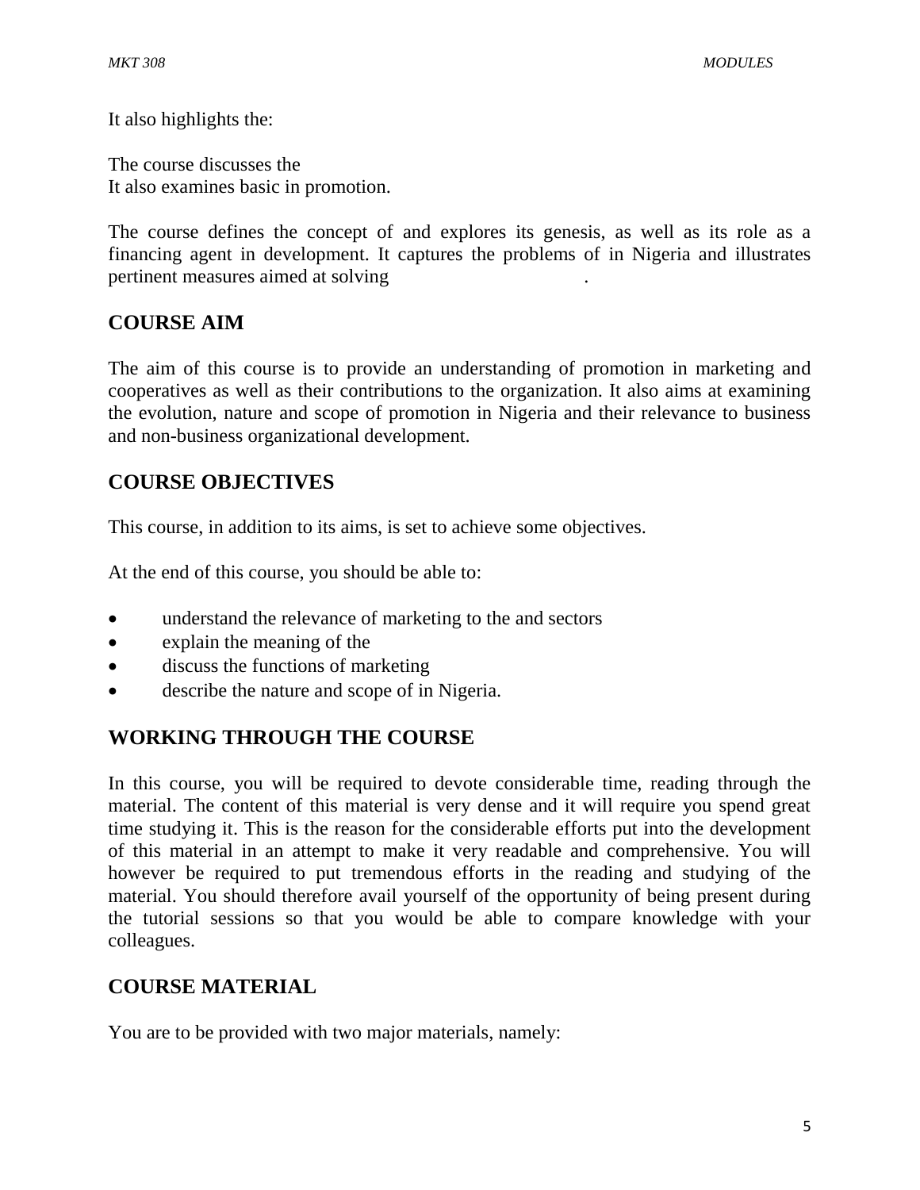It also highlights the:

The course discusses the
It also examines basic in promotion.

The course defines the concept of and explores its genesis, as well as its role as a financing agent in development. It captures the problems of in Nigeria and illustrates pertinent measures aimed at solving .

## COURSE AIM

The aim of this course is to provide an understanding of promotion in marketing and cooperatives as well as their contributions to the organization. It also aims at examining the evolution, nature and scope of promotion in Nigeria and their relevance to business and non-business organizational development.

## COURSE OBJECTIVES

This course, in addition to its aims, is set to achieve some objectives.

At the end of this course, you should be able to:

- understand the relevance of marketing to the and sectors
- explain the meaning of the
- discuss the functions of marketing
- describe the nature and scope of in Nigeria.

## WORKING THROUGH THE COURSE

In this course, you will be required to devote considerable time, reading through the material. The content of this material is very dense and it will require you spend great time studying it. This is the reason for the considerable efforts put into the development of this material in an attempt to make it very readable and comprehensive. You will however be required to put tremendous efforts in the reading and studying of the material. You should therefore avail yourself of the opportunity of being present during the tutorial sessions so that you would be able to compare knowledge with your colleagues.

## COURSE MATERIAL

You are to be provided with two major materials, namely: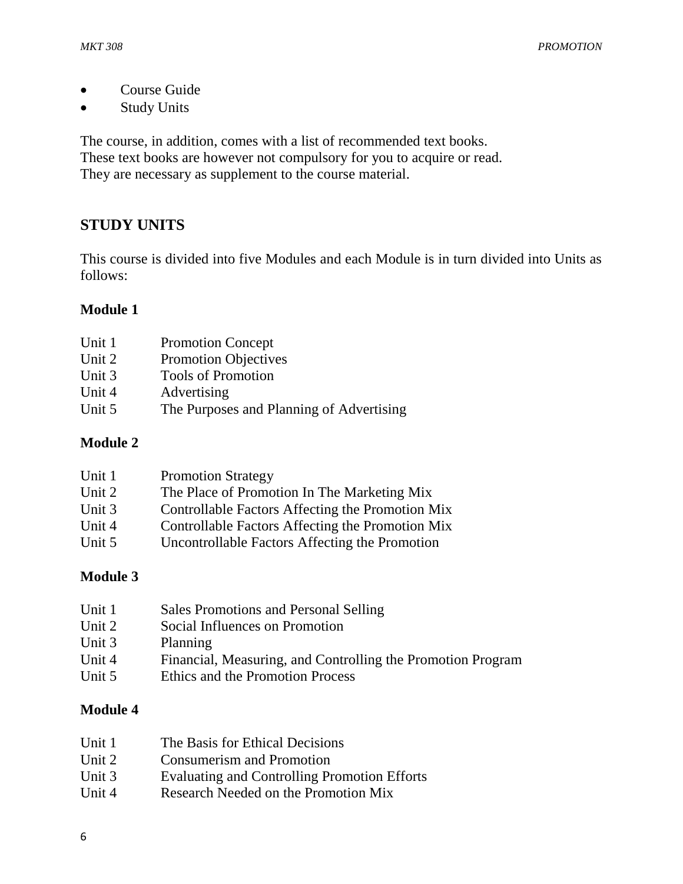- Course Guide
- Study Units

The course, in addition, comes with a list of recommended text books. These text books are however not compulsory for you to acquire or read. They are necessary as supplement to the course material.

## STUDY UNITS

This course is divided into five Modules and each Module is in turn divided into Units as follows:

### Module 1

Unit 1 Promotion Concept
Unit 2 Promotion Objectives
Unit 3 Tools of Promotion
Unit 4 Advertising
Unit 5 The Purposes and Planning of Advertising

### Module 2

Unit 1 Promotion Strategy
Unit 2 The Place of Promotion In The Marketing Mix
Unit 3 Controllable Factors Affecting the Promotion Mix
Unit 4 Controllable Factors Affecting the Promotion Mix
Unit 5 Uncontrollable Factors Affecting the Promotion

### Module 3

Unit 1 Sales Promotions and Personal Selling
Unit 2 Social Influences on Promotion
Unit 3 Planning
Unit 4 Financial, Measuring, and Controlling the Promotion Program
Unit 5 Ethics and the Promotion Process

### Module 4

Unit 1 The Basis for Ethical Decisions
Unit 2 Consumerism and Promotion
Unit 3 Evaluating and Controlling Promotion Efforts
Unit 4 Research Needed on the Promotion Mix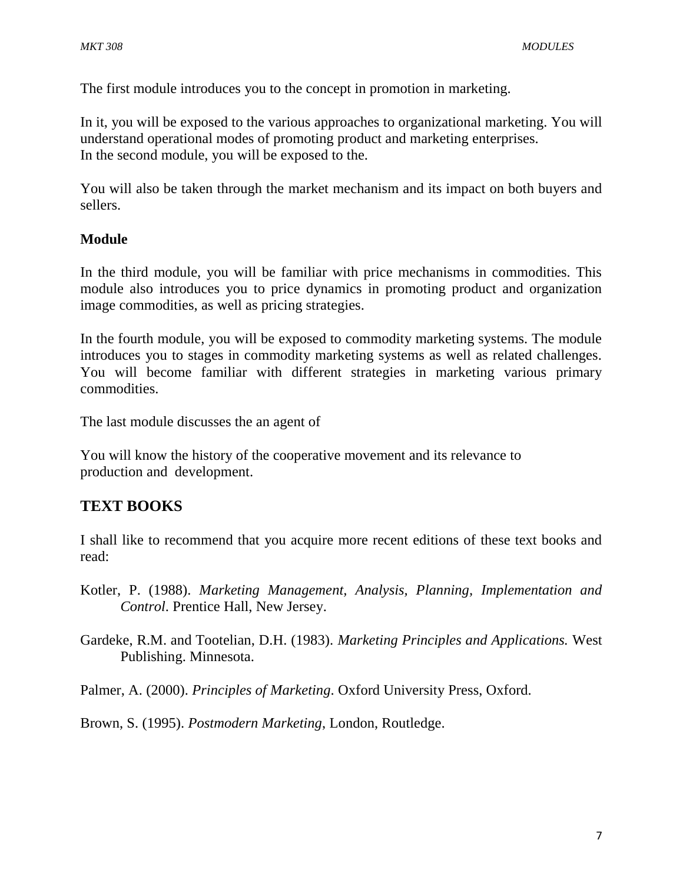The first module introduces you to the concept in promotion in marketing.

In it, you will be exposed to the various approaches to organizational marketing. You will understand operational modes of promoting product and marketing enterprises.
In the second module, you will be exposed to the.

You will also be taken through the market mechanism and its impact on both buyers and sellers.

**Module**

In the third module, you will be familiar with price mechanisms in commodities. This module also introduces you to price dynamics in promoting product and organization image commodities, as well as pricing strategies.

In the fourth module, you will be exposed to commodity marketing systems. The module introduces you to stages in commodity marketing systems as well as related challenges. You will become familiar with different strategies in marketing various primary commodities.

The last module discusses the an agent of

You will know the history of the cooperative movement and its relevance to production and development.

## TEXT BOOKS

I shall like to recommend that you acquire more recent editions of these text books and read:

Kotler, P. (1988). *Marketing Management, Analysis, Planning, Implementation and Control*. Prentice Hall, New Jersey.

Gardeke, R.M. and Tootelian, D.H. (1983). *Marketing Principles and Applications.* West Publishing. Minnesota.

Palmer, A. (2000). *Principles of Marketing*. Oxford University Press, Oxford.

Brown, S. (1995). *Postmodern Marketing*, London, Routledge.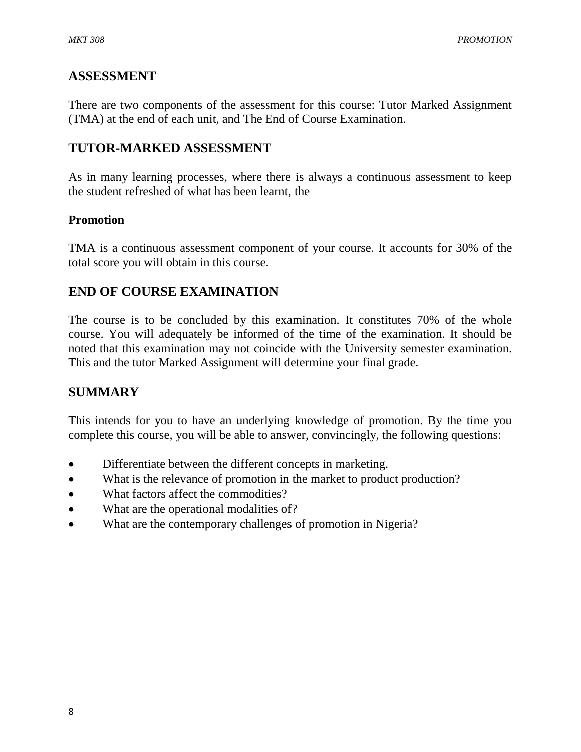## ASSESSMENT

There are two components of the assessment for this course: Tutor Marked Assignment (TMA) at the end of each unit, and The End of Course Examination.

## TUTOR-MARKED ASSESSMENT

As in many learning processes, where there is always a continuous assessment to keep the student refreshed of what has been learnt, the

**Promotion**

TMA is a continuous assessment component of your course. It accounts for 30% of the total score you will obtain in this course.

## END OF COURSE EXAMINATION

The course is to be concluded by this examination. It constitutes 70% of the whole course. You will adequately be informed of the time of the examination. It should be noted that this examination may not coincide with the University semester examination. This and the tutor Marked Assignment will determine your final grade.

## SUMMARY

This intends for you to have an underlying knowledge of promotion. By the time you complete this course, you will be able to answer, convincingly, the following questions:

- Differentiate between the different concepts in marketing.
- What is the relevance of promotion in the market to product production?
- What factors affect the commodities?
- What are the operational modalities of?
- What are the contemporary challenges of promotion in Nigeria?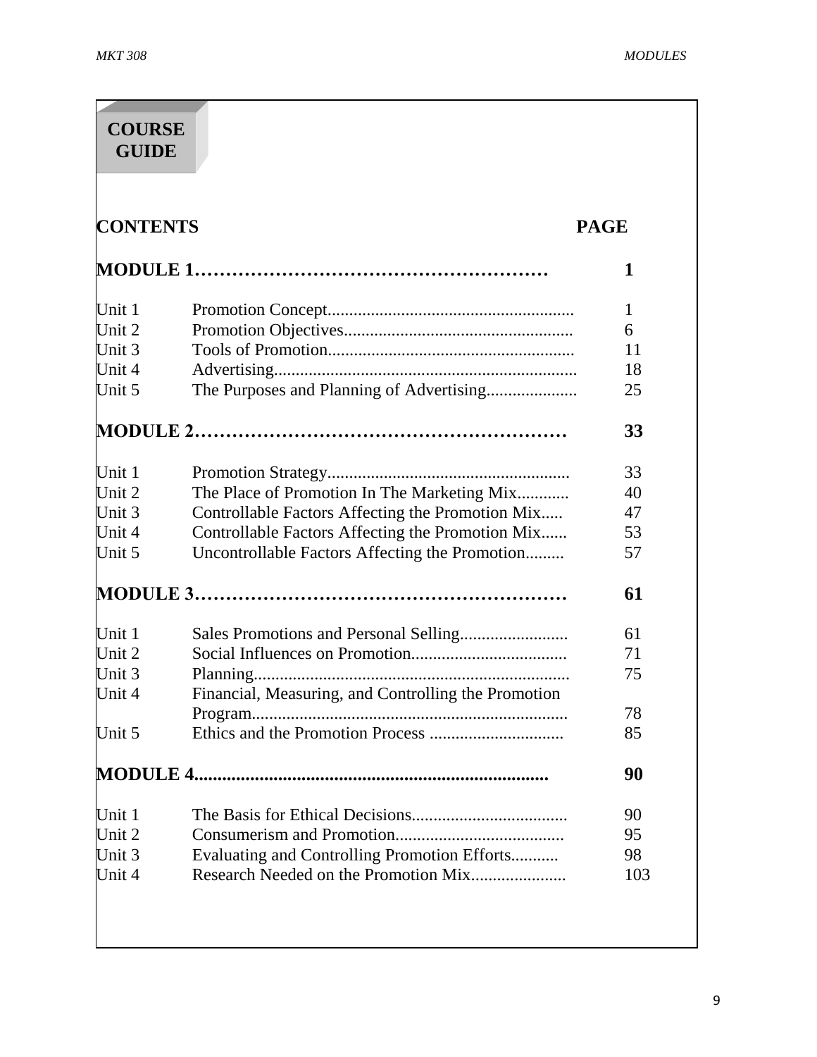# COURSE GUIDE

| CONTENTS | | PAGE |
|---|---|---|
| **MODULE 1** | | **1** |
| Unit 1 | Promotion Concept | 1 |
| Unit 2 | Promotion Objectives | 6 |
| Unit 3 | Tools of Promotion | 11 |
| Unit 4 | Advertising | 18 |
| Unit 5 | The Purposes and Planning of Advertising | 25 |
| **MODULE 2** | | **33** |
| Unit 1 | Promotion Strategy | 33 |
| Unit 2 | The Place of Promotion In The Marketing Mix | 40 |
| Unit 3 | Controllable Factors Affecting the Promotion Mix | 47 |
| Unit 4 | Controllable Factors Affecting the Promotion Mix | 53 |
| Unit 5 | Uncontrollable Factors Affecting the Promotion | 57 |
| **MODULE 3** | | **61** |
| Unit 1 | Sales Promotions and Personal Selling | 61 |
| Unit 2 | Social Influences on Promotion | 71 |
| Unit 3 | Planning | 75 |
| Unit 4 | Financial, Measuring, and Controlling the Promotion Program | 78 |
| Unit 5 | Ethics and the Promotion Process | 85 |
| **MODULE 4** | | **90** |
| Unit 1 | The Basis for Ethical Decisions | 90 |
| Unit 2 | Consumerism and Promotion | 95 |
| Unit 3 | Evaluating and Controlling Promotion Efforts | 98 |
| Unit 4 | Research Needed on the Promotion Mix | 103 |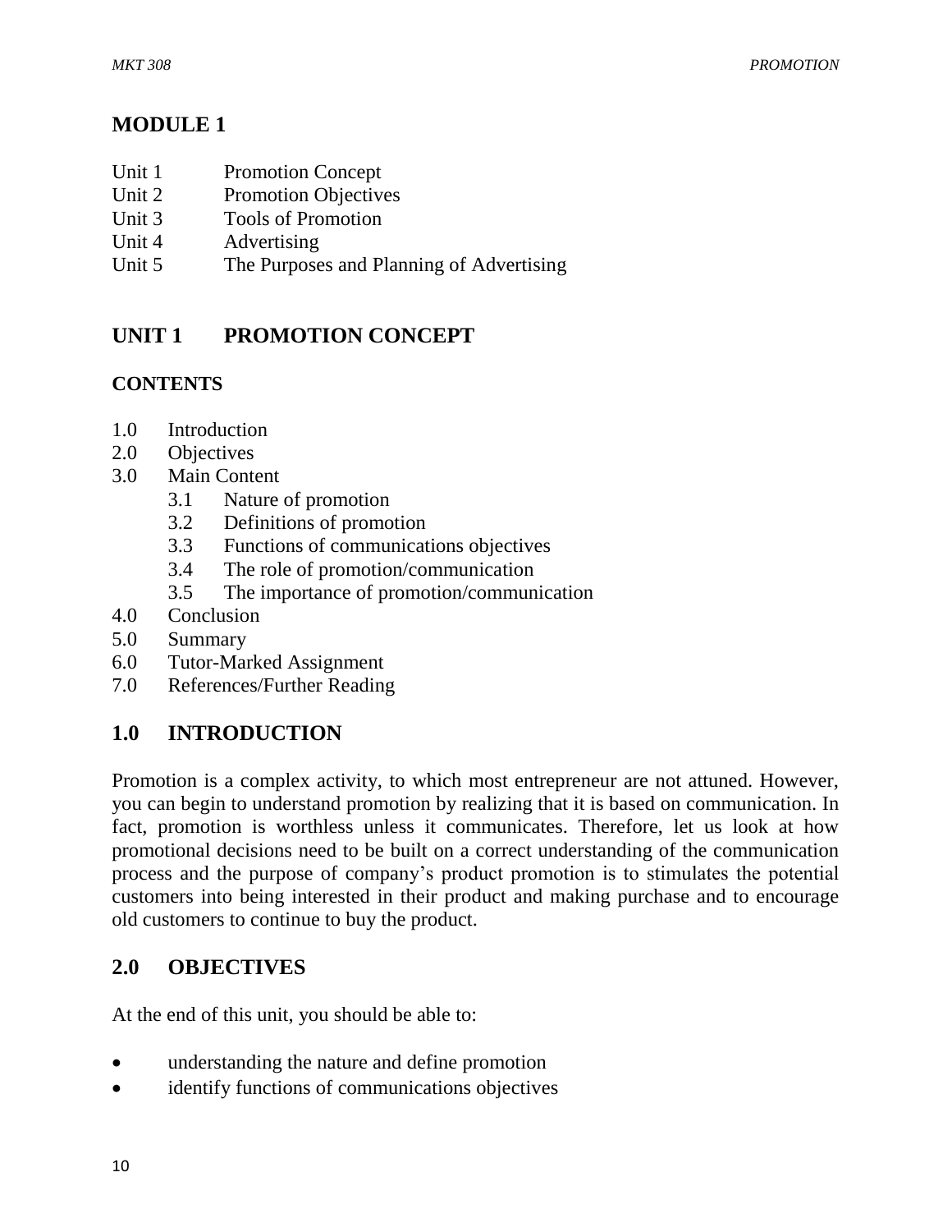# MODULE 1

Unit 1 Promotion Concept
Unit 2 Promotion Objectives
Unit 3 Tools of Promotion
Unit 4 Advertising
Unit 5 The Purposes and Planning of Advertising

## UNIT 1 PROMOTION CONCEPT

### CONTENTS

1.0 Introduction
2.0 Objectives
3.0 Main Content
 3.1 Nature of promotion
 3.2 Definitions of promotion
 3.3 Functions of communications objectives
 3.4 The role of promotion/communication
 3.5 The importance of promotion/communication
4.0 Conclusion
5.0 Summary
6.0 Tutor-Marked Assignment
7.0 References/Further Reading

## 1.0 INTRODUCTION

Promotion is a complex activity, to which most entrepreneur are not attuned. However, you can begin to understand promotion by realizing that it is based on communication. In fact, promotion is worthless unless it communicates. Therefore, let us look at how promotional decisions need to be built on a correct understanding of the communication process and the purpose of company's product promotion is to stimulates the potential customers into being interested in their product and making purchase and to encourage old customers to continue to buy the product.

## 2.0 OBJECTIVES

At the end of this unit, you should be able to:

- understanding the nature and define promotion
- identify functions of communications objectives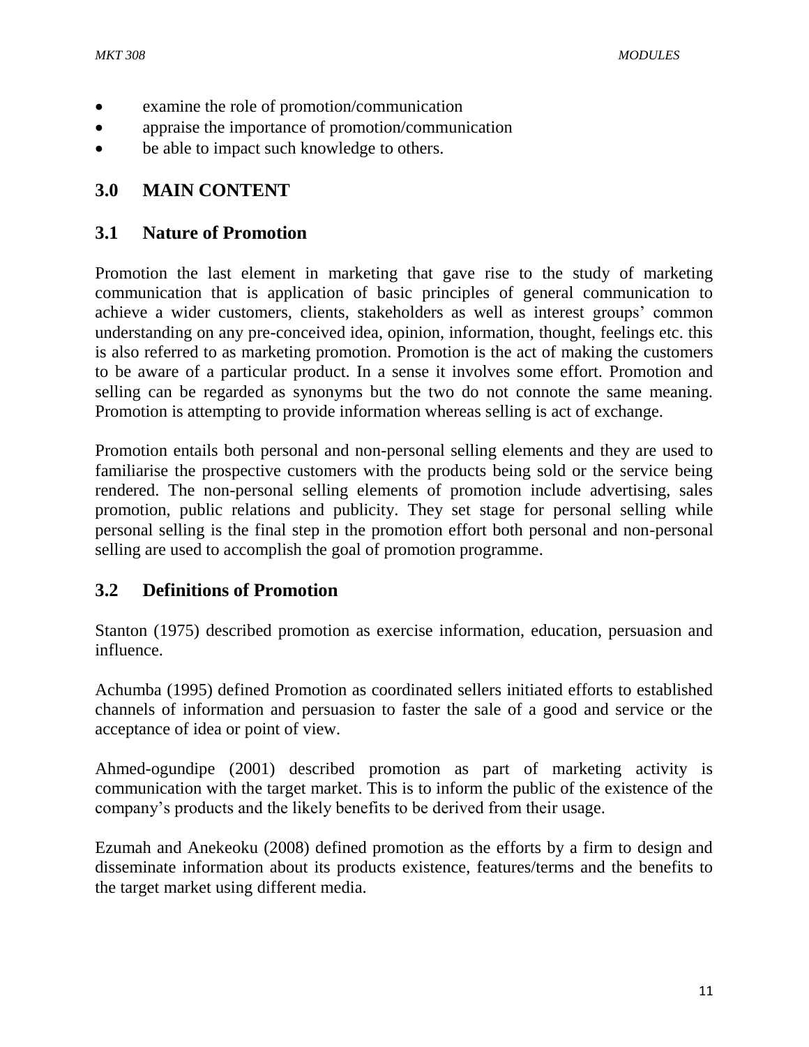- examine the role of promotion/communication
- appraise the importance of promotion/communication
- be able to impact such knowledge to others.

## 3.0 MAIN CONTENT

### 3.1 Nature of Promotion

Promotion the last element in marketing that gave rise to the study of marketing communication that is application of basic principles of general communication to achieve a wider customers, clients, stakeholders as well as interest groups' common understanding on any pre-conceived idea, opinion, information, thought, feelings etc. this is also referred to as marketing promotion. Promotion is the act of making the customers to be aware of a particular product. In a sense it involves some effort. Promotion and selling can be regarded as synonyms but the two do not connote the same meaning. Promotion is attempting to provide information whereas selling is act of exchange.

Promotion entails both personal and non-personal selling elements and they are used to familiarise the prospective customers with the products being sold or the service being rendered. The non-personal selling elements of promotion include advertising, sales promotion, public relations and publicity. They set stage for personal selling while personal selling is the final step in the promotion effort both personal and non-personal selling are used to accomplish the goal of promotion programme.

### 3.2 Definitions of Promotion

Stanton (1975) described promotion as exercise information, education, persuasion and influence.

Achumba (1995) defined Promotion as coordinated sellers initiated efforts to established channels of information and persuasion to faster the sale of a good and service or the acceptance of idea or point of view.

Ahmed-ogundipe (2001) described promotion as part of marketing activity is communication with the target market. This is to inform the public of the existence of the company's products and the likely benefits to be derived from their usage.

Ezumah and Anekeoku (2008) defined promotion as the efforts by a firm to design and disseminate information about its products existence, features/terms and the benefits to the target market using different media.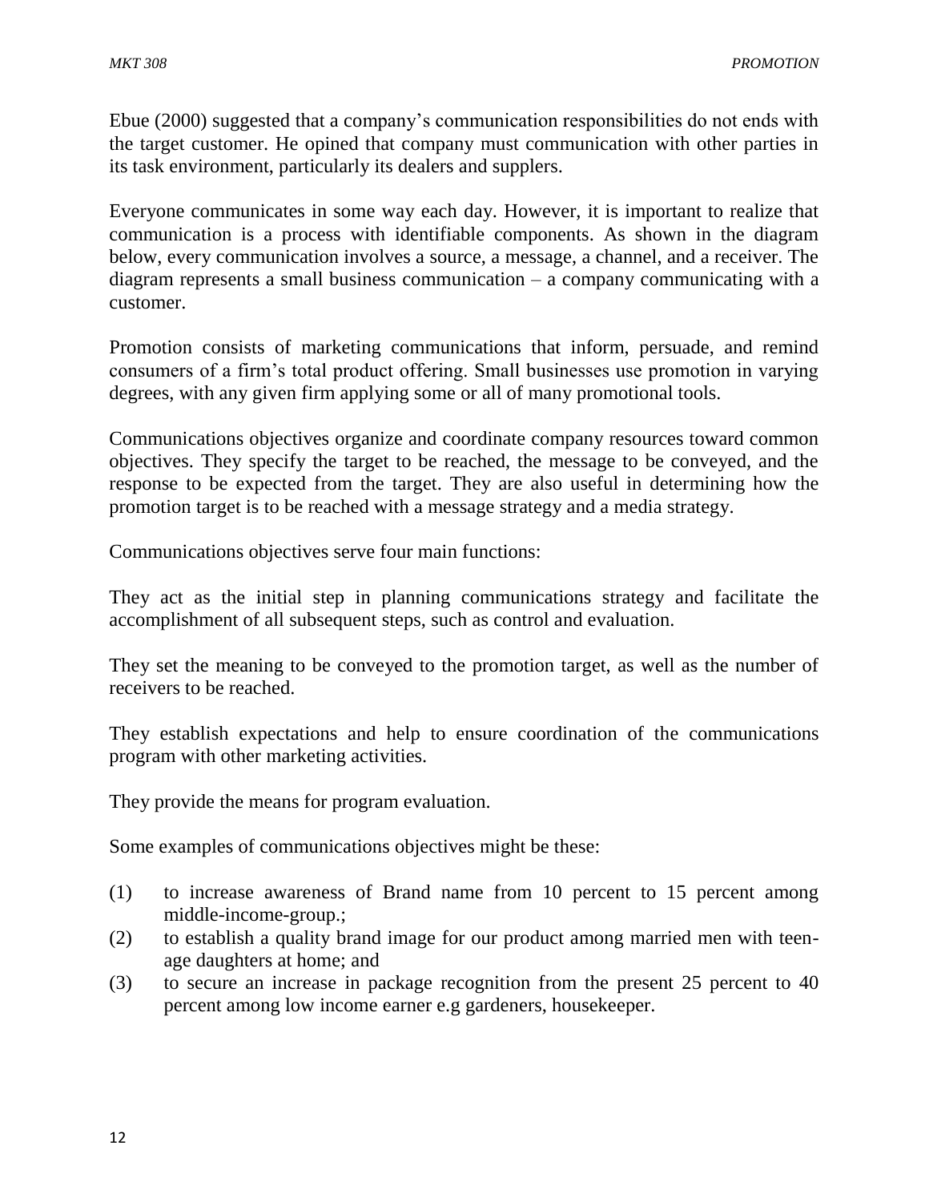Ebue (2000) suggested that a company's communication responsibilities do not ends with the target customer. He opined that company must communication with other parties in its task environment, particularly its dealers and supplers.

Everyone communicates in some way each day. However, it is important to realize that communication is a process with identifiable components. As shown in the diagram below, every communication involves a source, a message, a channel, and a receiver. The diagram represents a small business communication – a company communicating with a customer.

Promotion consists of marketing communications that inform, persuade, and remind consumers of a firm's total product offering. Small businesses use promotion in varying degrees, with any given firm applying some or all of many promotional tools.

Communications objectives organize and coordinate company resources toward common objectives. They specify the target to be reached, the message to be conveyed, and the response to be expected from the target. They are also useful in determining how the promotion target is to be reached with a message strategy and a media strategy.

Communications objectives serve four main functions:

They act as the initial step in planning communications strategy and facilitate the accomplishment of all subsequent steps, such as control and evaluation.

They set the meaning to be conveyed to the promotion target, as well as the number of receivers to be reached.

They establish expectations and help to ensure coordination of the communications program with other marketing activities.

They provide the means for program evaluation.

Some examples of communications objectives might be these:

(1) to increase awareness of Brand name from 10 percent to 15 percent among middle-income-group.;
(2) to establish a quality brand image for our product among married men with teen-age daughters at home; and
(3) to secure an increase in package recognition from the present 25 percent to 40 percent among low income earner e.g gardeners, housekeeper.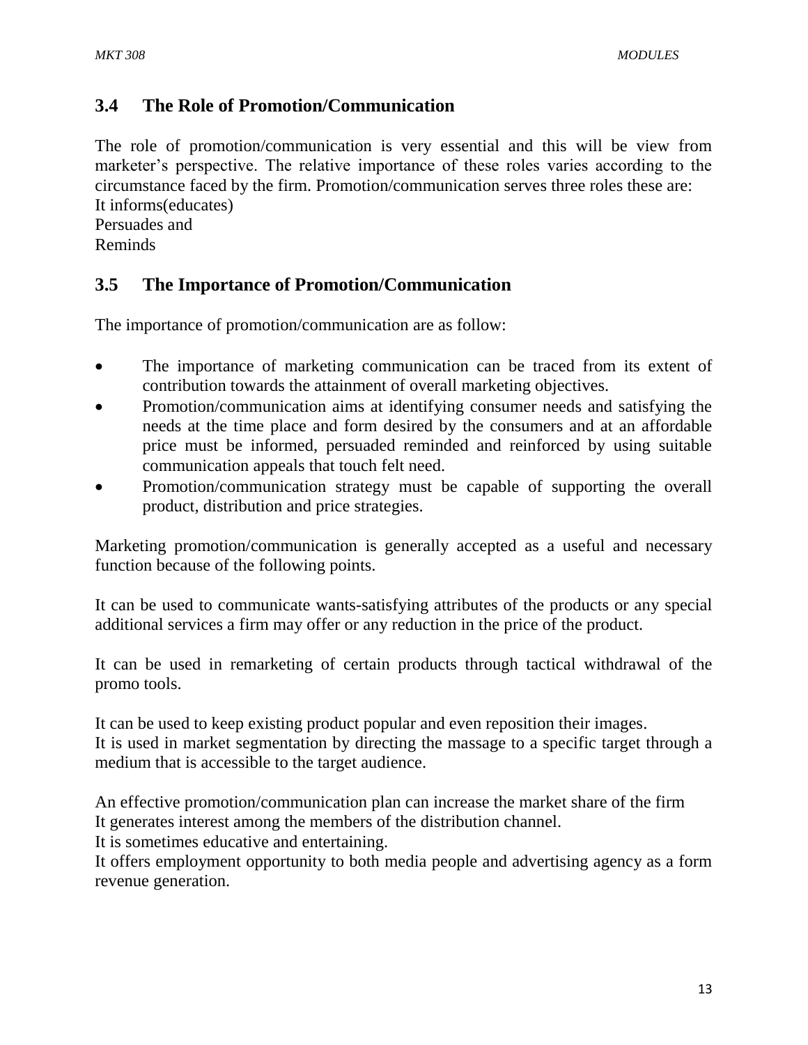## 3.4 The Role of Promotion/Communication

The role of promotion/communication is very essential and this will be view from marketer's perspective. The relative importance of these roles varies according to the circumstance faced by the firm. Promotion/communication serves three roles these are:
It informs(educates)
Persuades and
Reminds

## 3.5 The Importance of Promotion/Communication

The importance of promotion/communication are as follow:

- The importance of marketing communication can be traced from its extent of contribution towards the attainment of overall marketing objectives.
- Promotion/communication aims at identifying consumer needs and satisfying the needs at the time place and form desired by the consumers and at an affordable price must be informed, persuaded reminded and reinforced by using suitable communication appeals that touch felt need.
- Promotion/communication strategy must be capable of supporting the overall product, distribution and price strategies.

Marketing promotion/communication is generally accepted as a useful and necessary function because of the following points.

It can be used to communicate wants-satisfying attributes of the products or any special additional services a firm may offer or any reduction in the price of the product.

It can be used in remarketing of certain products through tactical withdrawal of the promo tools.

It can be used to keep existing product popular and even reposition their images.
It is used in market segmentation by directing the massage to a specific target through a medium that is accessible to the target audience.

An effective promotion/communication plan can increase the market share of the firm
It generates interest among the members of the distribution channel.
It is sometimes educative and entertaining.
It offers employment opportunity to both media people and advertising agency as a form revenue generation.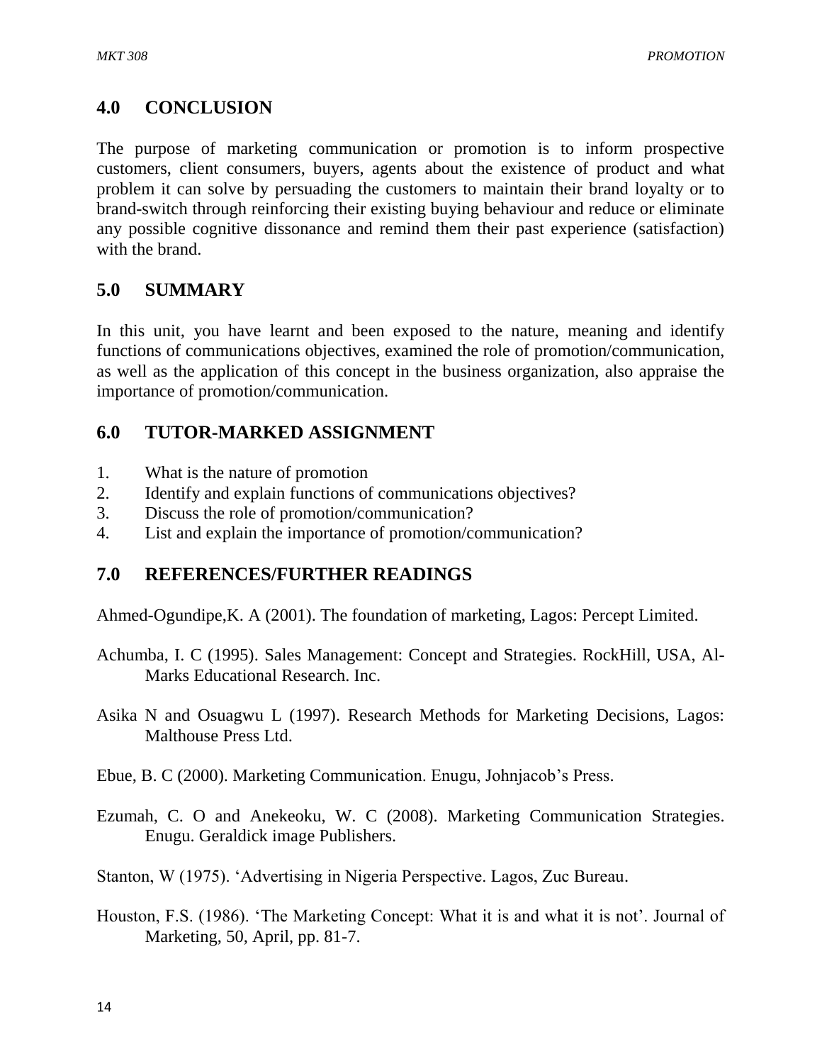## 4.0 CONCLUSION

The purpose of marketing communication or promotion is to inform prospective customers, client consumers, buyers, agents about the existence of product and what problem it can solve by persuading the customers to maintain their brand loyalty or to brand-switch through reinforcing their existing buying behaviour and reduce or eliminate any possible cognitive dissonance and remind them their past experience (satisfaction) with the brand.

## 5.0 SUMMARY

In this unit, you have learnt and been exposed to the nature, meaning and identify functions of communications objectives, examined the role of promotion/communication, as well as the application of this concept in the business organization, also appraise the importance of promotion/communication.

## 6.0 TUTOR-MARKED ASSIGNMENT

1. What is the nature of promotion
2. Identify and explain functions of communications objectives?
3. Discuss the role of promotion/communication?
4. List and explain the importance of promotion/communication?

## 7.0 REFERENCES/FURTHER READINGS

Ahmed-Ogundipe,K. A (2001). The foundation of marketing, Lagos: Percept Limited.

Achumba, I. C (1995). Sales Management: Concept and Strategies. RockHill, USA, Al-Marks Educational Research. Inc.

Asika N and Osuagwu L (1997). Research Methods for Marketing Decisions, Lagos: Malthouse Press Ltd.

Ebue, B. C (2000). Marketing Communication. Enugu, Johnjacob's Press.

Ezumah, C. O and Anekeoku, W. C (2008). Marketing Communication Strategies. Enugu. Geraldick image Publishers.

Stanton, W (1975). 'Advertising in Nigeria Perspective. Lagos, Zuc Bureau.

Houston, F.S. (1986). 'The Marketing Concept: What it is and what it is not'. Journal of Marketing, 50, April, pp. 81-7.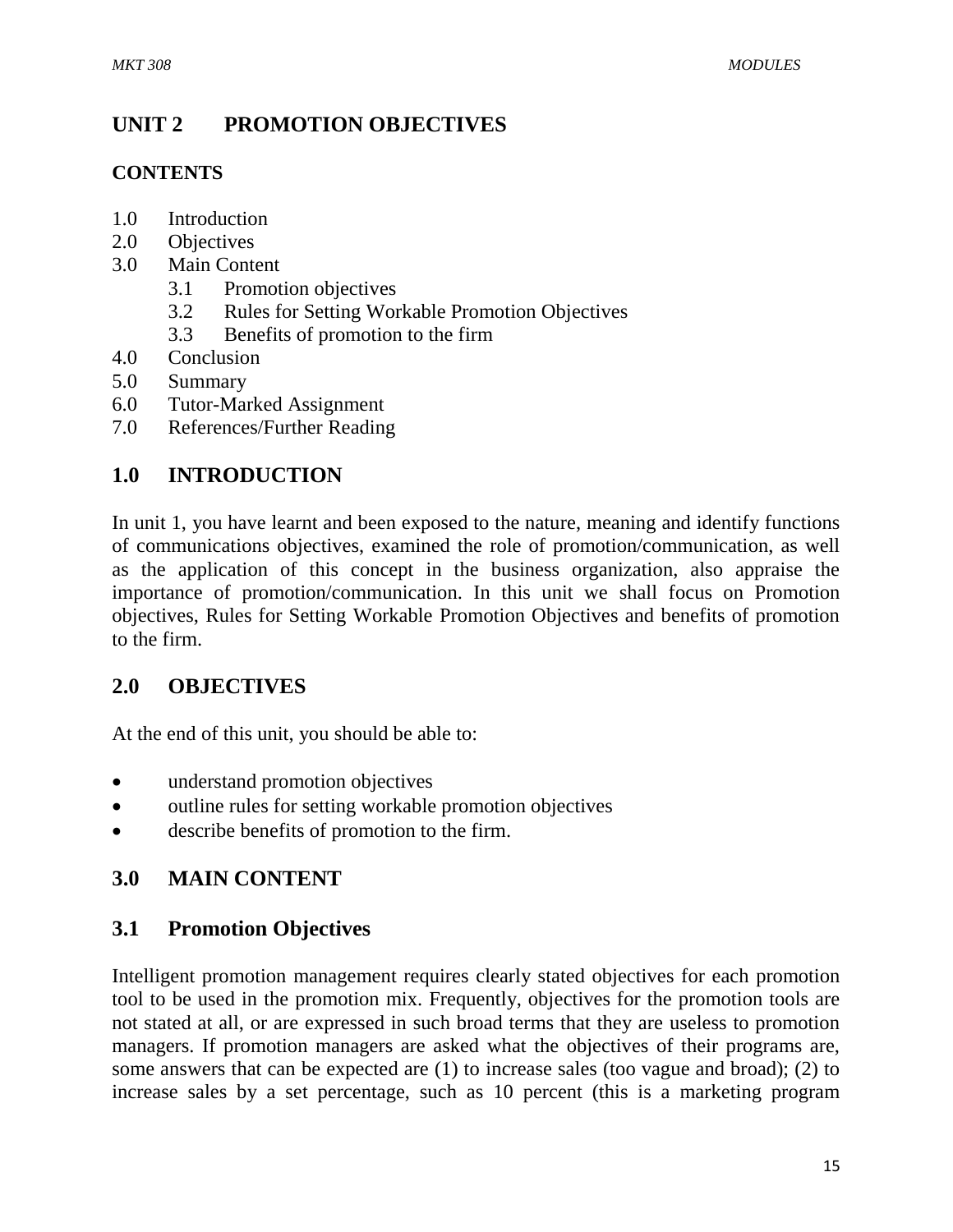## UNIT 2 PROMOTION OBJECTIVES

### CONTENTS

1.0 Introduction
2.0 Objectives
3.0 Main Content
  3.1 Promotion objectives
  3.2 Rules for Setting Workable Promotion Objectives
  3.3 Benefits of promotion to the firm
4.0 Conclusion
5.0 Summary
6.0 Tutor-Marked Assignment
7.0 References/Further Reading

## 1.0 INTRODUCTION

In unit 1, you have learnt and been exposed to the nature, meaning and identify functions of communications objectives, examined the role of promotion/communication, as well as the application of this concept in the business organization, also appraise the importance of promotion/communication. In this unit we shall focus on Promotion objectives, Rules for Setting Workable Promotion Objectives and benefits of promotion to the firm.

## 2.0 OBJECTIVES

At the end of this unit, you should be able to:

- understand promotion objectives
- outline rules for setting workable promotion objectives
- describe benefits of promotion to the firm.

## 3.0 MAIN CONTENT

### 3.1 Promotion Objectives

Intelligent promotion management requires clearly stated objectives for each promotion tool to be used in the promotion mix. Frequently, objectives for the promotion tools are not stated at all, or are expressed in such broad terms that they are useless to promotion managers. If promotion managers are asked what the objectives of their programs are, some answers that can be expected are (1) to increase sales (too vague and broad); (2) to increase sales by a set percentage, such as 10 percent (this is a marketing program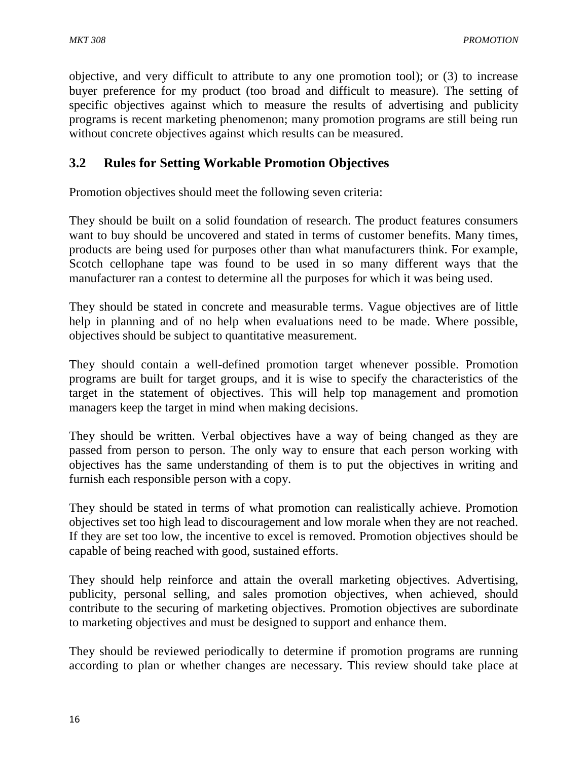objective, and very difficult to attribute to any one promotion tool); or (3) to increase buyer preference for my product (too broad and difficult to measure). The setting of specific objectives against which to measure the results of advertising and publicity programs is recent marketing phenomenon; many promotion programs are still being run without concrete objectives against which results can be measured.

## 3.2 Rules for Setting Workable Promotion Objectives

Promotion objectives should meet the following seven criteria:

They should be built on a solid foundation of research. The product features consumers want to buy should be uncovered and stated in terms of customer benefits. Many times, products are being used for purposes other than what manufacturers think. For example, Scotch cellophane tape was found to be used in so many different ways that the manufacturer ran a contest to determine all the purposes for which it was being used.

They should be stated in concrete and measurable terms. Vague objectives are of little help in planning and of no help when evaluations need to be made. Where possible, objectives should be subject to quantitative measurement.

They should contain a well-defined promotion target whenever possible. Promotion programs are built for target groups, and it is wise to specify the characteristics of the target in the statement of objectives. This will help top management and promotion managers keep the target in mind when making decisions.

They should be written. Verbal objectives have a way of being changed as they are passed from person to person. The only way to ensure that each person working with objectives has the same understanding of them is to put the objectives in writing and furnish each responsible person with a copy.

They should be stated in terms of what promotion can realistically achieve. Promotion objectives set too high lead to discouragement and low morale when they are not reached. If they are set too low, the incentive to excel is removed. Promotion objectives should be capable of being reached with good, sustained efforts.

They should help reinforce and attain the overall marketing objectives. Advertising, publicity, personal selling, and sales promotion objectives, when achieved, should contribute to the securing of marketing objectives. Promotion objectives are subordinate to marketing objectives and must be designed to support and enhance them.

They should be reviewed periodically to determine if promotion programs are running according to plan or whether changes are necessary. This review should take place at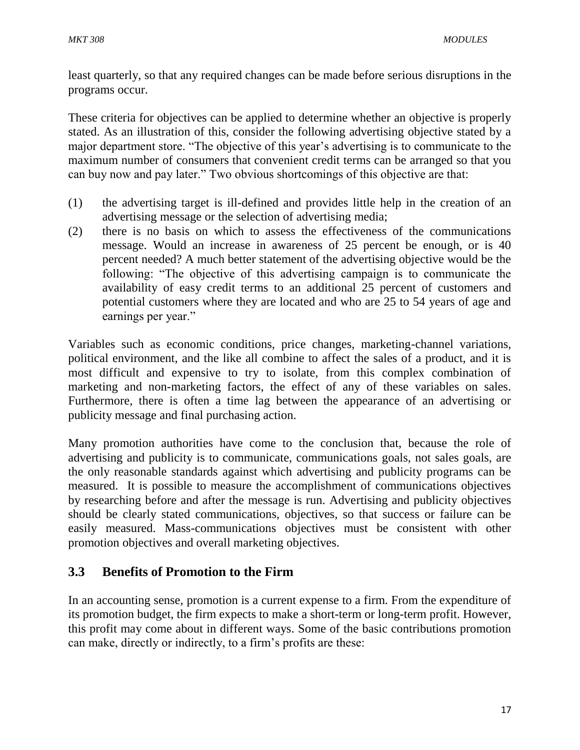least quarterly, so that any required changes can be made before serious disruptions in the programs occur.

These criteria for objectives can be applied to determine whether an objective is properly stated. As an illustration of this, consider the following advertising objective stated by a major department store. “The objective of this year’s advertising is to communicate to the maximum number of consumers that convenient credit terms can be arranged so that you can buy now and pay later.” Two obvious shortcomings of this objective are that:

(1) the advertising target is ill-defined and provides little help in the creation of an advertising message or the selection of advertising media;

(2) there is no basis on which to assess the effectiveness of the communications message. Would an increase in awareness of 25 percent be enough, or is 40 percent needed? A much better statement of the advertising objective would be the following: “The objective of this advertising campaign is to communicate the availability of easy credit terms to an additional 25 percent of customers and potential customers where they are located and who are 25 to 54 years of age and earnings per year.”

Variables such as economic conditions, price changes, marketing-channel variations, political environment, and the like all combine to affect the sales of a product, and it is most difficult and expensive to try to isolate, from this complex combination of marketing and non-marketing factors, the effect of any of these variables on sales. Furthermore, there is often a time lag between the appearance of an advertising or publicity message and final purchasing action.

Many promotion authorities have come to the conclusion that, because the role of advertising and publicity is to communicate, communications goals, not sales goals, are the only reasonable standards against which advertising and publicity programs can be measured. It is possible to measure the accomplishment of communications objectives by researching before and after the message is run. Advertising and publicity objectives should be clearly stated communications, objectives, so that success or failure can be easily measured. Mass-communications objectives must be consistent with other promotion objectives and overall marketing objectives.

## 3.3 Benefits of Promotion to the Firm

In an accounting sense, promotion is a current expense to a firm. From the expenditure of its promotion budget, the firm expects to make a short-term or long-term profit. However, this profit may come about in different ways. Some of the basic contributions promotion can make, directly or indirectly, to a firm’s profits are these: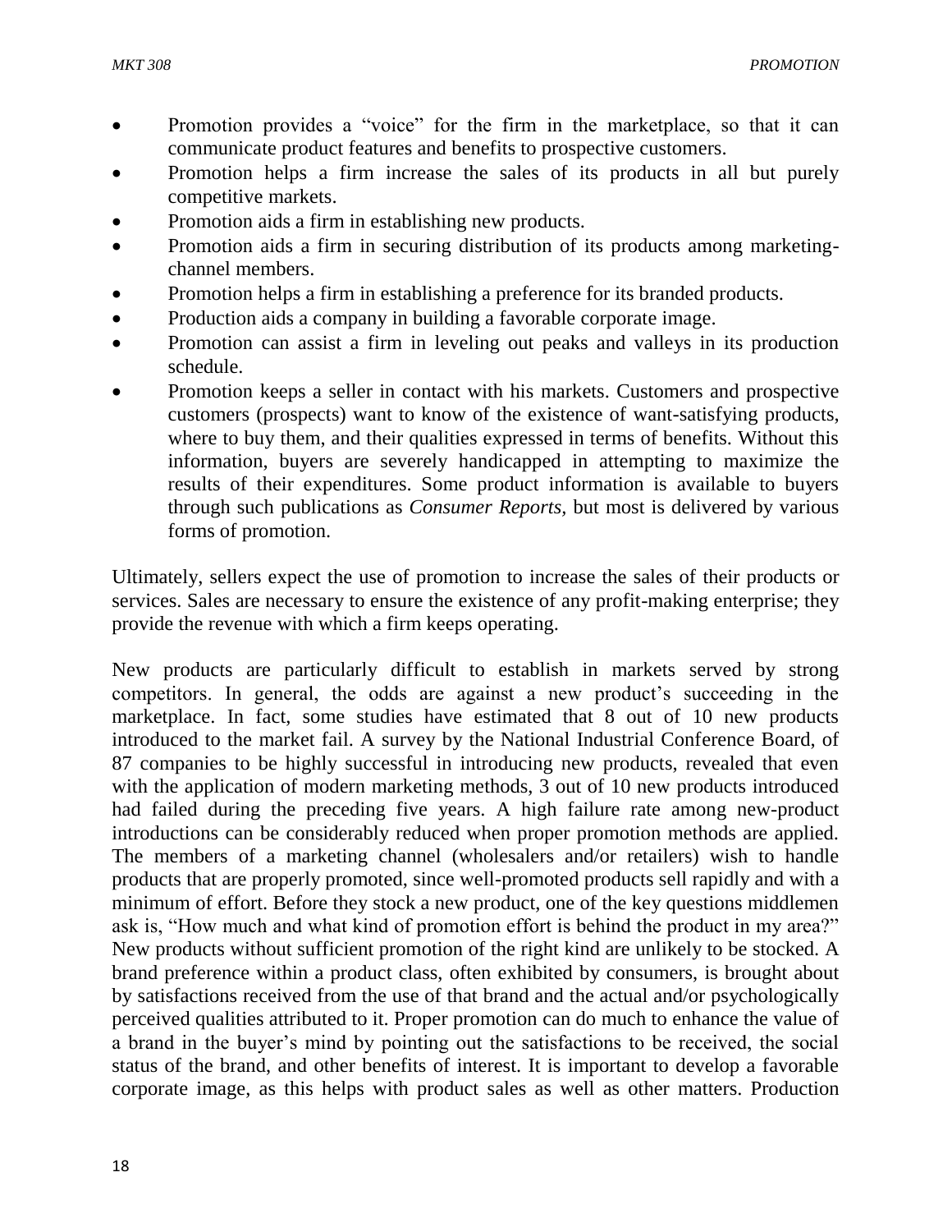- Promotion provides a "voice" for the firm in the marketplace, so that it can communicate product features and benefits to prospective customers.
- Promotion helps a firm increase the sales of its products in all but purely competitive markets.
- Promotion aids a firm in establishing new products.
- Promotion aids a firm in securing distribution of its products among marketing-channel members.
- Promotion helps a firm in establishing a preference for its branded products.
- Production aids a company in building a favorable corporate image.
- Promotion can assist a firm in leveling out peaks and valleys in its production schedule.
- Promotion keeps a seller in contact with his markets. Customers and prospective customers (prospects) want to know of the existence of want-satisfying products, where to buy them, and their qualities expressed in terms of benefits. Without this information, buyers are severely handicapped in attempting to maximize the results of their expenditures. Some product information is available to buyers through such publications as *Consumer Reports*, but most is delivered by various forms of promotion.

Ultimately, sellers expect the use of promotion to increase the sales of their products or services. Sales are necessary to ensure the existence of any profit-making enterprise; they provide the revenue with which a firm keeps operating.

New products are particularly difficult to establish in markets served by strong competitors. In general, the odds are against a new product's succeeding in the marketplace. In fact, some studies have estimated that 8 out of 10 new products introduced to the market fail. A survey by the National Industrial Conference Board, of 87 companies to be highly successful in introducing new products, revealed that even with the application of modern marketing methods, 3 out of 10 new products introduced had failed during the preceding five years. A high failure rate among new-product introductions can be considerably reduced when proper promotion methods are applied. The members of a marketing channel (wholesalers and/or retailers) wish to handle products that are properly promoted, since well-promoted products sell rapidly and with a minimum of effort. Before they stock a new product, one of the key questions middlemen ask is, "How much and what kind of promotion effort is behind the product in my area?" New products without sufficient promotion of the right kind are unlikely to be stocked. A brand preference within a product class, often exhibited by consumers, is brought about by satisfactions received from the use of that brand and the actual and/or psychologically perceived qualities attributed to it. Proper promotion can do much to enhance the value of a brand in the buyer's mind by pointing out the satisfactions to be received, the social status of the brand, and other benefits of interest. It is important to develop a favorable corporate image, as this helps with product sales as well as other matters. Production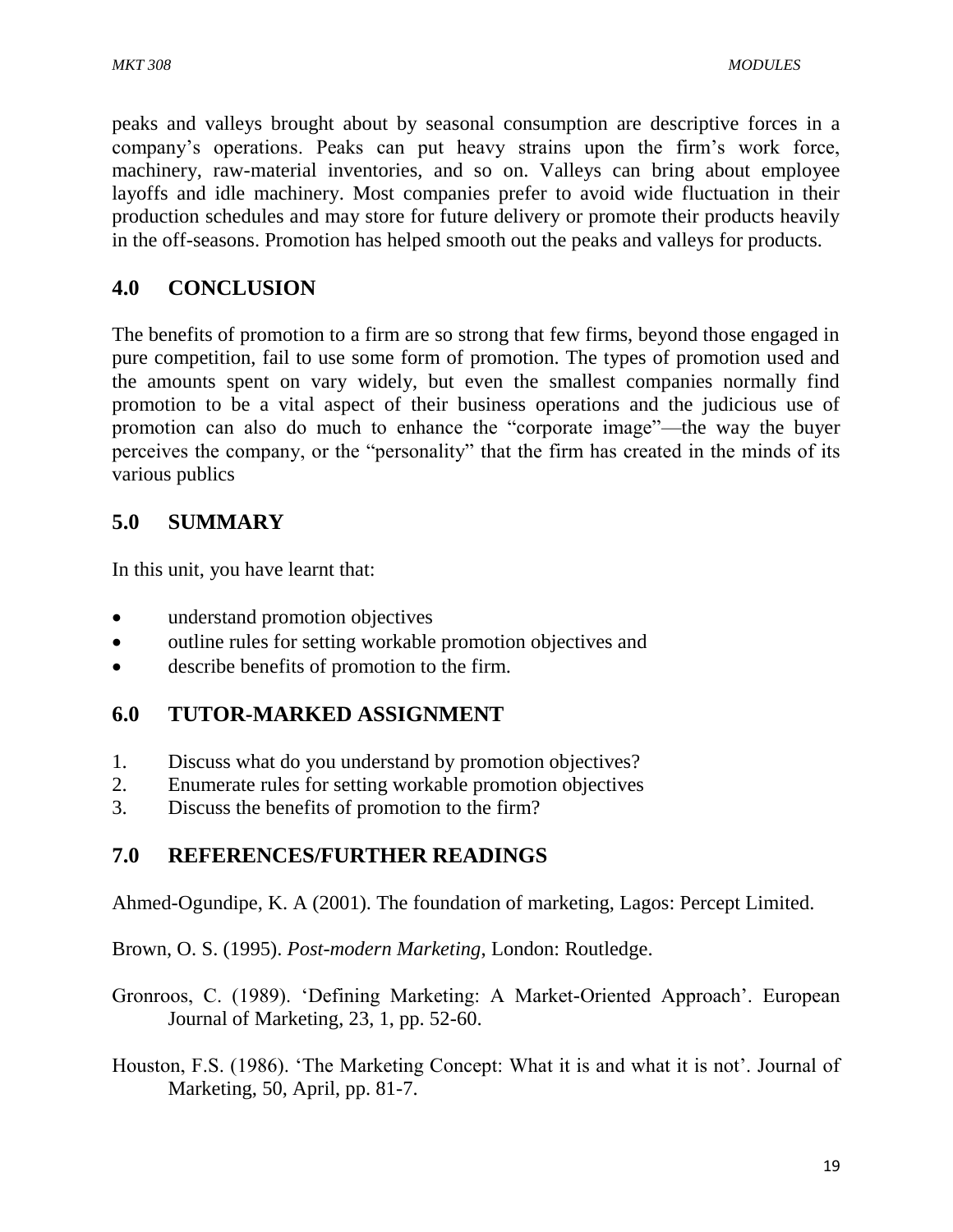peaks and valleys brought about by seasonal consumption are descriptive forces in a company's operations. Peaks can put heavy strains upon the firm's work force, machinery, raw-material inventories, and so on. Valleys can bring about employee layoffs and idle machinery. Most companies prefer to avoid wide fluctuation in their production schedules and may store for future delivery or promote their products heavily in the off-seasons. Promotion has helped smooth out the peaks and valleys for products.

## 4.0 CONCLUSION

The benefits of promotion to a firm are so strong that few firms, beyond those engaged in pure competition, fail to use some form of promotion. The types of promotion used and the amounts spent on vary widely, but even the smallest companies normally find promotion to be a vital aspect of their business operations and the judicious use of promotion can also do much to enhance the "corporate image"—the way the buyer perceives the company, or the "personality" that the firm has created in the minds of its various publics

## 5.0 SUMMARY

In this unit, you have learnt that:

- understand promotion objectives
- outline rules for setting workable promotion objectives and
- describe benefits of promotion to the firm.

## 6.0 TUTOR-MARKED ASSIGNMENT

1. Discuss what do you understand by promotion objectives?
2. Enumerate rules for setting workable promotion objectives
3. Discuss the benefits of promotion to the firm?

## 7.0 REFERENCES/FURTHER READINGS

Ahmed-Ogundipe, K. A (2001). The foundation of marketing, Lagos: Percept Limited.

Brown, O. S. (1995). *Post-modern Marketing*, London: Routledge.

Gronroos, C. (1989). 'Defining Marketing: A Market-Oriented Approach'. European Journal of Marketing, 23, 1, pp. 52-60.

Houston, F.S. (1986). 'The Marketing Concept: What it is and what it is not'. Journal of Marketing, 50, April, pp. 81-7.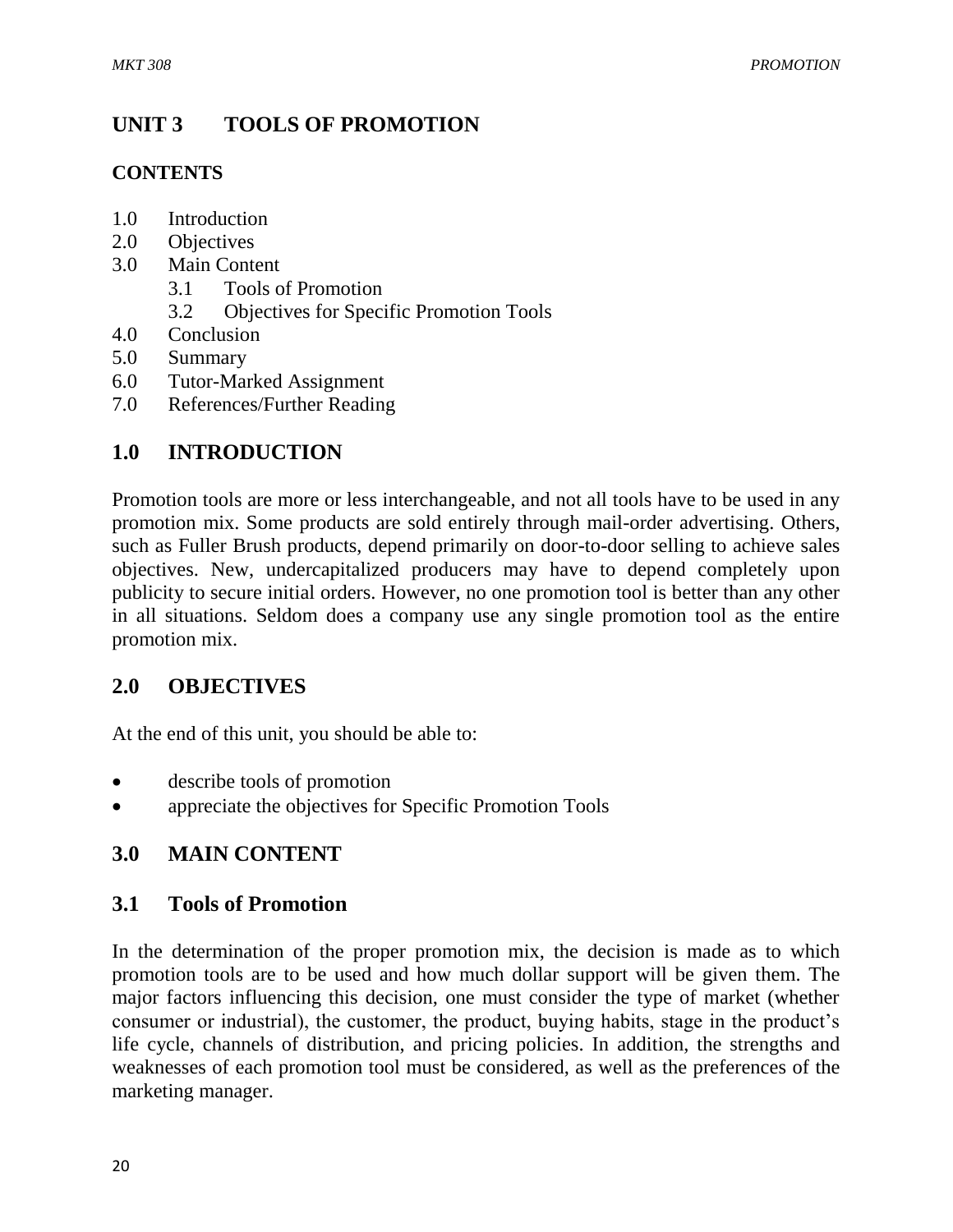## UNIT 3 TOOLS OF PROMOTION

**CONTENTS**

1.0 Introduction
2.0 Objectives
3.0 Main Content
 3.1 Tools of Promotion
 3.2 Objectives for Specific Promotion Tools
4.0 Conclusion
5.0 Summary
6.0 Tutor-Marked Assignment
7.0 References/Further Reading

## 1.0 INTRODUCTION

Promotion tools are more or less interchangeable, and not all tools have to be used in any promotion mix. Some products are sold entirely through mail-order advertising. Others, such as Fuller Brush products, depend primarily on door-to-door selling to achieve sales objectives. New, undercapitalized producers may have to depend completely upon publicity to secure initial orders. However, no one promotion tool is better than any other in all situations. Seldom does a company use any single promotion tool as the entire promotion mix.

## 2.0 OBJECTIVES

At the end of this unit, you should be able to:

- describe tools of promotion
- appreciate the objectives for Specific Promotion Tools

## 3.0 MAIN CONTENT

### 3.1 Tools of Promotion

In the determination of the proper promotion mix, the decision is made as to which promotion tools are to be used and how much dollar support will be given them. The major factors influencing this decision, one must consider the type of market (whether consumer or industrial), the customer, the product, buying habits, stage in the product's life cycle, channels of distribution, and pricing policies. In addition, the strengths and weaknesses of each promotion tool must be considered, as well as the preferences of the marketing manager.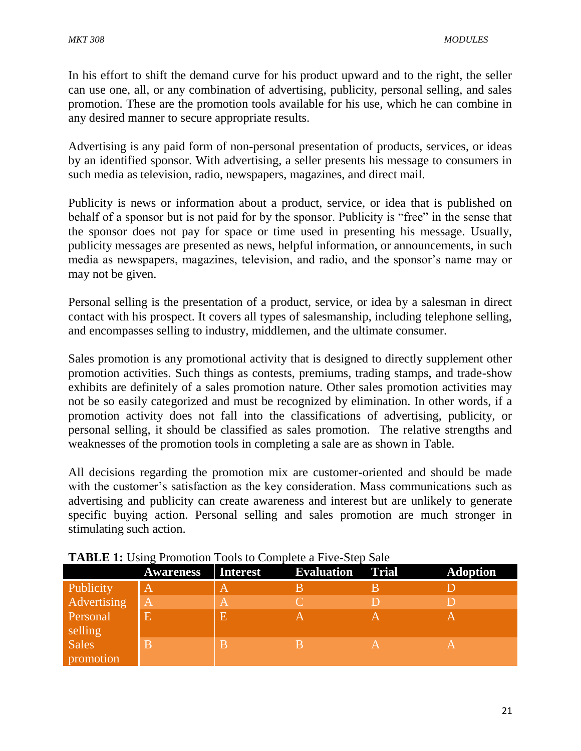In his effort to shift the demand curve for his product upward and to the right, the seller can use one, all, or any combination of advertising, publicity, personal selling, and sales promotion. These are the promotion tools available for his use, which he can combine in any desired manner to secure appropriate results.

Advertising is any paid form of non-personal presentation of products, services, or ideas by an identified sponsor. With advertising, a seller presents his message to consumers in such media as television, radio, newspapers, magazines, and direct mail.

Publicity is news or information about a product, service, or idea that is published on behalf of a sponsor but is not paid for by the sponsor. Publicity is "free" in the sense that the sponsor does not pay for space or time used in presenting his message. Usually, publicity messages are presented as news, helpful information, or announcements, in such media as newspapers, magazines, television, and radio, and the sponsor's name may or may not be given.

Personal selling is the presentation of a product, service, or idea by a salesman in direct contact with his prospect. It covers all types of salesmanship, including telephone selling, and encompasses selling to industry, middlemen, and the ultimate consumer.

Sales promotion is any promotional activity that is designed to directly supplement other promotion activities. Such things as contests, premiums, trading stamps, and trade-show exhibits are definitely of a sales promotion nature. Other sales promotion activities may not be so easily categorized and must be recognized by elimination. In other words, if a promotion activity does not fall into the classifications of advertising, publicity, or personal selling, it should be classified as sales promotion. The relative strengths and weaknesses of the promotion tools in completing a sale are as shown in Table.

All decisions regarding the promotion mix are customer-oriented and should be made with the customer's satisfaction as the key consideration. Mass communications such as advertising and publicity can create awareness and interest but are unlikely to generate specific buying action. Personal selling and sales promotion are much stronger in stimulating such action.

**TABLE 1:** Using Promotion Tools to Complete a Five-Step Sale

| | Awareness | Interest | Evaluation | Trial | Adoption |
|---|---|---|---|---|---|
| Publicity | A | A | B | B | D |
| Advertising | A | A | C | D | D |
| Personal selling | E | E | A | A | A |
| Sales promotion | B | B | B | A | A |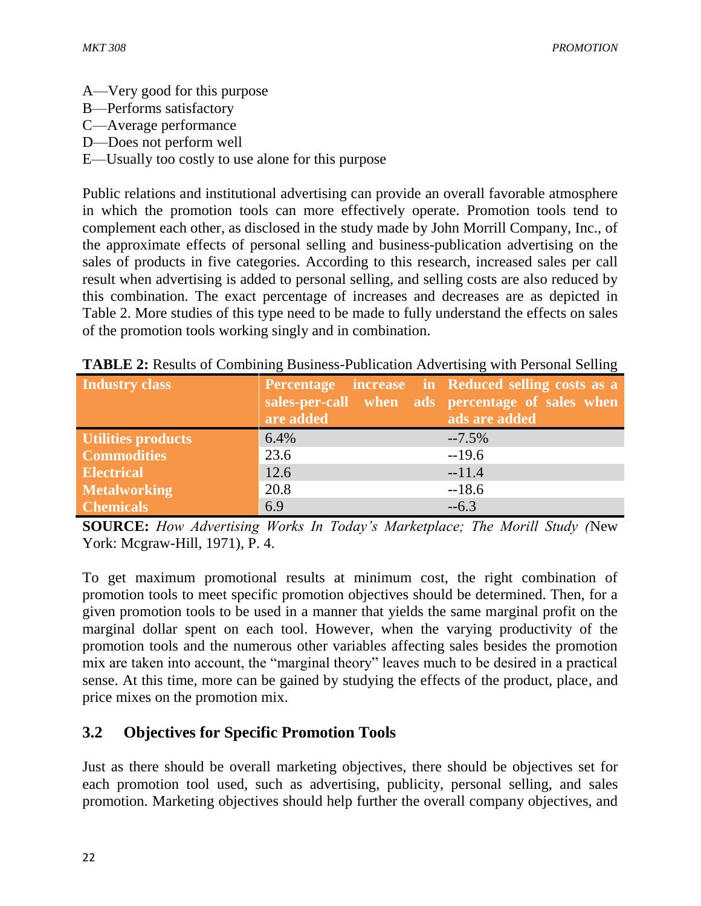A—Very good for this purpose
B—Performs satisfactory
C—Average performance
D—Does not perform well
E—Usually too costly to use alone for this purpose

Public relations and institutional advertising can provide an overall favorable atmosphere in which the promotion tools can more effectively operate. Promotion tools tend to complement each other, as disclosed in the study made by John Morrill Company, Inc., of the approximate effects of personal selling and business-publication advertising on the sales of products in five categories. According to this research, increased sales per call result when advertising is added to personal selling, and selling costs are also reduced by this combination. The exact percentage of increases and decreases are as depicted in Table 2. More studies of this type need to be made to fully understand the effects on sales of the promotion tools working singly and in combination.

**TABLE 2:** Results of Combining Business-Publication Advertising with Personal Selling

| Industry class | Percentage increase in sales-per-call when ads are added | Reduced selling costs as a percentage of sales when ads are added |
|---|---|---|
| **Utilities products** | 6.4% | --7.5% |
| **Commodities** | 23.6 | --19.6 |
| **Electrical** | 12.6 | --11.4 |
| **Metalworking** | 20.8 | --18.6 |
| **Chemicals** | 6.9 | --6.3 |

**SOURCE:** *How Advertising Works In Today's Marketplace; The Morill Study (*New York: Mcgraw-Hill, 1971), P. 4.

To get maximum promotional results at minimum cost, the right combination of promotion tools to meet specific promotion objectives should be determined. Then, for a given promotion tools to be used in a manner that yields the same marginal profit on the marginal dollar spent on each tool. However, when the varying productivity of the promotion tools and the numerous other variables affecting sales besides the promotion mix are taken into account, the "marginal theory" leaves much to be desired in a practical sense. At this time, more can be gained by studying the effects of the product, place, and price mixes on the promotion mix.

## 3.2 Objectives for Specific Promotion Tools

Just as there should be overall marketing objectives, there should be objectives set for each promotion tool used, such as advertising, publicity, personal selling, and sales promotion. Marketing objectives should help further the overall company objectives, and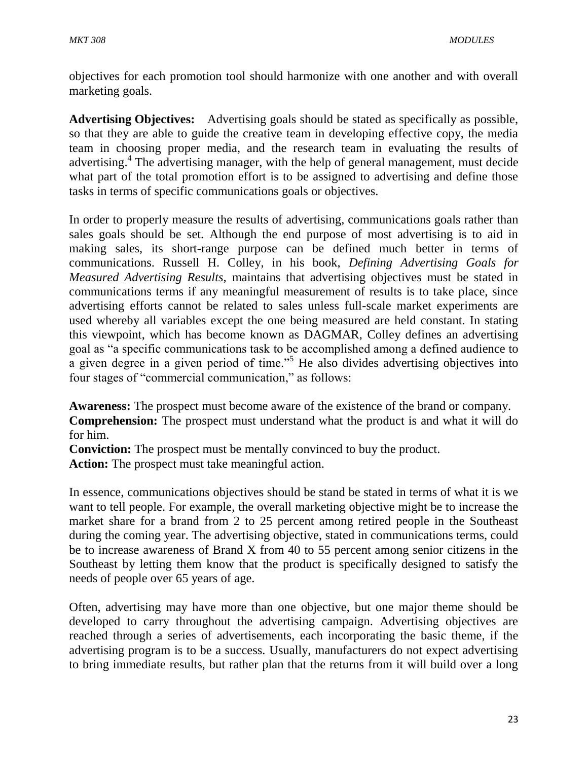objectives for each promotion tool should harmonize with one another and with overall marketing goals.

**Advertising Objectives:** Advertising goals should be stated as specifically as possible, so that they are able to guide the creative team in developing effective copy, the media team in choosing proper media, and the research team in evaluating the results of advertising.[4] The advertising manager, with the help of general management, must decide what part of the total promotion effort is to be assigned to advertising and define those tasks in terms of specific communications goals or objectives.

In order to properly measure the results of advertising, communications goals rather than sales goals should be set. Although the end purpose of most advertising is to aid in making sales, its short-range purpose can be defined much better in terms of communications. Russell H. Colley, in his book, *Defining Advertising Goals for Measured Advertising Results*, maintains that advertising objectives must be stated in communications terms if any meaningful measurement of results is to take place, since advertising efforts cannot be related to sales unless full-scale market experiments are used whereby all variables except the one being measured are held constant. In stating this viewpoint, which has become known as DAGMAR, Colley defines an advertising goal as "a specific communications task to be accomplished among a defined audience to a given degree in a given period of time."[5] He also divides advertising objectives into four stages of "commercial communication," as follows:

**Awareness:** The prospect must become aware of the existence of the brand or company.
**Comprehension:** The prospect must understand what the product is and what it will do for him.
**Conviction:** The prospect must be mentally convinced to buy the product.
**Action:** The prospect must take meaningful action.

In essence, communications objectives should be stand be stated in terms of what it is we want to tell people. For example, the overall marketing objective might be to increase the market share for a brand from 2 to 25 percent among retired people in the Southeast during the coming year. The advertising objective, stated in communications terms, could be to increase awareness of Brand X from 40 to 55 percent among senior citizens in the Southeast by letting them know that the product is specifically designed to satisfy the needs of people over 65 years of age.

Often, advertising may have more than one objective, but one major theme should be developed to carry throughout the advertising campaign. Advertising objectives are reached through a series of advertisements, each incorporating the basic theme, if the advertising program is to be a success. Usually, manufacturers do not expect advertising to bring immediate results, but rather plan that the returns from it will build over a long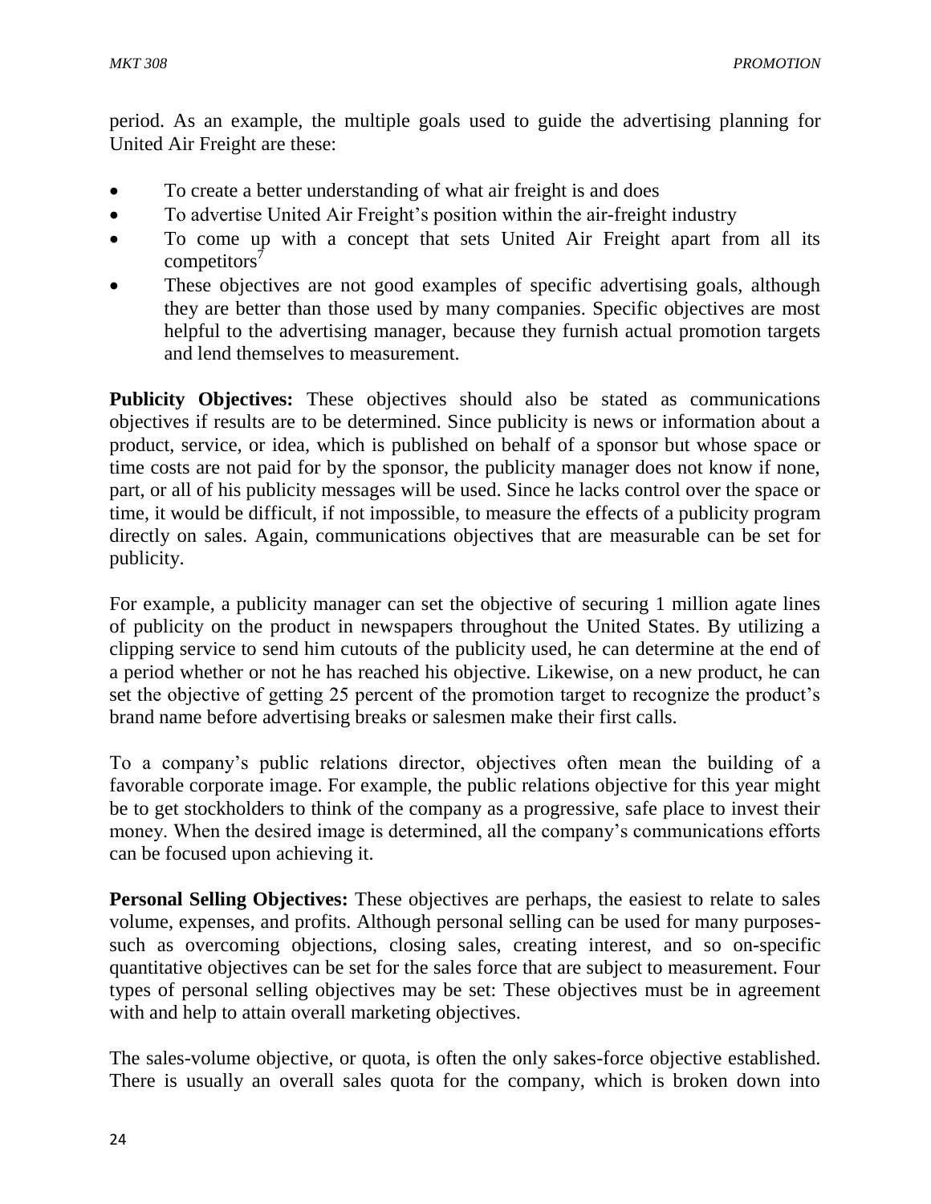period. As an example, the multiple goals used to guide the advertising planning for United Air Freight are these:

- To create a better understanding of what air freight is and does
- To advertise United Air Freight's position within the air-freight industry
- To come up with a concept that sets United Air Freight apart from all its competitors[7]
- These objectives are not good examples of specific advertising goals, although they are better than those used by many companies. Specific objectives are most helpful to the advertising manager, because they furnish actual promotion targets and lend themselves to measurement.

**Publicity Objectives:** These objectives should also be stated as communications objectives if results are to be determined. Since publicity is news or information about a product, service, or idea, which is published on behalf of a sponsor but whose space or time costs are not paid for by the sponsor, the publicity manager does not know if none, part, or all of his publicity messages will be used. Since he lacks control over the space or time, it would be difficult, if not impossible, to measure the effects of a publicity program directly on sales. Again, communications objectives that are measurable can be set for publicity.

For example, a publicity manager can set the objective of securing 1 million agate lines of publicity on the product in newspapers throughout the United States. By utilizing a clipping service to send him cutouts of the publicity used, he can determine at the end of a period whether or not he has reached his objective. Likewise, on a new product, he can set the objective of getting 25 percent of the promotion target to recognize the product's brand name before advertising breaks or salesmen make their first calls.

To a company's public relations director, objectives often mean the building of a favorable corporate image. For example, the public relations objective for this year might be to get stockholders to think of the company as a progressive, safe place to invest their money. When the desired image is determined, all the company's communications efforts can be focused upon achieving it.

**Personal Selling Objectives:** These objectives are perhaps, the easiest to relate to sales volume, expenses, and profits. Although personal selling can be used for many purposes-such as overcoming objections, closing sales, creating interest, and so on-specific quantitative objectives can be set for the sales force that are subject to measurement. Four types of personal selling objectives may be set: These objectives must be in agreement with and help to attain overall marketing objectives.

The sales-volume objective, or quota, is often the only sakes-force objective established. There is usually an overall sales quota for the company, which is broken down into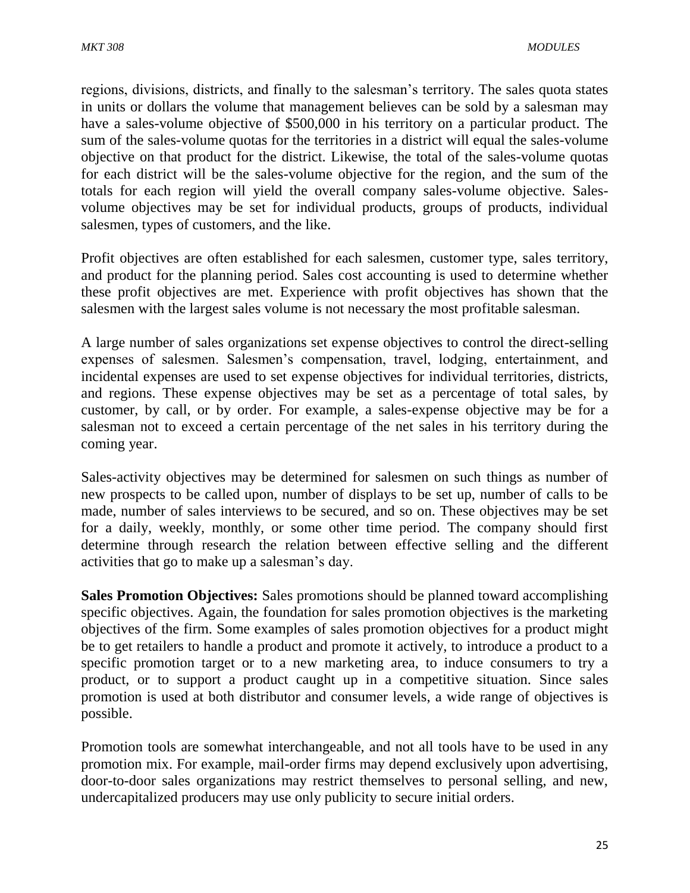regions, divisions, districts, and finally to the salesman's territory. The sales quota states in units or dollars the volume that management believes can be sold by a salesman may have a sales-volume objective of $500,000 in his territory on a particular product. The sum of the sales-volume quotas for the territories in a district will equal the sales-volume objective on that product for the district. Likewise, the total of the sales-volume quotas for each district will be the sales-volume objective for the region, and the sum of the totals for each region will yield the overall company sales-volume objective. Sales-volume objectives may be set for individual products, groups of products, individual salesmen, types of customers, and the like.

Profit objectives are often established for each salesmen, customer type, sales territory, and product for the planning period. Sales cost accounting is used to determine whether these profit objectives are met. Experience with profit objectives has shown that the salesmen with the largest sales volume is not necessary the most profitable salesman.

A large number of sales organizations set expense objectives to control the direct-selling expenses of salesmen. Salesmen's compensation, travel, lodging, entertainment, and incidental expenses are used to set expense objectives for individual territories, districts, and regions. These expense objectives may be set as a percentage of total sales, by customer, by call, or by order. For example, a sales-expense objective may be for a salesman not to exceed a certain percentage of the net sales in his territory during the coming year.

Sales-activity objectives may be determined for salesmen on such things as number of new prospects to be called upon, number of displays to be set up, number of calls to be made, number of sales interviews to be secured, and so on. These objectives may be set for a daily, weekly, monthly, or some other time period. The company should first determine through research the relation between effective selling and the different activities that go to make up a salesman's day.

**Sales Promotion Objectives:** Sales promotions should be planned toward accomplishing specific objectives. Again, the foundation for sales promotion objectives is the marketing objectives of the firm. Some examples of sales promotion objectives for a product might be to get retailers to handle a product and promote it actively, to introduce a product to a specific promotion target or to a new marketing area, to induce consumers to try a product, or to support a product caught up in a competitive situation. Since sales promotion is used at both distributor and consumer levels, a wide range of objectives is possible.

Promotion tools are somewhat interchangeable, and not all tools have to be used in any promotion mix. For example, mail-order firms may depend exclusively upon advertising, door-to-door sales organizations may restrict themselves to personal selling, and new, undercapitalized producers may use only publicity to secure initial orders.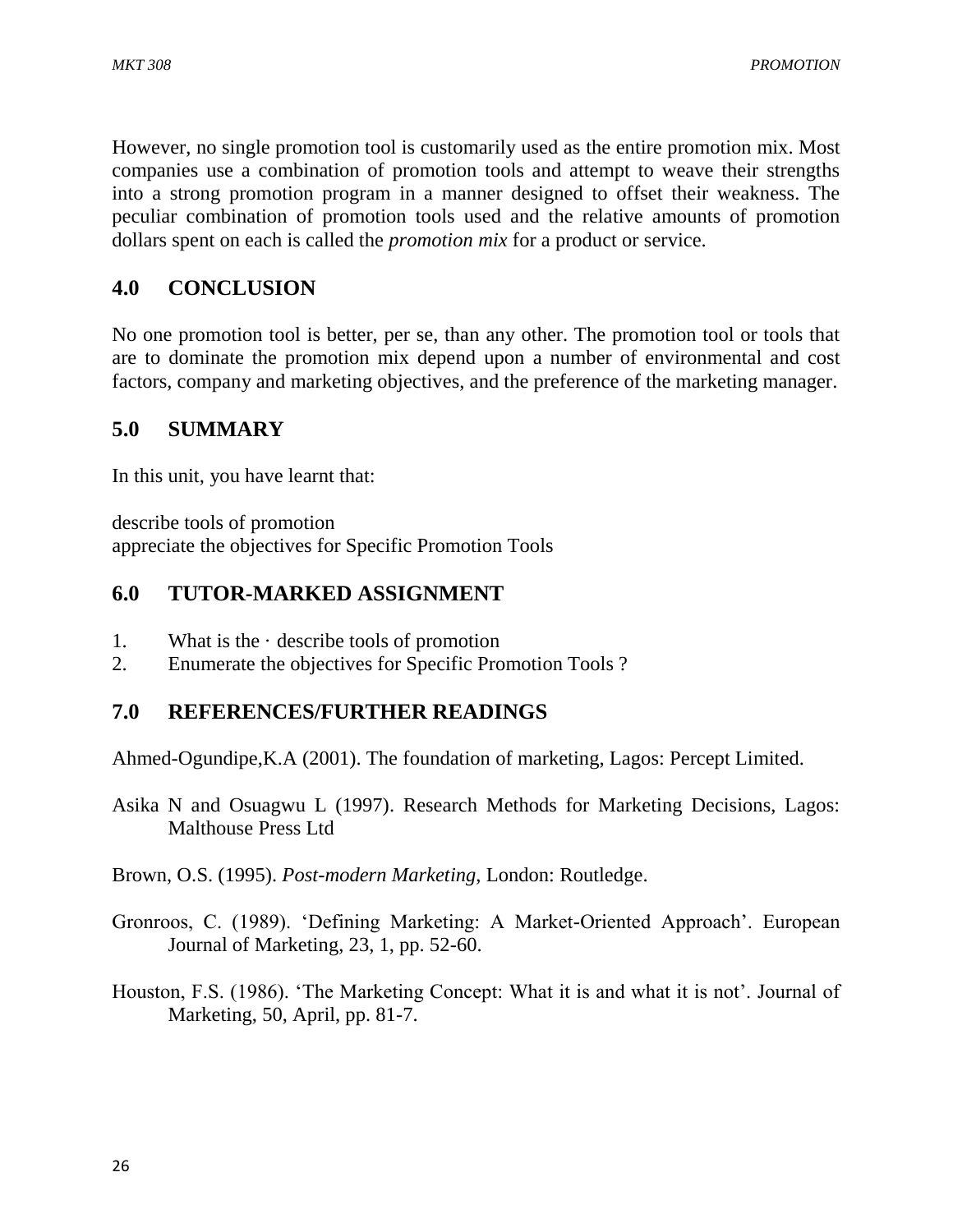However, no single promotion tool is customarily used as the entire promotion mix. Most companies use a combination of promotion tools and attempt to weave their strengths into a strong promotion program in a manner designed to offset their weakness. The peculiar combination of promotion tools used and the relative amounts of promotion dollars spent on each is called the *promotion mix* for a product or service.

## 4.0 CONCLUSION

No one promotion tool is better, per se, than any other. The promotion tool or tools that are to dominate the promotion mix depend upon a number of environmental and cost factors, company and marketing objectives, and the preference of the marketing manager.

## 5.0 SUMMARY

In this unit, you have learnt that:

describe tools of promotion
appreciate the objectives for Specific Promotion Tools

## 6.0 TUTOR-MARKED ASSIGNMENT

1. What is the · describe tools of promotion
2. Enumerate the objectives for Specific Promotion Tools ?

## 7.0 REFERENCES/FURTHER READINGS

Ahmed-Ogundipe,K.A (2001). The foundation of marketing, Lagos: Percept Limited.

Asika N and Osuagwu L (1997). Research Methods for Marketing Decisions, Lagos: Malthouse Press Ltd

Brown, O.S. (1995). *Post-modern Marketing*, London: Routledge.

Gronroos, C. (1989). 'Defining Marketing: A Market-Oriented Approach'. European Journal of Marketing, 23, 1, pp. 52-60.

Houston, F.S. (1986). 'The Marketing Concept: What it is and what it is not'. Journal of Marketing, 50, April, pp. 81-7.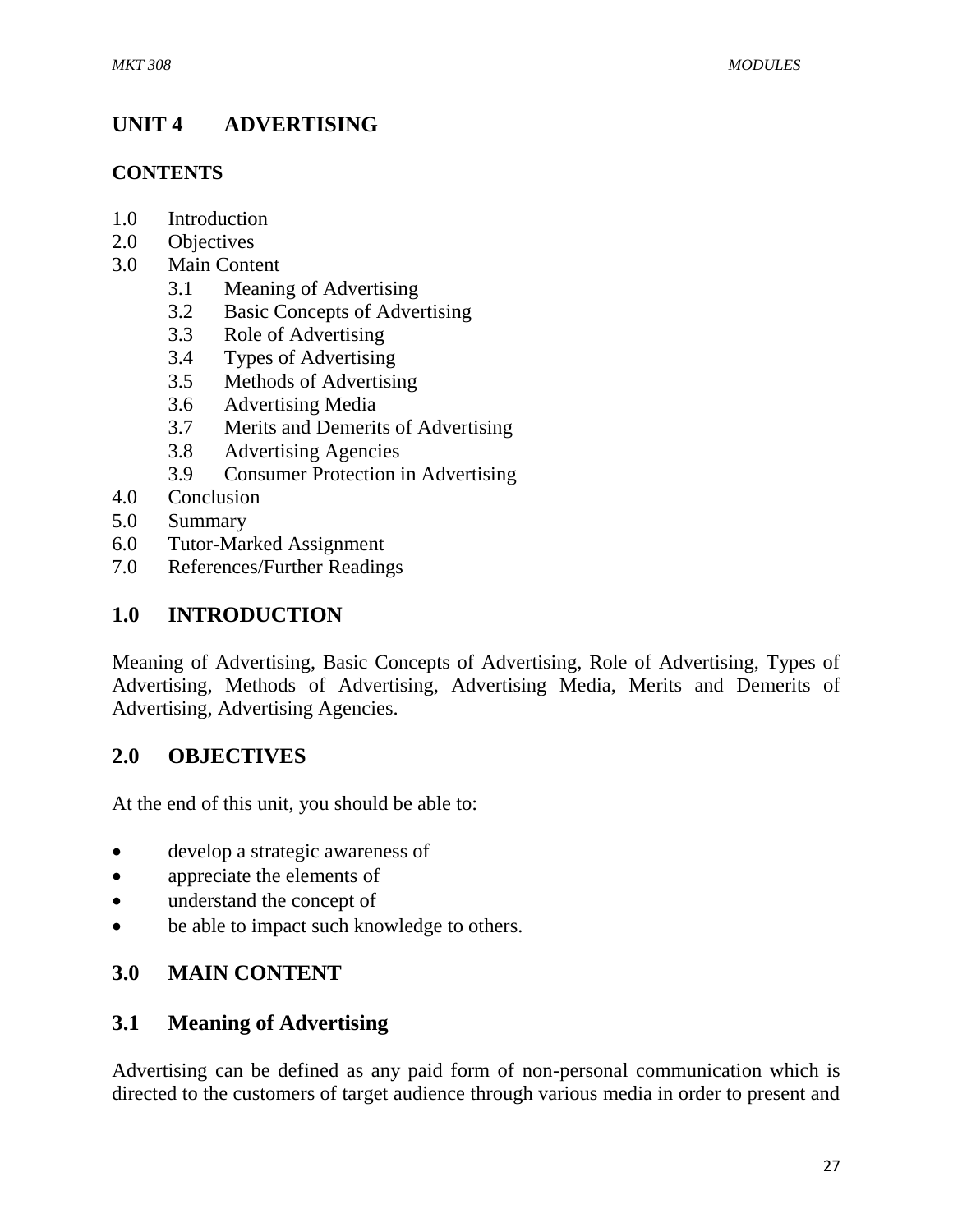# UNIT 4 ADVERTISING

## CONTENTS

1.0 Introduction
2.0 Objectives
3.0 Main Content
    3.1 Meaning of Advertising
    3.2 Basic Concepts of Advertising
    3.3 Role of Advertising
    3.4 Types of Advertising
    3.5 Methods of Advertising
    3.6 Advertising Media
    3.7 Merits and Demerits of Advertising
    3.8 Advertising Agencies
    3.9 Consumer Protection in Advertising
4.0 Conclusion
5.0 Summary
6.0 Tutor-Marked Assignment
7.0 References/Further Readings

## 1.0 INTRODUCTION

Meaning of Advertising, Basic Concepts of Advertising, Role of Advertising, Types of Advertising, Methods of Advertising, Advertising Media, Merits and Demerits of Advertising, Advertising Agencies.

## 2.0 OBJECTIVES

At the end of this unit, you should be able to:

- develop a strategic awareness of
- appreciate the elements of
- understand the concept of
- be able to impact such knowledge to others.

## 3.0 MAIN CONTENT

## 3.1 Meaning of Advertising

Advertising can be defined as any paid form of non-personal communication which is directed to the customers of target audience through various media in order to present and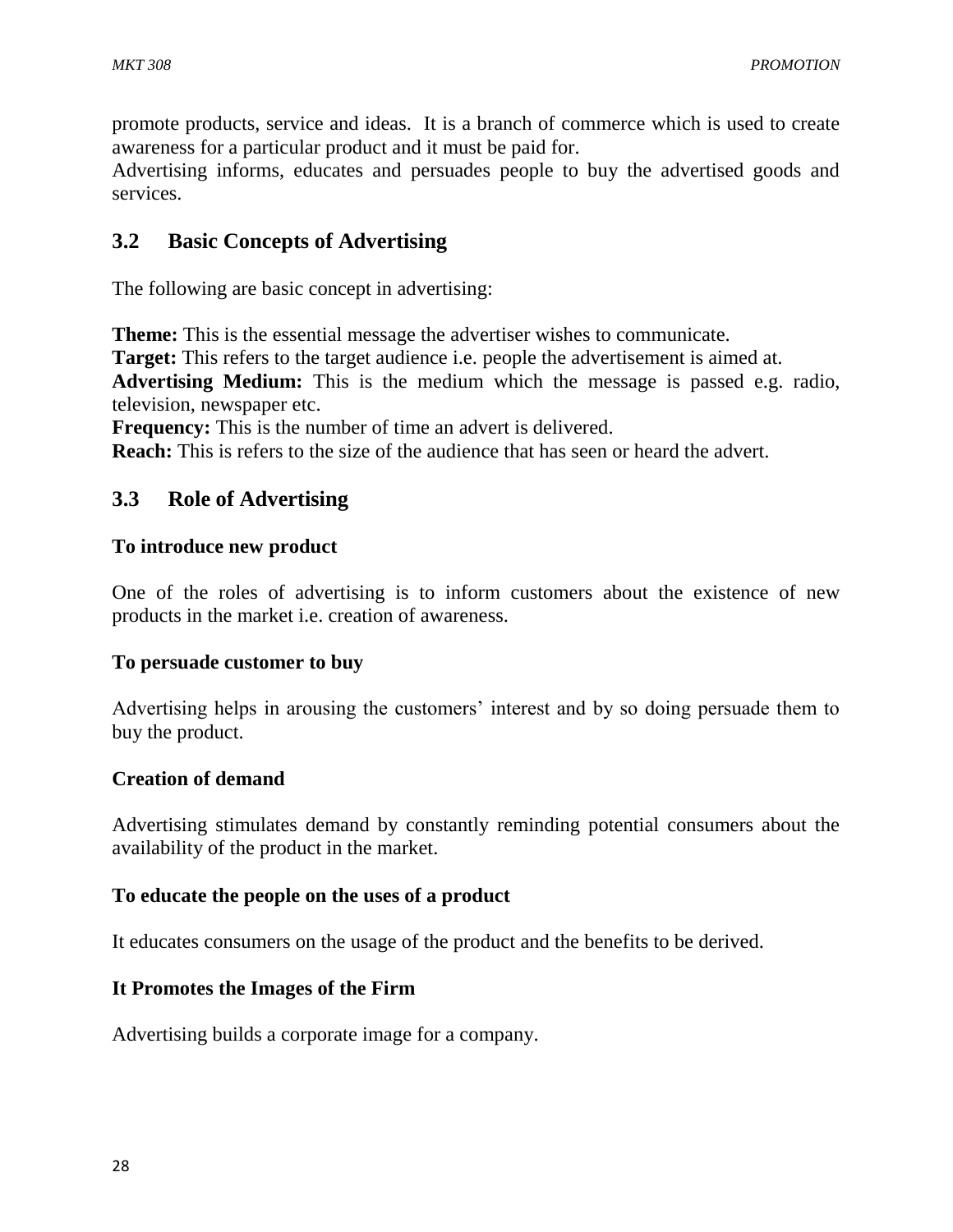promote products, service and ideas.  It is a branch of commerce which is used to create awareness for a particular product and it must be paid for.
Advertising informs, educates and persuades people to buy the advertised goods and services.

## 3.2 Basic Concepts of Advertising

The following are basic concept in advertising:

**Theme:** This is the essential message the advertiser wishes to communicate.
**Target:** This refers to the target audience i.e. people the advertisement is aimed at.
**Advertising Medium:** This is the medium which the message is passed e.g. radio, television, newspaper etc.
**Frequency:** This is the number of time an advert is delivered.
**Reach:** This is refers to the size of the audience that has seen or heard the advert.

## 3.3 Role of Advertising

**To introduce new product**

One of the roles of advertising is to inform customers about the existence of new products in the market i.e. creation of awareness.

**To persuade customer to buy**

Advertising helps in arousing the customers' interest and by so doing persuade them to buy the product.

**Creation of demand**

Advertising stimulates demand by constantly reminding potential consumers about the availability of the product in the market.

**To educate the people on the uses of a product**

It educates consumers on the usage of the product and the benefits to be derived.

**It Promotes the Images of the Firm**

Advertising builds a corporate image for a company.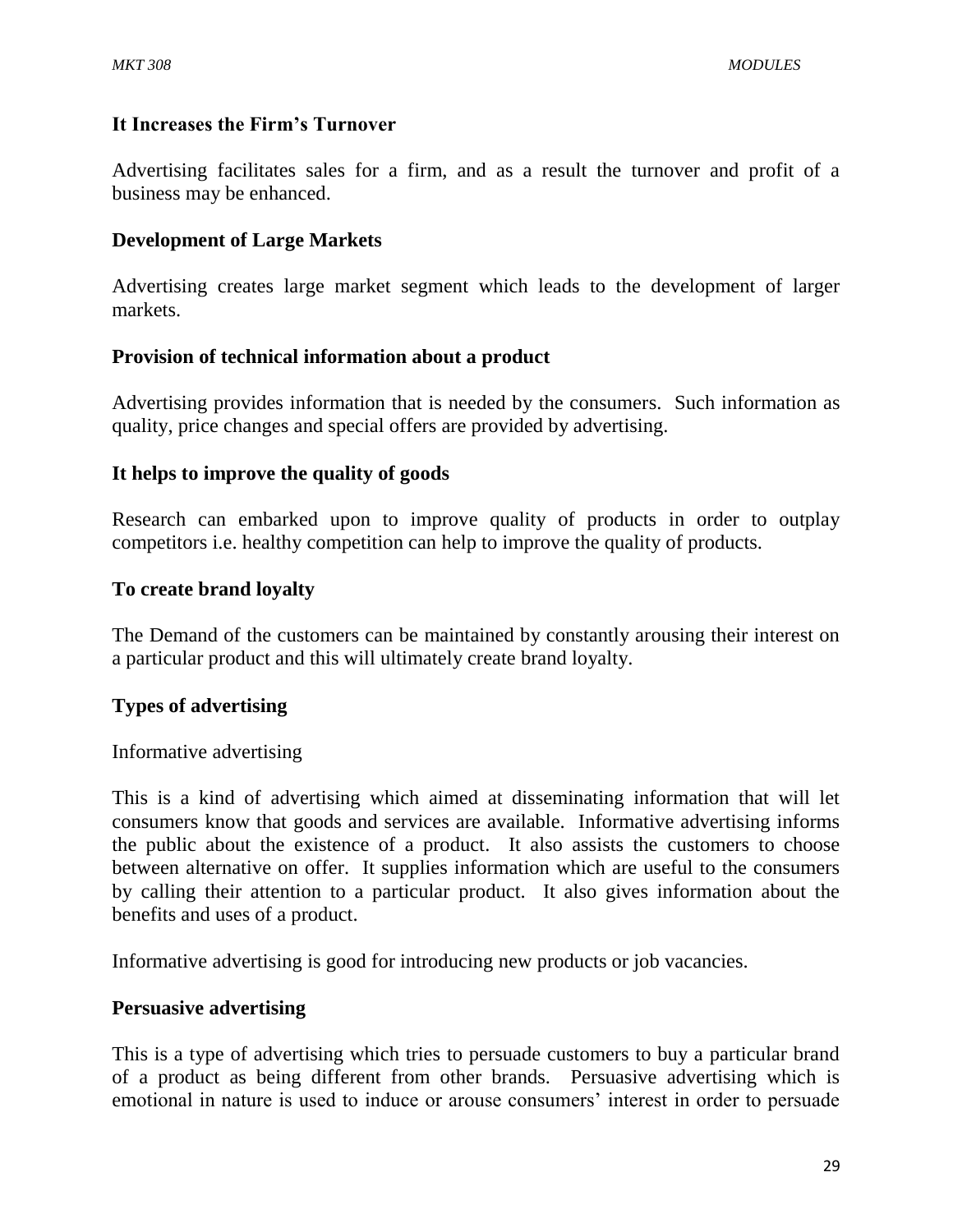**It Increases the Firm's Turnover**

Advertising facilitates sales for a firm, and as a result the turnover and profit of a business may be enhanced.

**Development of Large Markets**

Advertising creates large market segment which leads to the development of larger markets.

**Provision of technical information about a product**

Advertising provides information that is needed by the consumers. Such information as quality, price changes and special offers are provided by advertising.

**It helps to improve the quality of goods**

Research can embarked upon to improve quality of products in order to outplay competitors i.e. healthy competition can help to improve the quality of products.

**To create brand loyalty**

The Demand of the customers can be maintained by constantly arousing their interest on a particular product and this will ultimately create brand loyalty.

**Types of advertising**

Informative advertising

This is a kind of advertising which aimed at disseminating information that will let consumers know that goods and services are available. Informative advertising informs the public about the existence of a product. It also assists the customers to choose between alternative on offer. It supplies information which are useful to the consumers by calling their attention to a particular product. It also gives information about the benefits and uses of a product.

Informative advertising is good for introducing new products or job vacancies.

**Persuasive advertising**

This is a type of advertising which tries to persuade customers to buy a particular brand of a product as being different from other brands. Persuasive advertising which is emotional in nature is used to induce or arouse consumers' interest in order to persuade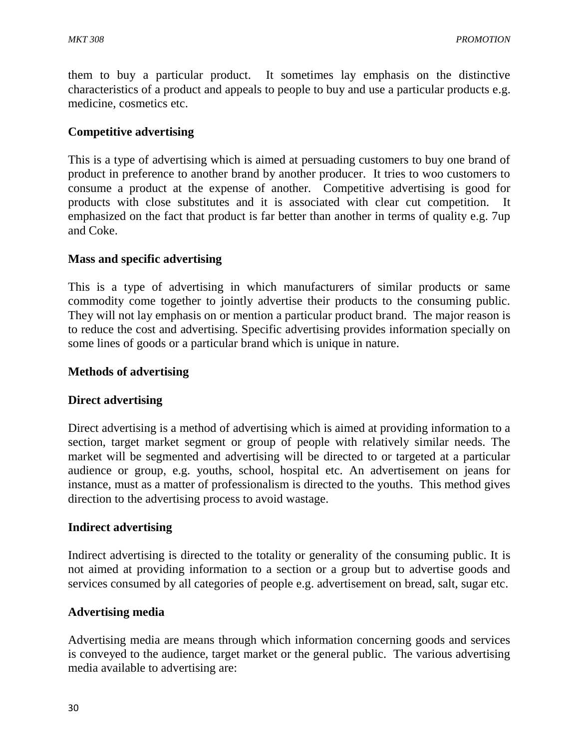them to buy a particular product. It sometimes lay emphasis on the distinctive characteristics of a product and appeals to people to buy and use a particular products e.g. medicine, cosmetics etc.

**Competitive advertising**

This is a type of advertising which is aimed at persuading customers to buy one brand of product in preference to another brand by another producer. It tries to woo customers to consume a product at the expense of another. Competitive advertising is good for products with close substitutes and it is associated with clear cut competition. It emphasized on the fact that product is far better than another in terms of quality e.g. 7up and Coke.

**Mass and specific advertising**

This is a type of advertising in which manufacturers of similar products or same commodity come together to jointly advertise their products to the consuming public. They will not lay emphasis on or mention a particular product brand. The major reason is to reduce the cost and advertising. Specific advertising provides information specially on some lines of goods or a particular brand which is unique in nature.

**Methods of advertising**

**Direct advertising**

Direct advertising is a method of advertising which is aimed at providing information to a section, target market segment or group of people with relatively similar needs. The market will be segmented and advertising will be directed to or targeted at a particular audience or group, e.g. youths, school, hospital etc. An advertisement on jeans for instance, must as a matter of professionalism is directed to the youths. This method gives direction to the advertising process to avoid wastage.

**Indirect advertising**

Indirect advertising is directed to the totality or generality of the consuming public. It is not aimed at providing information to a section or a group but to advertise goods and services consumed by all categories of people e.g. advertisement on bread, salt, sugar etc.

**Advertising media**

Advertising media are means through which information concerning goods and services is conveyed to the audience, target market or the general public. The various advertising media available to advertising are: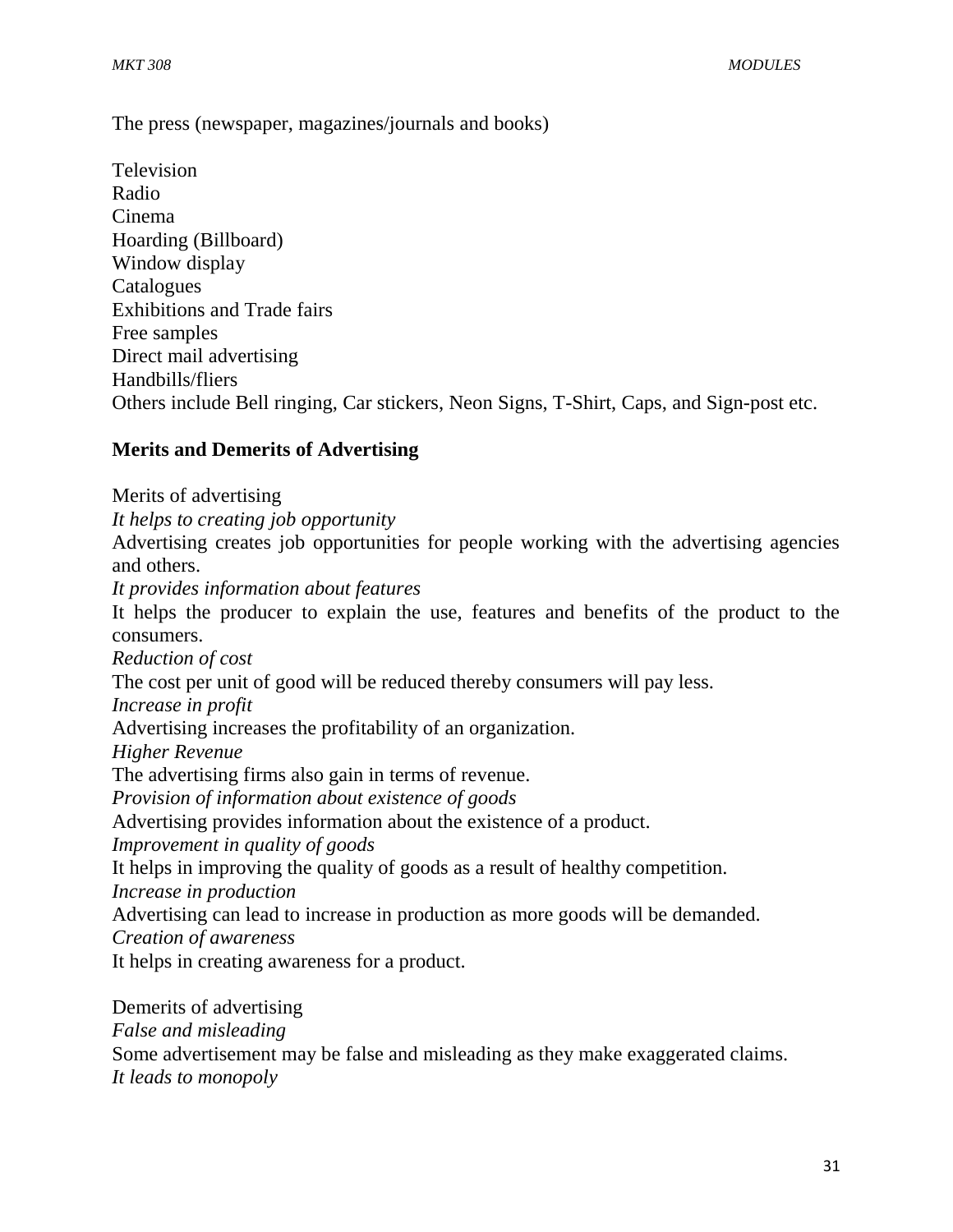The press (newspaper, magazines/journals and books)

Television
Radio
Cinema
Hoarding (Billboard)
Window display
Catalogues
Exhibitions and Trade fairs
Free samples
Direct mail advertising
Handbills/fliers
Others include Bell ringing, Car stickers, Neon Signs, T-Shirt, Caps, and Sign-post etc.

**Merits and Demerits of Advertising**

Merits of advertising

*It helps to creating job opportunity*

Advertising creates job opportunities for people working with the advertising agencies and others.

*It provides information about features*

It helps the producer to explain the use, features and benefits of the product to the consumers.

*Reduction of cost*

The cost per unit of good will be reduced thereby consumers will pay less.

*Increase in profit*

Advertising increases the profitability of an organization.

*Higher Revenue*

The advertising firms also gain in terms of revenue.

*Provision of information about existence of goods*

Advertising provides information about the existence of a product.

*Improvement in quality of goods*

It helps in improving the quality of goods as a result of healthy competition.

*Increase in production*

Advertising can lead to increase in production as more goods will be demanded.

*Creation of awareness*

It helps in creating awareness for a product.

Demerits of advertising

*False and misleading*

Some advertisement may be false and misleading as they make exaggerated claims.

*It leads to monopoly*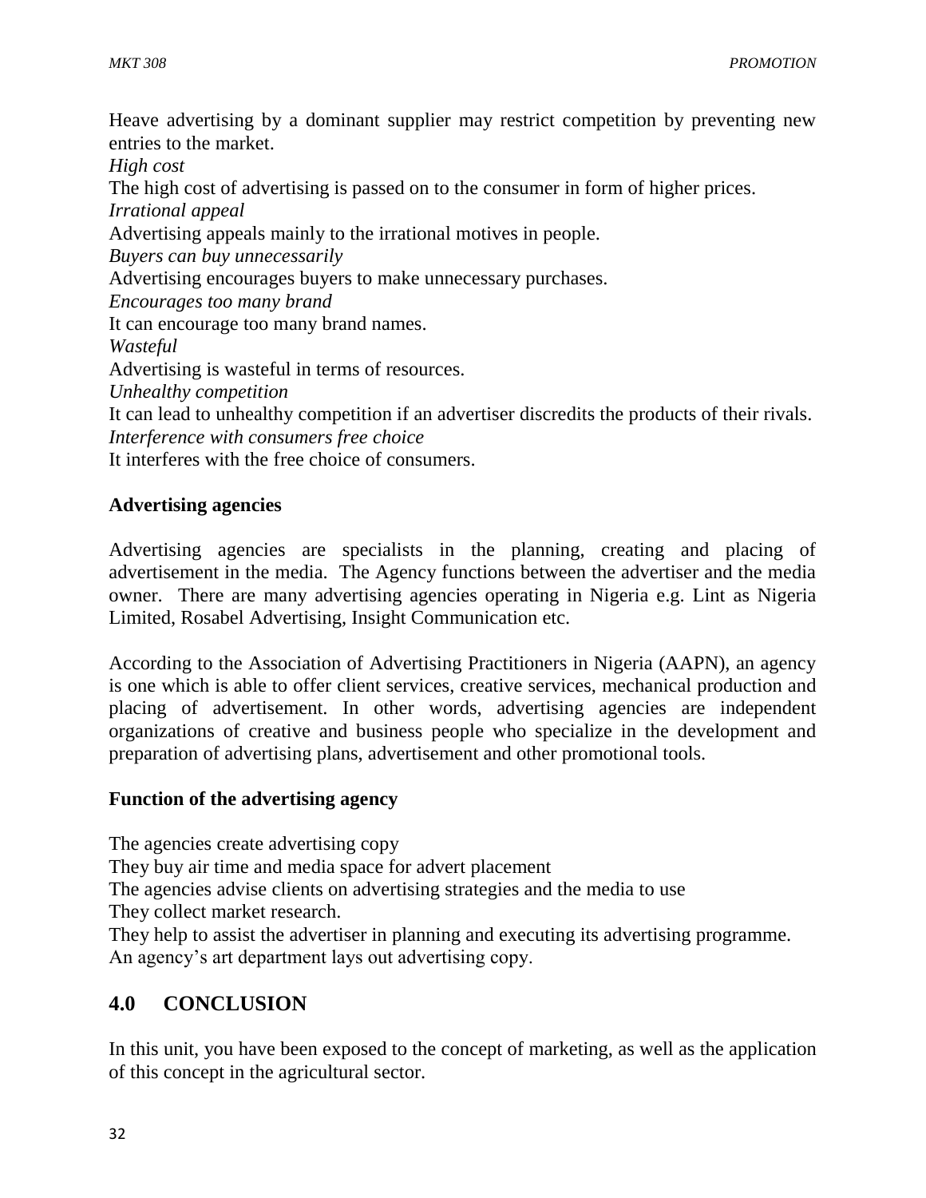Heave advertising by a dominant supplier may restrict competition by preventing new entries to the market.

*High cost*

The high cost of advertising is passed on to the consumer in form of higher prices.

*Irrational appeal*

Advertising appeals mainly to the irrational motives in people.

*Buyers can buy unnecessarily*

Advertising encourages buyers to make unnecessary purchases.

*Encourages too many brand*

It can encourage too many brand names.

*Wasteful*

Advertising is wasteful in terms of resources.

*Unhealthy competition*

It can lead to unhealthy competition if an advertiser discredits the products of their rivals.

*Interference with consumers free choice*

It interferes with the free choice of consumers.

**Advertising agencies**

Advertising agencies are specialists in the planning, creating and placing of advertisement in the media. The Agency functions between the advertiser and the media owner. There are many advertising agencies operating in Nigeria e.g. Lint as Nigeria Limited, Rosabel Advertising, Insight Communication etc.

According to the Association of Advertising Practitioners in Nigeria (AAPN), an agency is one which is able to offer client services, creative services, mechanical production and placing of advertisement. In other words, advertising agencies are independent organizations of creative and business people who specialize in the development and preparation of advertising plans, advertisement and other promotional tools.

**Function of the advertising agency**

The agencies create advertising copy

They buy air time and media space for advert placement

The agencies advise clients on advertising strategies and the media to use

They collect market research.

They help to assist the advertiser in planning and executing its advertising programme.

An agency's art department lays out advertising copy.

## 4.0 CONCLUSION

In this unit, you have been exposed to the concept of marketing, as well as the application of this concept in the agricultural sector.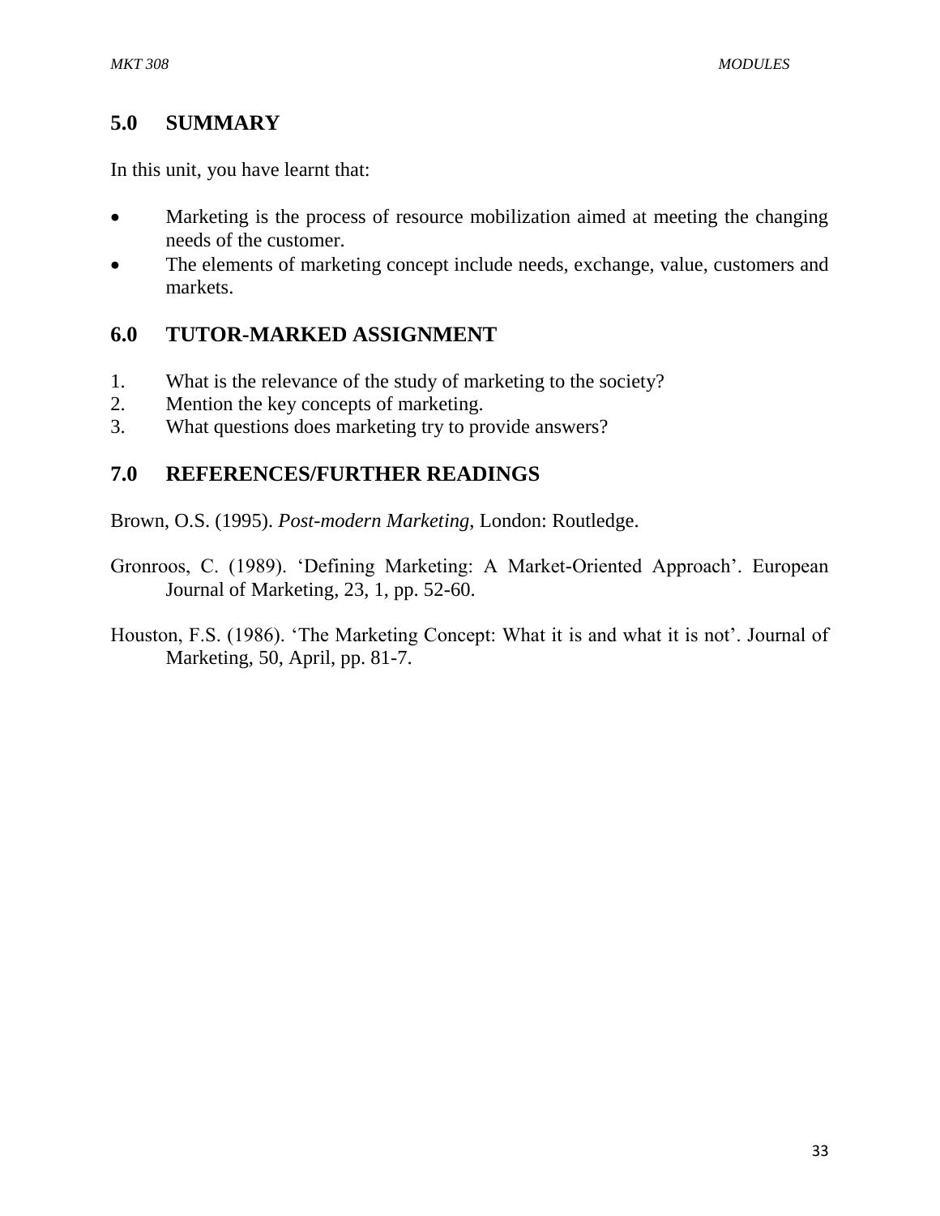## 5.0 SUMMARY

In this unit, you have learnt that:

- Marketing is the process of resource mobilization aimed at meeting the changing needs of the customer.
- The elements of marketing concept include needs, exchange, value, customers and markets.

## 6.0 TUTOR-MARKED ASSIGNMENT

1. What is the relevance of the study of marketing to the society?
2. Mention the key concepts of marketing.
3. What questions does marketing try to provide answers?

## 7.0 REFERENCES/FURTHER READINGS

Brown, O.S. (1995). *Post-modern Marketing*, London: Routledge.

Gronroos, C. (1989). 'Defining Marketing: A Market-Oriented Approach'. European Journal of Marketing, 23, 1, pp. 52-60.

Houston, F.S. (1986). 'The Marketing Concept: What it is and what it is not'. Journal of Marketing, 50, April, pp. 81-7.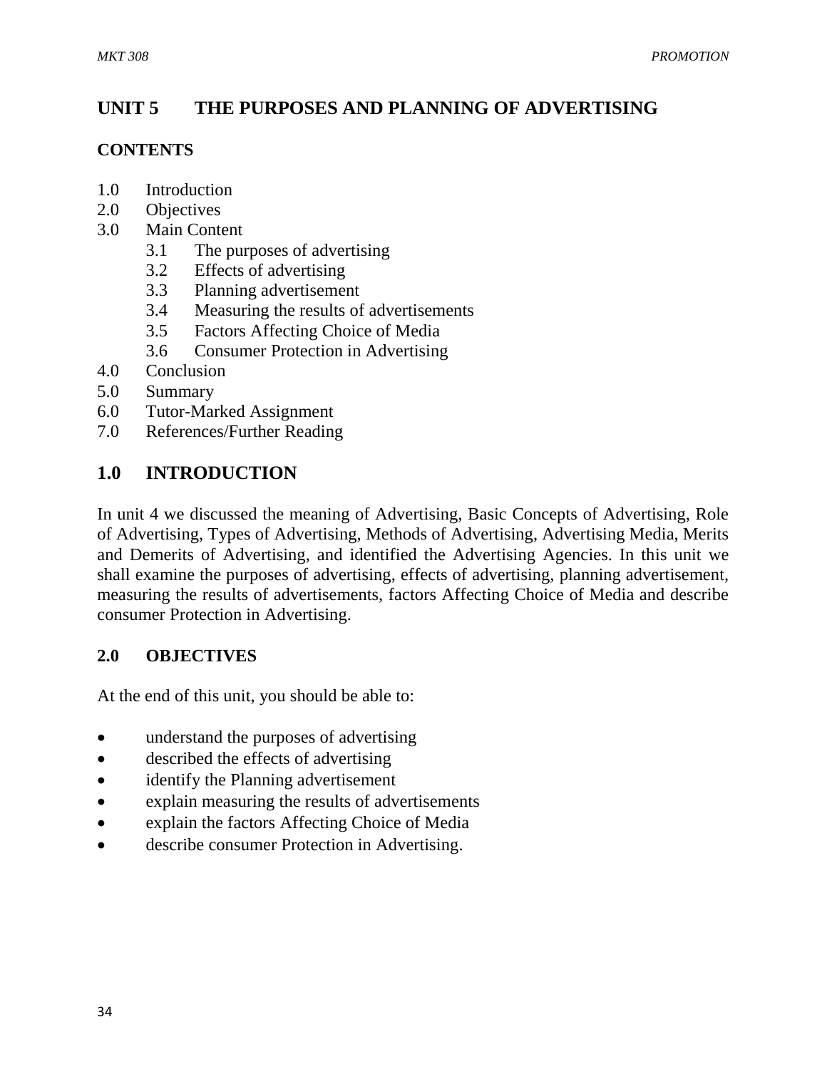# UNIT 5 THE PURPOSES AND PLANNING OF ADVERTISING

**CONTENTS**

1.0 Introduction
2.0 Objectives
3.0 Main Content
   3.1 The purposes of advertising
   3.2 Effects of advertising
   3.3 Planning advertisement
   3.4 Measuring the results of advertisements
   3.5 Factors Affecting Choice of Media
   3.6 Consumer Protection in Advertising
4.0 Conclusion
5.0 Summary
6.0 Tutor-Marked Assignment
7.0 References/Further Reading

## 1.0 INTRODUCTION

In unit 4 we discussed the meaning of Advertising, Basic Concepts of Advertising, Role of Advertising, Types of Advertising, Methods of Advertising, Advertising Media, Merits and Demerits of Advertising, and identified the Advertising Agencies. In this unit we shall examine the purposes of advertising, effects of advertising, planning advertisement, measuring the results of advertisements, factors Affecting Choice of Media and describe consumer Protection in Advertising.

### 2.0 OBJECTIVES

At the end of this unit, you should be able to:

- understand the purposes of advertising
- described the effects of advertising
- identify the Planning advertisement
- explain measuring the results of advertisements
- explain the factors Affecting Choice of Media
- describe consumer Protection in Advertising.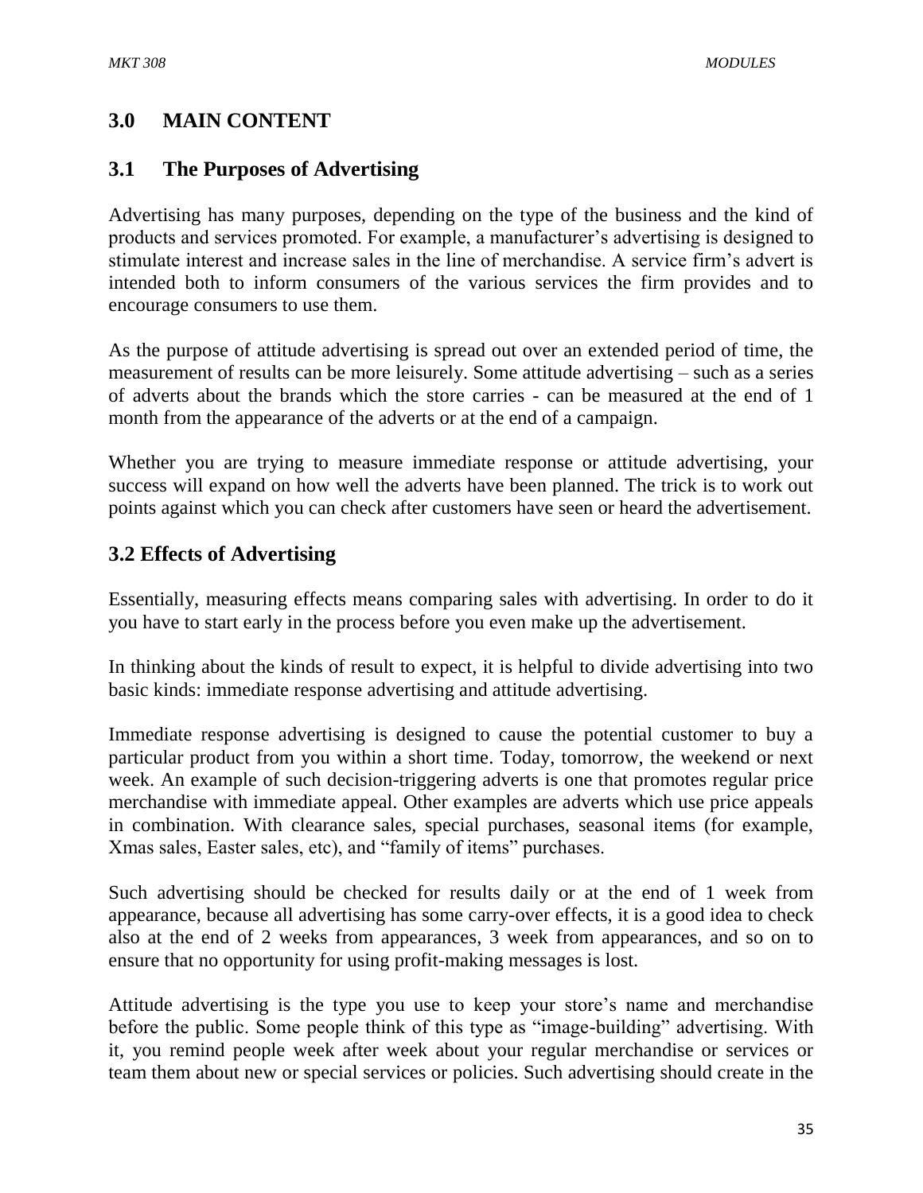## 3.0 MAIN CONTENT

### 3.1 The Purposes of Advertising

Advertising has many purposes, depending on the type of the business and the kind of products and services promoted. For example, a manufacturer's advertising is designed to stimulate interest and increase sales in the line of merchandise. A service firm's advert is intended both to inform consumers of the various services the firm provides and to encourage consumers to use them.

As the purpose of attitude advertising is spread out over an extended period of time, the measurement of results can be more leisurely. Some attitude advertising – such as a series of adverts about the brands which the store carries - can be measured at the end of 1 month from the appearance of the adverts or at the end of a campaign.

Whether you are trying to measure immediate response or attitude advertising, your success will expand on how well the adverts have been planned. The trick is to work out points against which you can check after customers have seen or heard the advertisement.

### 3.2 Effects of Advertising

Essentially, measuring effects means comparing sales with advertising. In order to do it you have to start early in the process before you even make up the advertisement.

In thinking about the kinds of result to expect, it is helpful to divide advertising into two basic kinds: immediate response advertising and attitude advertising.

Immediate response advertising is designed to cause the potential customer to buy a particular product from you within a short time. Today, tomorrow, the weekend or next week. An example of such decision-triggering adverts is one that promotes regular price merchandise with immediate appeal. Other examples are adverts which use price appeals in combination. With clearance sales, special purchases, seasonal items (for example, Xmas sales, Easter sales, etc), and "family of items" purchases.

Such advertising should be checked for results daily or at the end of 1 week from appearance, because all advertising has some carry-over effects, it is a good idea to check also at the end of 2 weeks from appearances, 3 week from appearances, and so on to ensure that no opportunity for using profit-making messages is lost.

Attitude advertising is the type you use to keep your store's name and merchandise before the public. Some people think of this type as "image-building" advertising. With it, you remind people week after week about your regular merchandise or services or team them about new or special services or policies. Such advertising should create in the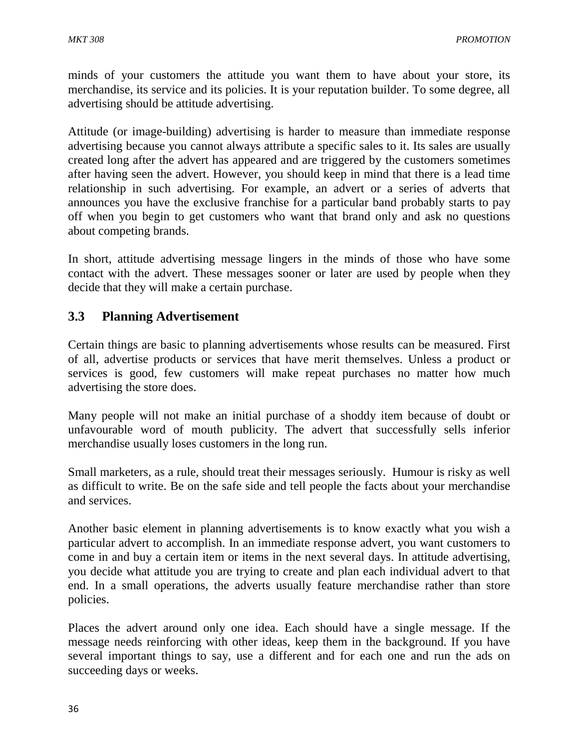minds of your customers the attitude you want them to have about your store, its merchandise, its service and its policies. It is your reputation builder. To some degree, all advertising should be attitude advertising.

Attitude (or image-building) advertising is harder to measure than immediate response advertising because you cannot always attribute a specific sales to it. Its sales are usually created long after the advert has appeared and are triggered by the customers sometimes after having seen the advert. However, you should keep in mind that there is a lead time relationship in such advertising. For example, an advert or a series of adverts that announces you have the exclusive franchise for a particular band probably starts to pay off when you begin to get customers who want that brand only and ask no questions about competing brands.

In short, attitude advertising message lingers in the minds of those who have some contact with the advert. These messages sooner or later are used by people when they decide that they will make a certain purchase.

## 3.3 Planning Advertisement

Certain things are basic to planning advertisements whose results can be measured. First of all, advertise products or services that have merit themselves. Unless a product or services is good, few customers will make repeat purchases no matter how much advertising the store does.

Many people will not make an initial purchase of a shoddy item because of doubt or unfavourable word of mouth publicity. The advert that successfully sells inferior merchandise usually loses customers in the long run.

Small marketers, as a rule, should treat their messages seriously. Humour is risky as well as difficult to write. Be on the safe side and tell people the facts about your merchandise and services.

Another basic element in planning advertisements is to know exactly what you wish a particular advert to accomplish. In an immediate response advert, you want customers to come in and buy a certain item or items in the next several days. In attitude advertising, you decide what attitude you are trying to create and plan each individual advert to that end. In a small operations, the adverts usually feature merchandise rather than store policies.

Places the advert around only one idea. Each should have a single message. If the message needs reinforcing with other ideas, keep them in the background. If you have several important things to say, use a different and for each one and run the ads on succeeding days or weeks.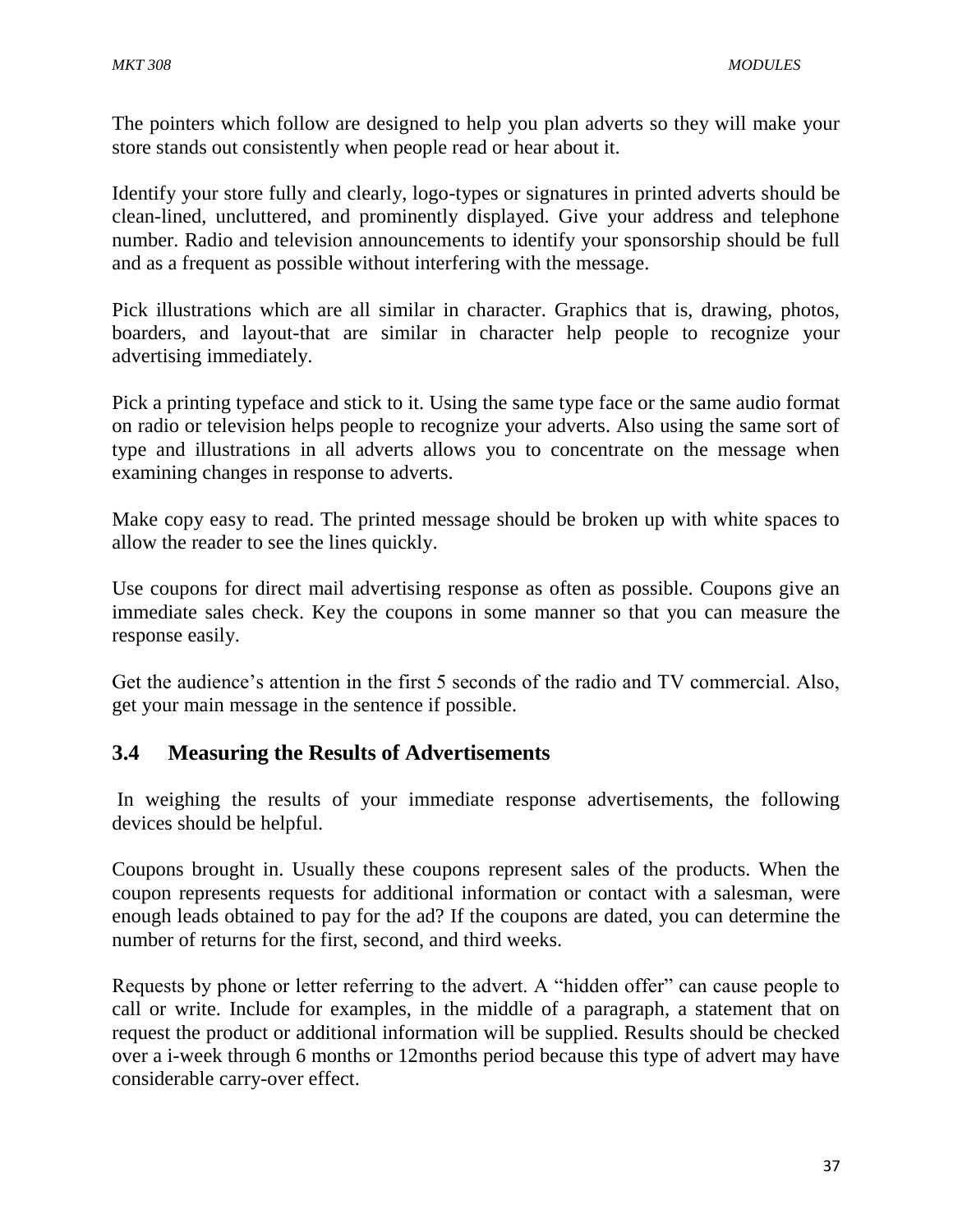The pointers which follow are designed to help you plan adverts so they will make your store stands out consistently when people read or hear about it.

Identify your store fully and clearly, logo-types or signatures in printed adverts should be clean-lined, uncluttered, and prominently displayed. Give your address and telephone number. Radio and television announcements to identify your sponsorship should be full and as a frequent as possible without interfering with the message.

Pick illustrations which are all similar in character. Graphics that is, drawing, photos, boarders, and layout-that are similar in character help people to recognize your advertising immediately.

Pick a printing typeface and stick to it. Using the same type face or the same audio format on radio or television helps people to recognize your adverts. Also using the same sort of type and illustrations in all adverts allows you to concentrate on the message when examining changes in response to adverts.

Make copy easy to read. The printed message should be broken up with white spaces to allow the reader to see the lines quickly.

Use coupons for direct mail advertising response as often as possible. Coupons give an immediate sales check. Key the coupons in some manner so that you can measure the response easily.

Get the audience's attention in the first 5 seconds of the radio and TV commercial. Also, get your main message in the sentence if possible.

## 3.4 Measuring the Results of Advertisements

In weighing the results of your immediate response advertisements, the following devices should be helpful.

Coupons brought in. Usually these coupons represent sales of the products. When the coupon represents requests for additional information or contact with a salesman, were enough leads obtained to pay for the ad? If the coupons are dated, you can determine the number of returns for the first, second, and third weeks.

Requests by phone or letter referring to the advert. A "hidden offer" can cause people to call or write. Include for examples, in the middle of a paragraph, a statement that on request the product or additional information will be supplied. Results should be checked over a i-week through 6 months or 12months period because this type of advert may have considerable carry-over effect.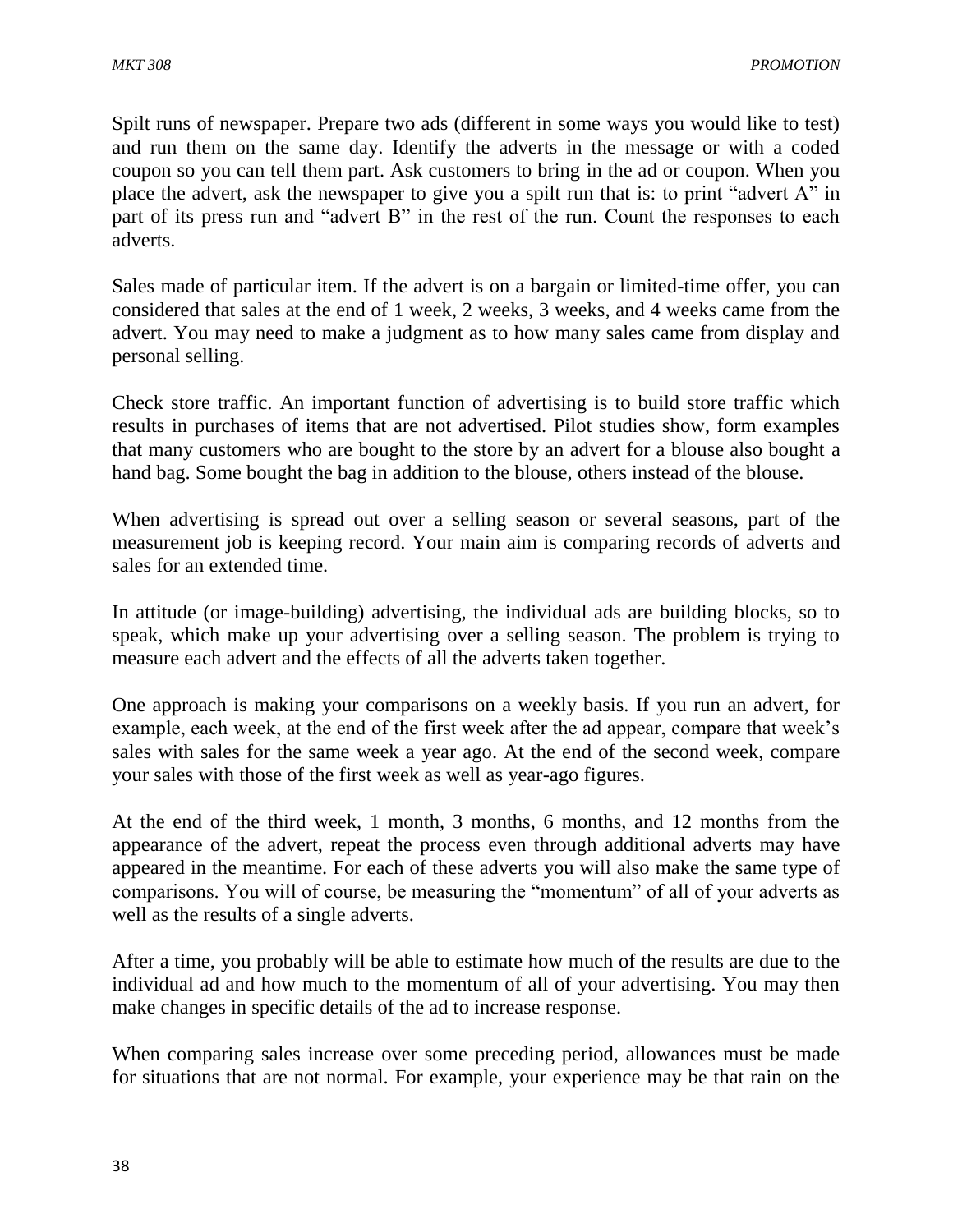Spilt runs of newspaper. Prepare two ads (different in some ways you would like to test) and run them on the same day. Identify the adverts in the message or with a coded coupon so you can tell them part. Ask customers to bring in the ad or coupon. When you place the advert, ask the newspaper to give you a spilt run that is: to print "advert A" in part of its press run and "advert B" in the rest of the run. Count the responses to each adverts.

Sales made of particular item. If the advert is on a bargain or limited-time offer, you can considered that sales at the end of 1 week, 2 weeks, 3 weeks, and 4 weeks came from the advert. You may need to make a judgment as to how many sales came from display and personal selling.

Check store traffic. An important function of advertising is to build store traffic which results in purchases of items that are not advertised. Pilot studies show, form examples that many customers who are bought to the store by an advert for a blouse also bought a hand bag. Some bought the bag in addition to the blouse, others instead of the blouse.

When advertising is spread out over a selling season or several seasons, part of the measurement job is keeping record. Your main aim is comparing records of adverts and sales for an extended time.

In attitude (or image-building) advertising, the individual ads are building blocks, so to speak, which make up your advertising over a selling season. The problem is trying to measure each advert and the effects of all the adverts taken together.

One approach is making your comparisons on a weekly basis. If you run an advert, for example, each week, at the end of the first week after the ad appear, compare that week's sales with sales for the same week a year ago. At the end of the second week, compare your sales with those of the first week as well as year-ago figures.

At the end of the third week, 1 month, 3 months, 6 months, and 12 months from the appearance of the advert, repeat the process even through additional adverts may have appeared in the meantime. For each of these adverts you will also make the same type of comparisons. You will of course, be measuring the "momentum" of all of your adverts as well as the results of a single adverts.

After a time, you probably will be able to estimate how much of the results are due to the individual ad and how much to the momentum of all of your advertising. You may then make changes in specific details of the ad to increase response.

When comparing sales increase over some preceding period, allowances must be made for situations that are not normal. For example, your experience may be that rain on the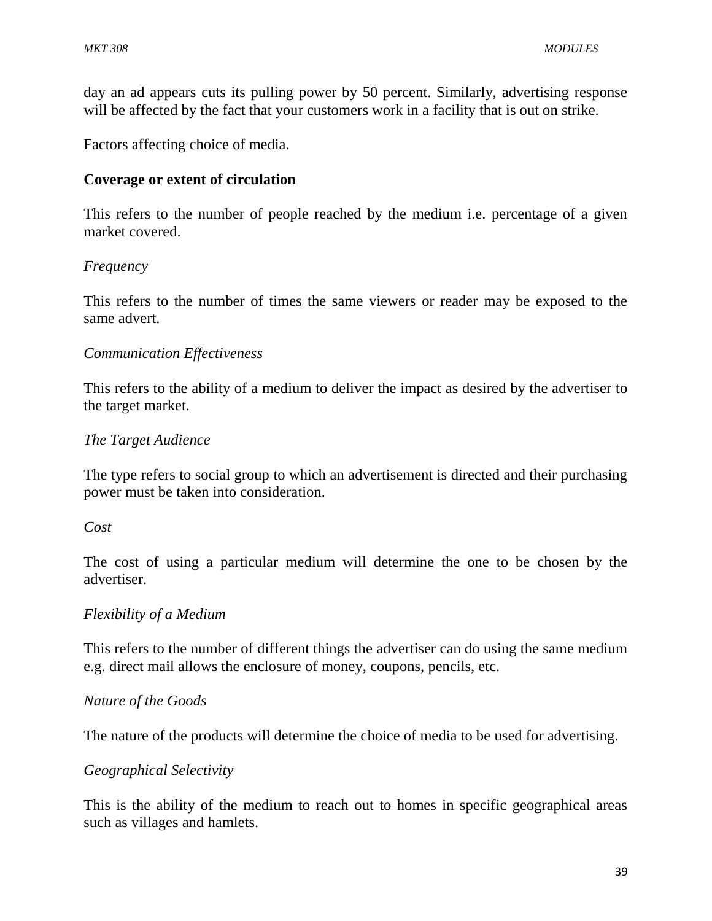day an ad appears cuts its pulling power by 50 percent. Similarly, advertising response will be affected by the fact that your customers work in a facility that is out on strike.

Factors affecting choice of media.

**Coverage or extent of circulation**

This refers to the number of people reached by the medium i.e. percentage of a given market covered.

*Frequency*

This refers to the number of times the same viewers or reader may be exposed to the same advert.

*Communication Effectiveness*

This refers to the ability of a medium to deliver the impact as desired by the advertiser to the target market.

*The Target Audience*

The type refers to social group to which an advertisement is directed and their purchasing power must be taken into consideration.

*Cost*

The cost of using a particular medium will determine the one to be chosen by the advertiser.

*Flexibility of a Medium*

This refers to the number of different things the advertiser can do using the same medium e.g. direct mail allows the enclosure of money, coupons, pencils, etc.

*Nature of the Goods*

The nature of the products will determine the choice of media to be used for advertising.

*Geographical Selectivity*

This is the ability of the medium to reach out to homes in specific geographical areas such as villages and hamlets.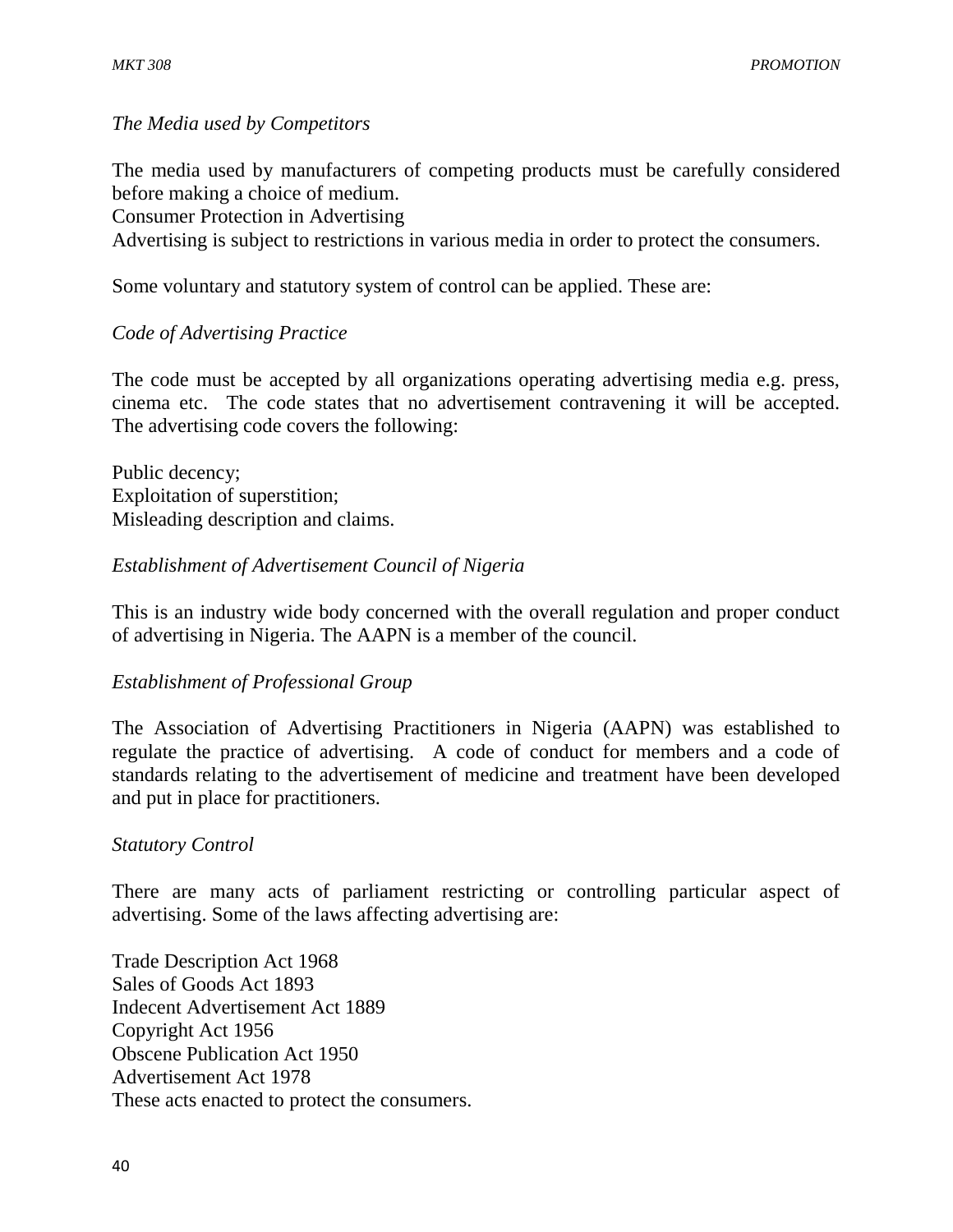*The Media used by Competitors*

The media used by manufacturers of competing products must be carefully considered before making a choice of medium.
Consumer Protection in Advertising
Advertising is subject to restrictions in various media in order to protect the consumers.

Some voluntary and statutory system of control can be applied. These are:

*Code of Advertising Practice*

The code must be accepted by all organizations operating advertising media e.g. press, cinema etc. The code states that no advertisement contravening it will be accepted. The advertising code covers the following:

Public decency;
Exploitation of superstition;
Misleading description and claims.

*Establishment of Advertisement Council of Nigeria*

This is an industry wide body concerned with the overall regulation and proper conduct of advertising in Nigeria. The AAPN is a member of the council.

*Establishment of Professional Group*

The Association of Advertising Practitioners in Nigeria (AAPN) was established to regulate the practice of advertising. A code of conduct for members and a code of standards relating to the advertisement of medicine and treatment have been developed and put in place for practitioners.

*Statutory Control*

There are many acts of parliament restricting or controlling particular aspect of advertising. Some of the laws affecting advertising are:

Trade Description Act 1968
Sales of Goods Act 1893
Indecent Advertisement Act 1889
Copyright Act 1956
Obscene Publication Act 1950
Advertisement Act 1978
These acts enacted to protect the consumers.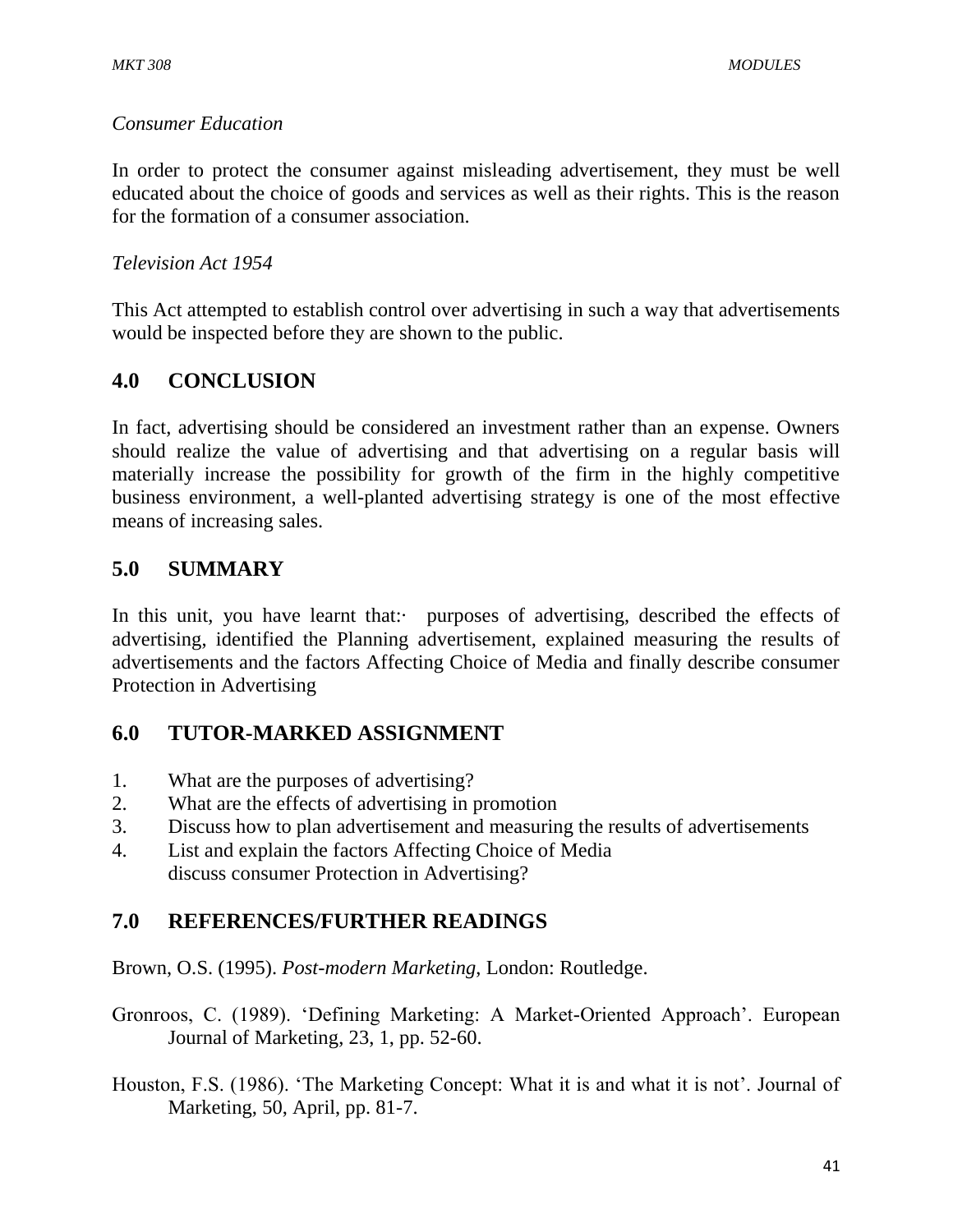*Consumer Education*

In order to protect the consumer against misleading advertisement, they must be well educated about the choice of goods and services as well as their rights. This is the reason for the formation of a consumer association.

*Television Act 1954*

This Act attempted to establish control over advertising in such a way that advertisements would be inspected before they are shown to the public.

## 4.0 CONCLUSION

In fact, advertising should be considered an investment rather than an expense. Owners should realize the value of advertising and that advertising on a regular basis will materially increase the possibility for growth of the firm in the highly competitive business environment, a well-planted advertising strategy is one of the most effective means of increasing sales.

## 5.0 SUMMARY

In this unit, you have learnt that:· purposes of advertising, described the effects of advertising, identified the Planning advertisement, explained measuring the results of advertisements and the factors Affecting Choice of Media and finally describe consumer Protection in Advertising

## 6.0 TUTOR-MARKED ASSIGNMENT

1. What are the purposes of advertising?
2. What are the effects of advertising in promotion
3. Discuss how to plan advertisement and measuring the results of advertisements
4. List and explain the factors Affecting Choice of Media
   discuss consumer Protection in Advertising?

## 7.0 REFERENCES/FURTHER READINGS

Brown, O.S. (1995). *Post-modern Marketing,* London: Routledge.

Gronroos, C. (1989). 'Defining Marketing: A Market-Oriented Approach'. European Journal of Marketing, 23, 1, pp. 52-60.

Houston, F.S. (1986). 'The Marketing Concept: What it is and what it is not'. Journal of Marketing, 50, April, pp. 81-7.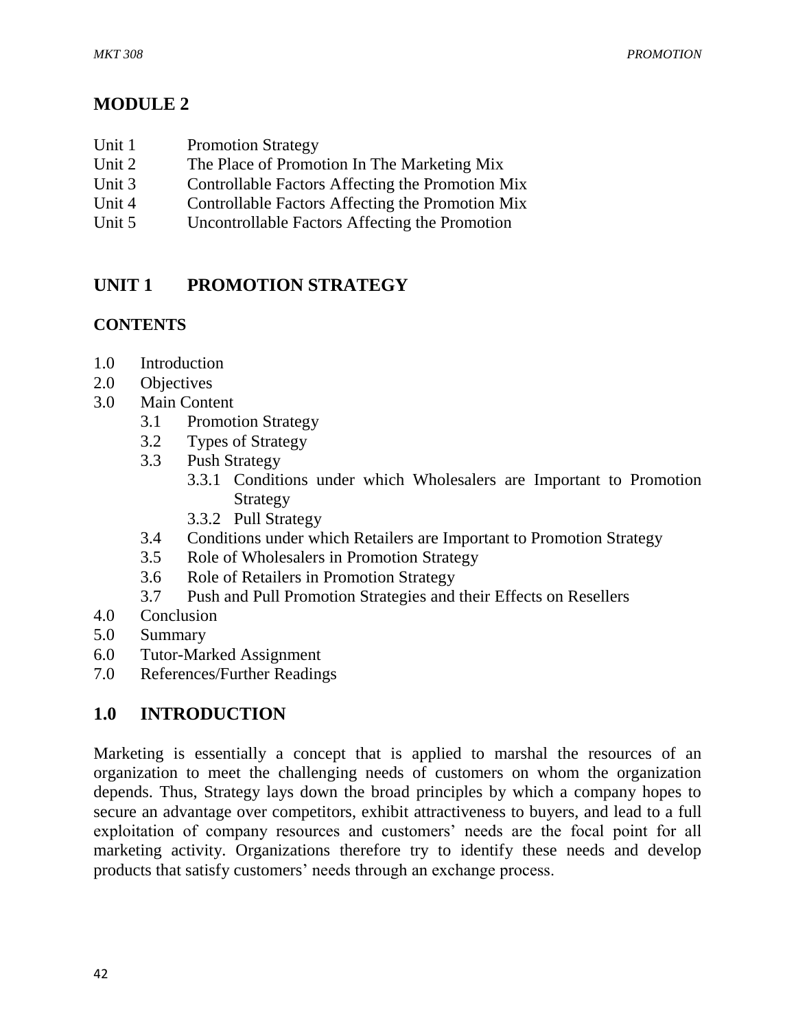# MODULE 2

Unit 1 Promotion Strategy
Unit 2 The Place of Promotion In The Marketing Mix
Unit 3 Controllable Factors Affecting the Promotion Mix
Unit 4 Controllable Factors Affecting the Promotion Mix
Unit 5 Uncontrollable Factors Affecting the Promotion

## UNIT 1 PROMOTION STRATEGY

### CONTENTS

1.0 Introduction
2.0 Objectives
3.0 Main Content
    3.1 Promotion Strategy
    3.2 Types of Strategy
    3.3 Push Strategy
        3.3.1 Conditions under which Wholesalers are Important to Promotion Strategy
        3.3.2 Pull Strategy
    3.4 Conditions under which Retailers are Important to Promotion Strategy
    3.5 Role of Wholesalers in Promotion Strategy
    3.6 Role of Retailers in Promotion Strategy
    3.7 Push and Pull Promotion Strategies and their Effects on Resellers
4.0 Conclusion
5.0 Summary
6.0 Tutor-Marked Assignment
7.0 References/Further Readings

## 1.0 INTRODUCTION

Marketing is essentially a concept that is applied to marshal the resources of an organization to meet the challenging needs of customers on whom the organization depends. Thus, Strategy lays down the broad principles by which a company hopes to secure an advantage over competitors, exhibit attractiveness to buyers, and lead to a full exploitation of company resources and customers' needs are the focal point for all marketing activity. Organizations therefore try to identify these needs and develop products that satisfy customers' needs through an exchange process.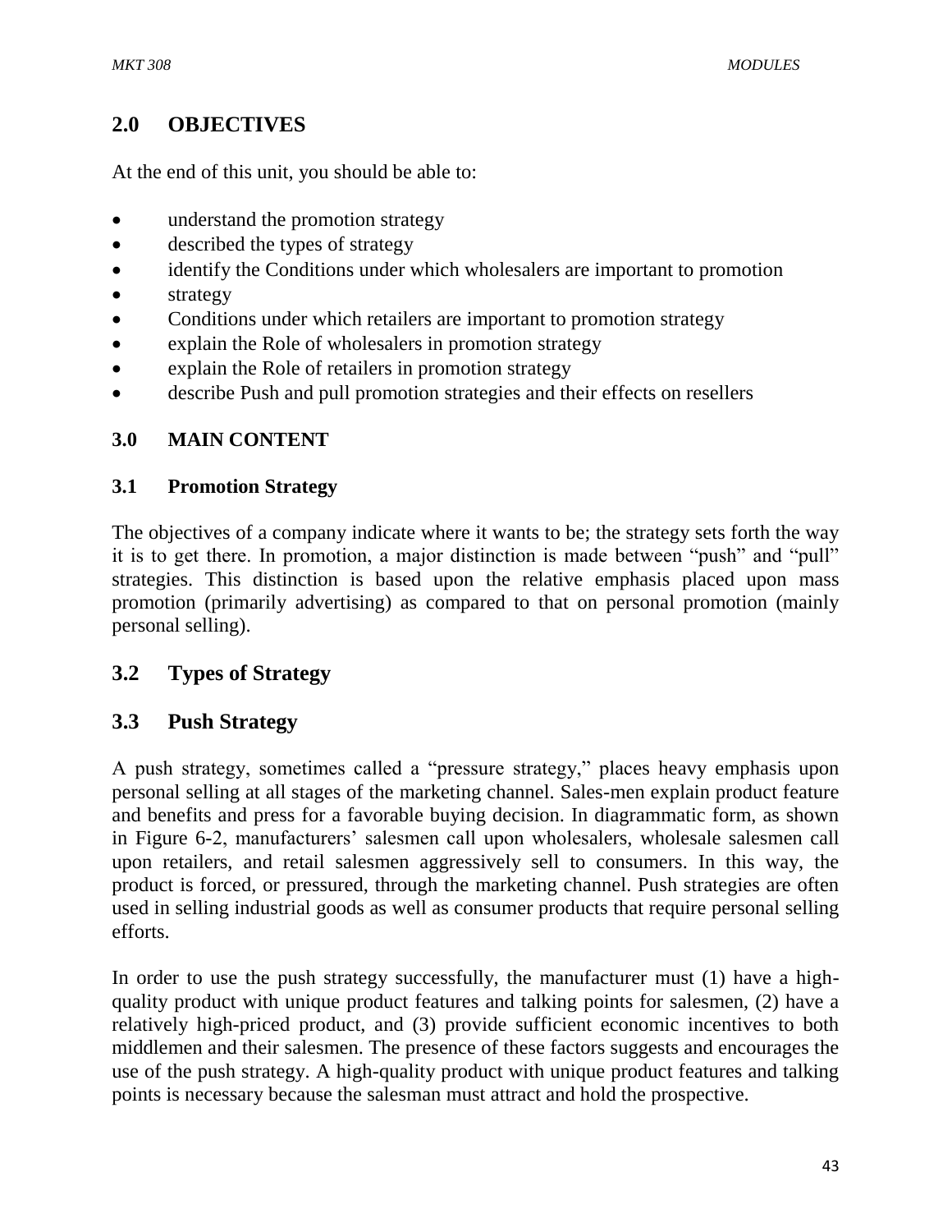## 2.0 OBJECTIVES

At the end of this unit, you should be able to:

- understand the promotion strategy
- described the types of strategy
- identify the Conditions under which wholesalers are important to promotion
- strategy
- Conditions under which retailers are important to promotion strategy
- explain the Role of wholesalers in promotion strategy
- explain the Role of retailers in promotion strategy
- describe Push and pull promotion strategies and their effects on resellers

## 3.0 MAIN CONTENT

### 3.1 Promotion Strategy

The objectives of a company indicate where it wants to be; the strategy sets forth the way it is to get there. In promotion, a major distinction is made between "push" and "pull" strategies. This distinction is based upon the relative emphasis placed upon mass promotion (primarily advertising) as compared to that on personal promotion (mainly personal selling).

### 3.2 Types of Strategy

### 3.3 Push Strategy

A push strategy, sometimes called a "pressure strategy," places heavy emphasis upon personal selling at all stages of the marketing channel. Sales-men explain product feature and benefits and press for a favorable buying decision. In diagrammatic form, as shown in Figure 6-2, manufacturers' salesmen call upon wholesalers, wholesale salesmen call upon retailers, and retail salesmen aggressively sell to consumers. In this way, the product is forced, or pressured, through the marketing channel. Push strategies are often used in selling industrial goods as well as consumer products that require personal selling efforts.

In order to use the push strategy successfully, the manufacturer must (1) have a high-quality product with unique product features and talking points for salesmen, (2) have a relatively high-priced product, and (3) provide sufficient economic incentives to both middlemen and their salesmen. The presence of these factors suggests and encourages the use of the push strategy. A high-quality product with unique product features and talking points is necessary because the salesman must attract and hold the prospective.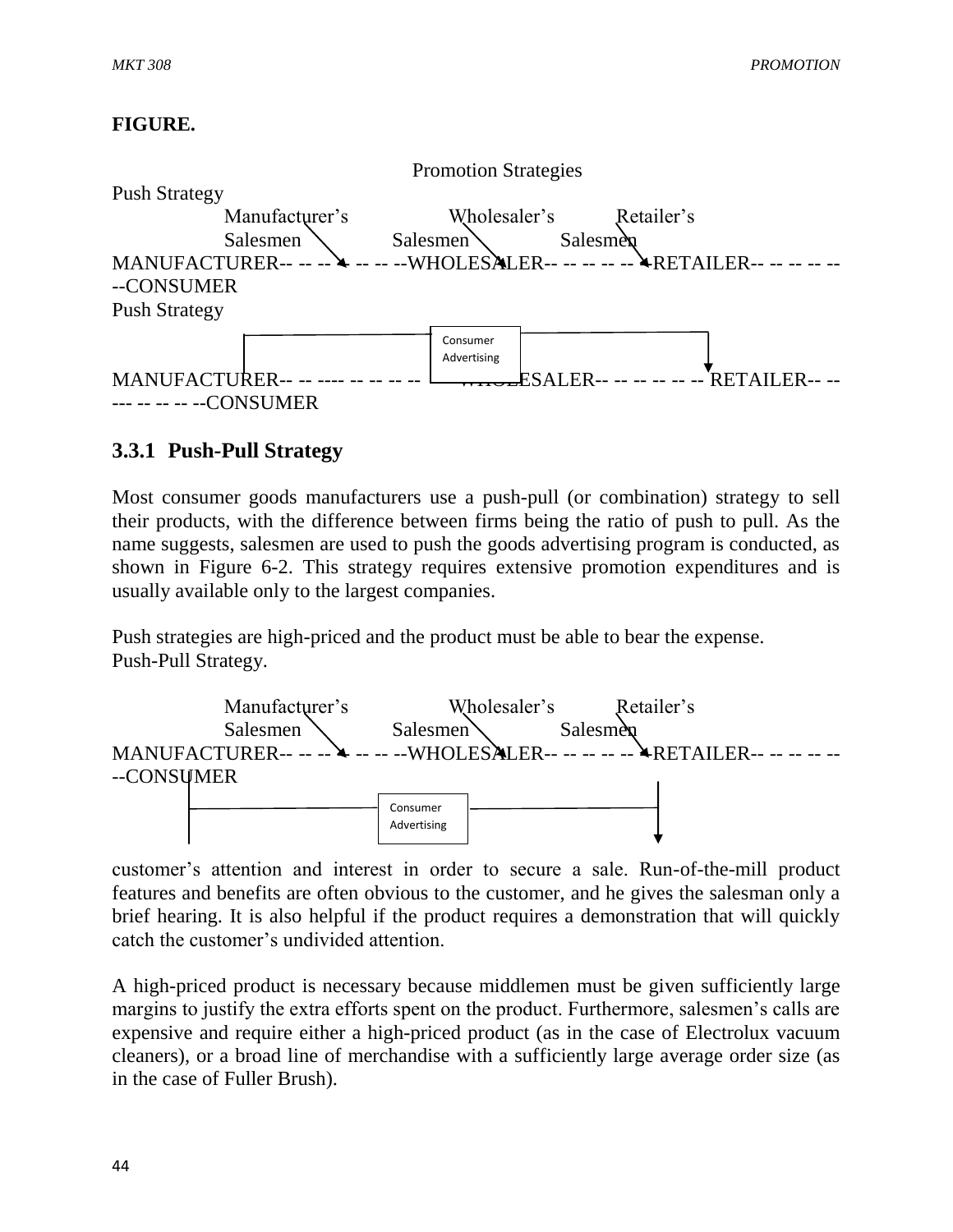**FIGURE.**

Promotion Strategies

Push Strategy

```
             Manufacturer's            Wholesaler's         Retailer's
             Salesmen              Salesmen              Salesmen
MANUFACTURER-- -- -- -- -- -- --WHOLESALER-- -- -- -- -- --RETAILER-- -- -- -- -- --CONSUMER
```

Push Strategy

```
                                   Consumer
                                   Advertising
MANUFACTURER-- -- ---- -- -- -- --  WHOLESALER-- -- -- -- -- -- RETAILER-- -- --- -- -- -- --CONSUMER
```

### 3.3.1 Push-Pull Strategy

Most consumer goods manufacturers use a push-pull (or combination) strategy to sell their products, with the difference between firms being the ratio of push to pull. As the name suggests, salesmen are used to push the goods advertising program is conducted, as shown in Figure 6-2. This strategy requires extensive promotion expenditures and is usually available only to the largest companies.

Push strategies are high-priced and the product must be able to bear the expense.
Push-Pull Strategy.

```
             Manufacturer's            Wholesaler's         Retailer's
             Salesmen              Salesmen              Salesmen
MANUFACTURER-- -- -- -- -- -- --WHOLESALER-- -- -- -- -- --RETAILER-- -- -- -- -- --CONSUMER
                                Consumer
                                Advertising
```

customer's attention and interest in order to secure a sale. Run-of-the-mill product features and benefits are often obvious to the customer, and he gives the salesman only a brief hearing. It is also helpful if the product requires a demonstration that will quickly catch the customer's undivided attention.

A high-priced product is necessary because middlemen must be given sufficiently large margins to justify the extra efforts spent on the product. Furthermore, salesmen's calls are expensive and require either a high-priced product (as in the case of Electrolux vacuum cleaners), or a broad line of merchandise with a sufficiently large average order size (as in the case of Fuller Brush).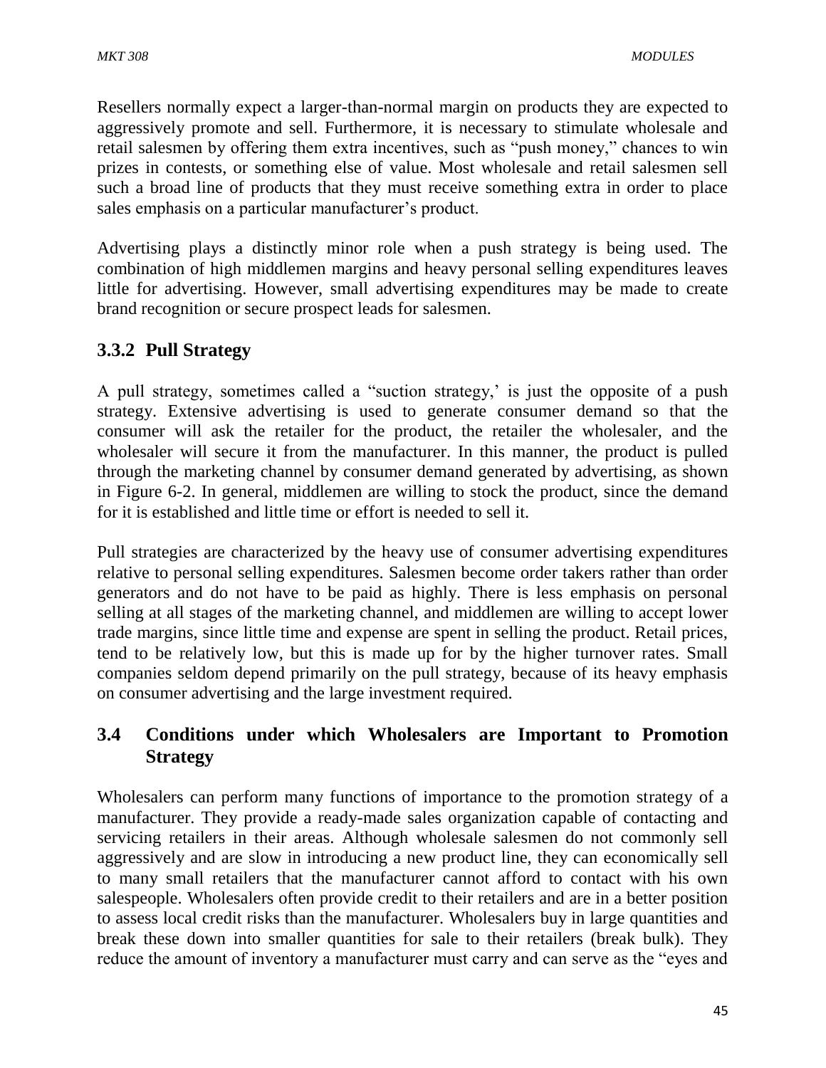Resellers normally expect a larger-than-normal margin on products they are expected to aggressively promote and sell. Furthermore, it is necessary to stimulate wholesale and retail salesmen by offering them extra incentives, such as "push money," chances to win prizes in contests, or something else of value. Most wholesale and retail salesmen sell such a broad line of products that they must receive something extra in order to place sales emphasis on a particular manufacturer's product.

Advertising plays a distinctly minor role when a push strategy is being used. The combination of high middlemen margins and heavy personal selling expenditures leaves little for advertising. However, small advertising expenditures may be made to create brand recognition or secure prospect leads for salesmen.

### 3.3.2 Pull Strategy

A pull strategy, sometimes called a "suction strategy,' is just the opposite of a push strategy. Extensive advertising is used to generate consumer demand so that the consumer will ask the retailer for the product, the retailer the wholesaler, and the wholesaler will secure it from the manufacturer. In this manner, the product is pulled through the marketing channel by consumer demand generated by advertising, as shown in Figure 6-2. In general, middlemen are willing to stock the product, since the demand for it is established and little time or effort is needed to sell it.

Pull strategies are characterized by the heavy use of consumer advertising expenditures relative to personal selling expenditures. Salesmen become order takers rather than order generators and do not have to be paid as highly. There is less emphasis on personal selling at all stages of the marketing channel, and middlemen are willing to accept lower trade margins, since little time and expense are spent in selling the product. Retail prices, tend to be relatively low, but this is made up for by the higher turnover rates. Small companies seldom depend primarily on the pull strategy, because of its heavy emphasis on consumer advertising and the large investment required.

## 3.4 Conditions under which Wholesalers are Important to Promotion Strategy

Wholesalers can perform many functions of importance to the promotion strategy of a manufacturer. They provide a ready-made sales organization capable of contacting and servicing retailers in their areas. Although wholesale salesmen do not commonly sell aggressively and are slow in introducing a new product line, they can economically sell to many small retailers that the manufacturer cannot afford to contact with his own salespeople. Wholesalers often provide credit to their retailers and are in a better position to assess local credit risks than the manufacturer. Wholesalers buy in large quantities and break these down into smaller quantities for sale to their retailers (break bulk). They reduce the amount of inventory a manufacturer must carry and can serve as the "eyes and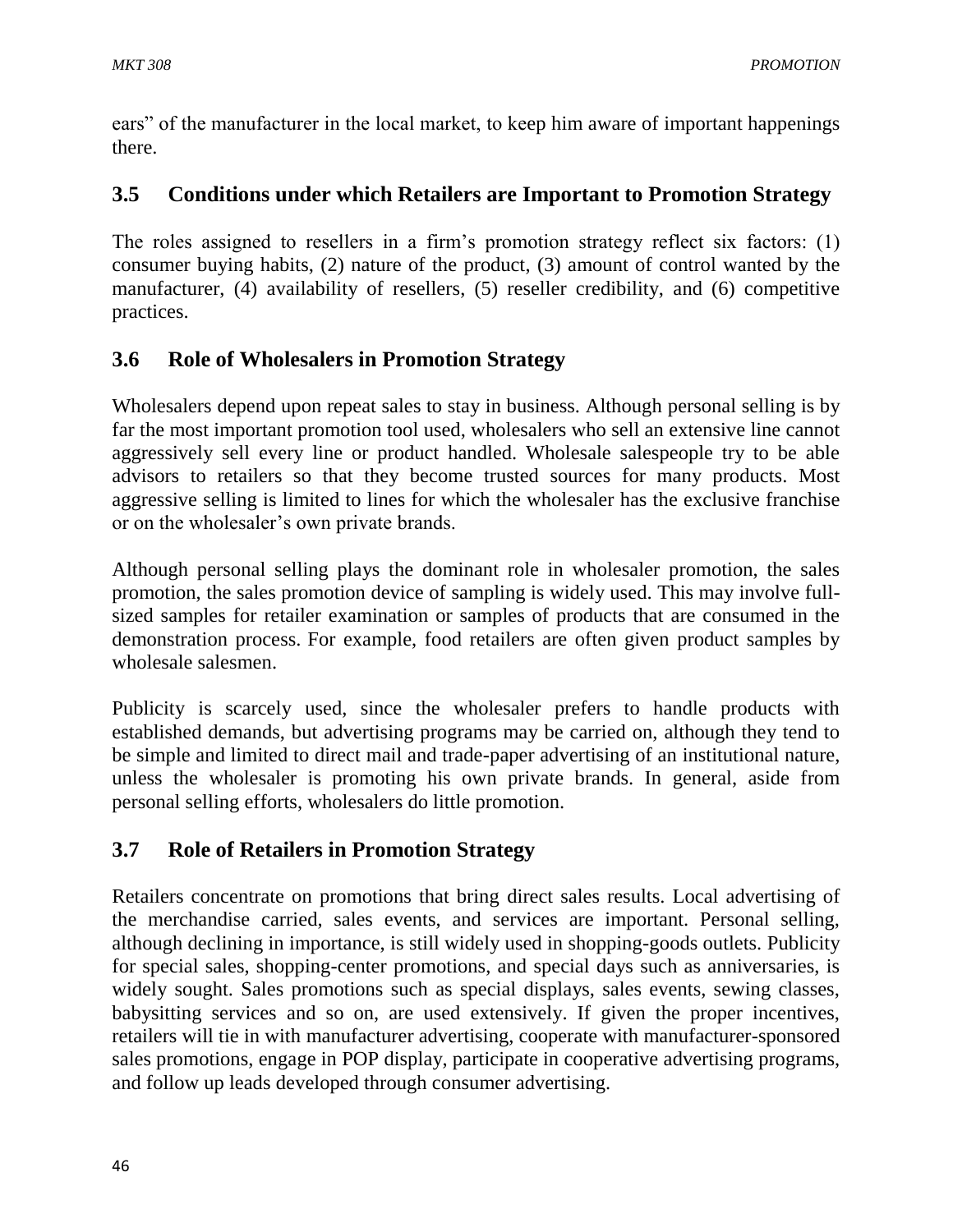ears" of the manufacturer in the local market, to keep him aware of important happenings there.

## 3.5 Conditions under which Retailers are Important to Promotion Strategy

The roles assigned to resellers in a firm's promotion strategy reflect six factors: (1) consumer buying habits, (2) nature of the product, (3) amount of control wanted by the manufacturer, (4) availability of resellers, (5) reseller credibility, and (6) competitive practices.

## 3.6 Role of Wholesalers in Promotion Strategy

Wholesalers depend upon repeat sales to stay in business. Although personal selling is by far the most important promotion tool used, wholesalers who sell an extensive line cannot aggressively sell every line or product handled. Wholesale salespeople try to be able advisors to retailers so that they become trusted sources for many products. Most aggressive selling is limited to lines for which the wholesaler has the exclusive franchise or on the wholesaler's own private brands.

Although personal selling plays the dominant role in wholesaler promotion, the sales promotion, the sales promotion device of sampling is widely used. This may involve full-sized samples for retailer examination or samples of products that are consumed in the demonstration process. For example, food retailers are often given product samples by wholesale salesmen.

Publicity is scarcely used, since the wholesaler prefers to handle products with established demands, but advertising programs may be carried on, although they tend to be simple and limited to direct mail and trade-paper advertising of an institutional nature, unless the wholesaler is promoting his own private brands. In general, aside from personal selling efforts, wholesalers do little promotion.

## 3.7 Role of Retailers in Promotion Strategy

Retailers concentrate on promotions that bring direct sales results. Local advertising of the merchandise carried, sales events, and services are important. Personal selling, although declining in importance, is still widely used in shopping-goods outlets. Publicity for special sales, shopping-center promotions, and special days such as anniversaries, is widely sought. Sales promotions such as special displays, sales events, sewing classes, babysitting services and so on, are used extensively. If given the proper incentives, retailers will tie in with manufacturer advertising, cooperate with manufacturer-sponsored sales promotions, engage in POP display, participate in cooperative advertising programs, and follow up leads developed through consumer advertising.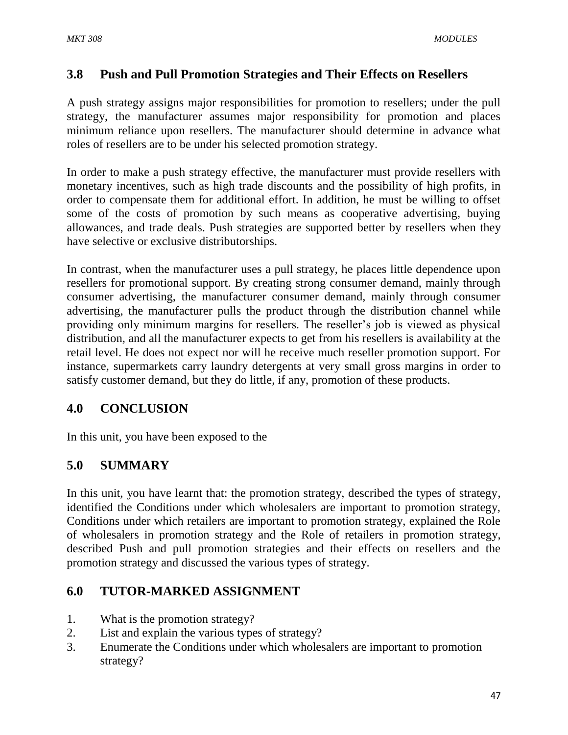## 3.8 Push and Pull Promotion Strategies and Their Effects on Resellers

A push strategy assigns major responsibilities for promotion to resellers; under the pull strategy, the manufacturer assumes major responsibility for promotion and places minimum reliance upon resellers. The manufacturer should determine in advance what roles of resellers are to be under his selected promotion strategy.

In order to make a push strategy effective, the manufacturer must provide resellers with monetary incentives, such as high trade discounts and the possibility of high profits, in order to compensate them for additional effort. In addition, he must be willing to offset some of the costs of promotion by such means as cooperative advertising, buying allowances, and trade deals. Push strategies are supported better by resellers when they have selective or exclusive distributorships.

In contrast, when the manufacturer uses a pull strategy, he places little dependence upon resellers for promotional support. By creating strong consumer demand, mainly through consumer advertising, the manufacturer consumer demand, mainly through consumer advertising, the manufacturer pulls the product through the distribution channel while providing only minimum margins for resellers. The reseller's job is viewed as physical distribution, and all the manufacturer expects to get from his resellers is availability at the retail level. He does not expect nor will he receive much reseller promotion support. For instance, supermarkets carry laundry detergents at very small gross margins in order to satisfy customer demand, but they do little, if any, promotion of these products.

## 4.0 CONCLUSION

In this unit, you have been exposed to the

## 5.0 SUMMARY

In this unit, you have learnt that: the promotion strategy, described the types of strategy, identified the Conditions under which wholesalers are important to promotion strategy, Conditions under which retailers are important to promotion strategy, explained the Role of wholesalers in promotion strategy and the Role of retailers in promotion strategy, described Push and pull promotion strategies and their effects on resellers and the promotion strategy and discussed the various types of strategy.

## 6.0 TUTOR-MARKED ASSIGNMENT

1. What is the promotion strategy?
2. List and explain the various types of strategy?
3. Enumerate the Conditions under which wholesalers are important to promotion strategy?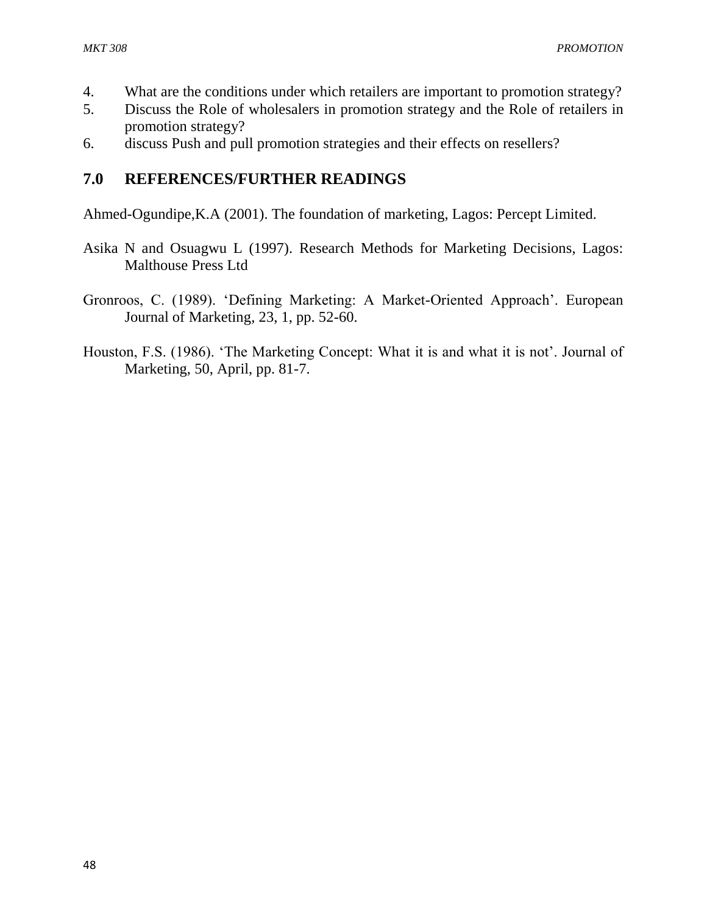4. What are the conditions under which retailers are important to promotion strategy?
5. Discuss the Role of wholesalers in promotion strategy and the Role of retailers in promotion strategy?
6. discuss Push and pull promotion strategies and their effects on resellers?

## 7.0 REFERENCES/FURTHER READINGS

Ahmed-Ogundipe,K.A (2001). The foundation of marketing, Lagos: Percept Limited.

Asika N and Osuagwu L (1997). Research Methods for Marketing Decisions, Lagos: Malthouse Press Ltd

Gronroos, C. (1989). 'Defining Marketing: A Market-Oriented Approach'. European Journal of Marketing, 23, 1, pp. 52-60.

Houston, F.S. (1986). 'The Marketing Concept: What it is and what it is not'. Journal of Marketing, 50, April, pp. 81-7.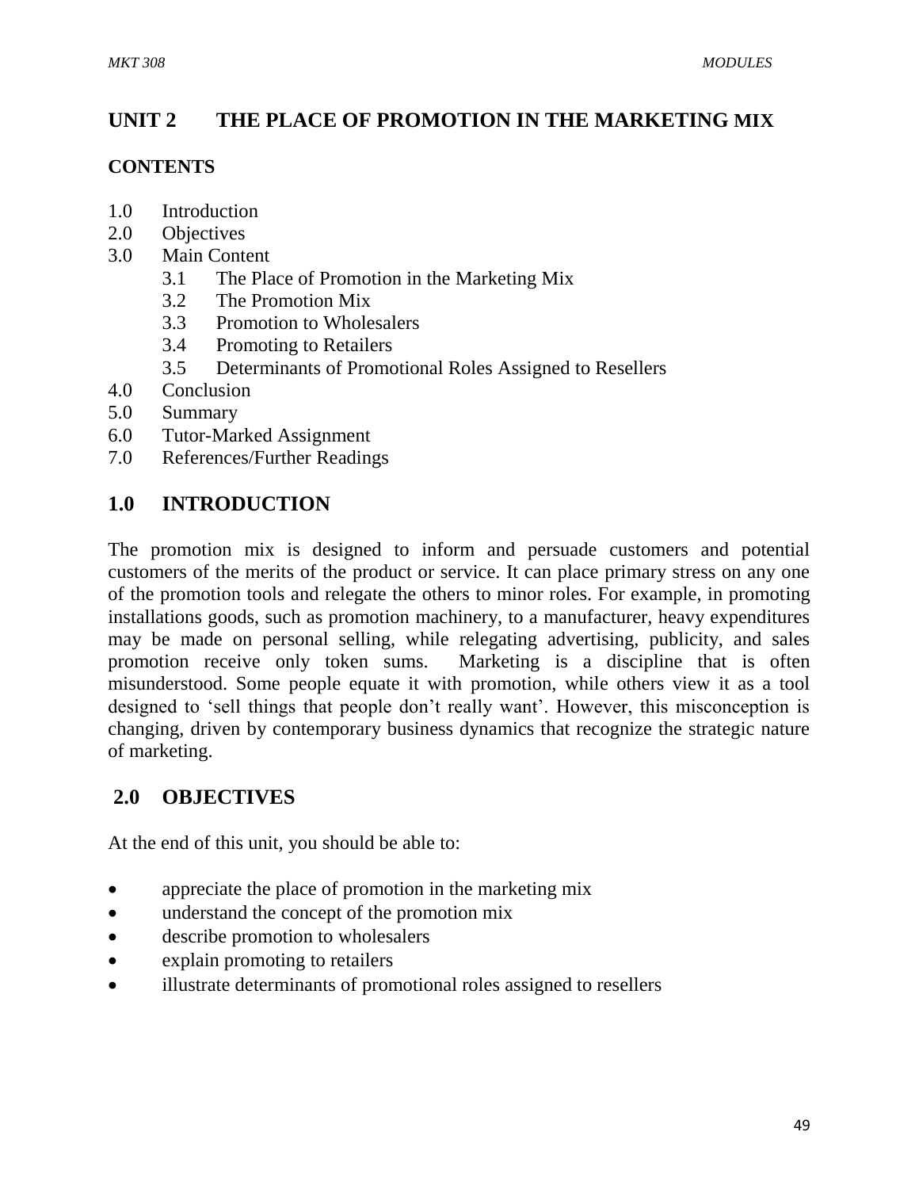## UNIT 2 THE PLACE OF PROMOTION IN THE MARKETING MIX

**CONTENTS**

1.0 Introduction
2.0 Objectives
3.0 Main Content
 3.1 The Place of Promotion in the Marketing Mix
 3.2 The Promotion Mix
 3.3 Promotion to Wholesalers
 3.4 Promoting to Retailers
 3.5 Determinants of Promotional Roles Assigned to Resellers
4.0 Conclusion
5.0 Summary
6.0 Tutor-Marked Assignment
7.0 References/Further Readings

## 1.0 INTRODUCTION

The promotion mix is designed to inform and persuade customers and potential customers of the merits of the product or service. It can place primary stress on any one of the promotion tools and relegate the others to minor roles. For example, in promoting installations goods, such as promotion machinery, to a manufacturer, heavy expenditures may be made on personal selling, while relegating advertising, publicity, and sales promotion receive only token sums. Marketing is a discipline that is often misunderstood. Some people equate it with promotion, while others view it as a tool designed to 'sell things that people don't really want'. However, this misconception is changing, driven by contemporary business dynamics that recognize the strategic nature of marketing.

## 2.0 OBJECTIVES

At the end of this unit, you should be able to:

- appreciate the place of promotion in the marketing mix
- understand the concept of the promotion mix
- describe promotion to wholesalers
- explain promoting to retailers
- illustrate determinants of promotional roles assigned to resellers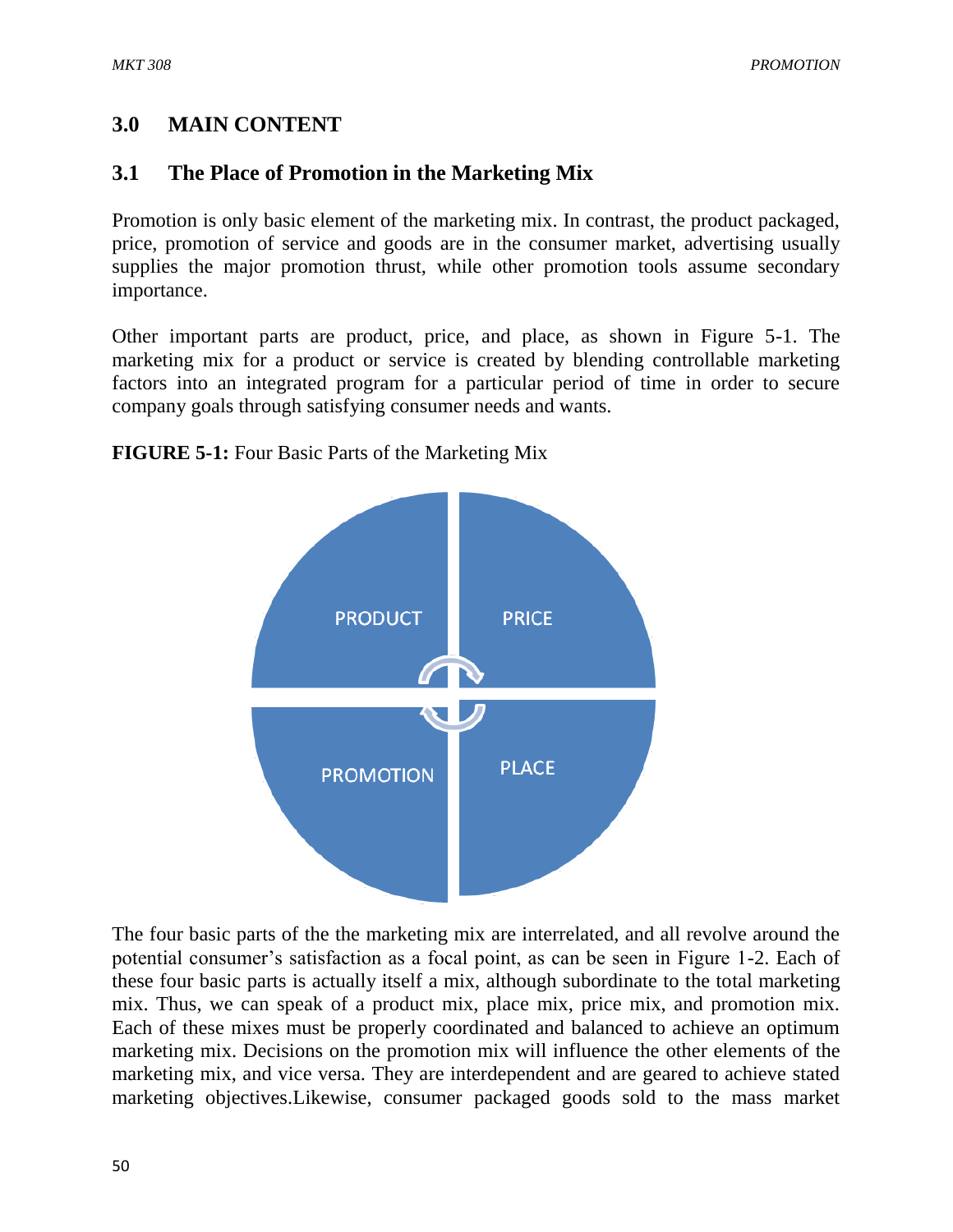## 3.0 MAIN CONTENT

### 3.1 The Place of Promotion in the Marketing Mix

Promotion is only basic element of the marketing mix. In contrast, the product packaged, price, promotion of service and goods are in the consumer market, advertising usually supplies the major promotion thrust, while other promotion tools assume secondary importance.

Other important parts are product, price, and place, as shown in Figure 5-1. The marketing mix for a product or service is created by blending controllable marketing factors into an integrated program for a particular period of time in order to secure company goals through satisfying consumer needs and wants.

**FIGURE 5-1:** Four Basic Parts of the Marketing Mix

PRODUCT | PRICE | PROMOTION | PLACE

The four basic parts of the the marketing mix are interrelated, and all revolve around the potential consumer's satisfaction as a focal point, as can be seen in Figure 1-2. Each of these four basic parts is actually itself a mix, although subordinate to the total marketing mix. Thus, we can speak of a product mix, place mix, price mix, and promotion mix. Each of these mixes must be properly coordinated and balanced to achieve an optimum marketing mix. Decisions on the promotion mix will influence the other elements of the marketing mix, and vice versa. They are interdependent and are geared to achieve stated marketing objectives.Likewise, consumer packaged goods sold to the mass market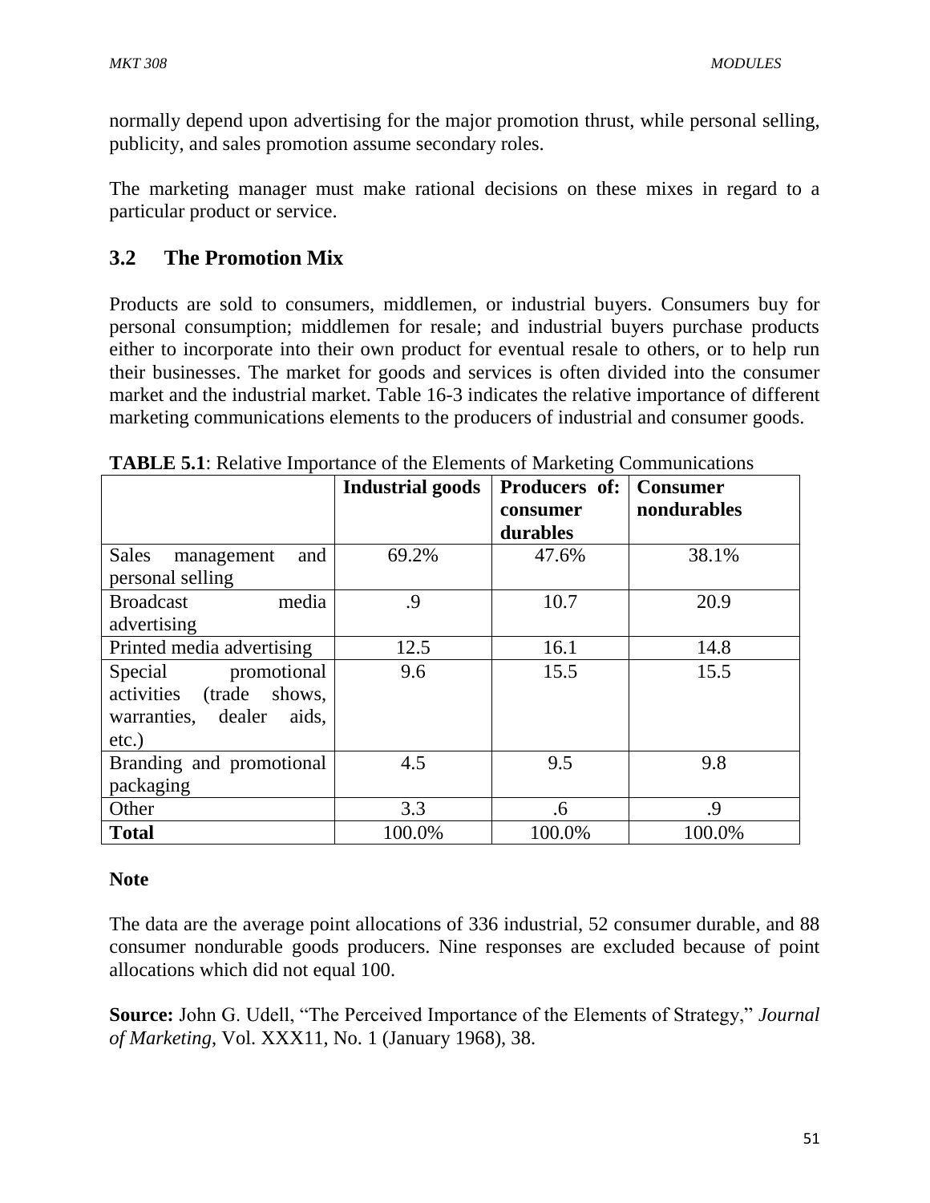normally depend upon advertising for the major promotion thrust, while personal selling, publicity, and sales promotion assume secondary roles.

The marketing manager must make rational decisions on these mixes in regard to a particular product or service.

## 3.2 The Promotion Mix

Products are sold to consumers, middlemen, or industrial buyers. Consumers buy for personal consumption; middlemen for resale; and industrial buyers purchase products either to incorporate into their own product for eventual resale to others, or to help run their businesses. The market for goods and services is often divided into the consumer market and the industrial market. Table 16-3 indicates the relative importance of different marketing communications elements to the producers of industrial and consumer goods.

**TABLE 5.1**: Relative Importance of the Elements of Marketing Communications

| | **Industrial goods** | **Producers of: consumer durables** | **Consumer nondurables** |
|---|---|---|---|
| Sales management and personal selling | 69.2% | 47.6% | 38.1% |
| Broadcast media advertising | .9 | 10.7 | 20.9 |
| Printed media advertising | 12.5 | 16.1 | 14.8 |
| Special promotional activities (trade shows, warranties, dealer aids, etc.) | 9.6 | 15.5 | 15.5 |
| Branding and promotional packaging | 4.5 | 9.5 | 9.8 |
| Other | 3.3 | .6 | .9 |
| **Total** | 100.0% | 100.0% | 100.0% |

**Note**

The data are the average point allocations of 336 industrial, 52 consumer durable, and 88 consumer nondurable goods producers. Nine responses are excluded because of point allocations which did not equal 100.

**Source:** John G. Udell, "The Perceived Importance of the Elements of Strategy," *Journal of Marketing*, Vol. XXX11, No. 1 (January 1968), 38.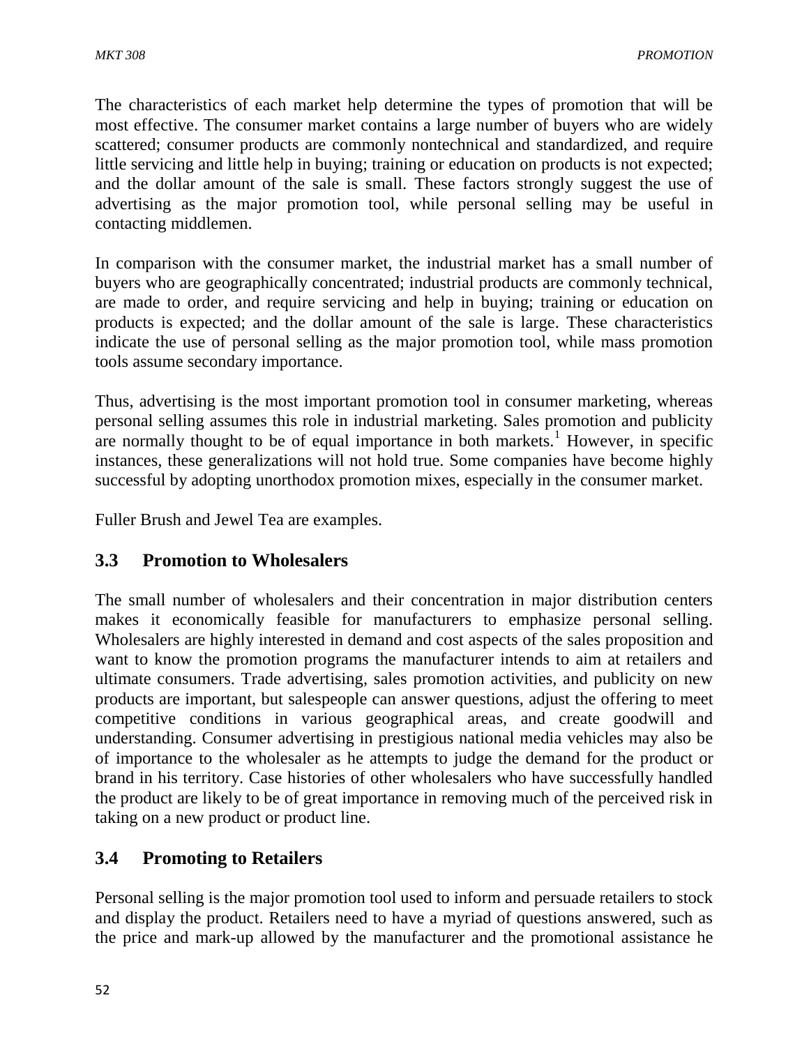The characteristics of each market help determine the types of promotion that will be most effective. The consumer market contains a large number of buyers who are widely scattered; consumer products are commonly nontechnical and standardized, and require little servicing and little help in buying; training or education on products is not expected; and the dollar amount of the sale is small. These factors strongly suggest the use of advertising as the major promotion tool, while personal selling may be useful in contacting middlemen.

In comparison with the consumer market, the industrial market has a small number of buyers who are geographically concentrated; industrial products are commonly technical, are made to order, and require servicing and help in buying; training or education on products is expected; and the dollar amount of the sale is large. These characteristics indicate the use of personal selling as the major promotion tool, while mass promotion tools assume secondary importance.

Thus, advertising is the most important promotion tool in consumer marketing, whereas personal selling assumes this role in industrial marketing. Sales promotion and publicity are normally thought to be of equal importance in both markets.[1] However, in specific instances, these generalizations will not hold true. Some companies have become highly successful by adopting unorthodox promotion mixes, especially in the consumer market.

Fuller Brush and Jewel Tea are examples.

### 3.3 Promotion to Wholesalers

The small number of wholesalers and their concentration in major distribution centers makes it economically feasible for manufacturers to emphasize personal selling. Wholesalers are highly interested in demand and cost aspects of the sales proposition and want to know the promotion programs the manufacturer intends to aim at retailers and ultimate consumers. Trade advertising, sales promotion activities, and publicity on new products are important, but salespeople can answer questions, adjust the offering to meet competitive conditions in various geographical areas, and create goodwill and understanding. Consumer advertising in prestigious national media vehicles may also be of importance to the wholesaler as he attempts to judge the demand for the product or brand in his territory. Case histories of other wholesalers who have successfully handled the product are likely to be of great importance in removing much of the perceived risk in taking on a new product or product line.

### 3.4 Promoting to Retailers

Personal selling is the major promotion tool used to inform and persuade retailers to stock and display the product. Retailers need to have a myriad of questions answered, such as the price and mark-up allowed by the manufacturer and the promotional assistance he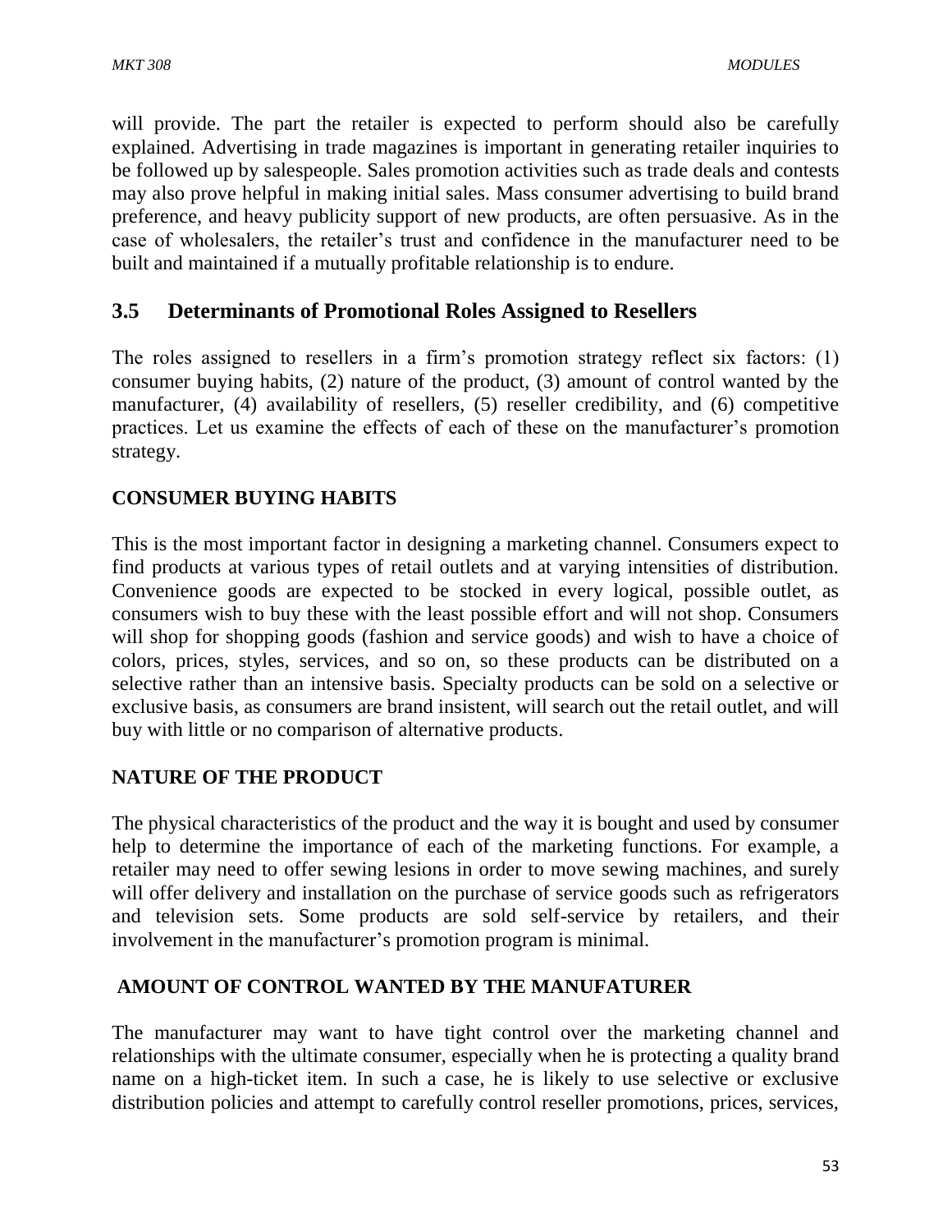will provide. The part the retailer is expected to perform should also be carefully explained. Advertising in trade magazines is important in generating retailer inquiries to be followed up by salespeople. Sales promotion activities such as trade deals and contests may also prove helpful in making initial sales. Mass consumer advertising to build brand preference, and heavy publicity support of new products, are often persuasive. As in the case of wholesalers, the retailer's trust and confidence in the manufacturer need to be built and maintained if a mutually profitable relationship is to endure.

## 3.5 Determinants of Promotional Roles Assigned to Resellers

The roles assigned to resellers in a firm's promotion strategy reflect six factors: (1) consumer buying habits, (2) nature of the product, (3) amount of control wanted by the manufacturer, (4) availability of resellers, (5) reseller credibility, and (6) competitive practices. Let us examine the effects of each of these on the manufacturer's promotion strategy.

### CONSUMER BUYING HABITS

This is the most important factor in designing a marketing channel. Consumers expect to find products at various types of retail outlets and at varying intensities of distribution. Convenience goods are expected to be stocked in every logical, possible outlet, as consumers wish to buy these with the least possible effort and will not shop. Consumers will shop for shopping goods (fashion and service goods) and wish to have a choice of colors, prices, styles, services, and so on, so these products can be distributed on a selective rather than an intensive basis. Specialty products can be sold on a selective or exclusive basis, as consumers are brand insistent, will search out the retail outlet, and will buy with little or no comparison of alternative products.

### NATURE OF THE PRODUCT

The physical characteristics of the product and the way it is bought and used by consumer help to determine the importance of each of the marketing functions. For example, a retailer may need to offer sewing lesions in order to move sewing machines, and surely will offer delivery and installation on the purchase of service goods such as refrigerators and television sets. Some products are sold self-service by retailers, and their involvement in the manufacturer's promotion program is minimal.

### AMOUNT OF CONTROL WANTED BY THE MANUFATURER

The manufacturer may want to have tight control over the marketing channel and relationships with the ultimate consumer, especially when he is protecting a quality brand name on a high-ticket item. In such a case, he is likely to use selective or exclusive distribution policies and attempt to carefully control reseller promotions, prices, services,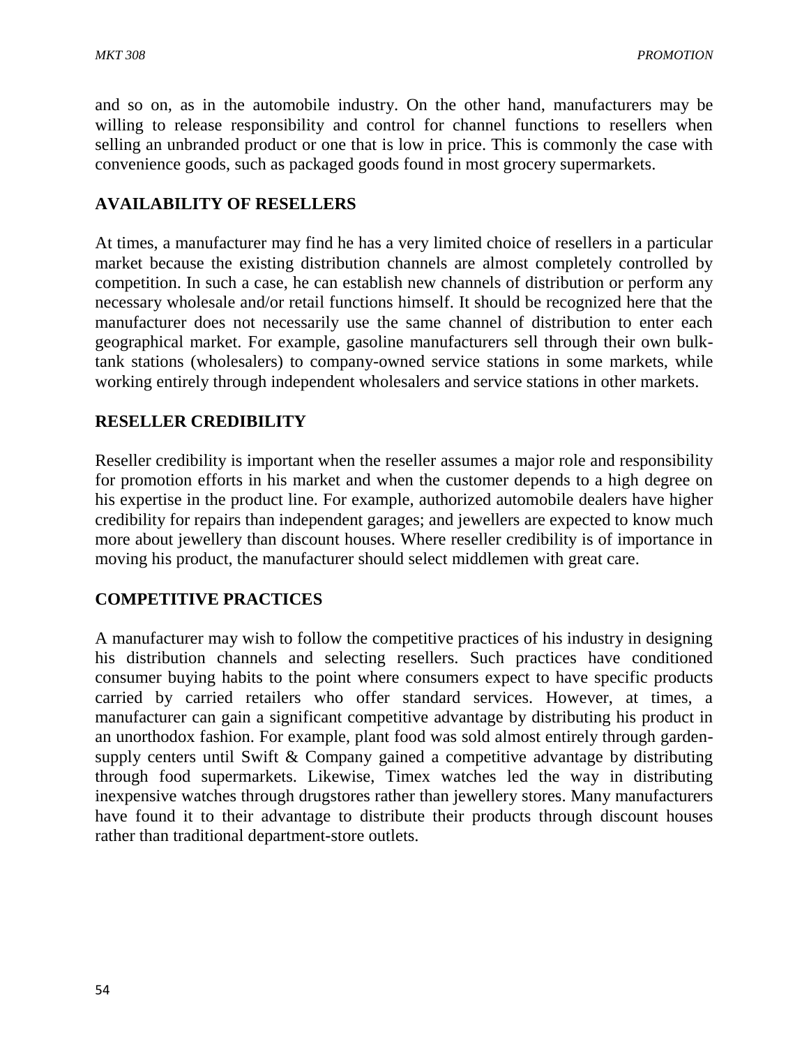and so on, as in the automobile industry. On the other hand, manufacturers may be willing to release responsibility and control for channel functions to resellers when selling an unbranded product or one that is low in price. This is commonly the case with convenience goods, such as packaged goods found in most grocery supermarkets.

## AVAILABILITY OF RESELLERS

At times, a manufacturer may find he has a very limited choice of resellers in a particular market because the existing distribution channels are almost completely controlled by competition. In such a case, he can establish new channels of distribution or perform any necessary wholesale and/or retail functions himself. It should be recognized here that the manufacturer does not necessarily use the same channel of distribution to enter each geographical market. For example, gasoline manufacturers sell through their own bulk-tank stations (wholesalers) to company-owned service stations in some markets, while working entirely through independent wholesalers and service stations in other markets.

## RESELLER CREDIBILITY

Reseller credibility is important when the reseller assumes a major role and responsibility for promotion efforts in his market and when the customer depends to a high degree on his expertise in the product line. For example, authorized automobile dealers have higher credibility for repairs than independent garages; and jewellers are expected to know much more about jewellery than discount houses. Where reseller credibility is of importance in moving his product, the manufacturer should select middlemen with great care.

## COMPETITIVE PRACTICES

A manufacturer may wish to follow the competitive practices of his industry in designing his distribution channels and selecting resellers. Such practices have conditioned consumer buying habits to the point where consumers expect to have specific products carried by carried retailers who offer standard services. However, at times, a manufacturer can gain a significant competitive advantage by distributing his product in an unorthodox fashion. For example, plant food was sold almost entirely through garden-supply centers until Swift & Company gained a competitive advantage by distributing through food supermarkets. Likewise, Timex watches led the way in distributing inexpensive watches through drugstores rather than jewellery stores. Many manufacturers have found it to their advantage to distribute their products through discount houses rather than traditional department-store outlets.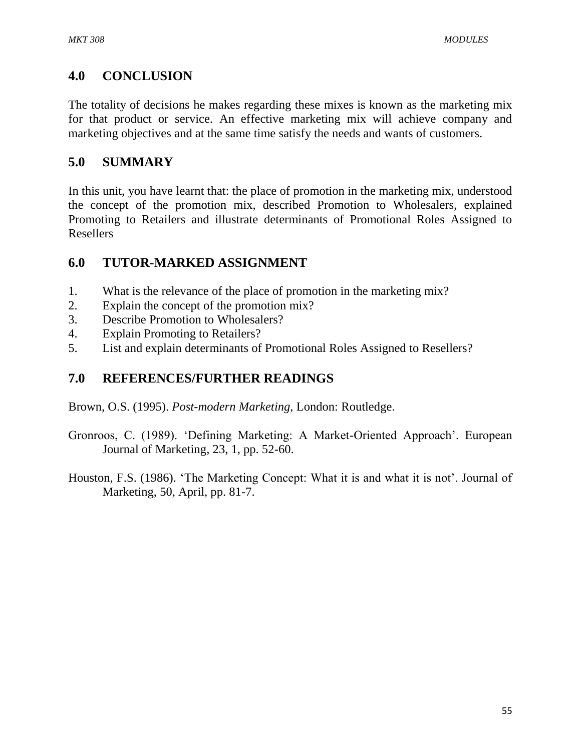## 4.0 CONCLUSION

The totality of decisions he makes regarding these mixes is known as the marketing mix for that product or service. An effective marketing mix will achieve company and marketing objectives and at the same time satisfy the needs and wants of customers.

## 5.0 SUMMARY

In this unit, you have learnt that: the place of promotion in the marketing mix, understood the concept of the promotion mix, described Promotion to Wholesalers, explained Promoting to Retailers and illustrate determinants of Promotional Roles Assigned to Resellers

## 6.0 TUTOR-MARKED ASSIGNMENT

1. What is the relevance of the place of promotion in the marketing mix?
2. Explain the concept of the promotion mix?
3. Describe Promotion to Wholesalers?
4. Explain Promoting to Retailers?
5. List and explain determinants of Promotional Roles Assigned to Resellers?

## 7.0 REFERENCES/FURTHER READINGS

Brown, O.S. (1995). *Post-modern Marketing*, London: Routledge.

Gronroos, C. (1989). 'Defining Marketing: A Market-Oriented Approach'. European Journal of Marketing, 23, 1, pp. 52-60.

Houston, F.S. (1986). 'The Marketing Concept: What it is and what it is not'. Journal of Marketing, 50, April, pp. 81-7.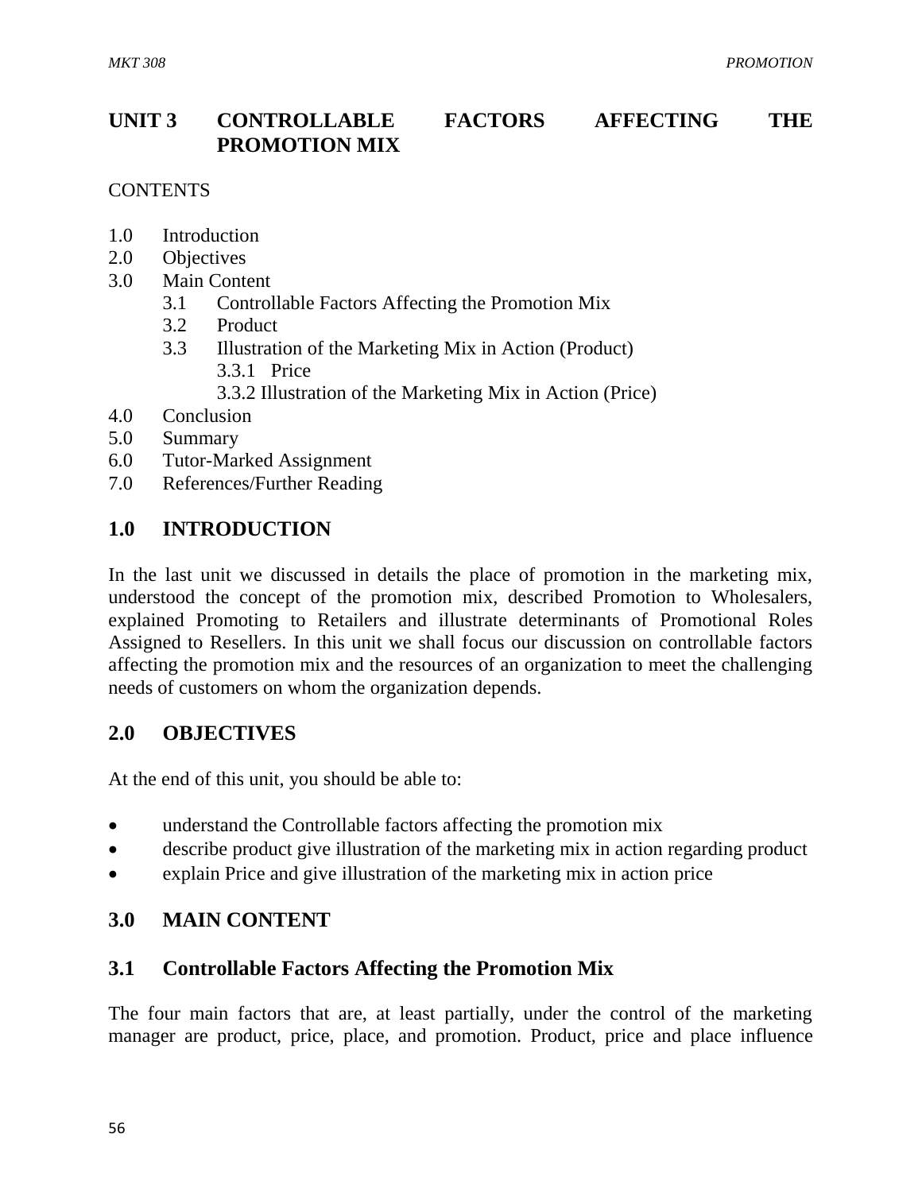# UNIT 3 CONTROLLABLE FACTORS AFFECTING THE PROMOTION MIX

CONTENTS

1.0 Introduction
2.0 Objectives
3.0 Main Content
    3.1 Controllable Factors Affecting the Promotion Mix
    3.2 Product
    3.3 Illustration of the Marketing Mix in Action (Product)
        3.3.1 Price
        3.3.2 Illustration of the Marketing Mix in Action (Price)
4.0 Conclusion
5.0 Summary
6.0 Tutor-Marked Assignment
7.0 References/Further Reading

## 1.0 INTRODUCTION

In the last unit we discussed in details the place of promotion in the marketing mix, understood the concept of the promotion mix, described Promotion to Wholesalers, explained Promoting to Retailers and illustrate determinants of Promotional Roles Assigned to Resellers. In this unit we shall focus our discussion on controllable factors affecting the promotion mix and the resources of an organization to meet the challenging needs of customers on whom the organization depends.

## 2.0 OBJECTIVES

At the end of this unit, you should be able to:

- understand the Controllable factors affecting the promotion mix
- describe product give illustration of the marketing mix in action regarding product
- explain Price and give illustration of the marketing mix in action price

## 3.0 MAIN CONTENT

### 3.1 Controllable Factors Affecting the Promotion Mix

The four main factors that are, at least partially, under the control of the marketing manager are product, price, place, and promotion. Product, price and place influence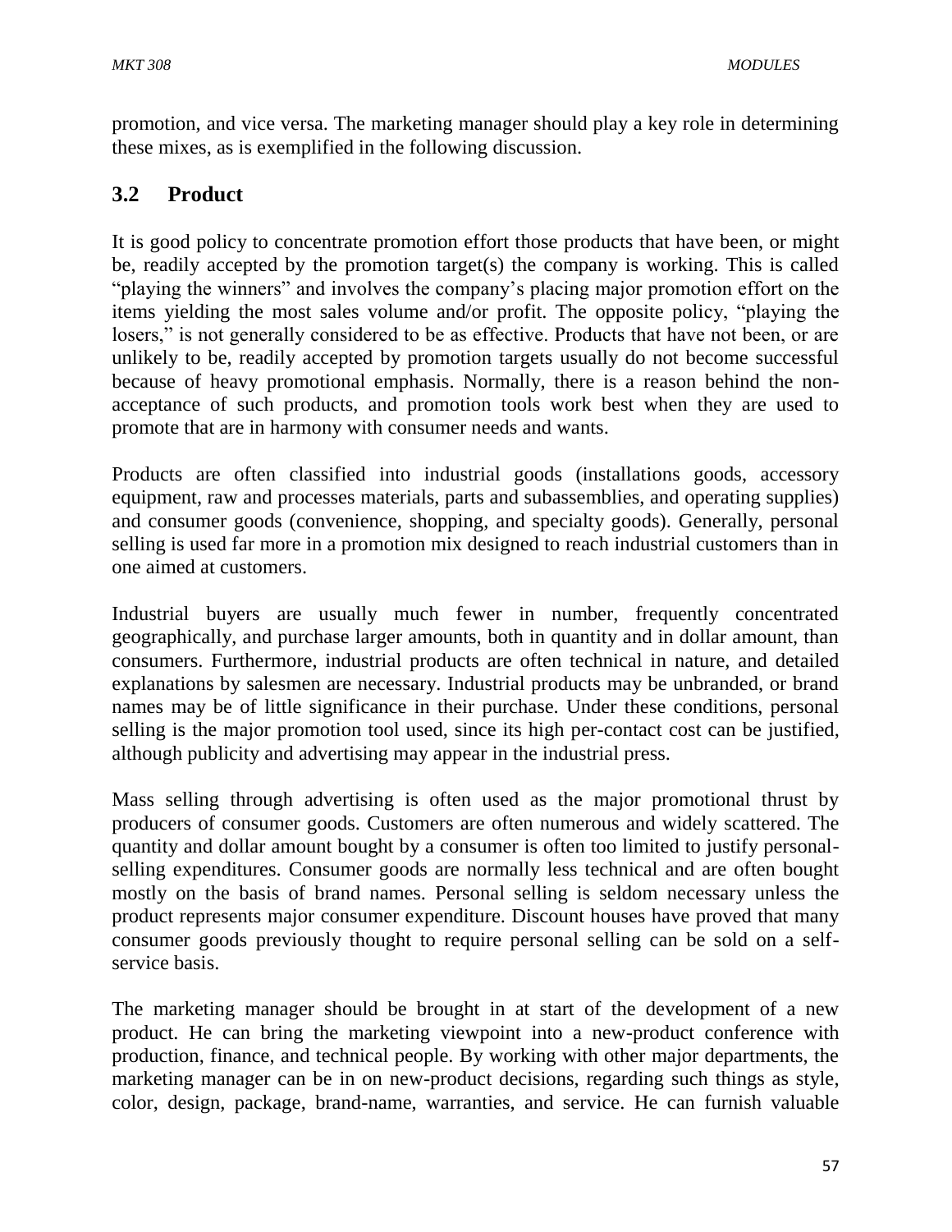promotion, and vice versa. The marketing manager should play a key role in determining these mixes, as is exemplified in the following discussion.

## 3.2 Product

It is good policy to concentrate promotion effort those products that have been, or might be, readily accepted by the promotion target(s) the company is working. This is called "playing the winners" and involves the company's placing major promotion effort on the items yielding the most sales volume and/or profit. The opposite policy, "playing the losers," is not generally considered to be as effective. Products that have not been, or are unlikely to be, readily accepted by promotion targets usually do not become successful because of heavy promotional emphasis. Normally, there is a reason behind the non-acceptance of such products, and promotion tools work best when they are used to promote that are in harmony with consumer needs and wants.

Products are often classified into industrial goods (installations goods, accessory equipment, raw and processes materials, parts and subassemblies, and operating supplies) and consumer goods (convenience, shopping, and specialty goods). Generally, personal selling is used far more in a promotion mix designed to reach industrial customers than in one aimed at customers.

Industrial buyers are usually much fewer in number, frequently concentrated geographically, and purchase larger amounts, both in quantity and in dollar amount, than consumers. Furthermore, industrial products are often technical in nature, and detailed explanations by salesmen are necessary. Industrial products may be unbranded, or brand names may be of little significance in their purchase. Under these conditions, personal selling is the major promotion tool used, since its high per-contact cost can be justified, although publicity and advertising may appear in the industrial press.

Mass selling through advertising is often used as the major promotional thrust by producers of consumer goods. Customers are often numerous and widely scattered. The quantity and dollar amount bought by a consumer is often too limited to justify personal-selling expenditures. Consumer goods are normally less technical and are often bought mostly on the basis of brand names. Personal selling is seldom necessary unless the product represents major consumer expenditure. Discount houses have proved that many consumer goods previously thought to require personal selling can be sold on a self-service basis.

The marketing manager should be brought in at start of the development of a new product. He can bring the marketing viewpoint into a new-product conference with production, finance, and technical people. By working with other major departments, the marketing manager can be in on new-product decisions, regarding such things as style, color, design, package, brand-name, warranties, and service. He can furnish valuable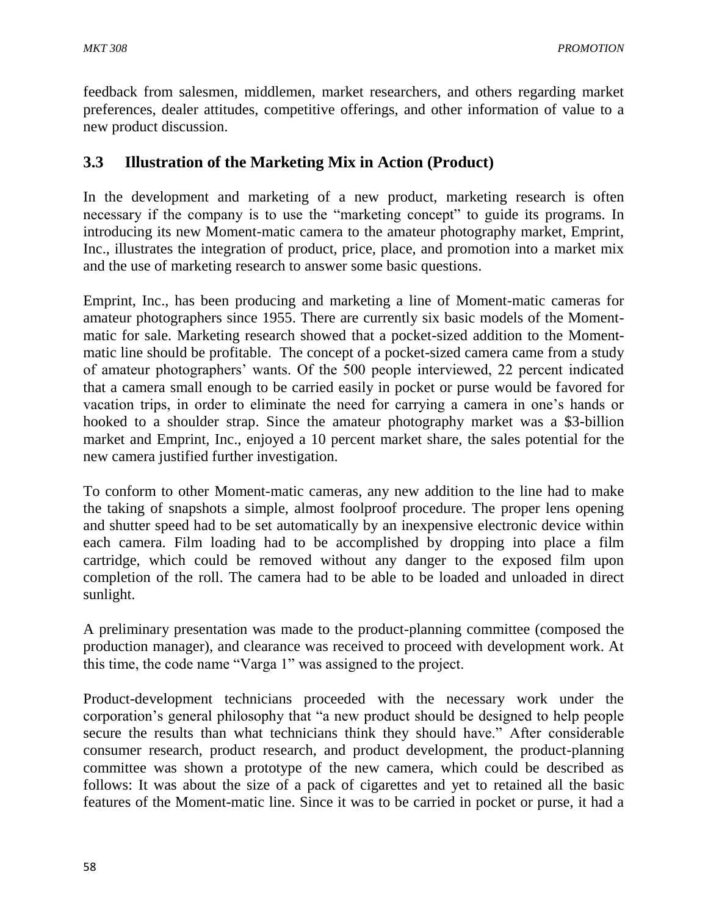feedback from salesmen, middlemen, market researchers, and others regarding market preferences, dealer attitudes, competitive offerings, and other information of value to a new product discussion.

### 3.3 Illustration of the Marketing Mix in Action (Product)

In the development and marketing of a new product, marketing research is often necessary if the company is to use the "marketing concept" to guide its programs. In introducing its new Moment-matic camera to the amateur photography market, Emprint, Inc., illustrates the integration of product, price, place, and promotion into a market mix and the use of marketing research to answer some basic questions.

Emprint, Inc., has been producing and marketing a line of Moment-matic cameras for amateur photographers since 1955. There are currently six basic models of the Moment-matic for sale. Marketing research showed that a pocket-sized addition to the Moment-matic line should be profitable. The concept of a pocket-sized camera came from a study of amateur photographers' wants. Of the 500 people interviewed, 22 percent indicated that a camera small enough to be carried easily in pocket or purse would be favored for vacation trips, in order to eliminate the need for carrying a camera in one's hands or hooked to a shoulder strap. Since the amateur photography market was a $3-billion market and Emprint, Inc., enjoyed a 10 percent market share, the sales potential for the new camera justified further investigation.

To conform to other Moment-matic cameras, any new addition to the line had to make the taking of snapshots a simple, almost foolproof procedure. The proper lens opening and shutter speed had to be set automatically by an inexpensive electronic device within each camera. Film loading had to be accomplished by dropping into place a film cartridge, which could be removed without any danger to the exposed film upon completion of the roll. The camera had to be able to be loaded and unloaded in direct sunlight.

A preliminary presentation was made to the product-planning committee (composed the production manager), and clearance was received to proceed with development work. At this time, the code name "Varga 1" was assigned to the project.

Product-development technicians proceeded with the necessary work under the corporation's general philosophy that "a new product should be designed to help people secure the results than what technicians think they should have." After considerable consumer research, product research, and product development, the product-planning committee was shown a prototype of the new camera, which could be described as follows: It was about the size of a pack of cigarettes and yet to retained all the basic features of the Moment-matic line. Since it was to be carried in pocket or purse, it had a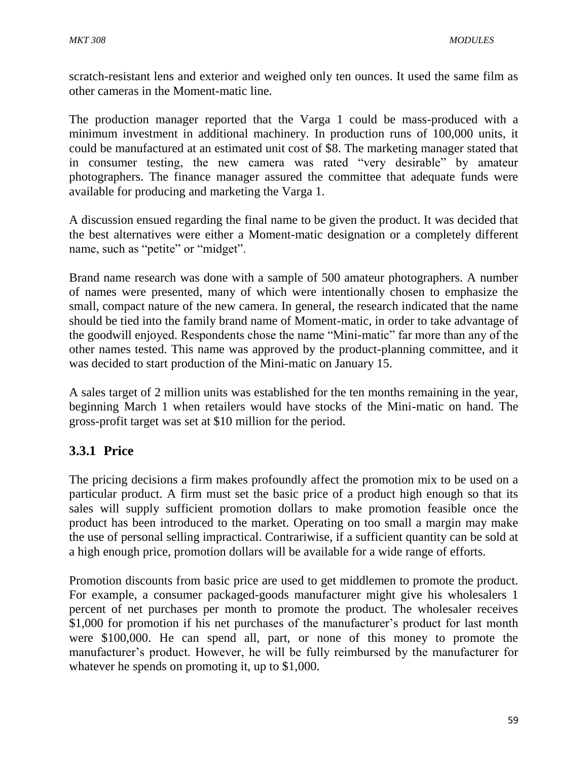scratch-resistant lens and exterior and weighed only ten ounces. It used the same film as other cameras in the Moment-matic line.

The production manager reported that the Varga 1 could be mass-produced with a minimum investment in additional machinery. In production runs of 100,000 units, it could be manufactured at an estimated unit cost of $8. The marketing manager stated that in consumer testing, the new camera was rated "very desirable" by amateur photographers. The finance manager assured the committee that adequate funds were available for producing and marketing the Varga 1.

A discussion ensued regarding the final name to be given the product. It was decided that the best alternatives were either a Moment-matic designation or a completely different name, such as "petite" or "midget".

Brand name research was done with a sample of 500 amateur photographers. A number of names were presented, many of which were intentionally chosen to emphasize the small, compact nature of the new camera. In general, the research indicated that the name should be tied into the family brand name of Moment-matic, in order to take advantage of the goodwill enjoyed. Respondents chose the name "Mini-matic" far more than any of the other names tested. This name was approved by the product-planning committee, and it was decided to start production of the Mini-matic on January 15.

A sales target of 2 million units was established for the ten months remaining in the year, beginning March 1 when retailers would have stocks of the Mini-matic on hand. The gross-profit target was set at $10 million for the period.

### 3.3.1 Price

The pricing decisions a firm makes profoundly affect the promotion mix to be used on a particular product. A firm must set the basic price of a product high enough so that its sales will supply sufficient promotion dollars to make promotion feasible once the product has been introduced to the market. Operating on too small a margin may make the use of personal selling impractical. Contrariwise, if a sufficient quantity can be sold at a high enough price, promotion dollars will be available for a wide range of efforts.

Promotion discounts from basic price are used to get middlemen to promote the product. For example, a consumer packaged-goods manufacturer might give his wholesalers 1 percent of net purchases per month to promote the product. The wholesaler receives $1,000 for promotion if his net purchases of the manufacturer's product for last month were $100,000. He can spend all, part, or none of this money to promote the manufacturer's product. However, he will be fully reimbursed by the manufacturer for whatever he spends on promoting it, up to $1,000.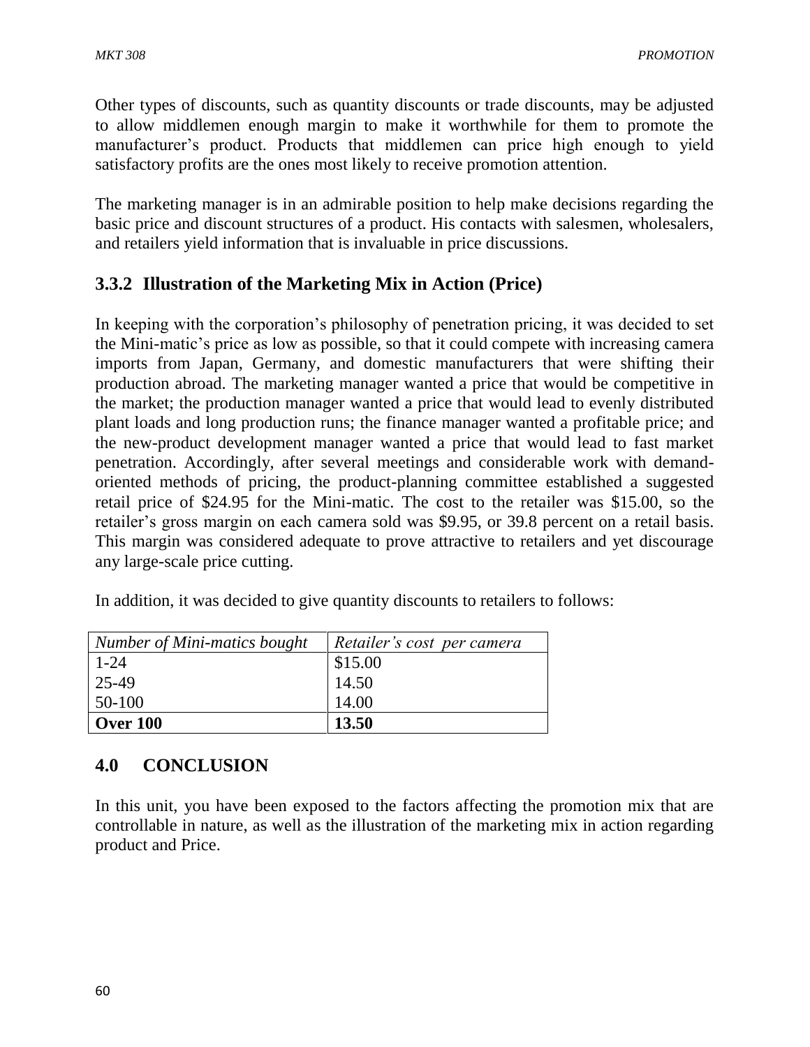Other types of discounts, such as quantity discounts or trade discounts, may be adjusted to allow middlemen enough margin to make it worthwhile for them to promote the manufacturer's product. Products that middlemen can price high enough to yield satisfactory profits are the ones most likely to receive promotion attention.

The marketing manager is in an admirable position to help make decisions regarding the basic price and discount structures of a product. His contacts with salesmen, wholesalers, and retailers yield information that is invaluable in price discussions.

### 3.3.2 Illustration of the Marketing Mix in Action (Price)

In keeping with the corporation's philosophy of penetration pricing, it was decided to set the Mini-matic's price as low as possible, so that it could compete with increasing camera imports from Japan, Germany, and domestic manufacturers that were shifting their production abroad. The marketing manager wanted a price that would be competitive in the market; the production manager wanted a price that would lead to evenly distributed plant loads and long production runs; the finance manager wanted a profitable price; and the new-product development manager wanted a price that would lead to fast market penetration. Accordingly, after several meetings and considerable work with demand-oriented methods of pricing, the product-planning committee established a suggested retail price of $24.95 for the Mini-matic. The cost to the retailer was $15.00, so the retailer's gross margin on each camera sold was $9.95, or 39.8 percent on a retail basis. This margin was considered adequate to prove attractive to retailers and yet discourage any large-scale price cutting.

In addition, it was decided to give quantity discounts to retailers to follows:

| *Number of Mini-matics bought* | *Retailer's cost per camera* |
|---|---|
| 1-24 | $15.00 |
| 25-49 | 14.50 |
| 50-100 | 14.00 |
| **Over 100** | **13.50** |

## 4.0 CONCLUSION

In this unit, you have been exposed to the factors affecting the promotion mix that are controllable in nature, as well as the illustration of the marketing mix in action regarding product and Price.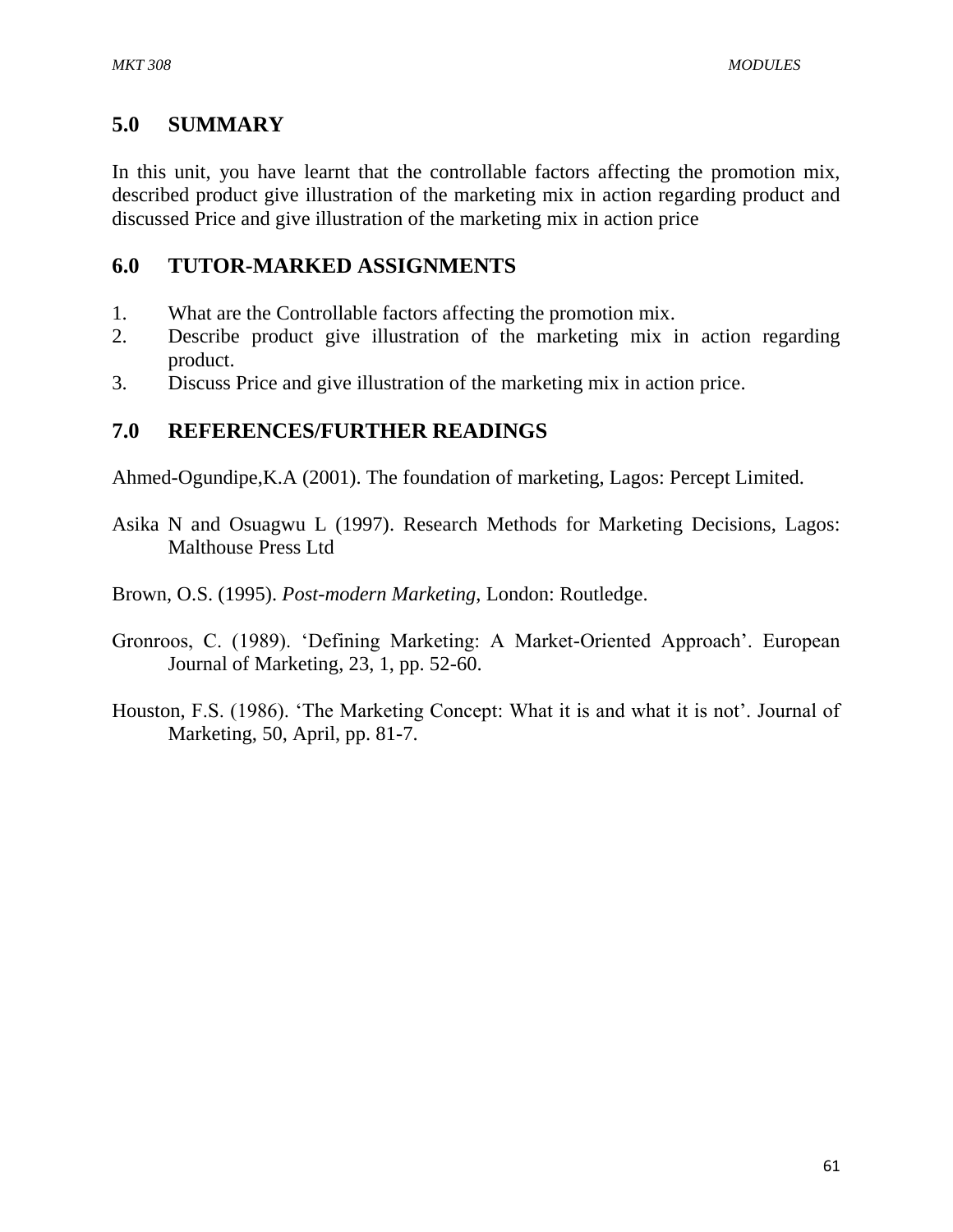## 5.0 SUMMARY

In this unit, you have learnt that the controllable factors affecting the promotion mix, described product give illustration of the marketing mix in action regarding product and discussed Price and give illustration of the marketing mix in action price

## 6.0 TUTOR-MARKED ASSIGNMENTS

1. What are the Controllable factors affecting the promotion mix.
2. Describe product give illustration of the marketing mix in action regarding product.
3. Discuss Price and give illustration of the marketing mix in action price.

## 7.0 REFERENCES/FURTHER READINGS

Ahmed-Ogundipe,K.A (2001). The foundation of marketing, Lagos: Percept Limited.

Asika N and Osuagwu L (1997). Research Methods for Marketing Decisions, Lagos: Malthouse Press Ltd

Brown, O.S. (1995). *Post-modern Marketing*, London: Routledge.

Gronroos, C. (1989). 'Defining Marketing: A Market-Oriented Approach'. European Journal of Marketing, 23, 1, pp. 52-60.

Houston, F.S. (1986). 'The Marketing Concept: What it is and what it is not'. Journal of Marketing, 50, April, pp. 81-7.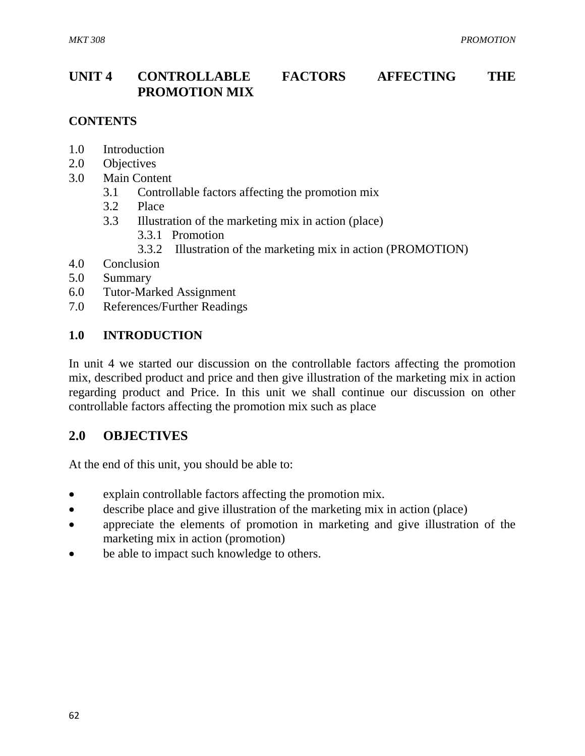# UNIT 4 CONTROLLABLE FACTORS AFFECTING THE PROMOTION MIX

**CONTENTS**

1.0 Introduction
2.0 Objectives
3.0 Main Content
 3.1 Controllable factors affecting the promotion mix
 3.2 Place
 3.3 Illustration of the marketing mix in action (place)
  3.3.1 Promotion
  3.3.2 Illustration of the marketing mix in action (PROMOTION)
4.0 Conclusion
5.0 Summary
6.0 Tutor-Marked Assignment
7.0 References/Further Readings

## 1.0 INTRODUCTION

In unit 4 we started our discussion on the controllable factors affecting the promotion mix, described product and price and then give illustration of the marketing mix in action regarding product and Price. In this unit we shall continue our discussion on other controllable factors affecting the promotion mix such as place

## 2.0 OBJECTIVES

At the end of this unit, you should be able to:

- explain controllable factors affecting the promotion mix.
- describe place and give illustration of the marketing mix in action (place)
- appreciate the elements of promotion in marketing and give illustration of the marketing mix in action (promotion)
- be able to impact such knowledge to others.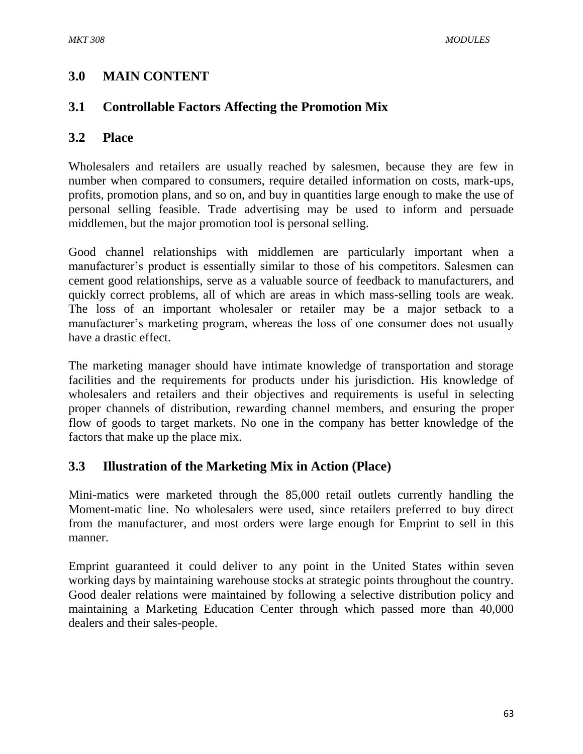## 3.0 MAIN CONTENT

### 3.1 Controllable Factors Affecting the Promotion Mix

### 3.2 Place

Wholesalers and retailers are usually reached by salesmen, because they are few in number when compared to consumers, require detailed information on costs, mark-ups, profits, promotion plans, and so on, and buy in quantities large enough to make the use of personal selling feasible. Trade advertising may be used to inform and persuade middlemen, but the major promotion tool is personal selling.

Good channel relationships with middlemen are particularly important when a manufacturer's product is essentially similar to those of his competitors. Salesmen can cement good relationships, serve as a valuable source of feedback to manufacturers, and quickly correct problems, all of which are areas in which mass-selling tools are weak. The loss of an important wholesaler or retailer may be a major setback to a manufacturer's marketing program, whereas the loss of one consumer does not usually have a drastic effect.

The marketing manager should have intimate knowledge of transportation and storage facilities and the requirements for products under his jurisdiction. His knowledge of wholesalers and retailers and their objectives and requirements is useful in selecting proper channels of distribution, rewarding channel members, and ensuring the proper flow of goods to target markets. No one in the company has better knowledge of the factors that make up the place mix.

### 3.3 Illustration of the Marketing Mix in Action (Place)

Mini-matics were marketed through the 85,000 retail outlets currently handling the Moment-matic line. No wholesalers were used, since retailers preferred to buy direct from the manufacturer, and most orders were large enough for Emprint to sell in this manner.

Emprint guaranteed it could deliver to any point in the United States within seven working days by maintaining warehouse stocks at strategic points throughout the country. Good dealer relations were maintained by following a selective distribution policy and maintaining a Marketing Education Center through which passed more than 40,000 dealers and their sales-people.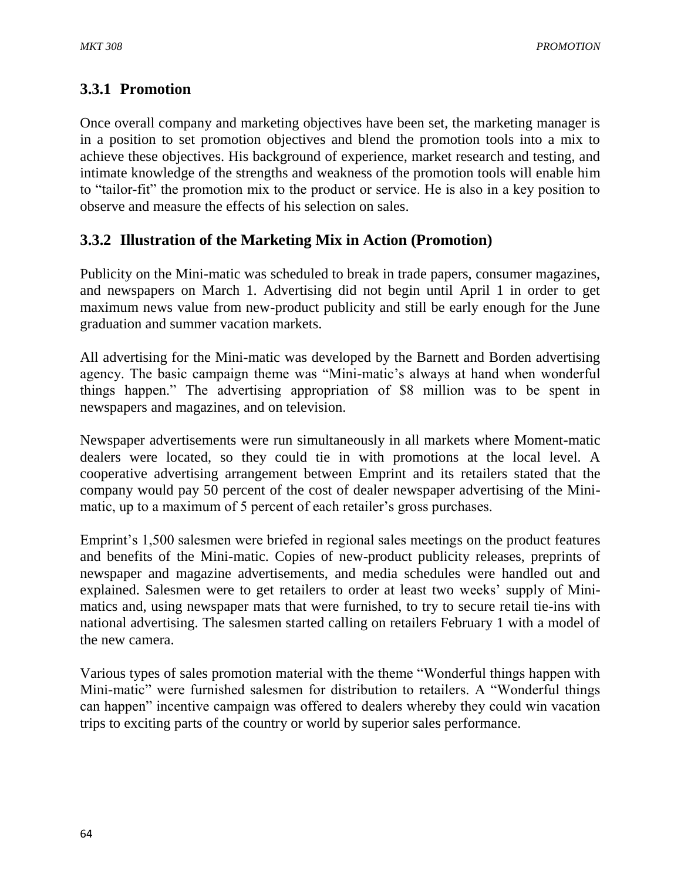### 3.3.1 Promotion

Once overall company and marketing objectives have been set, the marketing manager is in a position to set promotion objectives and blend the promotion tools into a mix to achieve these objectives. His background of experience, market research and testing, and intimate knowledge of the strengths and weakness of the promotion tools will enable him to "tailor-fit" the promotion mix to the product or service. He is also in a key position to observe and measure the effects of his selection on sales.

### 3.3.2 Illustration of the Marketing Mix in Action (Promotion)

Publicity on the Mini-matic was scheduled to break in trade papers, consumer magazines, and newspapers on March 1. Advertising did not begin until April 1 in order to get maximum news value from new-product publicity and still be early enough for the June graduation and summer vacation markets.

All advertising for the Mini-matic was developed by the Barnett and Borden advertising agency. The basic campaign theme was "Mini-matic's always at hand when wonderful things happen." The advertising appropriation of $8 million was to be spent in newspapers and magazines, and on television.

Newspaper advertisements were run simultaneously in all markets where Moment-matic dealers were located, so they could tie in with promotions at the local level. A cooperative advertising arrangement between Emprint and its retailers stated that the company would pay 50 percent of the cost of dealer newspaper advertising of the Mini-matic, up to a maximum of 5 percent of each retailer's gross purchases.

Emprint's 1,500 salesmen were briefed in regional sales meetings on the product features and benefits of the Mini-matic. Copies of new-product publicity releases, preprints of newspaper and magazine advertisements, and media schedules were handled out and explained. Salesmen were to get retailers to order at least two weeks' supply of Mini-matics and, using newspaper mats that were furnished, to try to secure retail tie-ins with national advertising. The salesmen started calling on retailers February 1 with a model of the new camera.

Various types of sales promotion material with the theme "Wonderful things happen with Mini-matic" were furnished salesmen for distribution to retailers. A "Wonderful things can happen" incentive campaign was offered to dealers whereby they could win vacation trips to exciting parts of the country or world by superior sales performance.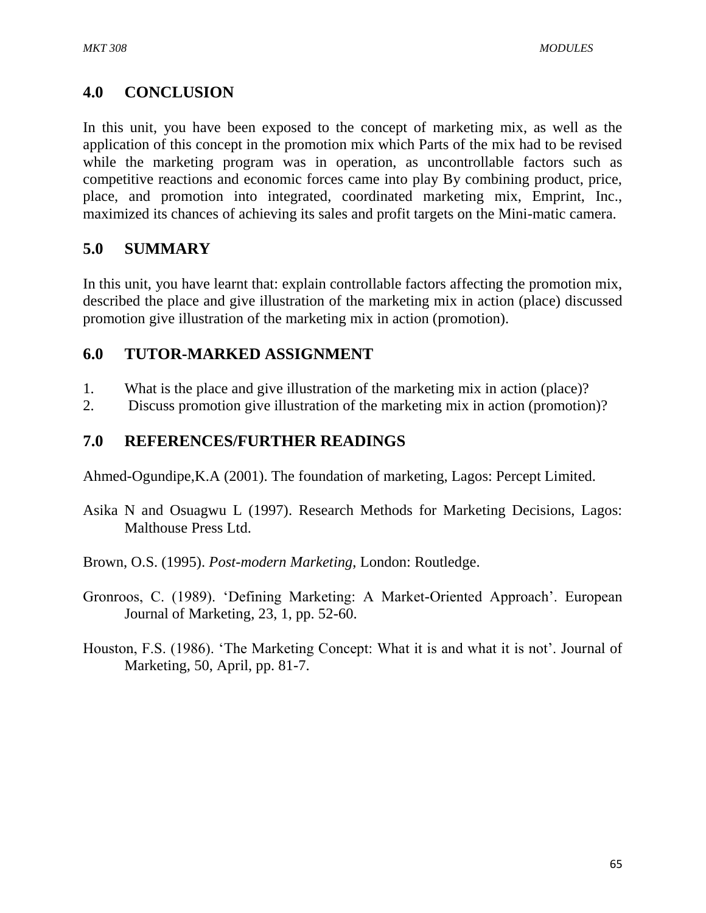## 4.0 CONCLUSION

In this unit, you have been exposed to the concept of marketing mix, as well as the application of this concept in the promotion mix which Parts of the mix had to be revised while the marketing program was in operation, as uncontrollable factors such as competitive reactions and economic forces came into play By combining product, price, place, and promotion into integrated, coordinated marketing mix, Emprint, Inc., maximized its chances of achieving its sales and profit targets on the Mini-matic camera.

## 5.0 SUMMARY

In this unit, you have learnt that: explain controllable factors affecting the promotion mix, described the place and give illustration of the marketing mix in action (place) discussed promotion give illustration of the marketing mix in action (promotion).

## 6.0 TUTOR-MARKED ASSIGNMENT

1. What is the place and give illustration of the marketing mix in action (place)?
2. Discuss promotion give illustration of the marketing mix in action (promotion)?

## 7.0 REFERENCES/FURTHER READINGS

Ahmed-Ogundipe,K.A (2001). The foundation of marketing, Lagos: Percept Limited.

Asika N and Osuagwu L (1997). Research Methods for Marketing Decisions, Lagos: Malthouse Press Ltd.

Brown, O.S. (1995). *Post-modern Marketing*, London: Routledge.

Gronroos, C. (1989). 'Defining Marketing: A Market-Oriented Approach'. European Journal of Marketing, 23, 1, pp. 52-60.

Houston, F.S. (1986). 'The Marketing Concept: What it is and what it is not'. Journal of Marketing, 50, April, pp. 81-7.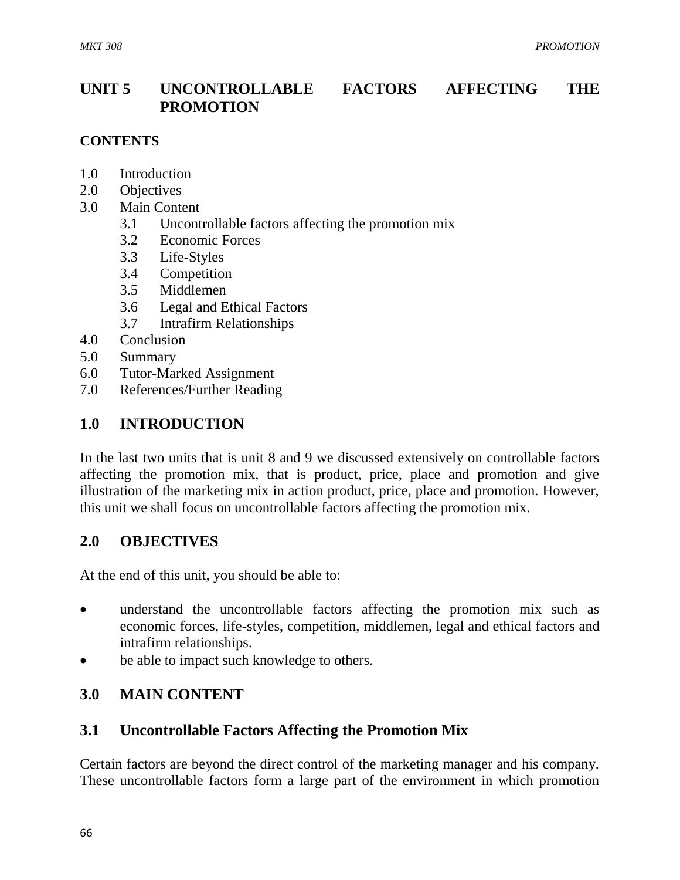## UNIT 5 UNCONTROLLABLE FACTORS AFFECTING THE PROMOTION

**CONTENTS**

1.0 Introduction
2.0 Objectives
3.0 Main Content
  3.1 Uncontrollable factors affecting the promotion mix
  3.2 Economic Forces
  3.3 Life-Styles
  3.4 Competition
  3.5 Middlemen
  3.6 Legal and Ethical Factors
  3.7 Intrafirm Relationships
4.0 Conclusion
5.0 Summary
6.0 Tutor-Marked Assignment
7.0 References/Further Reading

## 1.0 INTRODUCTION

In the last two units that is unit 8 and 9 we discussed extensively on controllable factors affecting the promotion mix, that is product, price, place and promotion and give illustration of the marketing mix in action product, price, place and promotion. However, this unit we shall focus on uncontrollable factors affecting the promotion mix.

## 2.0 OBJECTIVES

At the end of this unit, you should be able to:

- understand the uncontrollable factors affecting the promotion mix such as economic forces, life-styles, competition, middlemen, legal and ethical factors and intrafirm relationships.
- be able to impact such knowledge to others.

## 3.0 MAIN CONTENT

### 3.1 Uncontrollable Factors Affecting the Promotion Mix

Certain factors are beyond the direct control of the marketing manager and his company. These uncontrollable factors form a large part of the environment in which promotion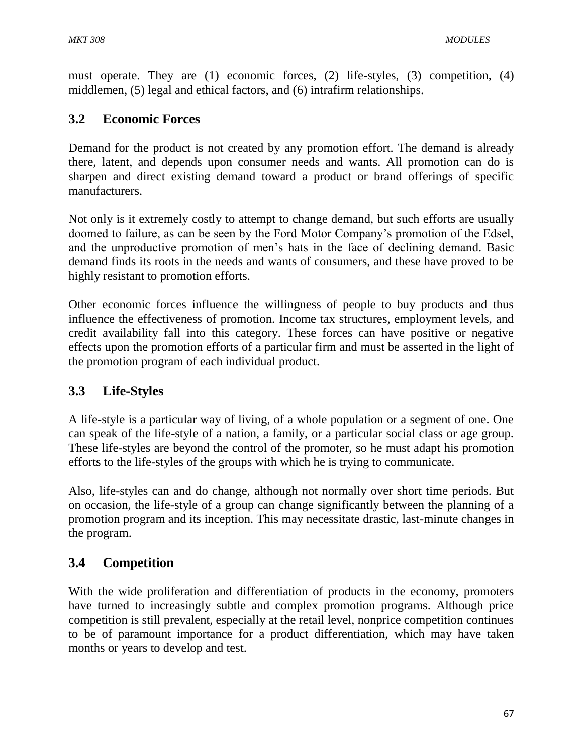must operate. They are (1) economic forces, (2) life-styles, (3) competition, (4) middlemen, (5) legal and ethical factors, and (6) intrafirm relationships.

## 3.2 Economic Forces

Demand for the product is not created by any promotion effort. The demand is already there, latent, and depends upon consumer needs and wants. All promotion can do is sharpen and direct existing demand toward a product or brand offerings of specific manufacturers.

Not only is it extremely costly to attempt to change demand, but such efforts are usually doomed to failure, as can be seen by the Ford Motor Company's promotion of the Edsel, and the unproductive promotion of men's hats in the face of declining demand. Basic demand finds its roots in the needs and wants of consumers, and these have proved to be highly resistant to promotion efforts.

Other economic forces influence the willingness of people to buy products and thus influence the effectiveness of promotion. Income tax structures, employment levels, and credit availability fall into this category. These forces can have positive or negative effects upon the promotion efforts of a particular firm and must be asserted in the light of the promotion program of each individual product.

## 3.3 Life-Styles

A life-style is a particular way of living, of a whole population or a segment of one. One can speak of the life-style of a nation, a family, or a particular social class or age group. These life-styles are beyond the control of the promoter, so he must adapt his promotion efforts to the life-styles of the groups with which he is trying to communicate.

Also, life-styles can and do change, although not normally over short time periods. But on occasion, the life-style of a group can change significantly between the planning of a promotion program and its inception. This may necessitate drastic, last-minute changes in the program.

## 3.4 Competition

With the wide proliferation and differentiation of products in the economy, promoters have turned to increasingly subtle and complex promotion programs. Although price competition is still prevalent, especially at the retail level, nonprice competition continues to be of paramount importance for a product differentiation, which may have taken months or years to develop and test.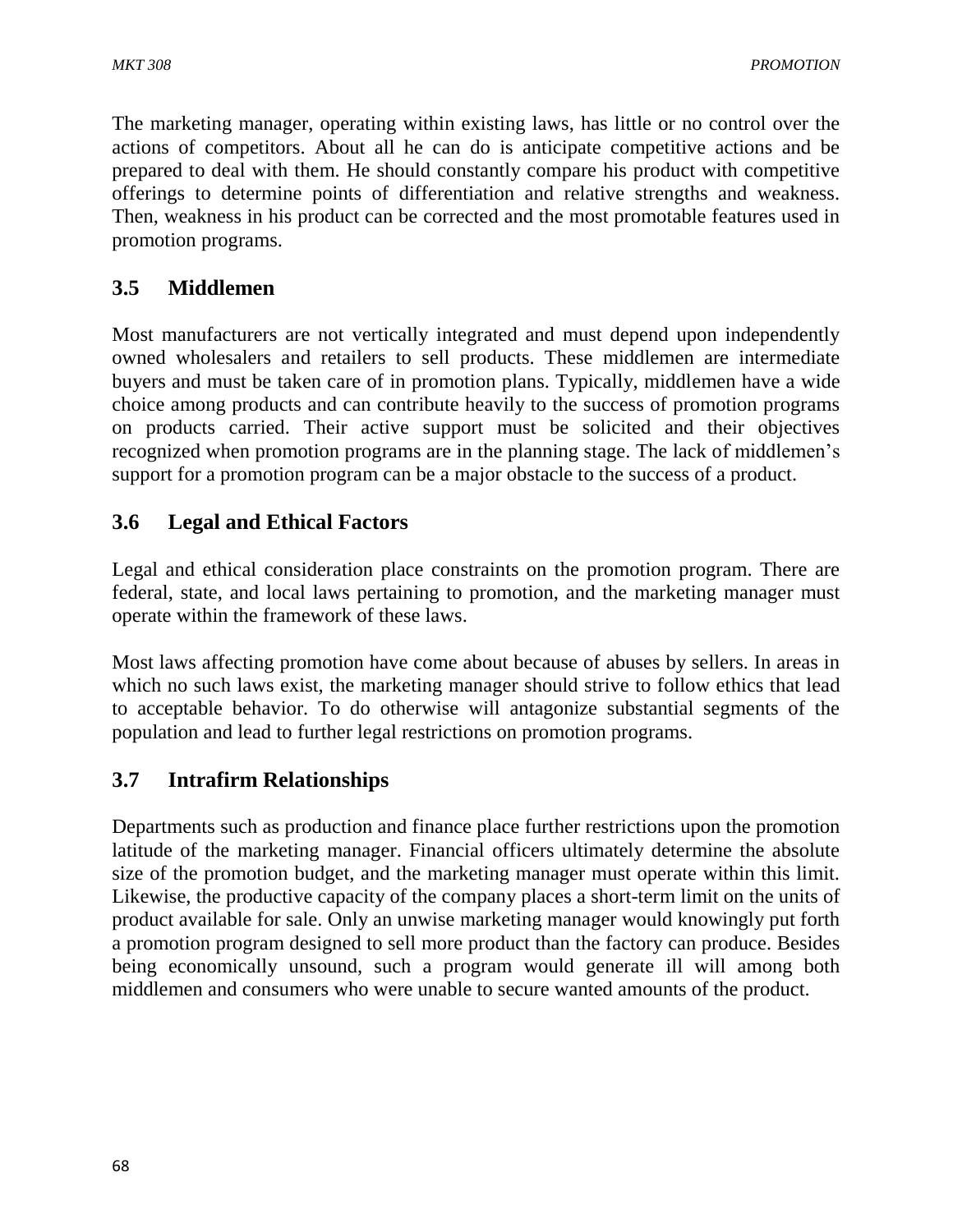The marketing manager, operating within existing laws, has little or no control over the actions of competitors. About all he can do is anticipate competitive actions and be prepared to deal with them. He should constantly compare his product with competitive offerings to determine points of differentiation and relative strengths and weakness. Then, weakness in his product can be corrected and the most promotable features used in promotion programs.

## 3.5 Middlemen

Most manufacturers are not vertically integrated and must depend upon independently owned wholesalers and retailers to sell products. These middlemen are intermediate buyers and must be taken care of in promotion plans. Typically, middlemen have a wide choice among products and can contribute heavily to the success of promotion programs on products carried. Their active support must be solicited and their objectives recognized when promotion programs are in the planning stage. The lack of middlemen's support for a promotion program can be a major obstacle to the success of a product.

## 3.6 Legal and Ethical Factors

Legal and ethical consideration place constraints on the promotion program. There are federal, state, and local laws pertaining to promotion, and the marketing manager must operate within the framework of these laws.

Most laws affecting promotion have come about because of abuses by sellers. In areas in which no such laws exist, the marketing manager should strive to follow ethics that lead to acceptable behavior. To do otherwise will antagonize substantial segments of the population and lead to further legal restrictions on promotion programs.

## 3.7 Intrafirm Relationships

Departments such as production and finance place further restrictions upon the promotion latitude of the marketing manager. Financial officers ultimately determine the absolute size of the promotion budget, and the marketing manager must operate within this limit. Likewise, the productive capacity of the company places a short-term limit on the units of product available for sale. Only an unwise marketing manager would knowingly put forth a promotion program designed to sell more product than the factory can produce. Besides being economically unsound, such a program would generate ill will among both middlemen and consumers who were unable to secure wanted amounts of the product.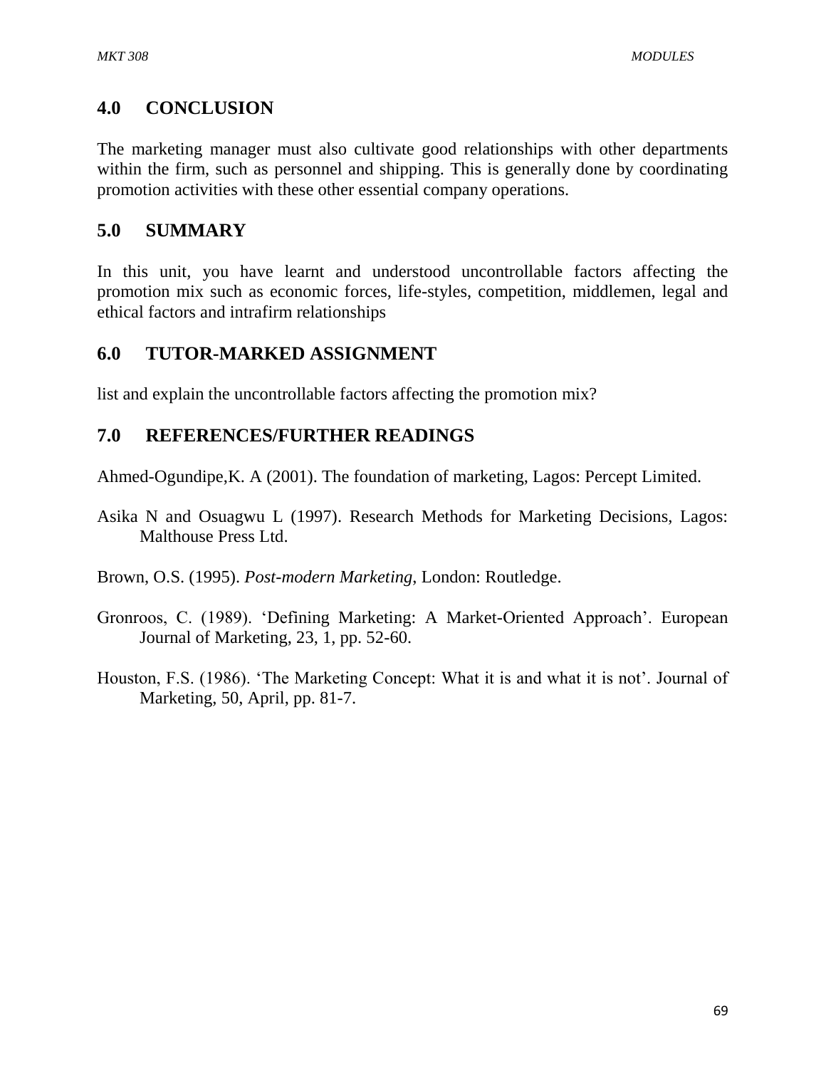## 4.0 CONCLUSION

The marketing manager must also cultivate good relationships with other departments within the firm, such as personnel and shipping. This is generally done by coordinating promotion activities with these other essential company operations.

## 5.0 SUMMARY

In this unit, you have learnt and understood uncontrollable factors affecting the promotion mix such as economic forces, life-styles, competition, middlemen, legal and ethical factors and intrafirm relationships

## 6.0 TUTOR-MARKED ASSIGNMENT

list and explain the uncontrollable factors affecting the promotion mix?

## 7.0 REFERENCES/FURTHER READINGS

Ahmed-Ogundipe,K. A (2001). The foundation of marketing, Lagos: Percept Limited.

Asika N and Osuagwu L (1997). Research Methods for Marketing Decisions, Lagos: Malthouse Press Ltd.

Brown, O.S. (1995). *Post-modern Marketing*, London: Routledge.

Gronroos, C. (1989). 'Defining Marketing: A Market-Oriented Approach'. European Journal of Marketing, 23, 1, pp. 52-60.

Houston, F.S. (1986). 'The Marketing Concept: What it is and what it is not'. Journal of Marketing, 50, April, pp. 81-7.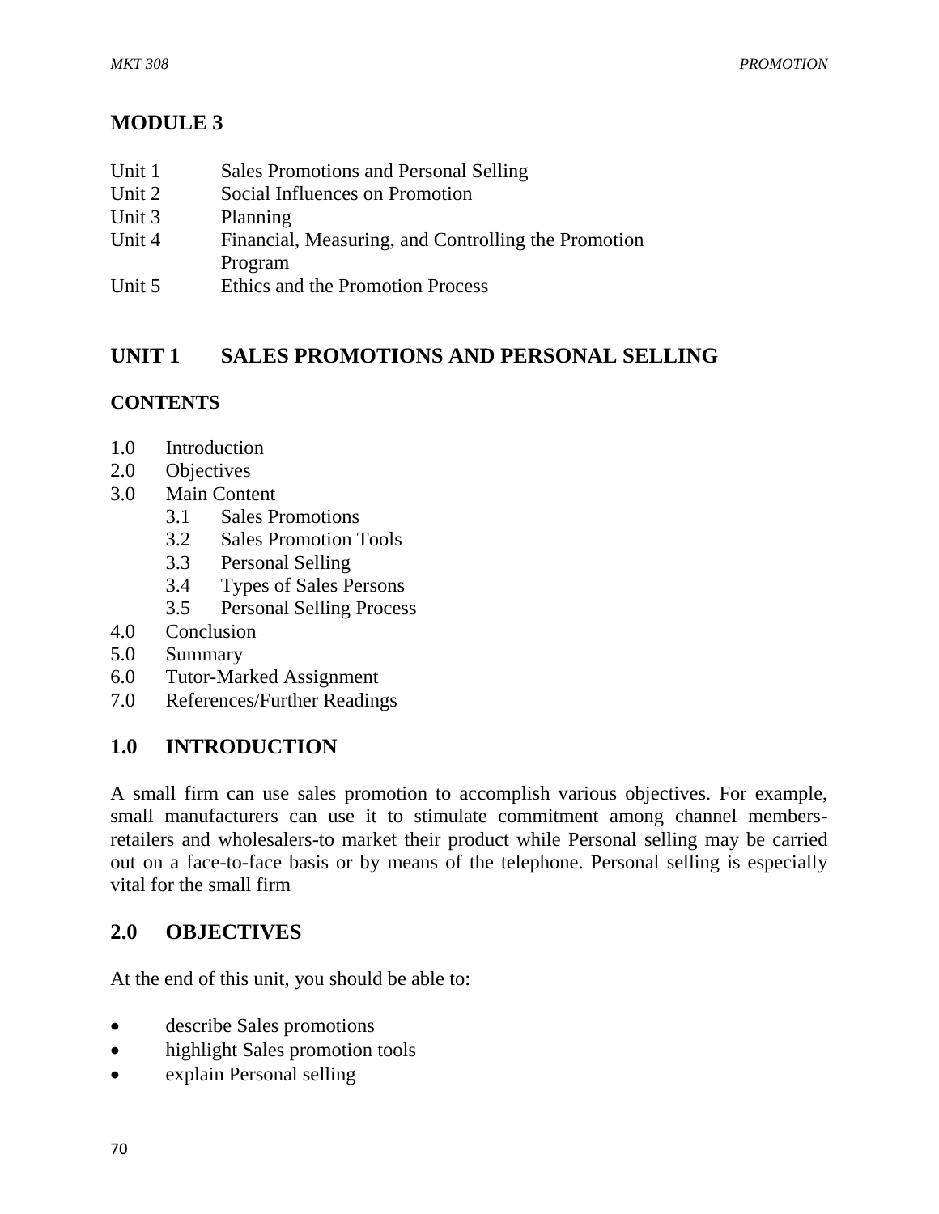# MODULE 3

| | |
|---|---|
| Unit 1 | Sales Promotions and Personal Selling |
| Unit 2 | Social Influences on Promotion |
| Unit 3 | Planning |
| Unit 4 | Financial, Measuring, and Controlling the Promotion Program |
| Unit 5 | Ethics and the Promotion Process |

## UNIT 1 SALES PROMOTIONS AND PERSONAL SELLING

### CONTENTS

1.0 Introduction
2.0 Objectives
3.0 Main Content
  3.1 Sales Promotions
  3.2 Sales Promotion Tools
  3.3 Personal Selling
  3.4 Types of Sales Persons
  3.5 Personal Selling Process
4.0 Conclusion
5.0 Summary
6.0 Tutor-Marked Assignment
7.0 References/Further Readings

## 1.0 INTRODUCTION

A small firm can use sales promotion to accomplish various objectives. For example, small manufacturers can use it to stimulate commitment among channel members-retailers and wholesalers-to market their product while Personal selling may be carried out on a face-to-face basis or by means of the telephone. Personal selling is especially vital for the small firm

## 2.0 OBJECTIVES

At the end of this unit, you should be able to:

- describe Sales promotions
- highlight Sales promotion tools
- explain Personal selling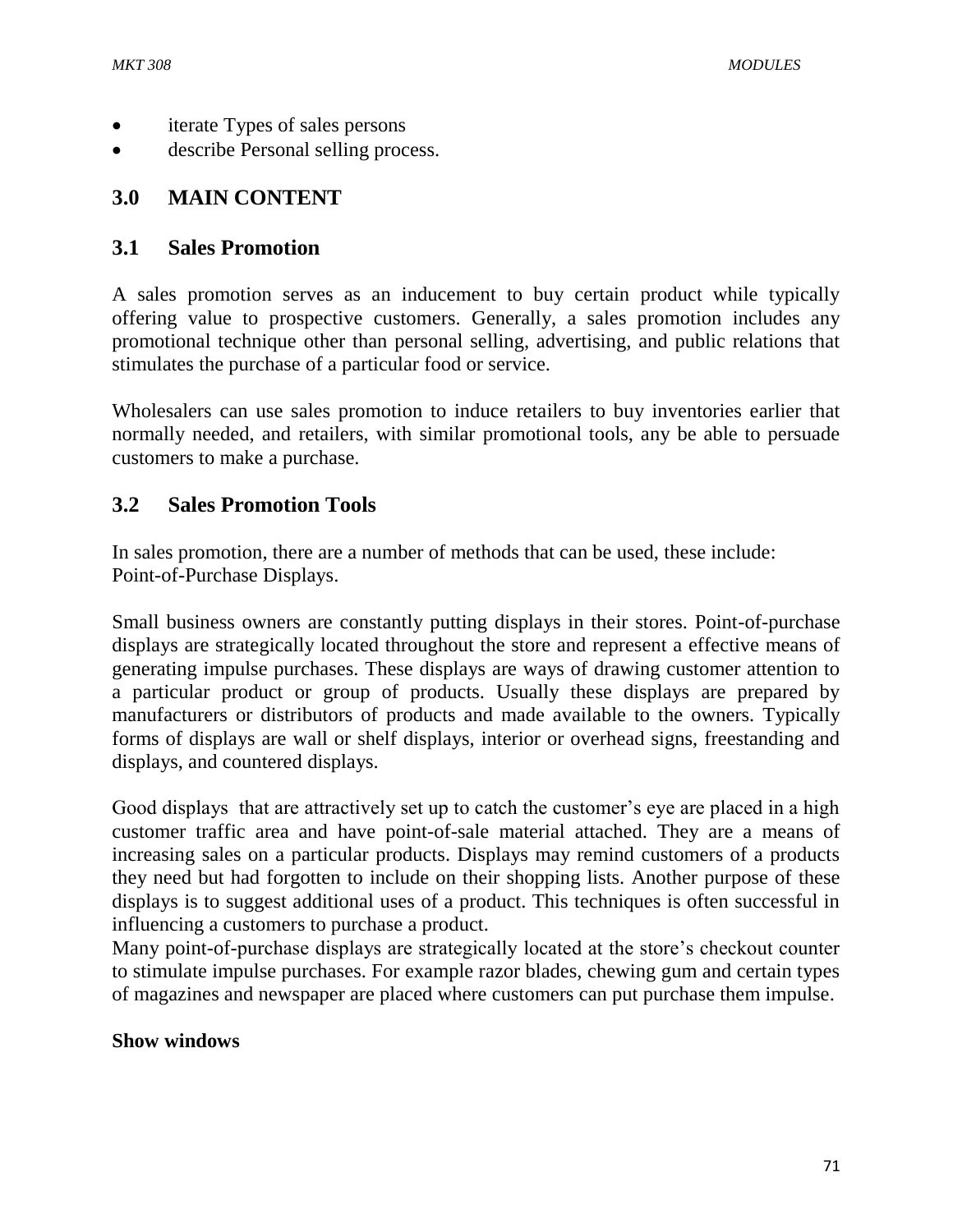- iterate Types of sales persons
- describe Personal selling process.

## 3.0 MAIN CONTENT

### 3.1 Sales Promotion

A sales promotion serves as an inducement to buy certain product while typically offering value to prospective customers. Generally, a sales promotion includes any promotional technique other than personal selling, advertising, and public relations that stimulates the purchase of a particular food or service.

Wholesalers can use sales promotion to induce retailers to buy inventories earlier that normally needed, and retailers, with similar promotional tools, any be able to persuade customers to make a purchase.

### 3.2 Sales Promotion Tools

In sales promotion, there are a number of methods that can be used, these include:
Point-of-Purchase Displays.

Small business owners are constantly putting displays in their stores. Point-of-purchase displays are strategically located throughout the store and represent a effective means of generating impulse purchases. These displays are ways of drawing customer attention to a particular product or group of products. Usually these displays are prepared by manufacturers or distributors of products and made available to the owners. Typically forms of displays are wall or shelf displays, interior or overhead signs, freestanding and displays, and countered displays.

Good displays that are attractively set up to catch the customer's eye are placed in a high customer traffic area and have point-of-sale material attached. They are a means of increasing sales on a particular products. Displays may remind customers of a products they need but had forgotten to include on their shopping lists. Another purpose of these displays is to suggest additional uses of a product. This techniques is often successful in influencing a customers to purchase a product.
Many point-of-purchase displays are strategically located at the store's checkout counter to stimulate impulse purchases. For example razor blades, chewing gum and certain types of magazines and newspaper are placed where customers can put purchase them impulse.

**Show windows**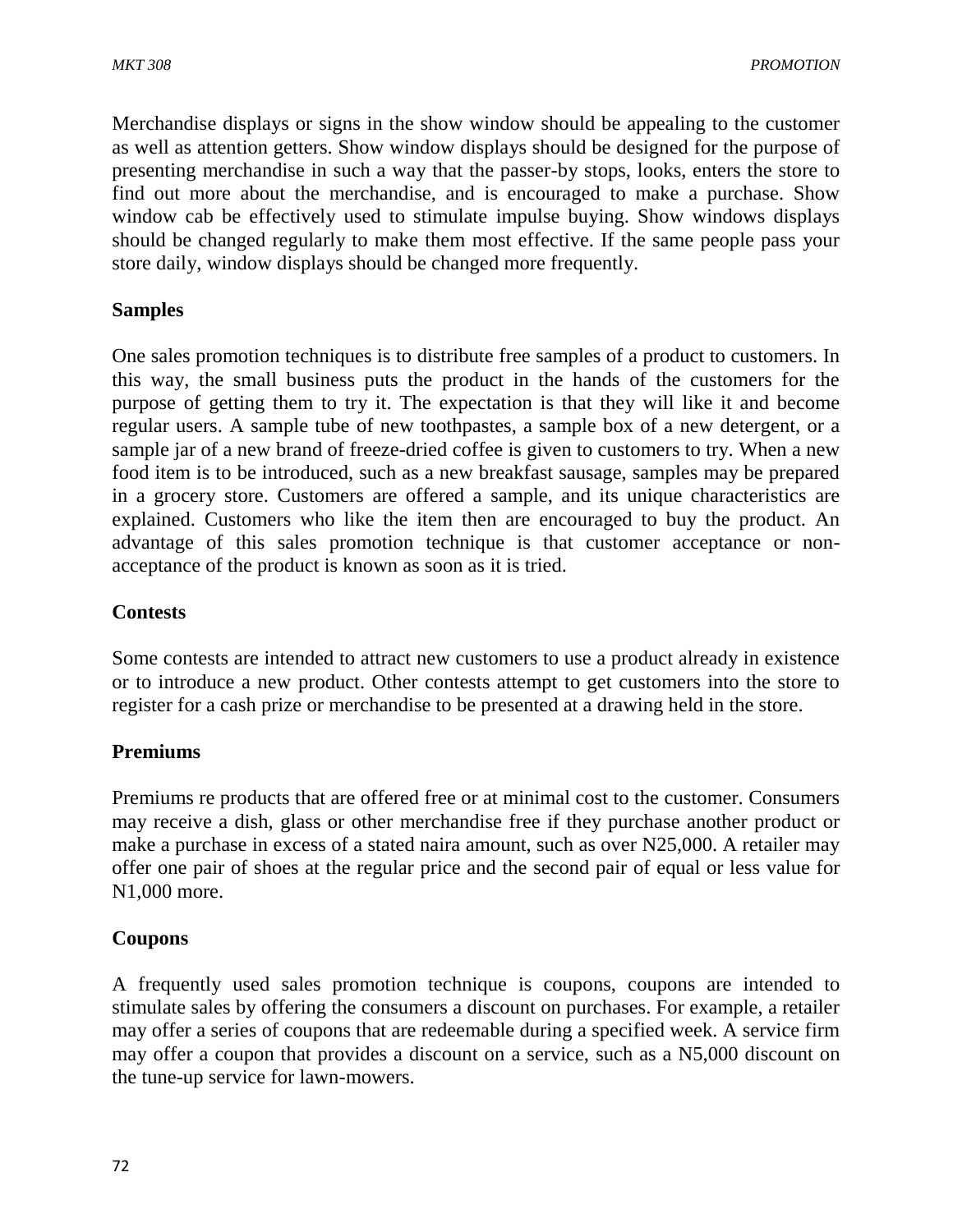Merchandise displays or signs in the show window should be appealing to the customer as well as attention getters. Show window displays should be designed for the purpose of presenting merchandise in such a way that the passer-by stops, looks, enters the store to find out more about the merchandise, and is encouraged to make a purchase. Show window cab be effectively used to stimulate impulse buying. Show windows displays should be changed regularly to make them most effective. If the same people pass your store daily, window displays should be changed more frequently.

**Samples**

One sales promotion techniques is to distribute free samples of a product to customers. In this way, the small business puts the product in the hands of the customers for the purpose of getting them to try it. The expectation is that they will like it and become regular users. A sample tube of new toothpastes, a sample box of a new detergent, or a sample jar of a new brand of freeze-dried coffee is given to customers to try. When a new food item is to be introduced, such as a new breakfast sausage, samples may be prepared in a grocery store. Customers are offered a sample, and its unique characteristics are explained. Customers who like the item then are encouraged to buy the product. An advantage of this sales promotion technique is that customer acceptance or non-acceptance of the product is known as soon as it is tried.

**Contests**

Some contests are intended to attract new customers to use a product already in existence or to introduce a new product. Other contests attempt to get customers into the store to register for a cash prize or merchandise to be presented at a drawing held in the store.

**Premiums**

Premiums re products that are offered free or at minimal cost to the customer. Consumers may receive a dish, glass or other merchandise free if they purchase another product or make a purchase in excess of a stated naira amount, such as over N25,000. A retailer may offer one pair of shoes at the regular price and the second pair of equal or less value for N1,000 more.

**Coupons**

A frequently used sales promotion technique is coupons, coupons are intended to stimulate sales by offering the consumers a discount on purchases. For example, a retailer may offer a series of coupons that are redeemable during a specified week. A service firm may offer a coupon that provides a discount on a service, such as a N5,000 discount on the tune-up service for lawn-mowers.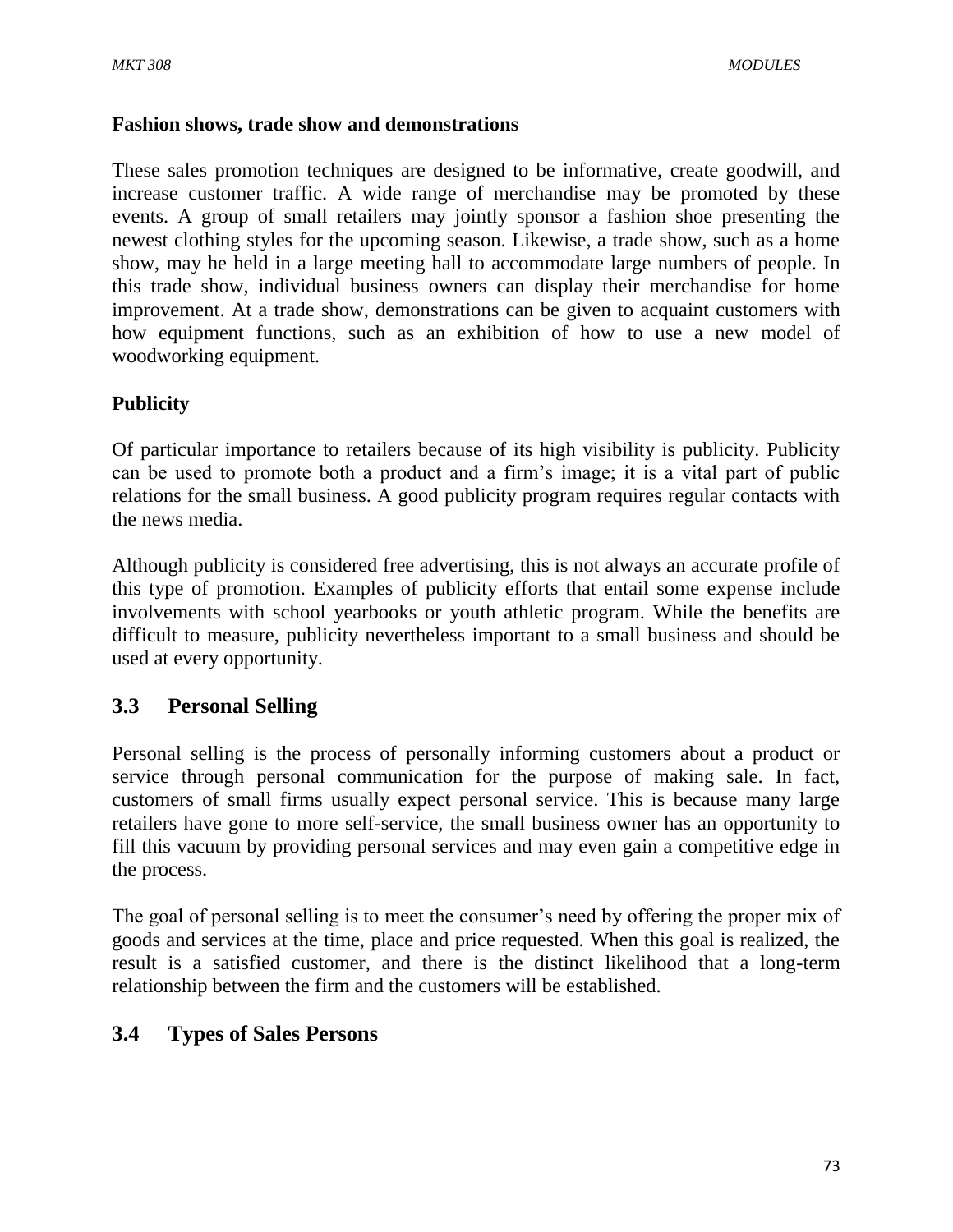**Fashion shows, trade show and demonstrations**

These sales promotion techniques are designed to be informative, create goodwill, and increase customer traffic. A wide range of merchandise may be promoted by these events. A group of small retailers may jointly sponsor a fashion shoe presenting the newest clothing styles for the upcoming season. Likewise, a trade show, such as a home show, may he held in a large meeting hall to accommodate large numbers of people. In this trade show, individual business owners can display their merchandise for home improvement. At a trade show, demonstrations can be given to acquaint customers with how equipment functions, such as an exhibition of how to use a new model of woodworking equipment.

**Publicity**

Of particular importance to retailers because of its high visibility is publicity. Publicity can be used to promote both a product and a firm's image; it is a vital part of public relations for the small business. A good publicity program requires regular contacts with the news media.

Although publicity is considered free advertising, this is not always an accurate profile of this type of promotion. Examples of publicity efforts that entail some expense include involvements with school yearbooks or youth athletic program. While the benefits are difficult to measure, publicity nevertheless important to a small business and should be used at every opportunity.

## 3.3 Personal Selling

Personal selling is the process of personally informing customers about a product or service through personal communication for the purpose of making sale. In fact, customers of small firms usually expect personal service. This is because many large retailers have gone to more self-service, the small business owner has an opportunity to fill this vacuum by providing personal services and may even gain a competitive edge in the process.

The goal of personal selling is to meet the consumer's need by offering the proper mix of goods and services at the time, place and price requested. When this goal is realized, the result is a satisfied customer, and there is the distinct likelihood that a long-term relationship between the firm and the customers will be established.

## 3.4 Types of Sales Persons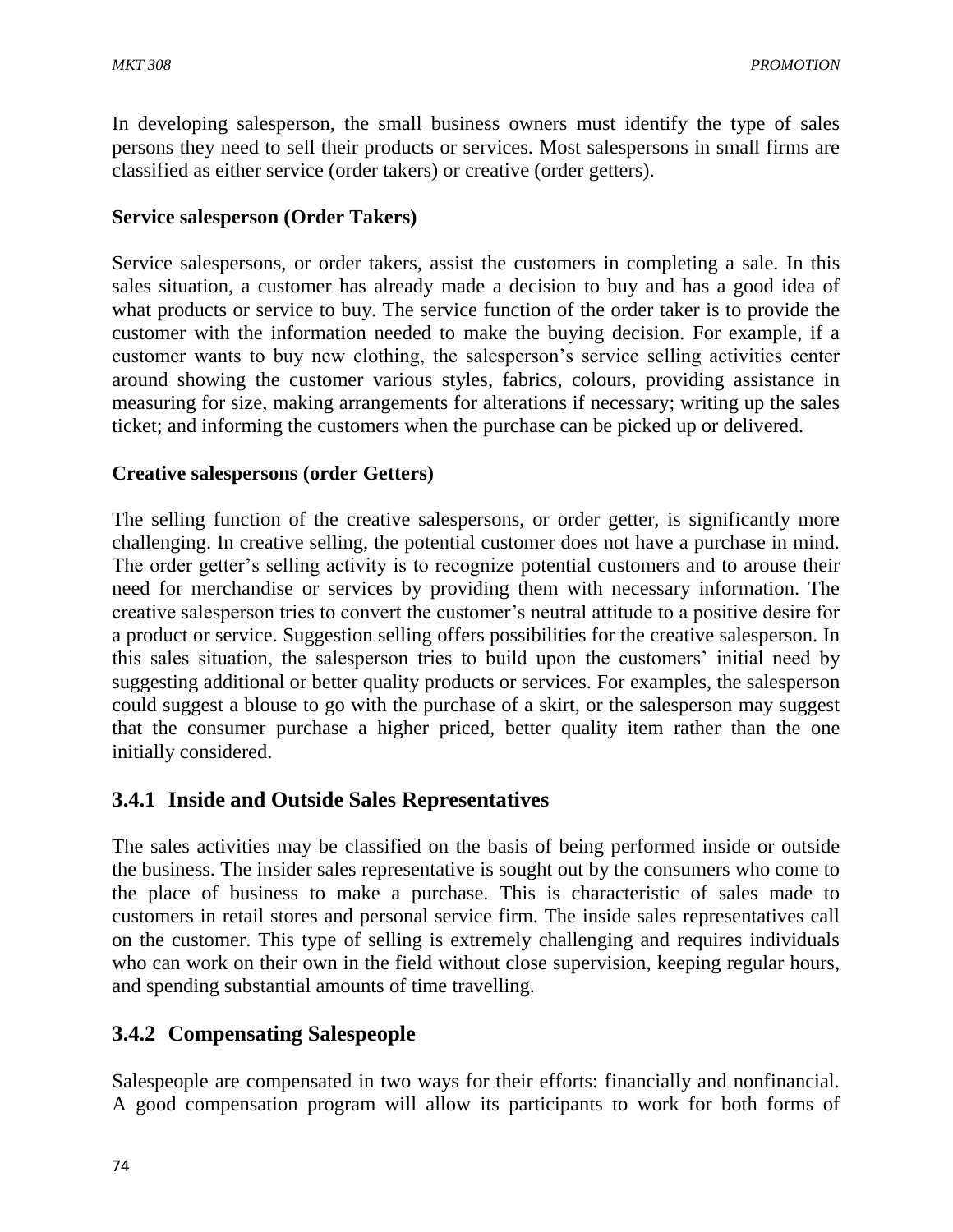In developing salesperson, the small business owners must identify the type of sales persons they need to sell their products or services. Most salespersons in small firms are classified as either service (order takers) or creative (order getters).

**Service salesperson (Order Takers)**

Service salespersons, or order takers, assist the customers in completing a sale. In this sales situation, a customer has already made a decision to buy and has a good idea of what products or service to buy. The service function of the order taker is to provide the customer with the information needed to make the buying decision. For example, if a customer wants to buy new clothing, the salesperson's service selling activities center around showing the customer various styles, fabrics, colours, providing assistance in measuring for size, making arrangements for alterations if necessary; writing up the sales ticket; and informing the customers when the purchase can be picked up or delivered.

**Creative salespersons (order Getters)**

The selling function of the creative salespersons, or order getter, is significantly more challenging. In creative selling, the potential customer does not have a purchase in mind. The order getter's selling activity is to recognize potential customers and to arouse their need for merchandise or services by providing them with necessary information. The creative salesperson tries to convert the customer's neutral attitude to a positive desire for a product or service. Suggestion selling offers possibilities for the creative salesperson. In this sales situation, the salesperson tries to build upon the customers' initial need by suggesting additional or better quality products or services. For examples, the salesperson could suggest a blouse to go with the purchase of a skirt, or the salesperson may suggest that the consumer purchase a higher priced, better quality item rather than the one initially considered.

### 3.4.1 Inside and Outside Sales Representatives

The sales activities may be classified on the basis of being performed inside or outside the business. The insider sales representative is sought out by the consumers who come to the place of business to make a purchase. This is characteristic of sales made to customers in retail stores and personal service firm. The inside sales representatives call on the customer. This type of selling is extremely challenging and requires individuals who can work on their own in the field without close supervision, keeping regular hours, and spending substantial amounts of time travelling.

### 3.4.2 Compensating Salespeople

Salespeople are compensated in two ways for their efforts: financially and nonfinancial. A good compensation program will allow its participants to work for both forms of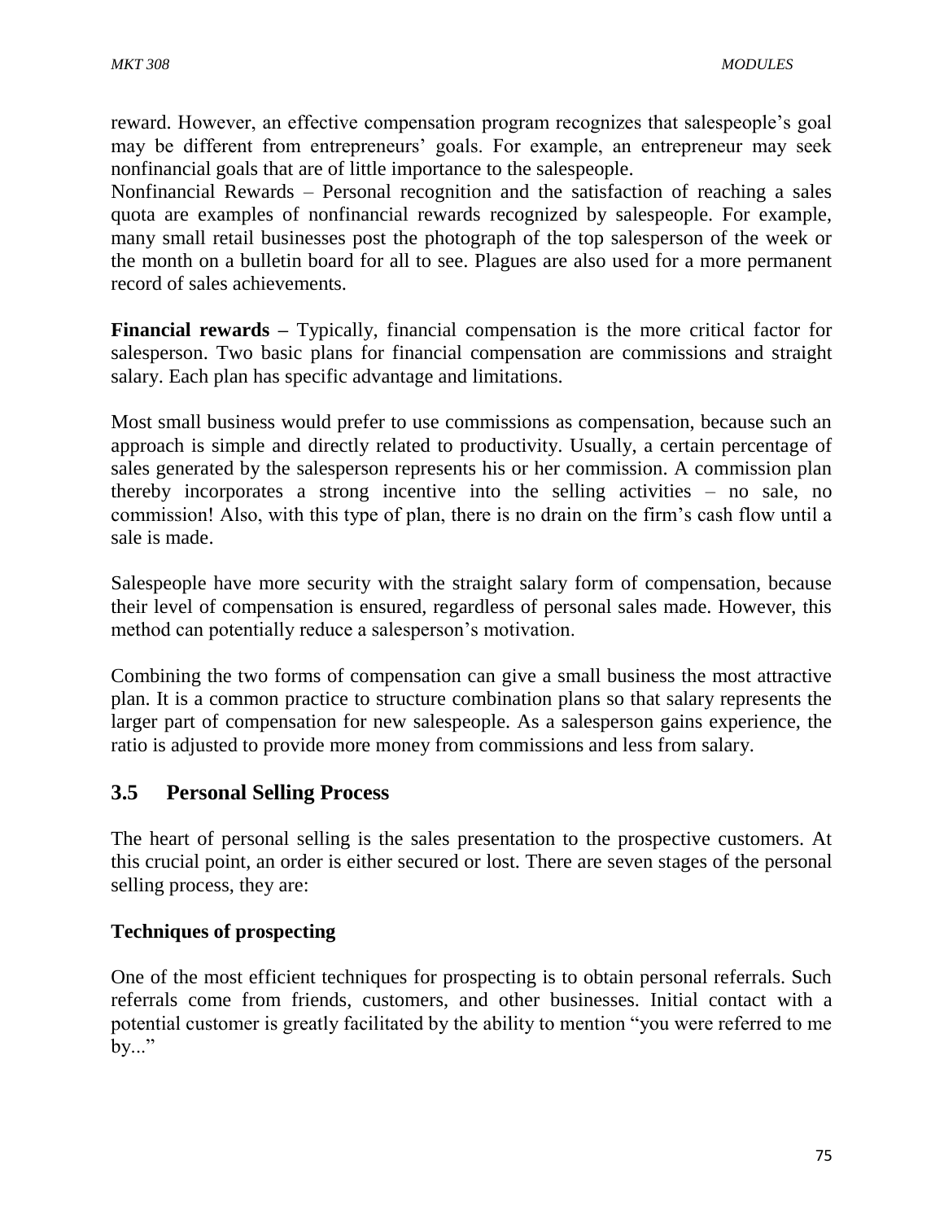reward. However, an effective compensation program recognizes that salespeople's goal may be different from entrepreneurs' goals. For example, an entrepreneur may seek nonfinancial goals that are of little importance to the salespeople.

Nonfinancial Rewards – Personal recognition and the satisfaction of reaching a sales quota are examples of nonfinancial rewards recognized by salespeople. For example, many small retail businesses post the photograph of the top salesperson of the week or the month on a bulletin board for all to see. Plagues are also used for a more permanent record of sales achievements.

**Financial rewards –** Typically, financial compensation is the more critical factor for salesperson. Two basic plans for financial compensation are commissions and straight salary. Each plan has specific advantage and limitations.

Most small business would prefer to use commissions as compensation, because such an approach is simple and directly related to productivity. Usually, a certain percentage of sales generated by the salesperson represents his or her commission. A commission plan thereby incorporates a strong incentive into the selling activities – no sale, no commission! Also, with this type of plan, there is no drain on the firm's cash flow until a sale is made.

Salespeople have more security with the straight salary form of compensation, because their level of compensation is ensured, regardless of personal sales made. However, this method can potentially reduce a salesperson's motivation.

Combining the two forms of compensation can give a small business the most attractive plan. It is a common practice to structure combination plans so that salary represents the larger part of compensation for new salespeople. As a salesperson gains experience, the ratio is adjusted to provide more money from commissions and less from salary.

## 3.5 Personal Selling Process

The heart of personal selling is the sales presentation to the prospective customers. At this crucial point, an order is either secured or lost. There are seven stages of the personal selling process, they are:

### Techniques of prospecting

One of the most efficient techniques for prospecting is to obtain personal referrals. Such referrals come from friends, customers, and other businesses. Initial contact with a potential customer is greatly facilitated by the ability to mention "you were referred to me by..."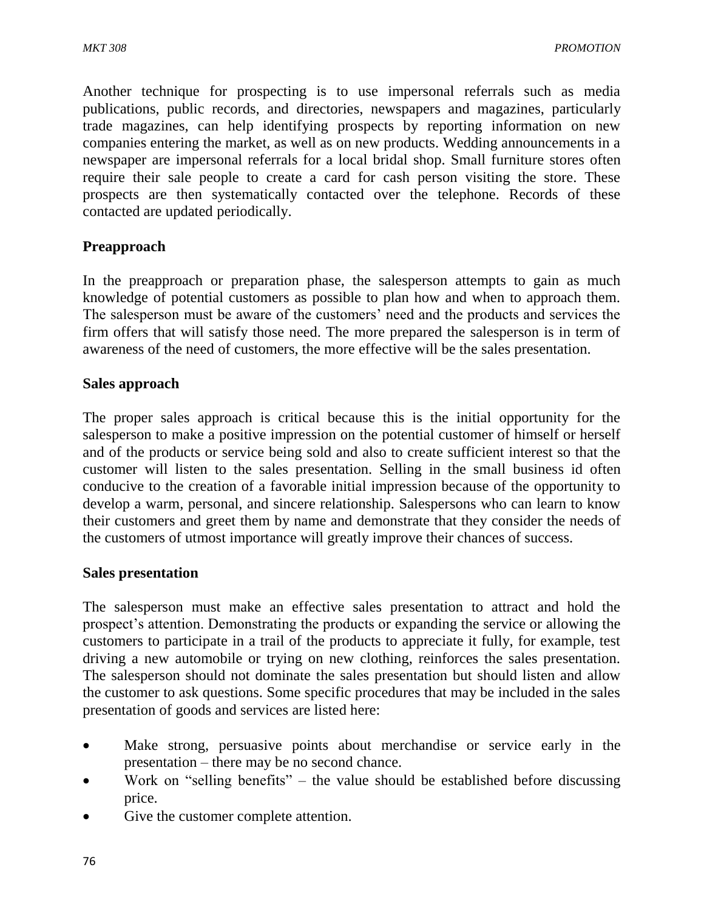Another technique for prospecting is to use impersonal referrals such as media publications, public records, and directories, newspapers and magazines, particularly trade magazines, can help identifying prospects by reporting information on new companies entering the market, as well as on new products. Wedding announcements in a newspaper are impersonal referrals for a local bridal shop. Small furniture stores often require their sale people to create a card for cash person visiting the store. These prospects are then systematically contacted over the telephone. Records of these contacted are updated periodically.

**Preapproach**

In the preapproach or preparation phase, the salesperson attempts to gain as much knowledge of potential customers as possible to plan how and when to approach them. The salesperson must be aware of the customers' need and the products and services the firm offers that will satisfy those need. The more prepared the salesperson is in term of awareness of the need of customers, the more effective will be the sales presentation.

**Sales approach**

The proper sales approach is critical because this is the initial opportunity for the salesperson to make a positive impression on the potential customer of himself or herself and of the products or service being sold and also to create sufficient interest so that the customer will listen to the sales presentation. Selling in the small business id often conducive to the creation of a favorable initial impression because of the opportunity to develop a warm, personal, and sincere relationship. Salespersons who can learn to know their customers and greet them by name and demonstrate that they consider the needs of the customers of utmost importance will greatly improve their chances of success.

**Sales presentation**

The salesperson must make an effective sales presentation to attract and hold the prospect's attention. Demonstrating the products or expanding the service or allowing the customers to participate in a trail of the products to appreciate it fully, for example, test driving a new automobile or trying on new clothing, reinforces the sales presentation. The salesperson should not dominate the sales presentation but should listen and allow the customer to ask questions. Some specific procedures that may be included in the sales presentation of goods and services are listed here:

- Make strong, persuasive points about merchandise or service early in the presentation – there may be no second chance.
- Work on "selling benefits" – the value should be established before discussing price.
- Give the customer complete attention.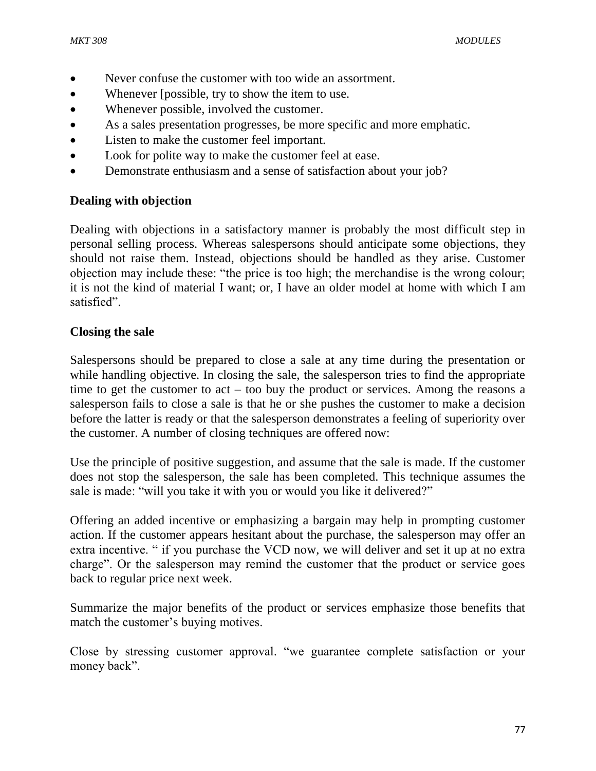- Never confuse the customer with too wide an assortment.
- Whenever [possible, try to show the item to use.
- Whenever possible, involved the customer.
- As a sales presentation progresses, be more specific and more emphatic.
- Listen to make the customer feel important.
- Look for polite way to make the customer feel at ease.
- Demonstrate enthusiasm and a sense of satisfaction about your job?

**Dealing with objection**

Dealing with objections in a satisfactory manner is probably the most difficult step in personal selling process. Whereas salespersons should anticipate some objections, they should not raise them. Instead, objections should be handled as they arise. Customer objection may include these: "the price is too high; the merchandise is the wrong colour; it is not the kind of material I want; or, I have an older model at home with which I am satisfied".

**Closing the sale**

Salespersons should be prepared to close a sale at any time during the presentation or while handling objective. In closing the sale, the salesperson tries to find the appropriate time to get the customer to act – too buy the product or services. Among the reasons a salesperson fails to close a sale is that he or she pushes the customer to make a decision before the latter is ready or that the salesperson demonstrates a feeling of superiority over the customer. A number of closing techniques are offered now:

Use the principle of positive suggestion, and assume that the sale is made. If the customer does not stop the salesperson, the sale has been completed. This technique assumes the sale is made: "will you take it with you or would you like it delivered?"

Offering an added incentive or emphasizing a bargain may help in prompting customer action. If the customer appears hesitant about the purchase, the salesperson may offer an extra incentive. " if you purchase the VCD now, we will deliver and set it up at no extra charge". Or the salesperson may remind the customer that the product or service goes back to regular price next week.

Summarize the major benefits of the product or services emphasize those benefits that match the customer's buying motives.

Close by stressing customer approval. "we guarantee complete satisfaction or your money back".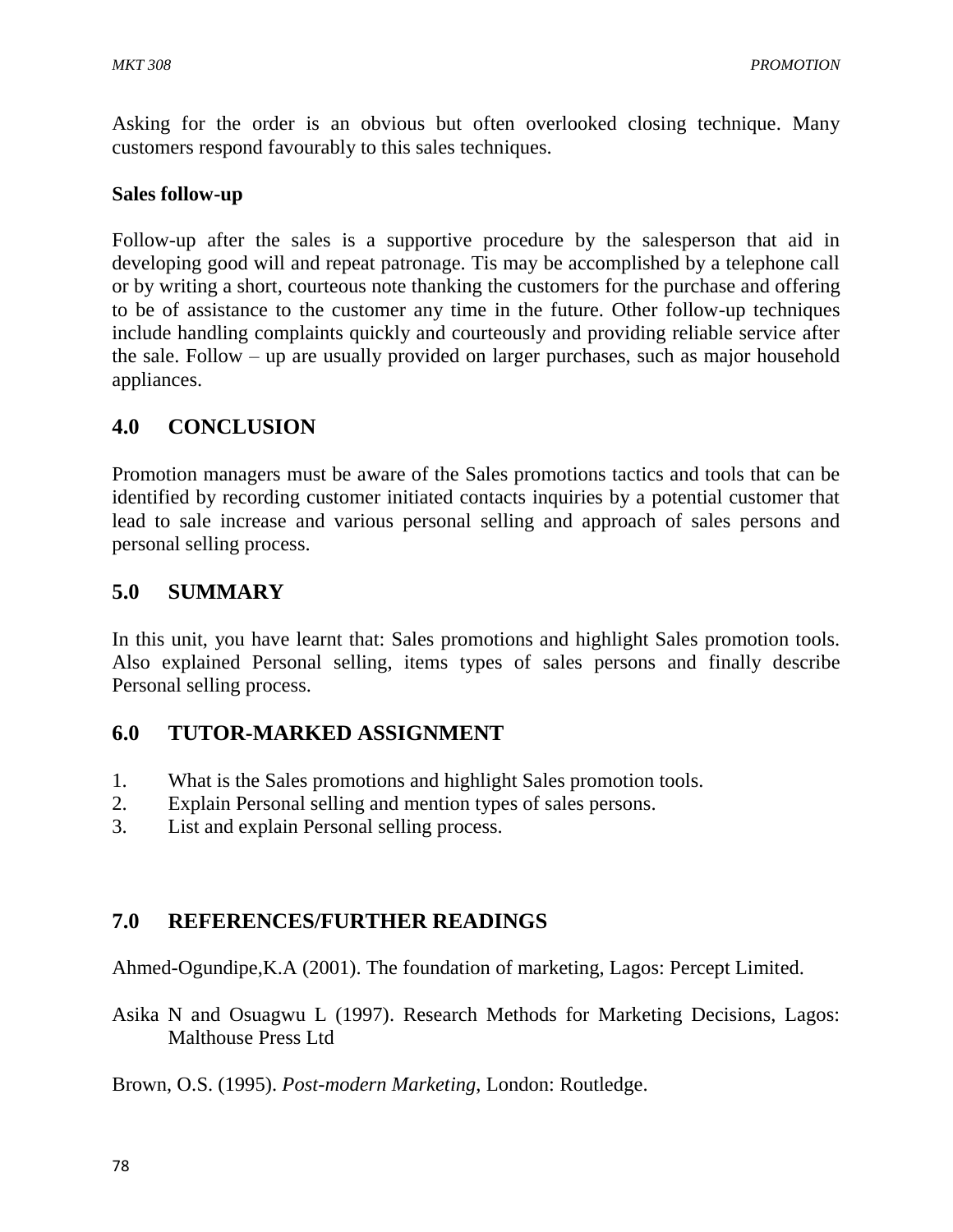Asking for the order is an obvious but often overlooked closing technique. Many customers respond favourably to this sales techniques.

**Sales follow-up**

Follow-up after the sales is a supportive procedure by the salesperson that aid in developing good will and repeat patronage. Tis may be accomplished by a telephone call or by writing a short, courteous note thanking the customers for the purchase and offering to be of assistance to the customer any time in the future. Other follow-up techniques include handling complaints quickly and courteously and providing reliable service after the sale. Follow – up are usually provided on larger purchases, such as major household appliances.

## 4.0 CONCLUSION

Promotion managers must be aware of the Sales promotions tactics and tools that can be identified by recording customer initiated contacts inquiries by a potential customer that lead to sale increase and various personal selling and approach of sales persons and personal selling process.

## 5.0 SUMMARY

In this unit, you have learnt that: Sales promotions and highlight Sales promotion tools. Also explained Personal selling, items types of sales persons and finally describe Personal selling process.

## 6.0 TUTOR-MARKED ASSIGNMENT

1. What is the Sales promotions and highlight Sales promotion tools.
2. Explain Personal selling and mention types of sales persons.
3. List and explain Personal selling process.

## 7.0 REFERENCES/FURTHER READINGS

Ahmed-Ogundipe,K.A (2001). The foundation of marketing, Lagos: Percept Limited.

Asika N and Osuagwu L (1997). Research Methods for Marketing Decisions, Lagos: Malthouse Press Ltd

Brown, O.S. (1995). *Post-modern Marketing,* London: Routledge.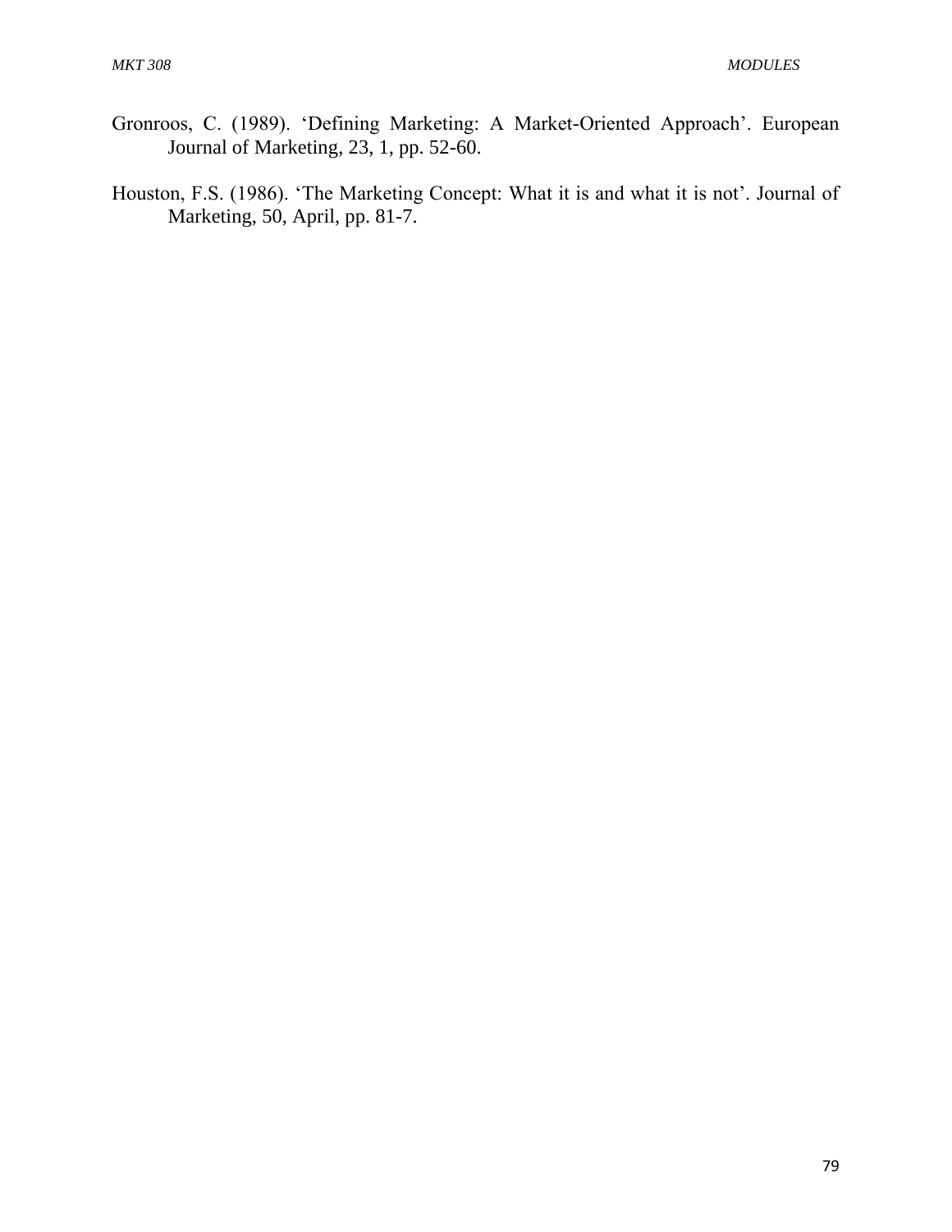Gronroos, C. (1989). 'Defining Marketing: A Market-Oriented Approach'. European Journal of Marketing, 23, 1, pp. 52-60.

Houston, F.S. (1986). 'The Marketing Concept: What it is and what it is not'. Journal of Marketing, 50, April, pp. 81-7.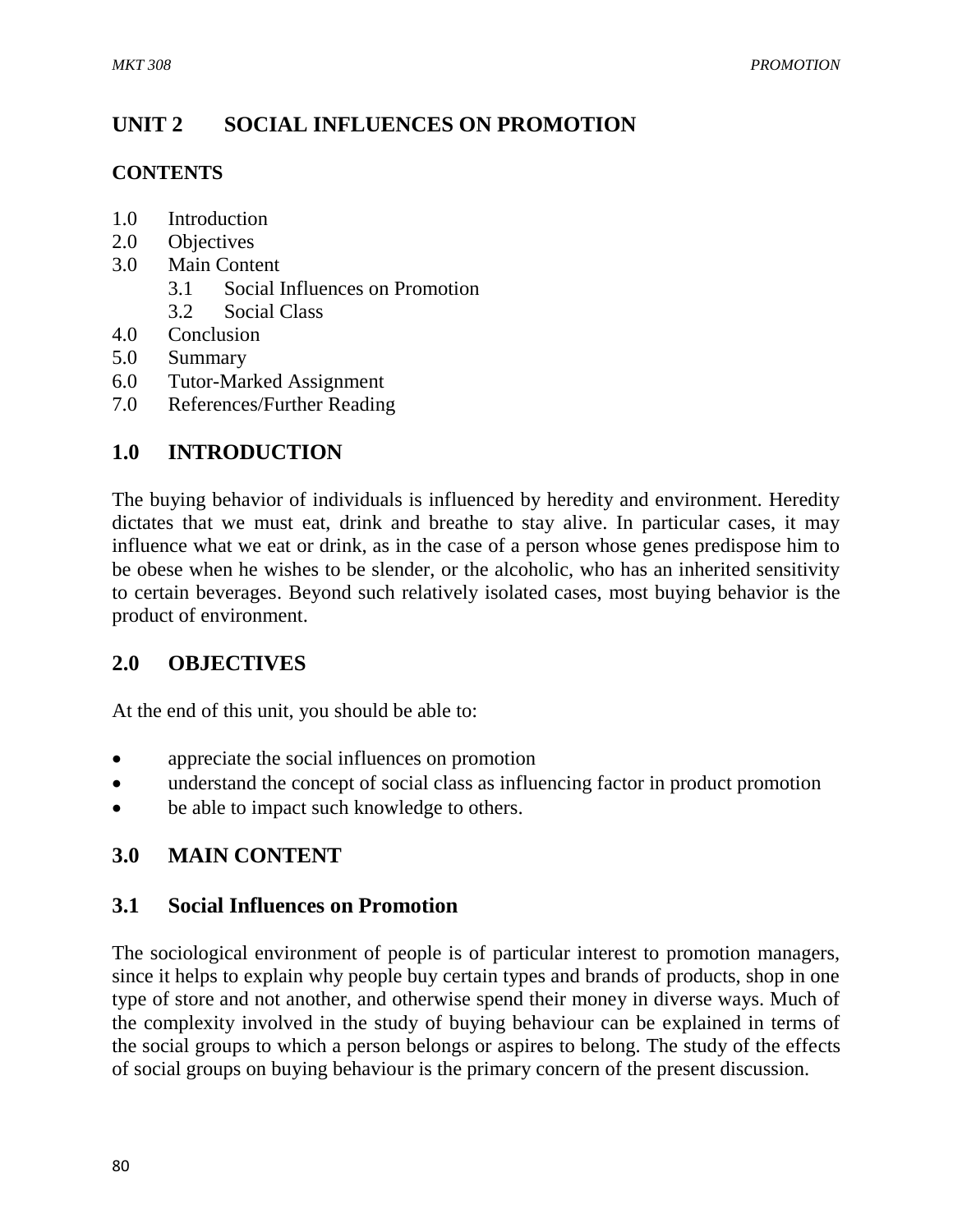## UNIT 2 SOCIAL INFLUENCES ON PROMOTION

**CONTENTS**

1.0 Introduction
2.0 Objectives
3.0 Main Content
 3.1 Social Influences on Promotion
 3.2 Social Class
4.0 Conclusion
5.0 Summary
6.0 Tutor-Marked Assignment
7.0 References/Further Reading

## 1.0 INTRODUCTION

The buying behavior of individuals is influenced by heredity and environment. Heredity dictates that we must eat, drink and breathe to stay alive. In particular cases, it may influence what we eat or drink, as in the case of a person whose genes predispose him to be obese when he wishes to be slender, or the alcoholic, who has an inherited sensitivity to certain beverages. Beyond such relatively isolated cases, most buying behavior is the product of environment.

## 2.0 OBJECTIVES

At the end of this unit, you should be able to:

- appreciate the social influences on promotion
- understand the concept of social class as influencing factor in product promotion
- be able to impact such knowledge to others.

## 3.0 MAIN CONTENT

### 3.1 Social Influences on Promotion

The sociological environment of people is of particular interest to promotion managers, since it helps to explain why people buy certain types and brands of products, shop in one type of store and not another, and otherwise spend their money in diverse ways. Much of the complexity involved in the study of buying behaviour can be explained in terms of the social groups to which a person belongs or aspires to belong. The study of the effects of social groups on buying behaviour is the primary concern of the present discussion.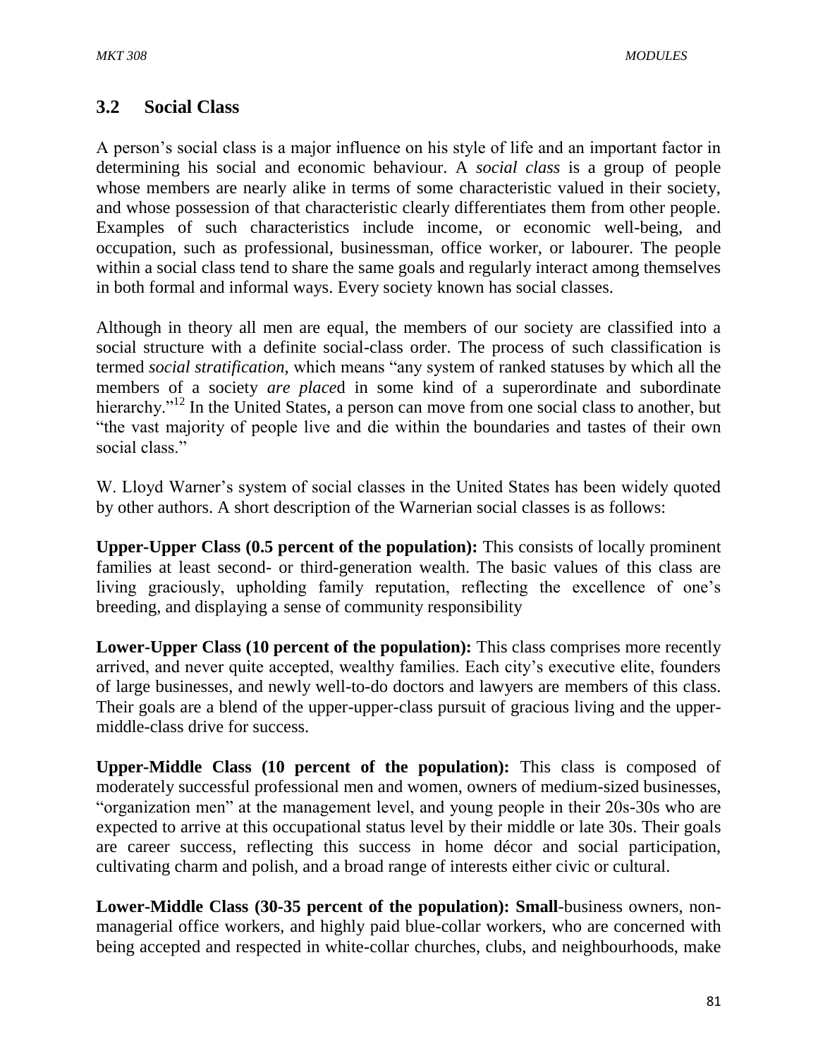## 3.2 Social Class

A person's social class is a major influence on his style of life and an important factor in determining his social and economic behaviour. A *social class* is a group of people whose members are nearly alike in terms of some characteristic valued in their society, and whose possession of that characteristic clearly differentiates them from other people. Examples of such characteristics include income, or economic well-being, and occupation, such as professional, businessman, office worker, or labourer. The people within a social class tend to share the same goals and regularly interact among themselves in both formal and informal ways. Every society known has social classes.

Although in theory all men are equal, the members of our society are classified into a social structure with a definite social-class order. The process of such classification is termed *social stratification,* which means "any system of ranked statuses by which all the members of a society *are place*d in some kind of a superordinate and subordinate hierarchy."[12] In the United States, a person can move from one social class to another, but "the vast majority of people live and die within the boundaries and tastes of their own social class."

W. Lloyd Warner's system of social classes in the United States has been widely quoted by other authors. A short description of the Warnerian social classes is as follows:

**Upper-Upper Class (0.5 percent of the population):** This consists of locally prominent families at least second- or third-generation wealth. The basic values of this class are living graciously, upholding family reputation, reflecting the excellence of one's breeding, and displaying a sense of community responsibility

**Lower-Upper Class (10 percent of the population):** This class comprises more recently arrived, and never quite accepted, wealthy families. Each city's executive elite, founders of large businesses, and newly well-to-do doctors and lawyers are members of this class. Their goals are a blend of the upper-upper-class pursuit of gracious living and the upper-middle-class drive for success.

**Upper-Middle Class (10 percent of the population):** This class is composed of moderately successful professional men and women, owners of medium-sized businesses, "organization men" at the management level, and young people in their 20s-30s who are expected to arrive at this occupational status level by their middle or late 30s. Their goals are career success, reflecting this success in home décor and social participation, cultivating charm and polish, and a broad range of interests either civic or cultural.

**Lower-Middle Class (30-35 percent of the population): Small**-business owners, non-managerial office workers, and highly paid blue-collar workers, who are concerned with being accepted and respected in white-collar churches, clubs, and neighbourhoods, make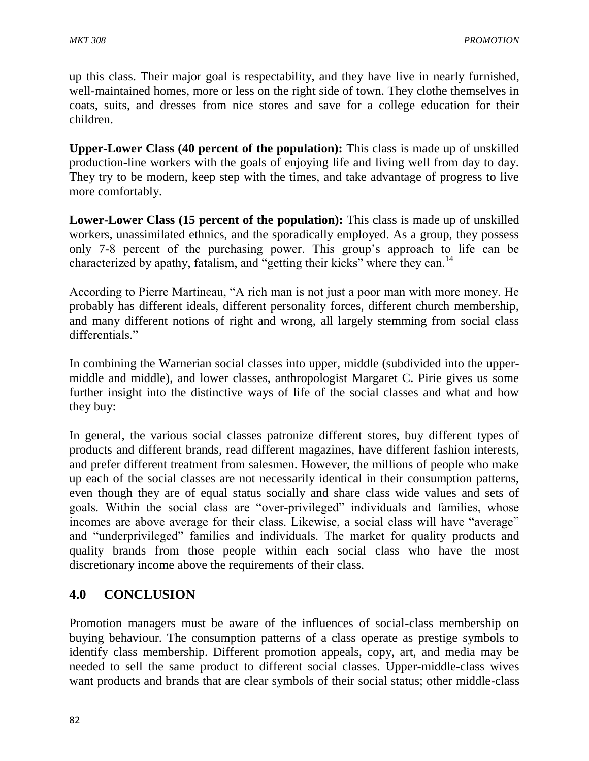up this class. Their major goal is respectability, and they have live in nearly furnished, well-maintained homes, more or less on the right side of town. They clothe themselves in coats, suits, and dresses from nice stores and save for a college education for their children.

**Upper-Lower Class (40 percent of the population):** This class is made up of unskilled production-line workers with the goals of enjoying life and living well from day to day. They try to be modern, keep step with the times, and take advantage of progress to live more comfortably.

**Lower-Lower Class (15 percent of the population):** This class is made up of unskilled workers, unassimilated ethnics, and the sporadically employed. As a group, they possess only 7-8 percent of the purchasing power. This group's approach to life can be characterized by apathy, fatalism, and "getting their kicks" where they can.[14]

According to Pierre Martineau, "A rich man is not just a poor man with more money. He probably has different ideals, different personality forces, different church membership, and many different notions of right and wrong, all largely stemming from social class differentials."

In combining the Warnerian social classes into upper, middle (subdivided into the upper-middle and middle), and lower classes, anthropologist Margaret C. Pirie gives us some further insight into the distinctive ways of life of the social classes and what and how they buy:

In general, the various social classes patronize different stores, buy different types of products and different brands, read different magazines, have different fashion interests, and prefer different treatment from salesmen. However, the millions of people who make up each of the social classes are not necessarily identical in their consumption patterns, even though they are of equal status socially and share class wide values and sets of goals. Within the social class are "over-privileged" individuals and families, whose incomes are above average for their class. Likewise, a social class will have "average" and "underprivileged" families and individuals. The market for quality products and quality brands from those people within each social class who have the most discretionary income above the requirements of their class.

## 4.0 CONCLUSION

Promotion managers must be aware of the influences of social-class membership on buying behaviour. The consumption patterns of a class operate as prestige symbols to identify class membership. Different promotion appeals, copy, art, and media may be needed to sell the same product to different social classes. Upper-middle-class wives want products and brands that are clear symbols of their social status; other middle-class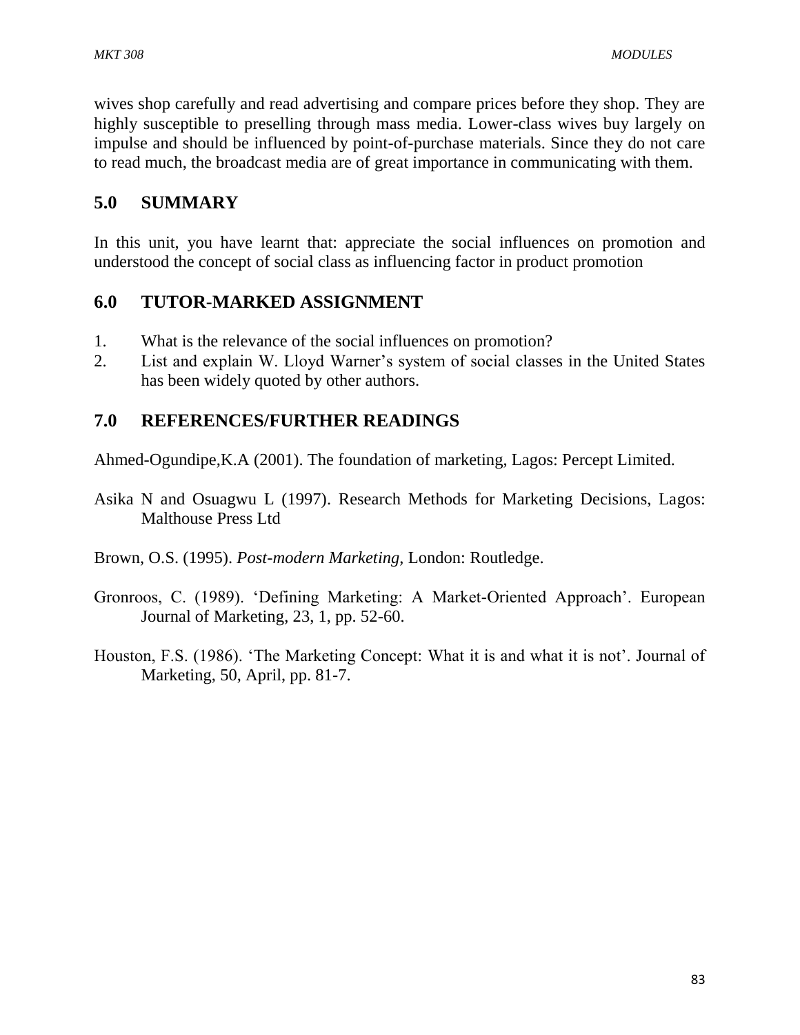wives shop carefully and read advertising and compare prices before they shop. They are highly susceptible to preselling through mass media. Lower-class wives buy largely on impulse and should be influenced by point-of-purchase materials. Since they do not care to read much, the broadcast media are of great importance in communicating with them.

## 5.0 SUMMARY

In this unit, you have learnt that: appreciate the social influences on promotion and understood the concept of social class as influencing factor in product promotion

## 6.0 TUTOR-MARKED ASSIGNMENT

1. What is the relevance of the social influences on promotion?
2. List and explain W. Lloyd Warner's system of social classes in the United States has been widely quoted by other authors.

## 7.0 REFERENCES/FURTHER READINGS

Ahmed-Ogundipe,K.A (2001). The foundation of marketing, Lagos: Percept Limited.

Asika N and Osuagwu L (1997). Research Methods for Marketing Decisions, Lagos: Malthouse Press Ltd

Brown, O.S. (1995). *Post-modern Marketing*, London: Routledge.

Gronroos, C. (1989). 'Defining Marketing: A Market-Oriented Approach'. European Journal of Marketing, 23, 1, pp. 52-60.

Houston, F.S. (1986). 'The Marketing Concept: What it is and what it is not'. Journal of Marketing, 50, April, pp. 81-7.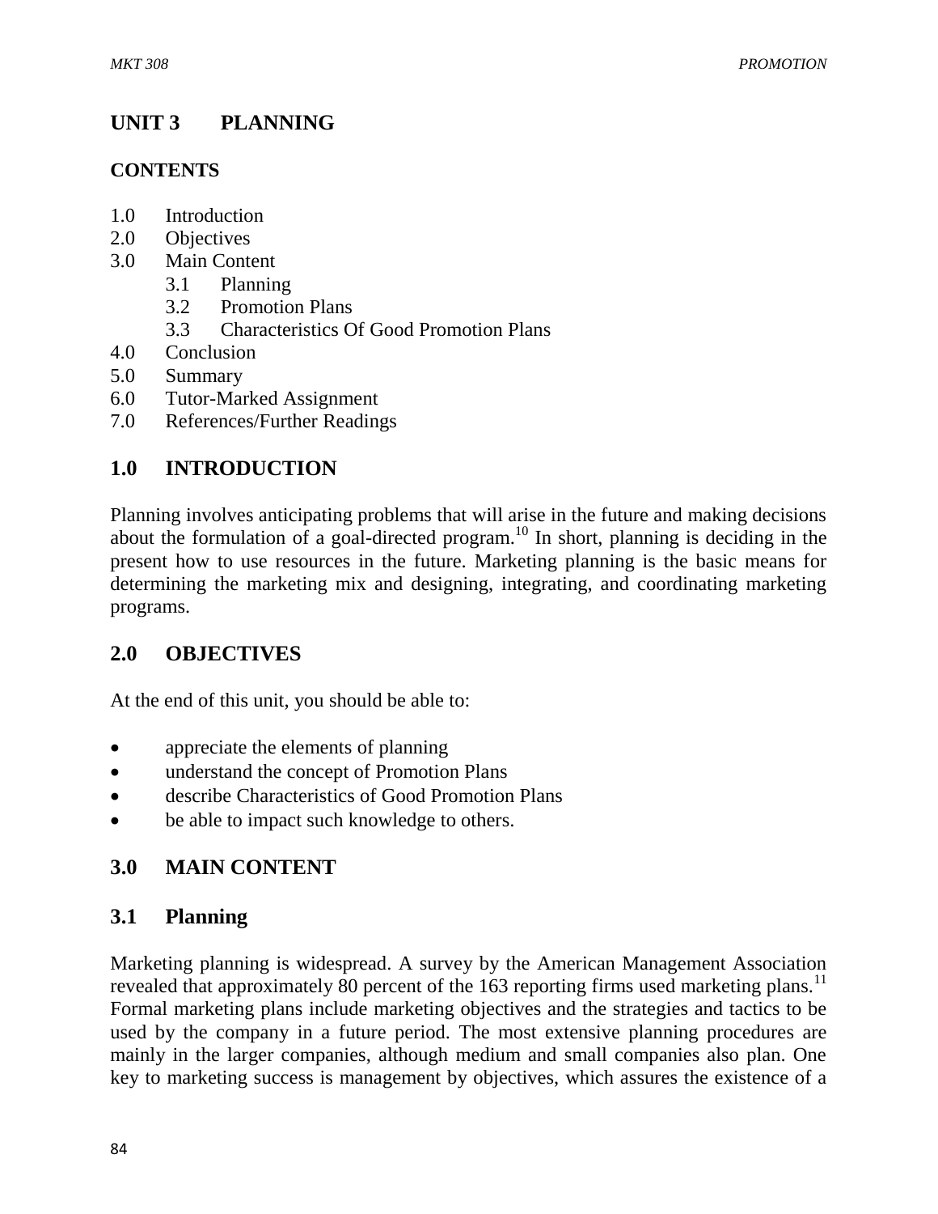# UNIT 3 PLANNING

## CONTENTS

1.0 Introduction
2.0 Objectives
3.0 Main Content
  3.1 Planning
  3.2 Promotion Plans
  3.3 Characteristics Of Good Promotion Plans
4.0 Conclusion
5.0 Summary
6.0 Tutor-Marked Assignment
7.0 References/Further Readings

## 1.0 INTRODUCTION

Planning involves anticipating problems that will arise in the future and making decisions about the formulation of a goal-directed program.[10] In short, planning is deciding in the present how to use resources in the future. Marketing planning is the basic means for determining the marketing mix and designing, integrating, and coordinating marketing programs.

## 2.0 OBJECTIVES

At the end of this unit, you should be able to:

- appreciate the elements of planning
- understand the concept of Promotion Plans
- describe Characteristics of Good Promotion Plans
- be able to impact such knowledge to others.

## 3.0 MAIN CONTENT

### 3.1 Planning

Marketing planning is widespread. A survey by the American Management Association revealed that approximately 80 percent of the 163 reporting firms used marketing plans.[11] Formal marketing plans include marketing objectives and the strategies and tactics to be used by the company in a future period. The most extensive planning procedures are mainly in the larger companies, although medium and small companies also plan. One key to marketing success is management by objectives, which assures the existence of a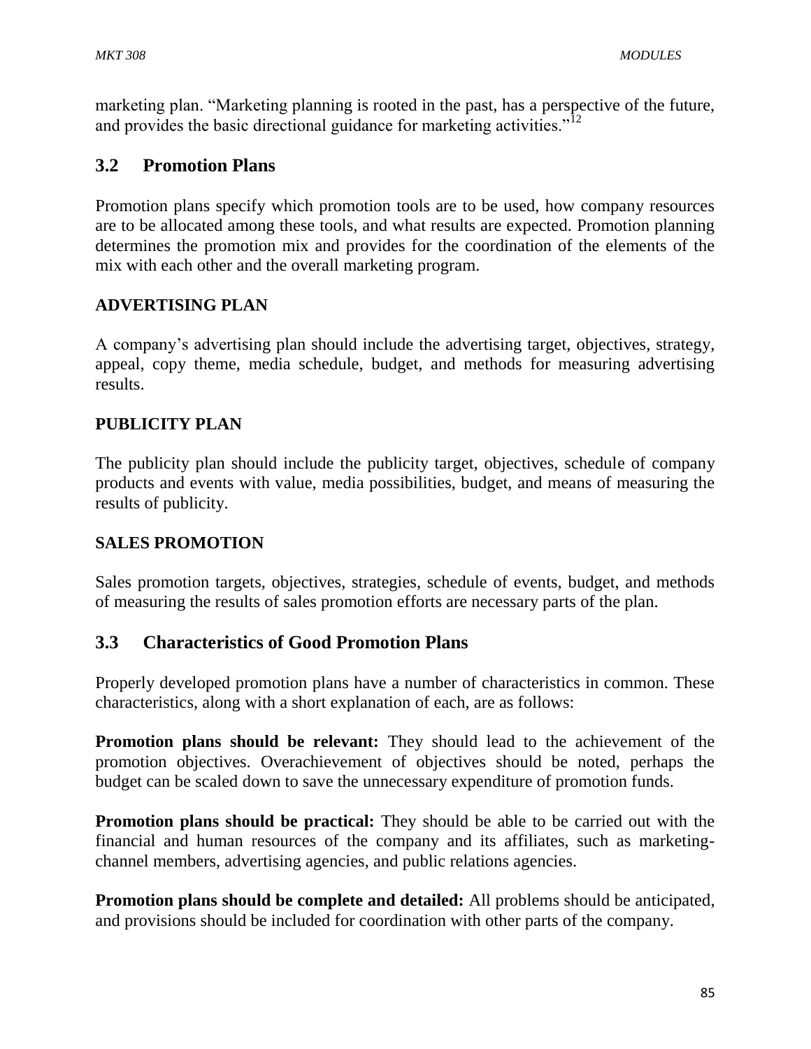marketing plan. "Marketing planning is rooted in the past, has a perspective of the future, and provides the basic directional guidance for marketing activities."[12]

## 3.2 Promotion Plans

Promotion plans specify which promotion tools are to be used, how company resources are to be allocated among these tools, and what results are expected. Promotion planning determines the promotion mix and provides for the coordination of the elements of the mix with each other and the overall marketing program.

### ADVERTISING PLAN

A company's advertising plan should include the advertising target, objectives, strategy, appeal, copy theme, media schedule, budget, and methods for measuring advertising results.

### PUBLICITY PLAN

The publicity plan should include the publicity target, objectives, schedule of company products and events with value, media possibilities, budget, and means of measuring the results of publicity.

### SALES PROMOTION

Sales promotion targets, objectives, strategies, schedule of events, budget, and methods of measuring the results of sales promotion efforts are necessary parts of the plan.

## 3.3 Characteristics of Good Promotion Plans

Properly developed promotion plans have a number of characteristics in common. These characteristics, along with a short explanation of each, are as follows:

**Promotion plans should be relevant:** They should lead to the achievement of the promotion objectives. Overachievement of objectives should be noted, perhaps the budget can be scaled down to save the unnecessary expenditure of promotion funds.

**Promotion plans should be practical:** They should be able to be carried out with the financial and human resources of the company and its affiliates, such as marketing-channel members, advertising agencies, and public relations agencies.

**Promotion plans should be complete and detailed:** All problems should be anticipated, and provisions should be included for coordination with other parts of the company.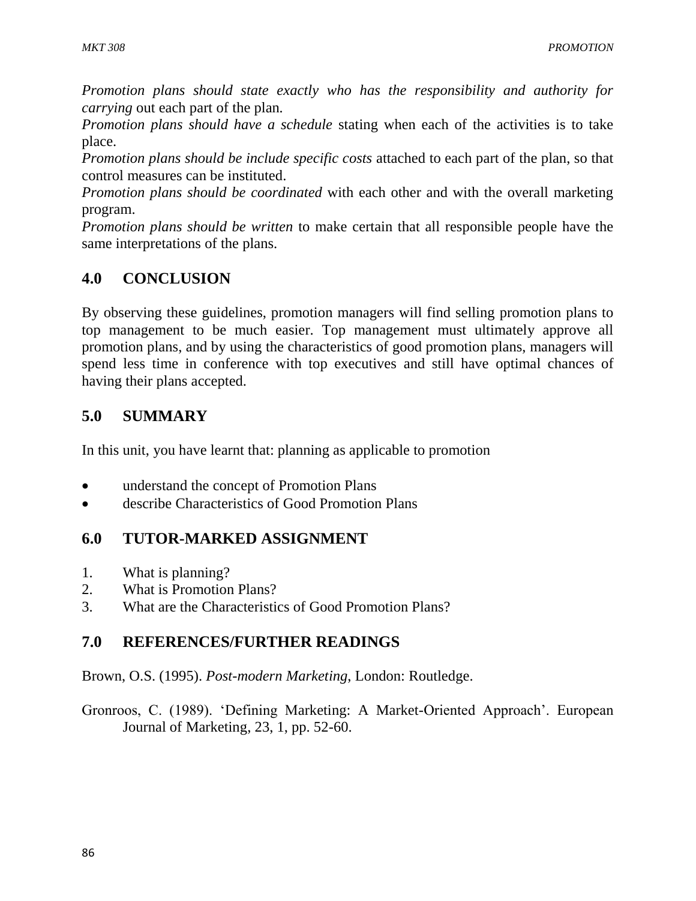*Promotion plans should state exactly who has the responsibility and authority for carrying* out each part of the plan.

*Promotion plans should have a schedule* stating when each of the activities is to take place.

*Promotion plans should be include specific costs* attached to each part of the plan, so that control measures can be instituted.

*Promotion plans should be coordinated* with each other and with the overall marketing program.

*Promotion plans should be written* to make certain that all responsible people have the same interpretations of the plans.

## 4.0 CONCLUSION

By observing these guidelines, promotion managers will find selling promotion plans to top management to be much easier. Top management must ultimately approve all promotion plans, and by using the characteristics of good promotion plans, managers will spend less time in conference with top executives and still have optimal chances of having their plans accepted.

## 5.0 SUMMARY

In this unit, you have learnt that: planning as applicable to promotion

- understand the concept of Promotion Plans
- describe Characteristics of Good Promotion Plans

## 6.0 TUTOR-MARKED ASSIGNMENT

1. What is planning?
2. What is Promotion Plans?
3. What are the Characteristics of Good Promotion Plans?

## 7.0 REFERENCES/FURTHER READINGS

Brown, O.S. (1995). *Post-modern Marketing*, London: Routledge.

Gronroos, C. (1989). 'Defining Marketing: A Market-Oriented Approach'. European Journal of Marketing, 23, 1, pp. 52-60.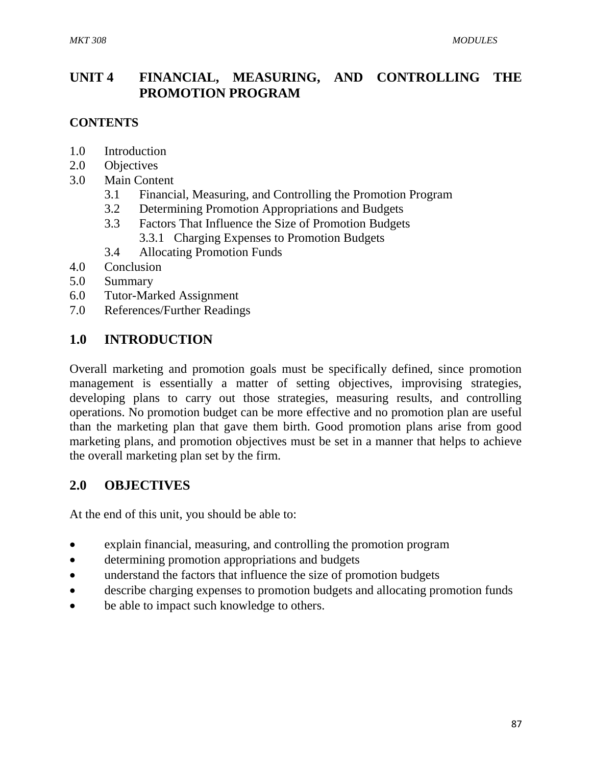# UNIT 4 FINANCIAL, MEASURING, AND CONTROLLING THE PROMOTION PROGRAM

## CONTENTS

1.0 Introduction
2.0 Objectives
3.0 Main Content
  3.1 Financial, Measuring, and Controlling the Promotion Program
  3.2 Determining Promotion Appropriations and Budgets
  3.3 Factors That Influence the Size of Promotion Budgets
    3.3.1 Charging Expenses to Promotion Budgets
  3.4 Allocating Promotion Funds
4.0 Conclusion
5.0 Summary
6.0 Tutor-Marked Assignment
7.0 References/Further Readings

## 1.0 INTRODUCTION

Overall marketing and promotion goals must be specifically defined, since promotion management is essentially a matter of setting objectives, improvising strategies, developing plans to carry out those strategies, measuring results, and controlling operations. No promotion budget can be more effective and no promotion plan are useful than the marketing plan that gave them birth. Good promotion plans arise from good marketing plans, and promotion objectives must be set in a manner that helps to achieve the overall marketing plan set by the firm.

## 2.0 OBJECTIVES

At the end of this unit, you should be able to:

- explain financial, measuring, and controlling the promotion program
- determining promotion appropriations and budgets
- understand the factors that influence the size of promotion budgets
- describe charging expenses to promotion budgets and allocating promotion funds
- be able to impact such knowledge to others.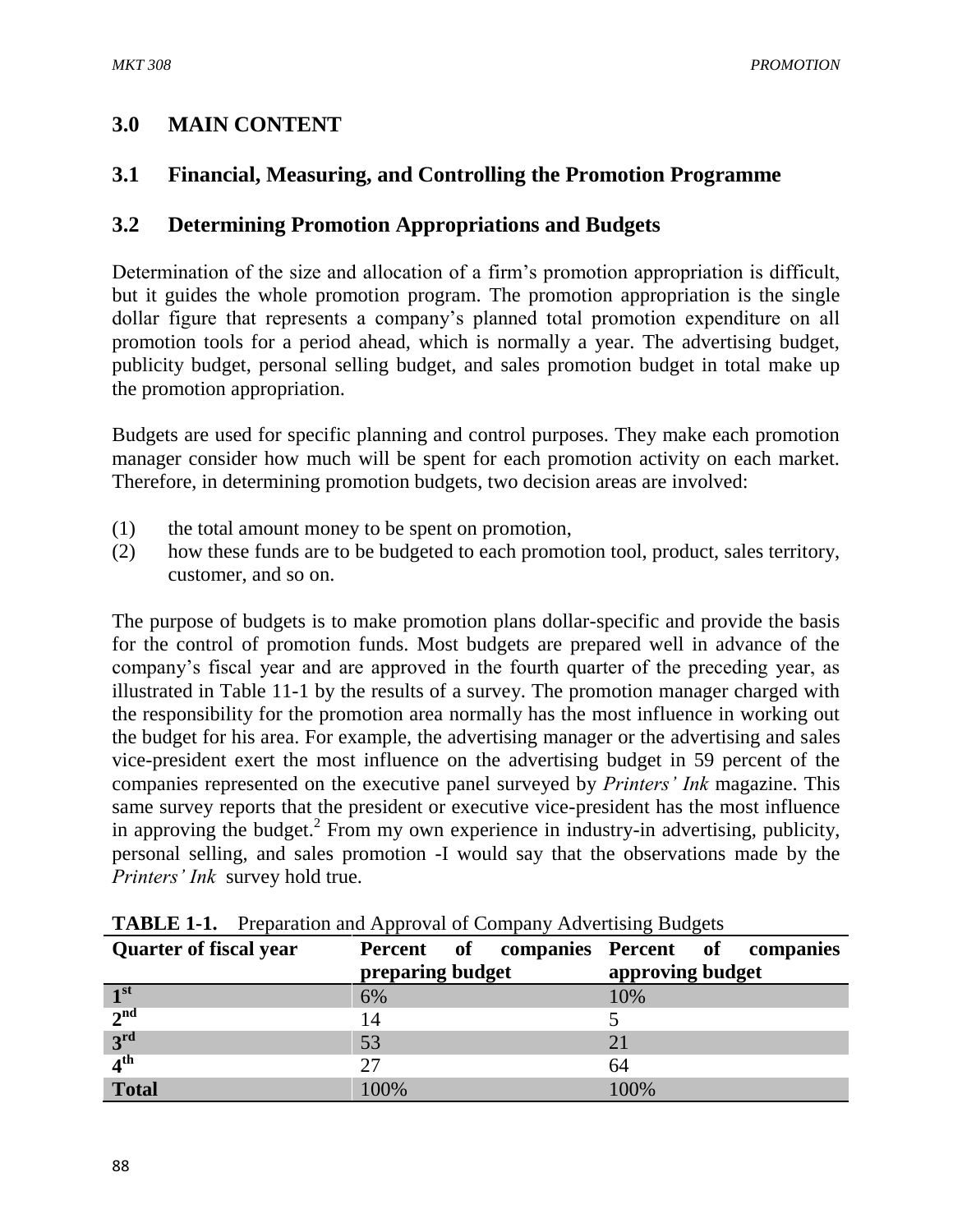## 3.0 MAIN CONTENT

### 3.1 Financial, Measuring, and Controlling the Promotion Programme

### 3.2 Determining Promotion Appropriations and Budgets

Determination of the size and allocation of a firm's promotion appropriation is difficult, but it guides the whole promotion program. The promotion appropriation is the single dollar figure that represents a company's planned total promotion expenditure on all promotion tools for a period ahead, which is normally a year. The advertising budget, publicity budget, personal selling budget, and sales promotion budget in total make up the promotion appropriation.

Budgets are used for specific planning and control purposes. They make each promotion manager consider how much will be spent for each promotion activity on each market. Therefore, in determining promotion budgets, two decision areas are involved:

(1) the total amount money to be spent on promotion,
(2) how these funds are to be budgeted to each promotion tool, product, sales territory, customer, and so on.

The purpose of budgets is to make promotion plans dollar-specific and provide the basis for the control of promotion funds. Most budgets are prepared well in advance of the company's fiscal year and are approved in the fourth quarter of the preceding year, as illustrated in Table 11-1 by the results of a survey. The promotion manager charged with the responsibility for the promotion area normally has the most influence in working out the budget for his area. For example, the advertising manager or the advertising and sales vice-president exert the most influence on the advertising budget in 59 percent of the companies represented on the executive panel surveyed by *Printers' Ink* magazine. This same survey reports that the president or executive vice-president has the most influence in approving the budget.[2] From my own experience in industry-in advertising, publicity, personal selling, and sales promotion -I would say that the observations made by the *Printers' Ink* survey hold true.

**TABLE 1-1.** Preparation and Approval of Company Advertising Budgets

| Quarter of fiscal year | Percent of companies preparing budget | Percent of companies approving budget |
|---|---|---|
| 1st | 6% | 10% |
| 2nd | 14 | 5 |
| 3rd | 53 | 21 |
| 4th | 27 | 64 |
| **Total** | 100% | 100% |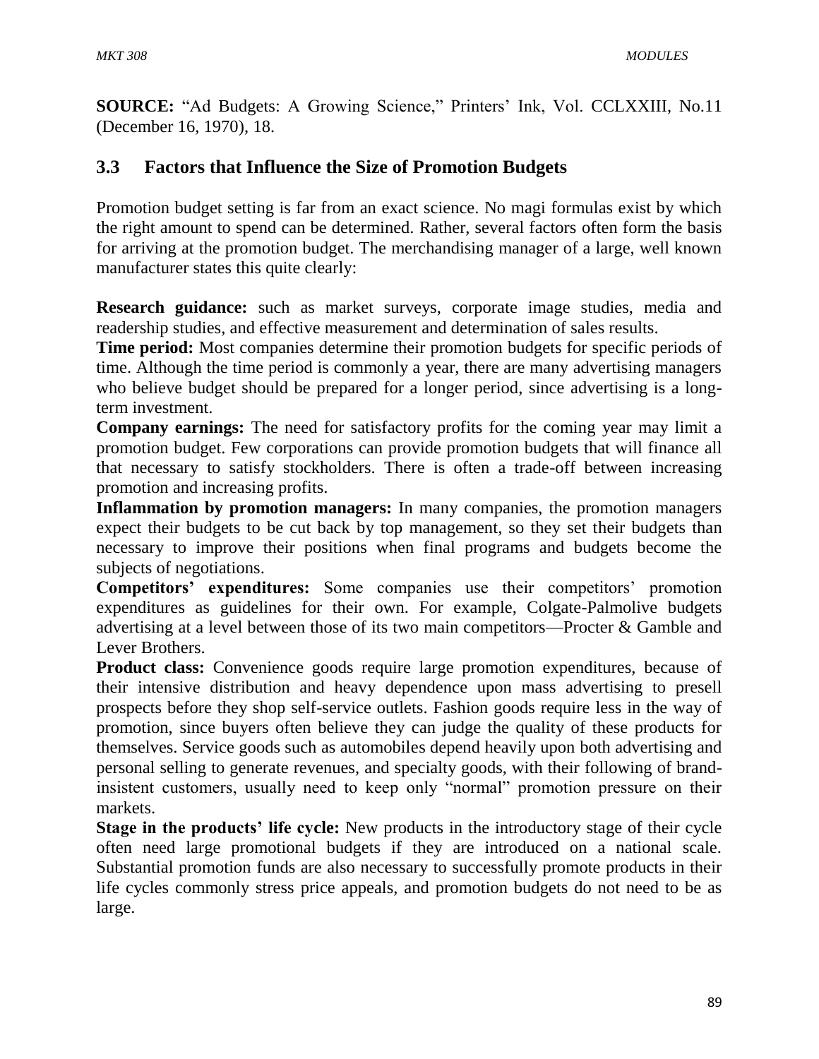**SOURCE:** "Ad Budgets: A Growing Science," Printers' Ink, Vol. CCLXXIII, No.11 (December 16, 1970), 18.

### 3.3 Factors that Influence the Size of Promotion Budgets

Promotion budget setting is far from an exact science. No magi formulas exist by which the right amount to spend can be determined. Rather, several factors often form the basis for arriving at the promotion budget. The merchandising manager of a large, well known manufacturer states this quite clearly:

**Research guidance:** such as market surveys, corporate image studies, media and readership studies, and effective measurement and determination of sales results.

**Time period:** Most companies determine their promotion budgets for specific periods of time. Although the time period is commonly a year, there are many advertising managers who believe budget should be prepared for a longer period, since advertising is a long-term investment.

**Company earnings:** The need for satisfactory profits for the coming year may limit a promotion budget. Few corporations can provide promotion budgets that will finance all that necessary to satisfy stockholders. There is often a trade-off between increasing promotion and increasing profits.

**Inflammation by promotion managers:** In many companies, the promotion managers expect their budgets to be cut back by top management, so they set their budgets than necessary to improve their positions when final programs and budgets become the subjects of negotiations.

**Competitors' expenditures:** Some companies use their competitors' promotion expenditures as guidelines for their own. For example, Colgate-Palmolive budgets advertising at a level between those of its two main competitors—Procter & Gamble and Lever Brothers.

**Product class:** Convenience goods require large promotion expenditures, because of their intensive distribution and heavy dependence upon mass advertising to presell prospects before they shop self-service outlets. Fashion goods require less in the way of promotion, since buyers often believe they can judge the quality of these products for themselves. Service goods such as automobiles depend heavily upon both advertising and personal selling to generate revenues, and specialty goods, with their following of brand-insistent customers, usually need to keep only "normal" promotion pressure on their markets.

**Stage in the products' life cycle:** New products in the introductory stage of their cycle often need large promotional budgets if they are introduced on a national scale. Substantial promotion funds are also necessary to successfully promote products in their life cycles commonly stress price appeals, and promotion budgets do not need to be as large.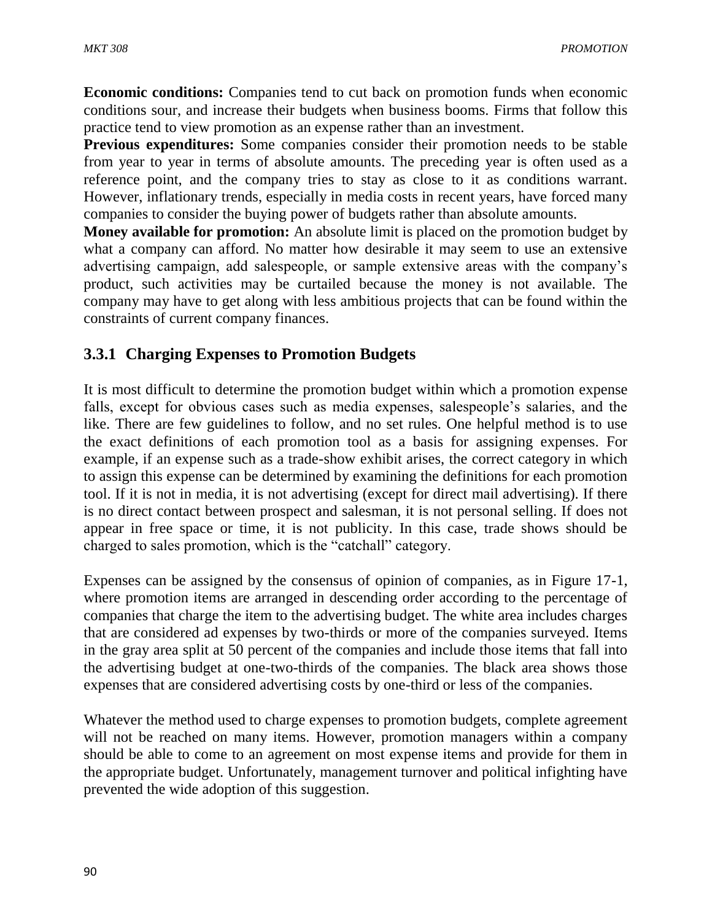**Economic conditions:** Companies tend to cut back on promotion funds when economic conditions sour, and increase their budgets when business booms. Firms that follow this practice tend to view promotion as an expense rather than an investment.

**Previous expenditures:** Some companies consider their promotion needs to be stable from year to year in terms of absolute amounts. The preceding year is often used as a reference point, and the company tries to stay as close to it as conditions warrant. However, inflationary trends, especially in media costs in recent years, have forced many companies to consider the buying power of budgets rather than absolute amounts.

**Money available for promotion:** An absolute limit is placed on the promotion budget by what a company can afford. No matter how desirable it may seem to use an extensive advertising campaign, add salespeople, or sample extensive areas with the company's product, such activities may be curtailed because the money is not available. The company may have to get along with less ambitious projects that can be found within the constraints of current company finances.

### 3.3.1 Charging Expenses to Promotion Budgets

It is most difficult to determine the promotion budget within which a promotion expense falls, except for obvious cases such as media expenses, salespeople's salaries, and the like. There are few guidelines to follow, and no set rules. One helpful method is to use the exact definitions of each promotion tool as a basis for assigning expenses. For example, if an expense such as a trade-show exhibit arises, the correct category in which to assign this expense can be determined by examining the definitions for each promotion tool. If it is not in media, it is not advertising (except for direct mail advertising). If there is no direct contact between prospect and salesman, it is not personal selling. If does not appear in free space or time, it is not publicity. In this case, trade shows should be charged to sales promotion, which is the "catchall" category.

Expenses can be assigned by the consensus of opinion of companies, as in Figure 17-1, where promotion items are arranged in descending order according to the percentage of companies that charge the item to the advertising budget. The white area includes charges that are considered ad expenses by two-thirds or more of the companies surveyed. Items in the gray area split at 50 percent of the companies and include those items that fall into the advertising budget at one-two-thirds of the companies. The black area shows those expenses that are considered advertising costs by one-third or less of the companies.

Whatever the method used to charge expenses to promotion budgets, complete agreement will not be reached on many items. However, promotion managers within a company should be able to come to an agreement on most expense items and provide for them in the appropriate budget. Unfortunately, management turnover and political infighting have prevented the wide adoption of this suggestion.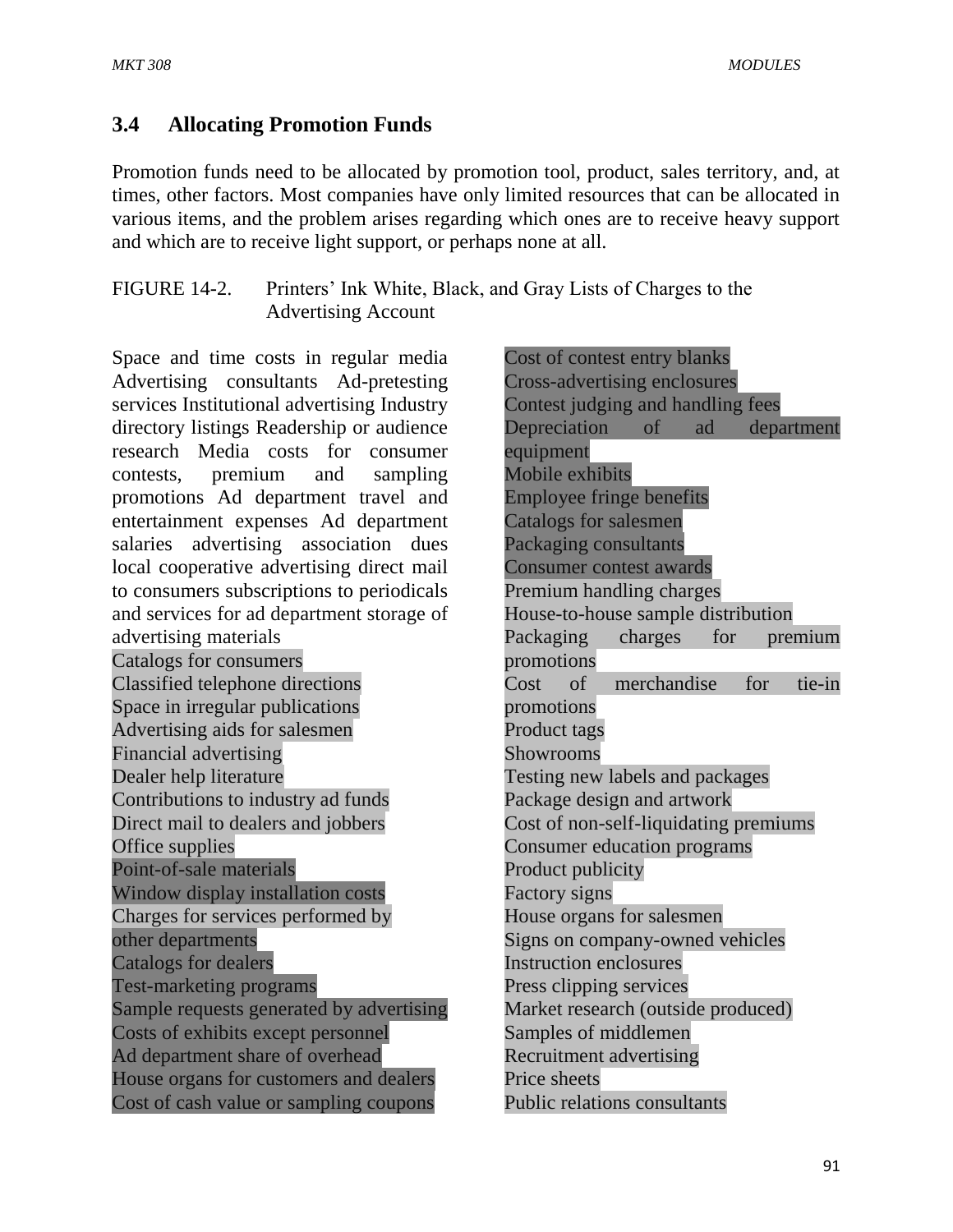## 3.4 Allocating Promotion Funds

Promotion funds need to be allocated by promotion tool, product, sales territory, and, at times, other factors. Most companies have only limited resources that can be allocated in various items, and the problem arises regarding which ones are to receive heavy support and which are to receive light support, or perhaps none at all.

FIGURE 14-2. Printers' Ink White, Black, and Gray Lists of Charges to the Advertising Account

Space and time costs in regular media Advertising consultants Ad-pretesting services Institutional advertising Industry directory listings Readership or audience research Media costs for consumer contests, premium and sampling promotions Ad department travel and entertainment expenses Ad department salaries advertising association dues local cooperative advertising direct mail to consumers subscriptions to periodicals and services for ad department storage of advertising materials

Catalogs for consumers
Classified telephone directions
Space in irregular publications
Advertising aids for salesmen
Financial advertising
Dealer help literature
Contributions to industry ad funds
Direct mail to dealers and jobbers
Office supplies
Point-of-sale materials
Window display installation costs
Charges for services performed by other departments
Catalogs for dealers
Test-marketing programs
Sample requests generated by advertising
Costs of exhibits except personnel
Ad department share of overhead
House organs for customers and dealers
Cost of cash value or sampling coupons
Cost of contest entry blanks
Cross-advertising enclosures
Contest judging and handling fees
Depreciation of ad department equipment
Mobile exhibits
Employee fringe benefits
Catalogs for salesmen
Packaging consultants
Consumer contest awards
Premium handling charges
House-to-house sample distribution
Packaging charges for premium promotions
Cost of merchandise for tie-in promotions
Product tags
Showrooms
Testing new labels and packages
Package design and artwork
Cost of non-self-liquidating premiums
Consumer education programs
Product publicity
Factory signs
House organs for salesmen
Signs on company-owned vehicles
Instruction enclosures
Press clipping services
Market research (outside produced)
Samples of middlemen
Recruitment advertising
Price sheets
Public relations consultants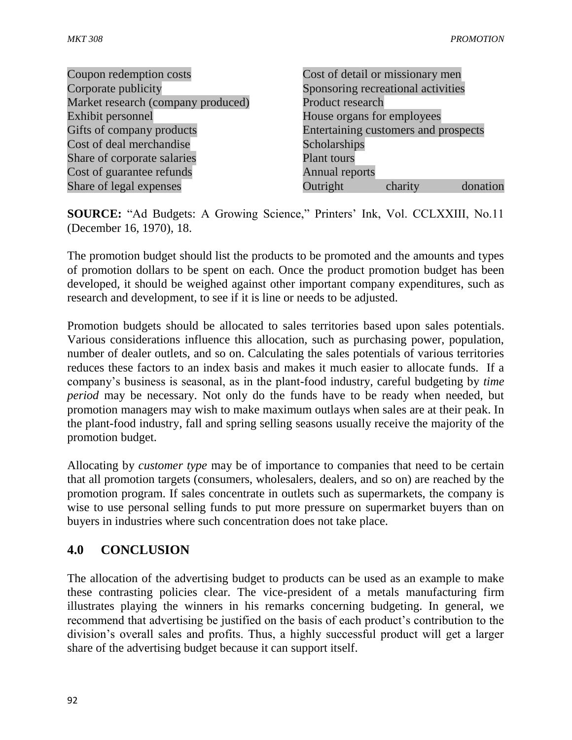| | |
|---|---|
| Coupon redemption costs | Cost of detail or missionary men |
| Corporate publicity | Sponsoring recreational activities |
| Market research (company produced) | Product research |
| Exhibit personnel | House organs for employees |
| Gifts of company products | Entertaining customers and prospects |
| Cost of deal merchandise | Scholarships |
| Share of corporate salaries | Plant tours |
| Cost of guarantee refunds | Annual reports |
| Share of legal expenses | Outright charity donation |

**SOURCE:** "Ad Budgets: A Growing Science," Printers' Ink, Vol. CCLXXIII, No.11 (December 16, 1970), 18.

The promotion budget should list the products to be promoted and the amounts and types of promotion dollars to be spent on each. Once the product promotion budget has been developed, it should be weighed against other important company expenditures, such as research and development, to see if it is line or needs to be adjusted.

Promotion budgets should be allocated to sales territories based upon sales potentials. Various considerations influence this allocation, such as purchasing power, population, number of dealer outlets, and so on. Calculating the sales potentials of various territories reduces these factors to an index basis and makes it much easier to allocate funds. If a company's business is seasonal, as in the plant-food industry, careful budgeting by *time period* may be necessary. Not only do the funds have to be ready when needed, but promotion managers may wish to make maximum outlays when sales are at their peak. In the plant-food industry, fall and spring selling seasons usually receive the majority of the promotion budget.

Allocating by *customer type* may be of importance to companies that need to be certain that all promotion targets (consumers, wholesalers, dealers, and so on) are reached by the promotion program. If sales concentrate in outlets such as supermarkets, the company is wise to use personal selling funds to put more pressure on supermarket buyers than on buyers in industries where such concentration does not take place.

## 4.0 CONCLUSION

The allocation of the advertising budget to products can be used as an example to make these contrasting policies clear. The vice-president of a metals manufacturing firm illustrates playing the winners in his remarks concerning budgeting. In general, we recommend that advertising be justified on the basis of each product's contribution to the division's overall sales and profits. Thus, a highly successful product will get a larger share of the advertising budget because it can support itself.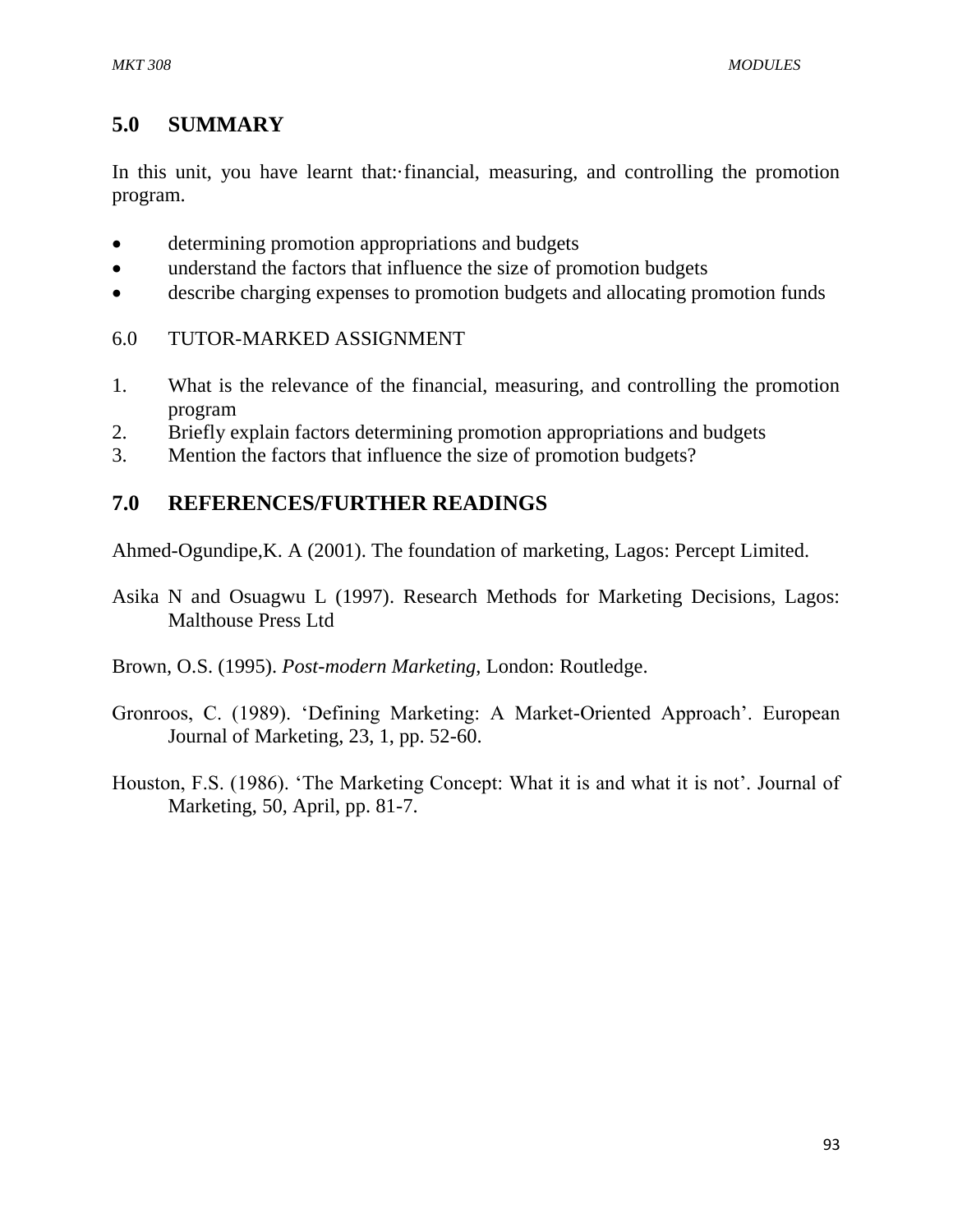## 5.0 SUMMARY

In this unit, you have learnt that:·financial, measuring, and controlling the promotion program.

- determining promotion appropriations and budgets
- understand the factors that influence the size of promotion budgets
- describe charging expenses to promotion budgets and allocating promotion funds

6.0 TUTOR-MARKED ASSIGNMENT

1. What is the relevance of the financial, measuring, and controlling the promotion program
2. Briefly explain factors determining promotion appropriations and budgets
3. Mention the factors that influence the size of promotion budgets?

## 7.0 REFERENCES/FURTHER READINGS

Ahmed-Ogundipe,K. A (2001). The foundation of marketing, Lagos: Percept Limited.

Asika N and Osuagwu L (1997). Research Methods for Marketing Decisions, Lagos: Malthouse Press Ltd

Brown, O.S. (1995). *Post-modern Marketing*, London: Routledge.

Gronroos, C. (1989). 'Defining Marketing: A Market-Oriented Approach'. European Journal of Marketing, 23, 1, pp. 52-60.

Houston, F.S. (1986). 'The Marketing Concept: What it is and what it is not'. Journal of Marketing, 50, April, pp. 81-7.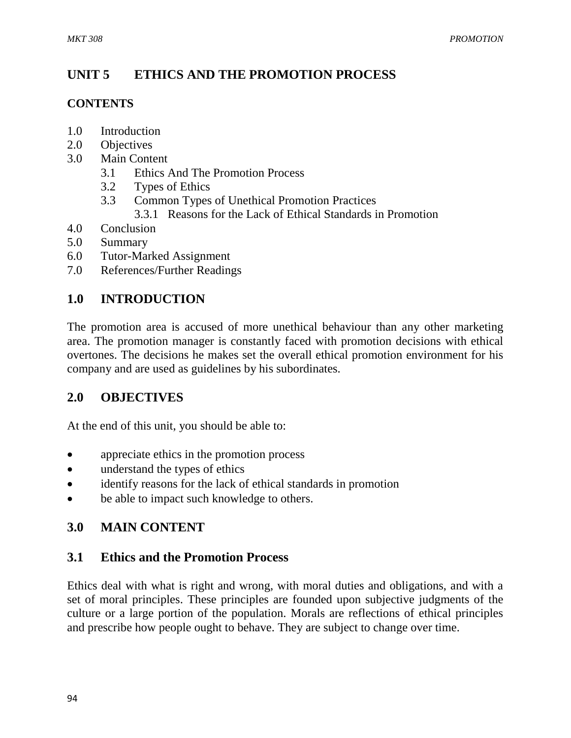## UNIT 5 ETHICS AND THE PROMOTION PROCESS

### CONTENTS

1.0 Introduction
2.0 Objectives
3.0 Main Content
    3.1 Ethics And The Promotion Process
    3.2 Types of Ethics
    3.3 Common Types of Unethical Promotion Practices
        3.3.1 Reasons for the Lack of Ethical Standards in Promotion
4.0 Conclusion
5.0 Summary
6.0 Tutor-Marked Assignment
7.0 References/Further Readings

## 1.0 INTRODUCTION

The promotion area is accused of more unethical behaviour than any other marketing area. The promotion manager is constantly faced with promotion decisions with ethical overtones. The decisions he makes set the overall ethical promotion environment for his company and are used as guidelines by his subordinates.

## 2.0 OBJECTIVES

At the end of this unit, you should be able to:

- appreciate ethics in the promotion process
- understand the types of ethics
- identify reasons for the lack of ethical standards in promotion
- be able to impact such knowledge to others.

## 3.0 MAIN CONTENT

### 3.1 Ethics and the Promotion Process

Ethics deal with what is right and wrong, with moral duties and obligations, and with a set of moral principles. These principles are founded upon subjective judgments of the culture or a large portion of the population. Morals are reflections of ethical principles and prescribe how people ought to behave. They are subject to change over time.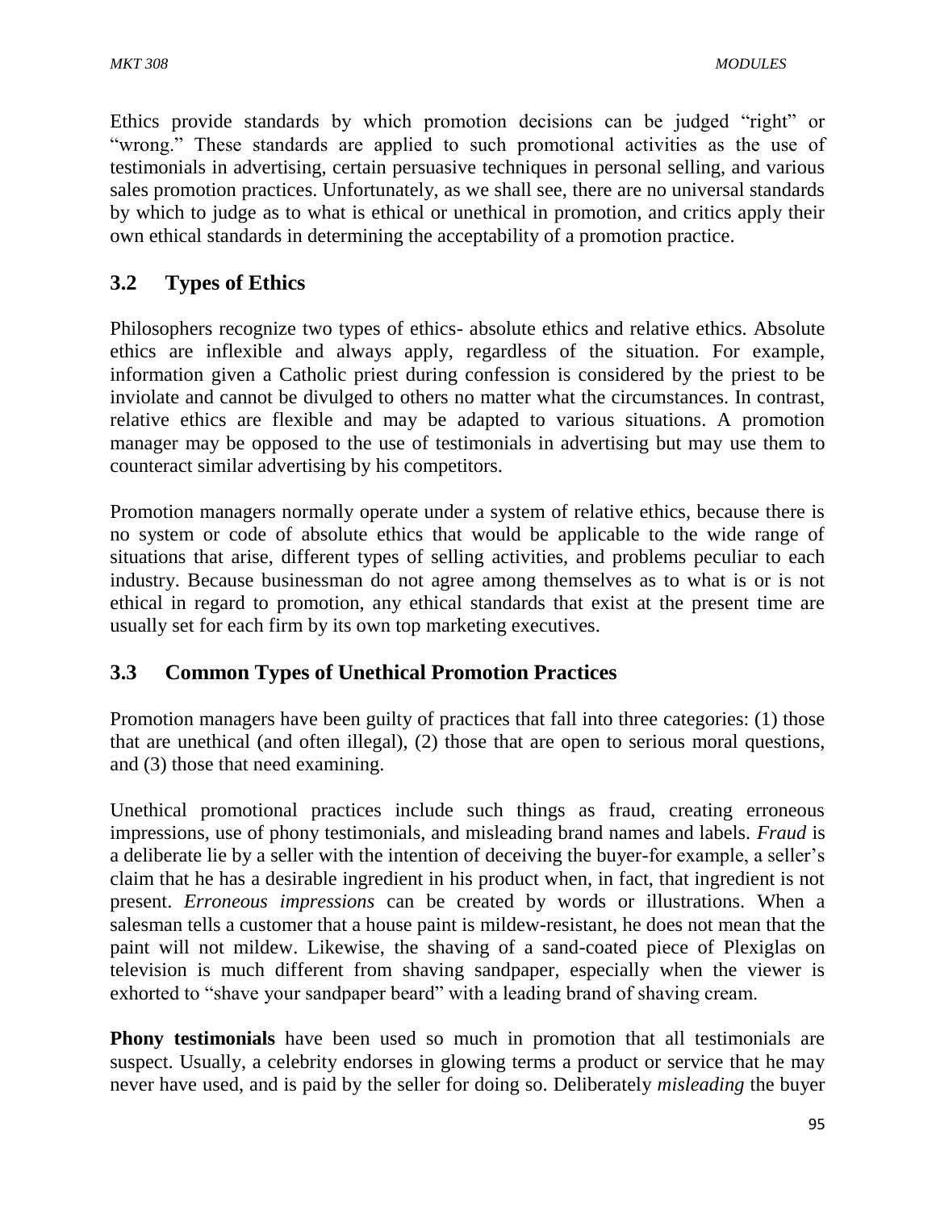Ethics provide standards by which promotion decisions can be judged "right" or "wrong." These standards are applied to such promotional activities as the use of testimonials in advertising, certain persuasive techniques in personal selling, and various sales promotion practices. Unfortunately, as we shall see, there are no universal standards by which to judge as to what is ethical or unethical in promotion, and critics apply their own ethical standards in determining the acceptability of a promotion practice.

## 3.2 Types of Ethics

Philosophers recognize two types of ethics- absolute ethics and relative ethics. Absolute ethics are inflexible and always apply, regardless of the situation. For example, information given a Catholic priest during confession is considered by the priest to be inviolate and cannot be divulged to others no matter what the circumstances. In contrast, relative ethics are flexible and may be adapted to various situations. A promotion manager may be opposed to the use of testimonials in advertising but may use them to counteract similar advertising by his competitors.

Promotion managers normally operate under a system of relative ethics, because there is no system or code of absolute ethics that would be applicable to the wide range of situations that arise, different types of selling activities, and problems peculiar to each industry. Because businessman do not agree among themselves as to what is or is not ethical in regard to promotion, any ethical standards that exist at the present time are usually set for each firm by its own top marketing executives.

## 3.3 Common Types of Unethical Promotion Practices

Promotion managers have been guilty of practices that fall into three categories: (1) those that are unethical (and often illegal), (2) those that are open to serious moral questions, and (3) those that need examining.

Unethical promotional practices include such things as fraud, creating erroneous impressions, use of phony testimonials, and misleading brand names and labels. *Fraud* is a deliberate lie by a seller with the intention of deceiving the buyer-for example, a seller's claim that he has a desirable ingredient in his product when, in fact, that ingredient is not present. *Erroneous impressions* can be created by words or illustrations. When a salesman tells a customer that a house paint is mildew-resistant, he does not mean that the paint will not mildew. Likewise, the shaving of a sand-coated piece of Plexiglas on television is much different from shaving sandpaper, especially when the viewer is exhorted to "shave your sandpaper beard" with a leading brand of shaving cream.

**Phony testimonials** have been used so much in promotion that all testimonials are suspect. Usually, a celebrity endorses in glowing terms a product or service that he may never have used, and is paid by the seller for doing so. Deliberately *misleading* the buyer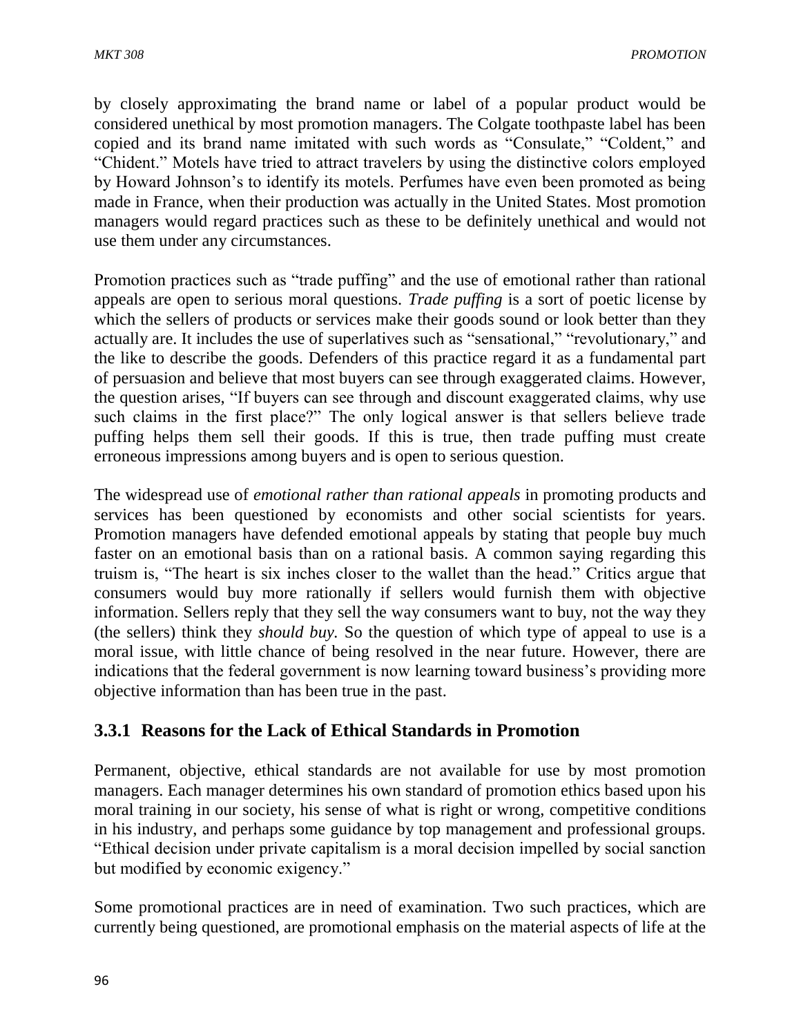by closely approximating the brand name or label of a popular product would be considered unethical by most promotion managers. The Colgate toothpaste label has been copied and its brand name imitated with such words as "Consulate," "Coldent," and "Chident." Motels have tried to attract travelers by using the distinctive colors employed by Howard Johnson's to identify its motels. Perfumes have even been promoted as being made in France, when their production was actually in the United States. Most promotion managers would regard practices such as these to be definitely unethical and would not use them under any circumstances.

Promotion practices such as "trade puffing" and the use of emotional rather than rational appeals are open to serious moral questions. *Trade puffing* is a sort of poetic license by which the sellers of products or services make their goods sound or look better than they actually are. It includes the use of superlatives such as "sensational," "revolutionary," and the like to describe the goods. Defenders of this practice regard it as a fundamental part of persuasion and believe that most buyers can see through exaggerated claims. However, the question arises, "If buyers can see through and discount exaggerated claims, why use such claims in the first place?" The only logical answer is that sellers believe trade puffing helps them sell their goods. If this is true, then trade puffing must create erroneous impressions among buyers and is open to serious question.

The widespread use of *emotional rather than rational appeals* in promoting products and services has been questioned by economists and other social scientists for years. Promotion managers have defended emotional appeals by stating that people buy much faster on an emotional basis than on a rational basis. A common saying regarding this truism is, "The heart is six inches closer to the wallet than the head." Critics argue that consumers would buy more rationally if sellers would furnish them with objective information. Sellers reply that they sell the way consumers want to buy, not the way they (the sellers) think they *should buy.* So the question of which type of appeal to use is a moral issue, with little chance of being resolved in the near future. However, there are indications that the federal government is now learning toward business's providing more objective information than has been true in the past.

### 3.3.1 Reasons for the Lack of Ethical Standards in Promotion

Permanent, objective, ethical standards are not available for use by most promotion managers. Each manager determines his own standard of promotion ethics based upon his moral training in our society, his sense of what is right or wrong, competitive conditions in his industry, and perhaps some guidance by top management and professional groups. "Ethical decision under private capitalism is a moral decision impelled by social sanction but modified by economic exigency."

Some promotional practices are in need of examination. Two such practices, which are currently being questioned, are promotional emphasis on the material aspects of life at the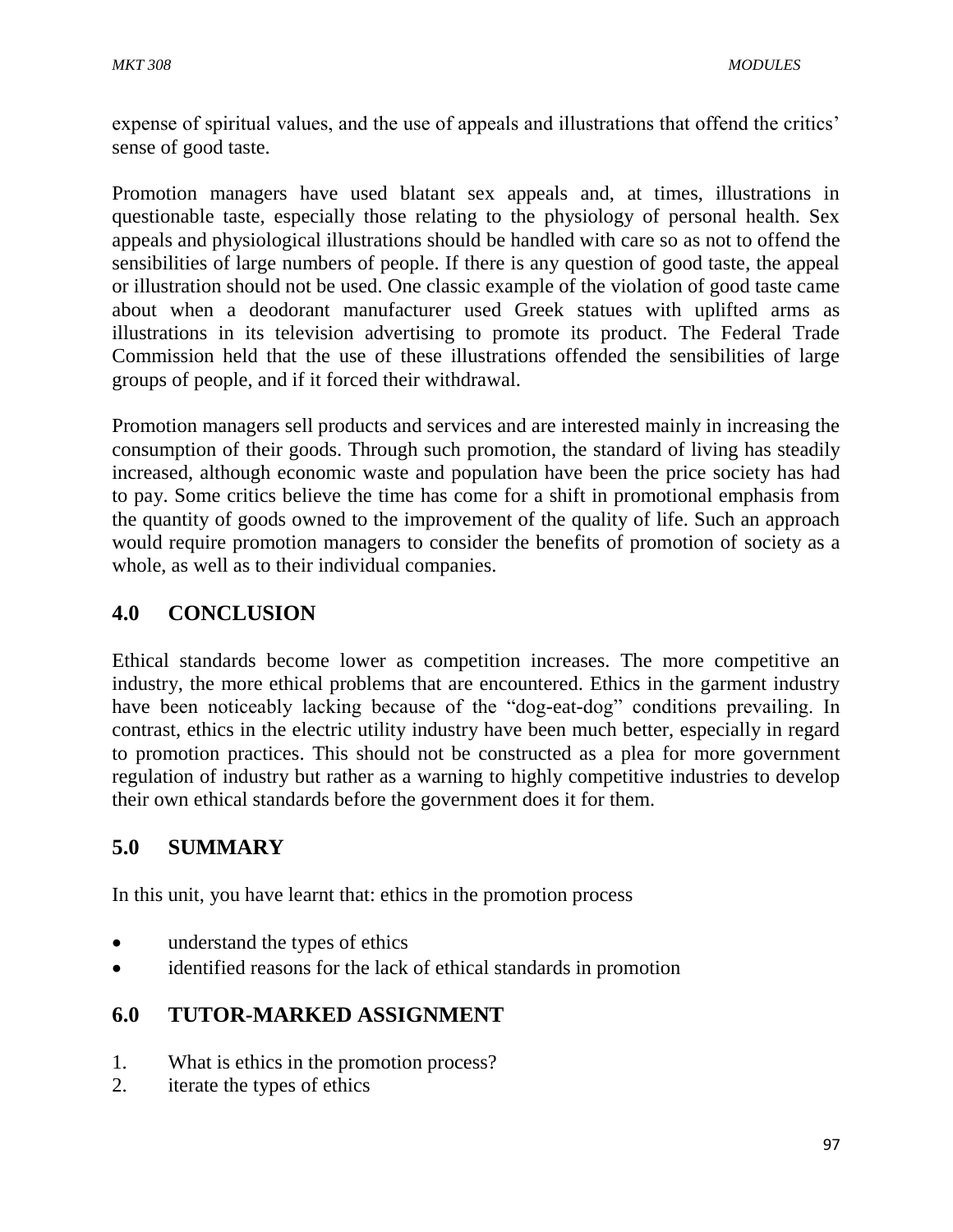expense of spiritual values, and the use of appeals and illustrations that offend the critics' sense of good taste.

Promotion managers have used blatant sex appeals and, at times, illustrations in questionable taste, especially those relating to the physiology of personal health. Sex appeals and physiological illustrations should be handled with care so as not to offend the sensibilities of large numbers of people. If there is any question of good taste, the appeal or illustration should not be used. One classic example of the violation of good taste came about when a deodorant manufacturer used Greek statues with uplifted arms as illustrations in its television advertising to promote its product. The Federal Trade Commission held that the use of these illustrations offended the sensibilities of large groups of people, and if it forced their withdrawal.

Promotion managers sell products and services and are interested mainly in increasing the consumption of their goods. Through such promotion, the standard of living has steadily increased, although economic waste and population have been the price society has had to pay. Some critics believe the time has come for a shift in promotional emphasis from the quantity of goods owned to the improvement of the quality of life. Such an approach would require promotion managers to consider the benefits of promotion of society as a whole, as well as to their individual companies.

## 4.0 CONCLUSION

Ethical standards become lower as competition increases. The more competitive an industry, the more ethical problems that are encountered. Ethics in the garment industry have been noticeably lacking because of the "dog-eat-dog" conditions prevailing. In contrast, ethics in the electric utility industry have been much better, especially in regard to promotion practices. This should not be constructed as a plea for more government regulation of industry but rather as a warning to highly competitive industries to develop their own ethical standards before the government does it for them.

## 5.0 SUMMARY

In this unit, you have learnt that: ethics in the promotion process

- understand the types of ethics
- identified reasons for the lack of ethical standards in promotion

## 6.0 TUTOR-MARKED ASSIGNMENT

1. What is ethics in the promotion process?
2. iterate the types of ethics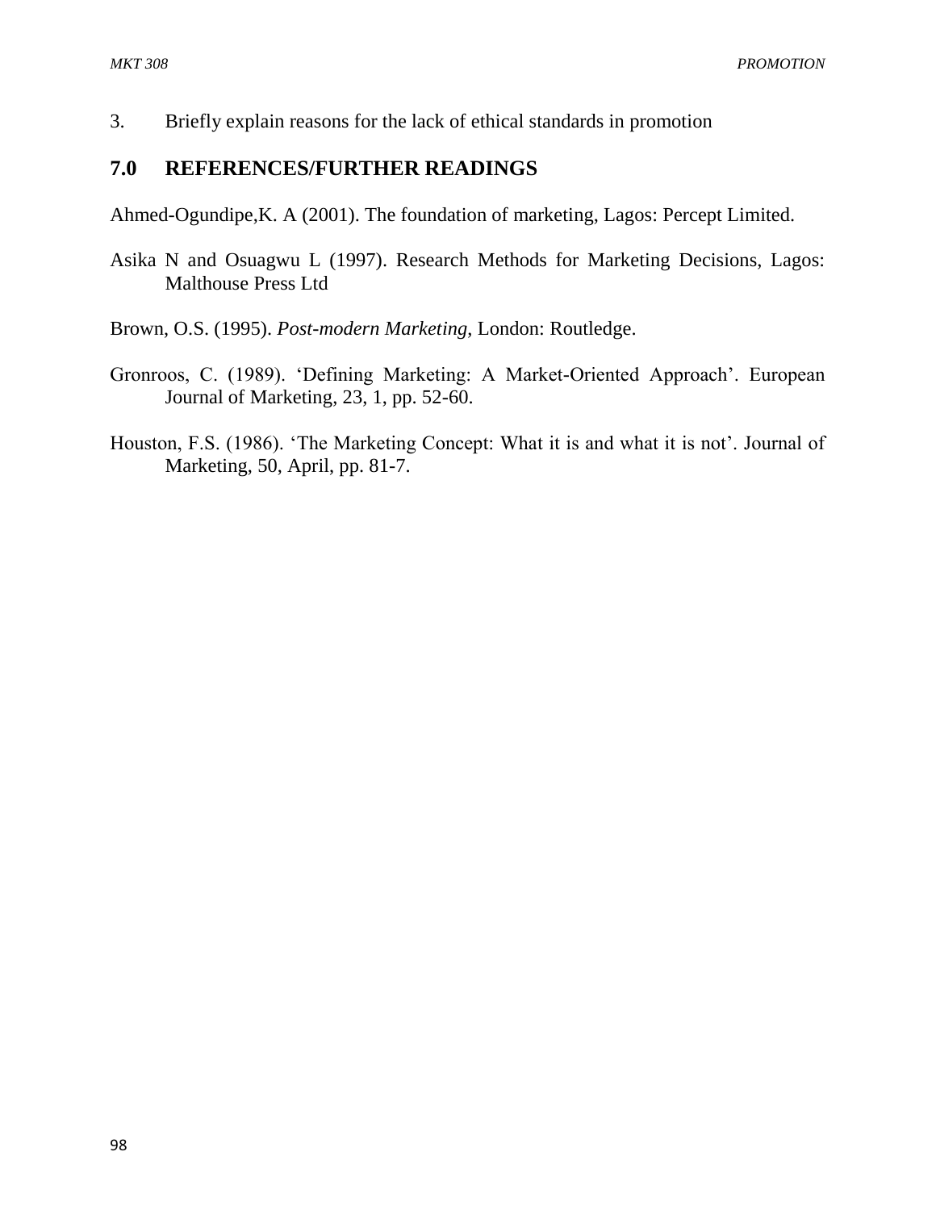3. Briefly explain reasons for the lack of ethical standards in promotion

## 7.0 REFERENCES/FURTHER READINGS

Ahmed-Ogundipe,K. A (2001). The foundation of marketing, Lagos: Percept Limited.

Asika N and Osuagwu L (1997). Research Methods for Marketing Decisions, Lagos: Malthouse Press Ltd

Brown, O.S. (1995). *Post-modern Marketing*, London: Routledge.

Gronroos, C. (1989). 'Defining Marketing: A Market-Oriented Approach'. European Journal of Marketing, 23, 1, pp. 52-60.

Houston, F.S. (1986). 'The Marketing Concept: What it is and what it is not'. Journal of Marketing, 50, April, pp. 81-7.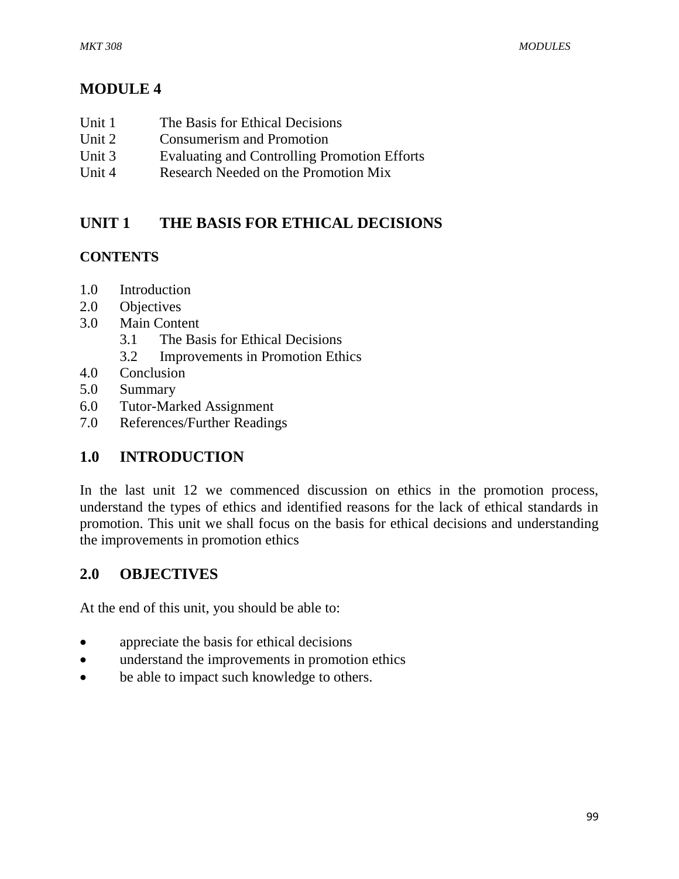# MODULE 4

Unit 1 The Basis for Ethical Decisions
Unit 2 Consumerism and Promotion
Unit 3 Evaluating and Controlling Promotion Efforts
Unit 4 Research Needed on the Promotion Mix

## UNIT 1 THE BASIS FOR ETHICAL DECISIONS

### CONTENTS

1.0 Introduction
2.0 Objectives
3.0 Main Content
  3.1 The Basis for Ethical Decisions
  3.2 Improvements in Promotion Ethics
4.0 Conclusion
5.0 Summary
6.0 Tutor-Marked Assignment
7.0 References/Further Readings

## 1.0 INTRODUCTION

In the last unit 12 we commenced discussion on ethics in the promotion process, understand the types of ethics and identified reasons for the lack of ethical standards in promotion. This unit we shall focus on the basis for ethical decisions and understanding the improvements in promotion ethics

## 2.0 OBJECTIVES

At the end of this unit, you should be able to:

- appreciate the basis for ethical decisions
- understand the improvements in promotion ethics
- be able to impact such knowledge to others.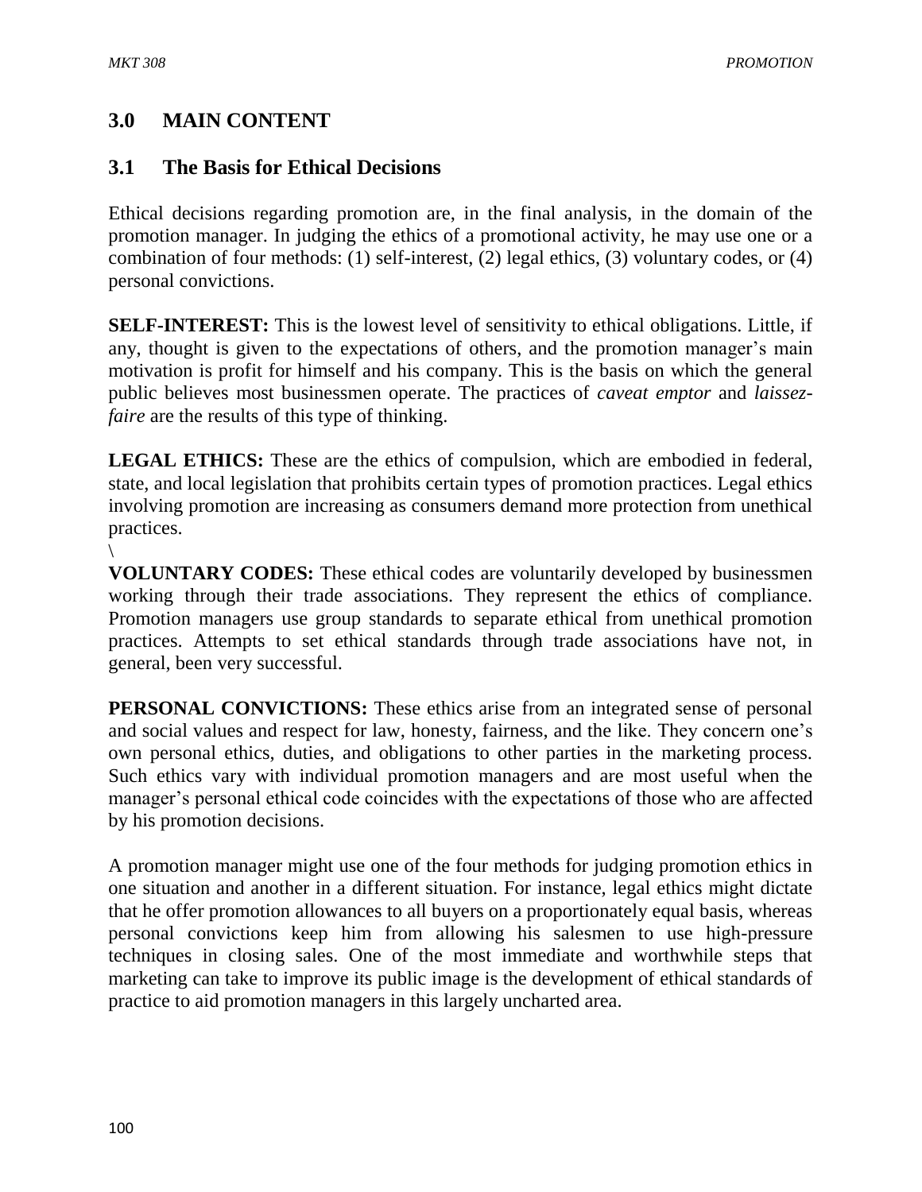## 3.0 MAIN CONTENT

### 3.1 The Basis for Ethical Decisions

Ethical decisions regarding promotion are, in the final analysis, in the domain of the promotion manager. In judging the ethics of a promotional activity, he may use one or a combination of four methods: (1) self-interest, (2) legal ethics, (3) voluntary codes, or (4) personal convictions.

**SELF-INTEREST:** This is the lowest level of sensitivity to ethical obligations. Little, if any, thought is given to the expectations of others, and the promotion manager's main motivation is profit for himself and his company. This is the basis on which the general public believes most businessmen operate. The practices of *caveat emptor* and *laissez-faire* are the results of this type of thinking.

**LEGAL ETHICS:** These are the ethics of compulsion, which are embodied in federal, state, and local legislation that prohibits certain types of promotion practices. Legal ethics involving promotion are increasing as consumers demand more protection from unethical practices.
\
**VOLUNTARY CODES:** These ethical codes are voluntarily developed by businessmen working through their trade associations. They represent the ethics of compliance. Promotion managers use group standards to separate ethical from unethical promotion practices. Attempts to set ethical standards through trade associations have not, in general, been very successful.

**PERSONAL CONVICTIONS:** These ethics arise from an integrated sense of personal and social values and respect for law, honesty, fairness, and the like. They concern one's own personal ethics, duties, and obligations to other parties in the marketing process. Such ethics vary with individual promotion managers and are most useful when the manager's personal ethical code coincides with the expectations of those who are affected by his promotion decisions.

A promotion manager might use one of the four methods for judging promotion ethics in one situation and another in a different situation. For instance, legal ethics might dictate that he offer promotion allowances to all buyers on a proportionately equal basis, whereas personal convictions keep him from allowing his salesmen to use high-pressure techniques in closing sales. One of the most immediate and worthwhile steps that marketing can take to improve its public image is the development of ethical standards of practice to aid promotion managers in this largely uncharted area.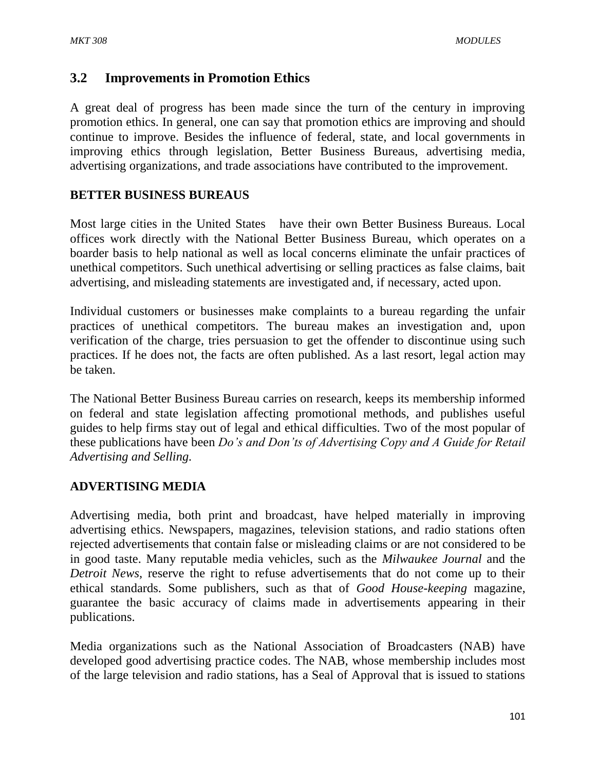## 3.2 Improvements in Promotion Ethics

A great deal of progress has been made since the turn of the century in improving promotion ethics. In general, one can say that promotion ethics are improving and should continue to improve. Besides the influence of federal, state, and local governments in improving ethics through legislation, Better Business Bureaus, advertising media, advertising organizations, and trade associations have contributed to the improvement.

**BETTER BUSINESS BUREAUS**

Most large cities in the United States have their own Better Business Bureaus. Local offices work directly with the National Better Business Bureau, which operates on a boarder basis to help national as well as local concerns eliminate the unfair practices of unethical competitors. Such unethical advertising or selling practices as false claims, bait advertising, and misleading statements are investigated and, if necessary, acted upon.

Individual customers or businesses make complaints to a bureau regarding the unfair practices of unethical competitors. The bureau makes an investigation and, upon verification of the charge, tries persuasion to get the offender to discontinue using such practices. If he does not, the facts are often published. As a last resort, legal action may be taken.

The National Better Business Bureau carries on research, keeps its membership informed on federal and state legislation affecting promotional methods, and publishes useful guides to help firms stay out of legal and ethical difficulties. Two of the most popular of these publications have been *Do's and Don'ts of Advertising Copy and A Guide for Retail Advertising and Selling.*

**ADVERTISING MEDIA**

Advertising media, both print and broadcast, have helped materially in improving advertising ethics. Newspapers, magazines, television stations, and radio stations often rejected advertisements that contain false or misleading claims or are not considered to be in good taste. Many reputable media vehicles, such as the *Milwaukee Journal* and the *Detroit News*, reserve the right to refuse advertisements that do not come up to their ethical standards. Some publishers, such as that of *Good House-keeping* magazine, guarantee the basic accuracy of claims made in advertisements appearing in their publications.

Media organizations such as the National Association of Broadcasters (NAB) have developed good advertising practice codes. The NAB, whose membership includes most of the large television and radio stations, has a Seal of Approval that is issued to stations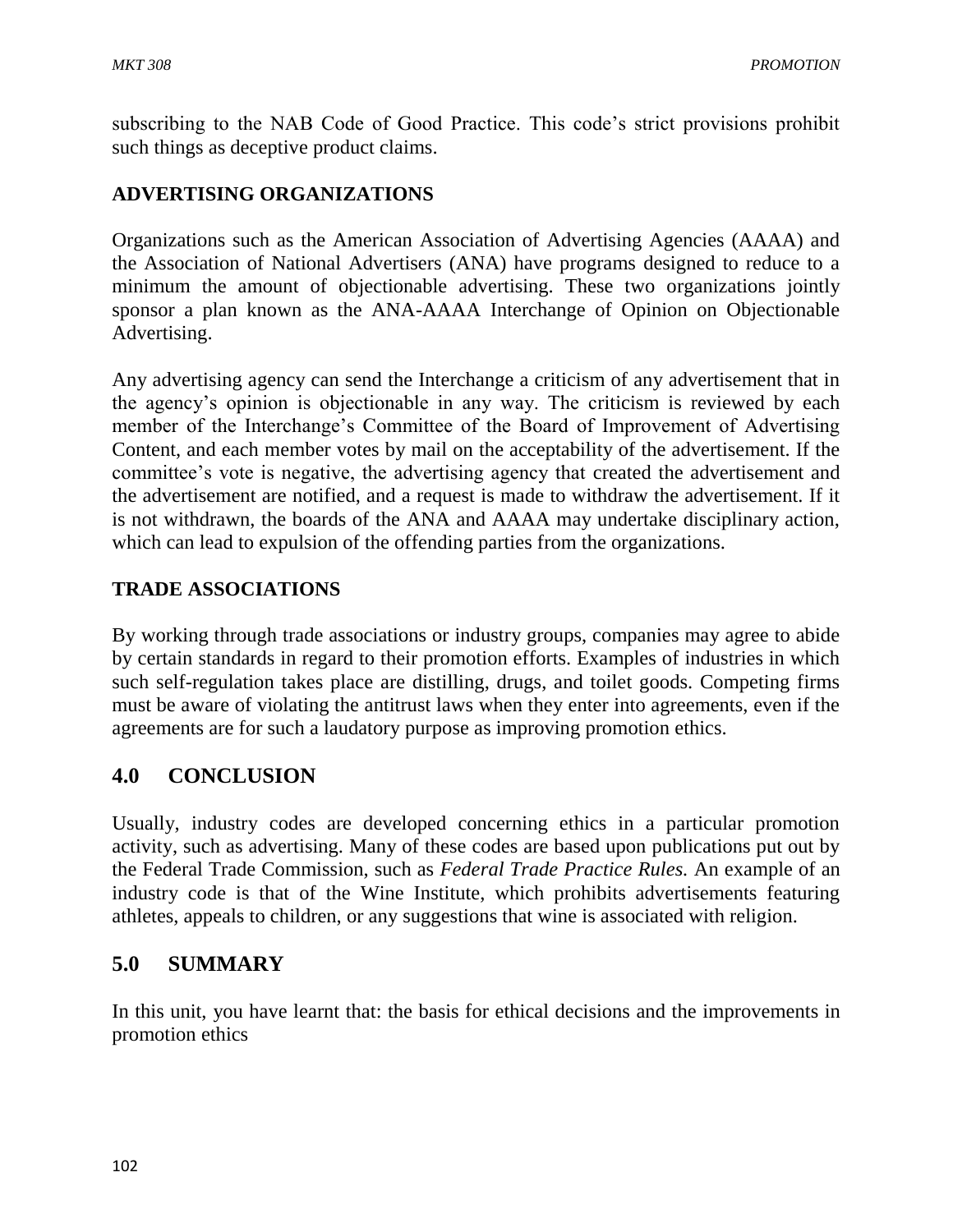subscribing to the NAB Code of Good Practice. This code's strict provisions prohibit such things as deceptive product claims.

### ADVERTISING ORGANIZATIONS

Organizations such as the American Association of Advertising Agencies (AAAA) and the Association of National Advertisers (ANA) have programs designed to reduce to a minimum the amount of objectionable advertising. These two organizations jointly sponsor a plan known as the ANA-AAAA Interchange of Opinion on Objectionable Advertising.

Any advertising agency can send the Interchange a criticism of any advertisement that in the agency's opinion is objectionable in any way. The criticism is reviewed by each member of the Interchange's Committee of the Board of Improvement of Advertising Content, and each member votes by mail on the acceptability of the advertisement. If the committee's vote is negative, the advertising agency that created the advertisement and the advertisement are notified, and a request is made to withdraw the advertisement. If it is not withdrawn, the boards of the ANA and AAAA may undertake disciplinary action, which can lead to expulsion of the offending parties from the organizations.

### TRADE ASSOCIATIONS

By working through trade associations or industry groups, companies may agree to abide by certain standards in regard to their promotion efforts. Examples of industries in which such self-regulation takes place are distilling, drugs, and toilet goods. Competing firms must be aware of violating the antitrust laws when they enter into agreements, even if the agreements are for such a laudatory purpose as improving promotion ethics.

## 4.0 CONCLUSION

Usually, industry codes are developed concerning ethics in a particular promotion activity, such as advertising. Many of these codes are based upon publications put out by the Federal Trade Commission, such as *Federal Trade Practice Rules.* An example of an industry code is that of the Wine Institute, which prohibits advertisements featuring athletes, appeals to children, or any suggestions that wine is associated with religion.

## 5.0 SUMMARY

In this unit, you have learnt that: the basis for ethical decisions and the improvements in promotion ethics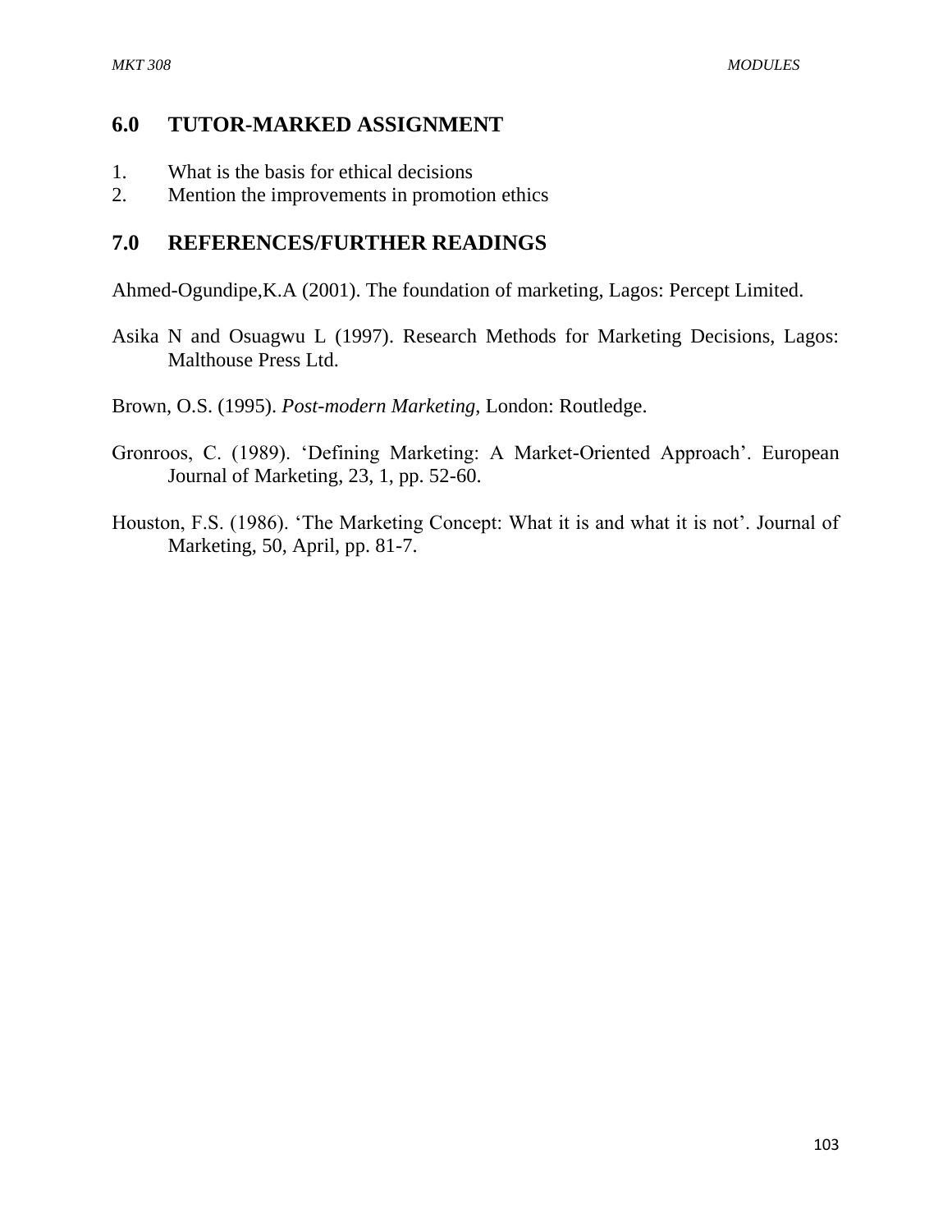## 6.0 TUTOR-MARKED ASSIGNMENT

1. What is the basis for ethical decisions
2. Mention the improvements in promotion ethics

## 7.0 REFERENCES/FURTHER READINGS

Ahmed-Ogundipe,K.A (2001). The foundation of marketing, Lagos: Percept Limited.

Asika N and Osuagwu L (1997). Research Methods for Marketing Decisions, Lagos: Malthouse Press Ltd.

Brown, O.S. (1995). *Post-modern Marketing*, London: Routledge.

Gronroos, C. (1989). 'Defining Marketing: A Market-Oriented Approach'. European Journal of Marketing, 23, 1, pp. 52-60.

Houston, F.S. (1986). 'The Marketing Concept: What it is and what it is not'. Journal of Marketing, 50, April, pp. 81-7.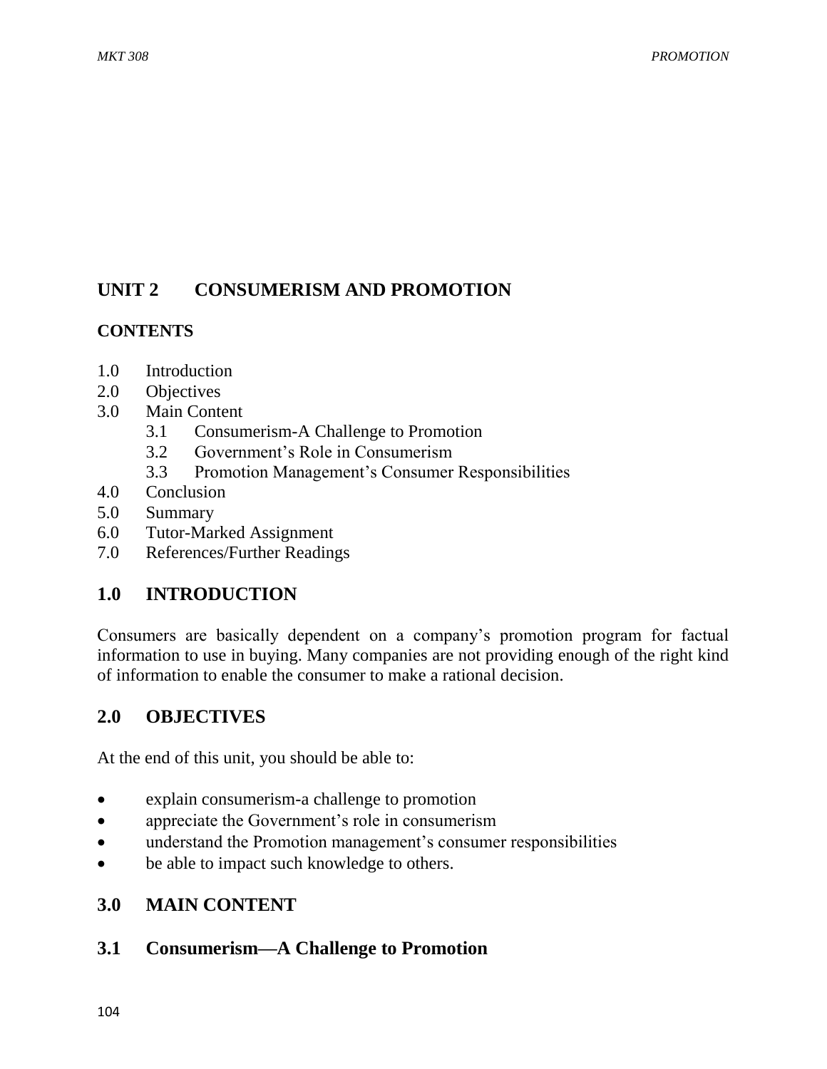# UNIT 2 CONSUMERISM AND PROMOTION

## CONTENTS

1.0 Introduction
2.0 Objectives
3.0 Main Content
   3.1 Consumerism-A Challenge to Promotion
   3.2 Government's Role in Consumerism
   3.3 Promotion Management's Consumer Responsibilities
4.0 Conclusion
5.0 Summary
6.0 Tutor-Marked Assignment
7.0 References/Further Readings

## 1.0 INTRODUCTION

Consumers are basically dependent on a company's promotion program for factual information to use in buying. Many companies are not providing enough of the right kind of information to enable the consumer to make a rational decision.

## 2.0 OBJECTIVES

At the end of this unit, you should be able to:

- explain consumerism-a challenge to promotion
- appreciate the Government's role in consumerism
- understand the Promotion management's consumer responsibilities
- be able to impact such knowledge to others.

## 3.0 MAIN CONTENT

### 3.1 Consumerism—A Challenge to Promotion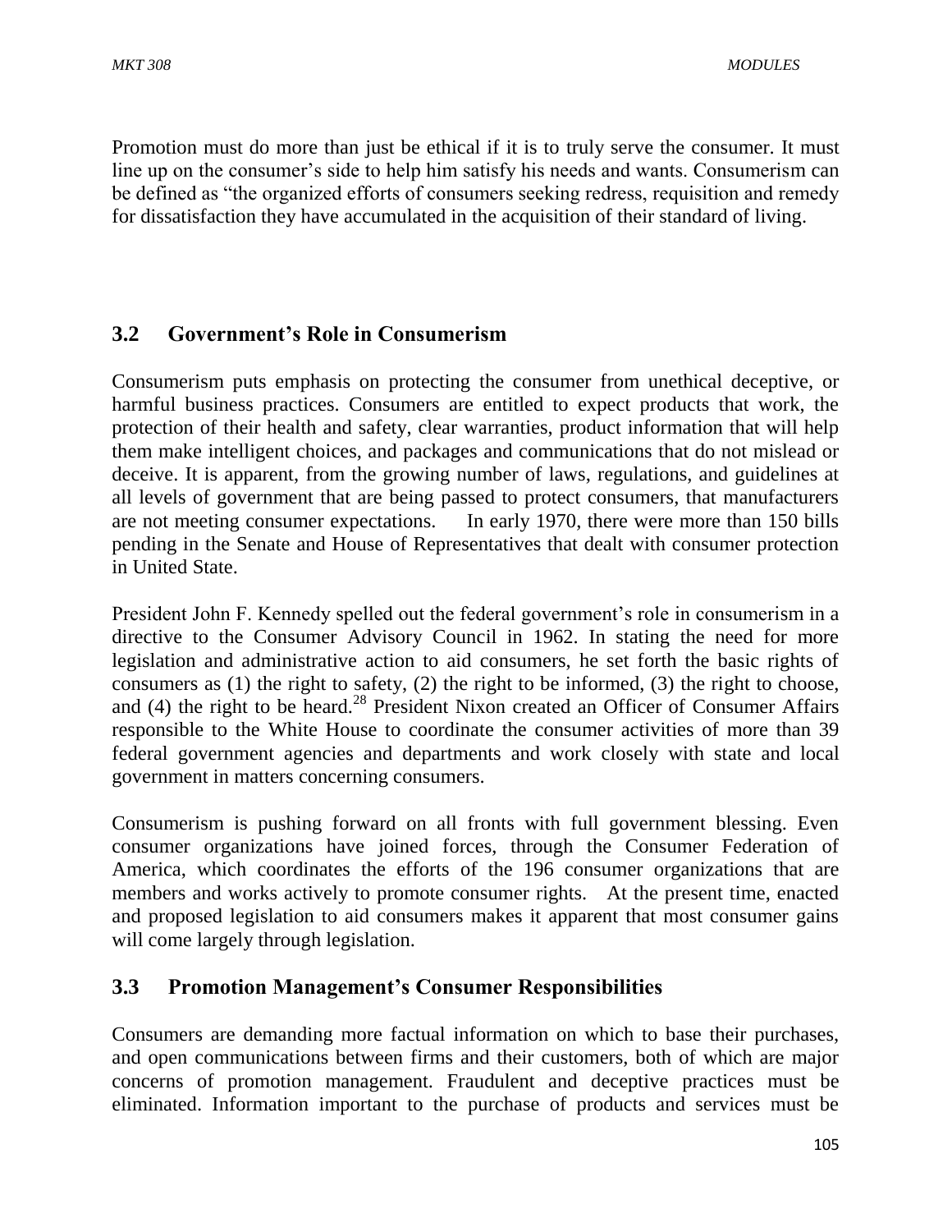Promotion must do more than just be ethical if it is to truly serve the consumer. It must line up on the consumer's side to help him satisfy his needs and wants. Consumerism can be defined as "the organized efforts of consumers seeking redress, requisition and remedy for dissatisfaction they have accumulated in the acquisition of their standard of living.

## 3.2 Government's Role in Consumerism

Consumerism puts emphasis on protecting the consumer from unethical deceptive, or harmful business practices. Consumers are entitled to expect products that work, the protection of their health and safety, clear warranties, product information that will help them make intelligent choices, and packages and communications that do not mislead or deceive. It is apparent, from the growing number of laws, regulations, and guidelines at all levels of government that are being passed to protect consumers, that manufacturers are not meeting consumer expectations. In early 1970, there were more than 150 bills pending in the Senate and House of Representatives that dealt with consumer protection in United State.

President John F. Kennedy spelled out the federal government's role in consumerism in a directive to the Consumer Advisory Council in 1962. In stating the need for more legislation and administrative action to aid consumers, he set forth the basic rights of consumers as (1) the right to safety, (2) the right to be informed, (3) the right to choose, and (4) the right to be heard.[28] President Nixon created an Officer of Consumer Affairs responsible to the White House to coordinate the consumer activities of more than 39 federal government agencies and departments and work closely with state and local government in matters concerning consumers.

Consumerism is pushing forward on all fronts with full government blessing. Even consumer organizations have joined forces, through the Consumer Federation of America, which coordinates the efforts of the 196 consumer organizations that are members and works actively to promote consumer rights. At the present time, enacted and proposed legislation to aid consumers makes it apparent that most consumer gains will come largely through legislation.

## 3.3 Promotion Management's Consumer Responsibilities

Consumers are demanding more factual information on which to base their purchases, and open communications between firms and their customers, both of which are major concerns of promotion management. Fraudulent and deceptive practices must be eliminated. Information important to the purchase of products and services must be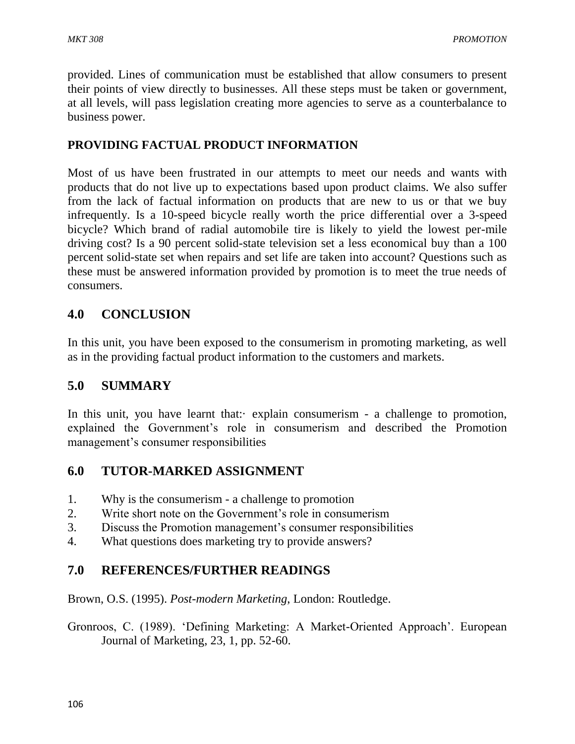provided. Lines of communication must be established that allow consumers to present their points of view directly to businesses. All these steps must be taken or government, at all levels, will pass legislation creating more agencies to serve as a counterbalance to business power.

**PROVIDING FACTUAL PRODUCT INFORMATION**

Most of us have been frustrated in our attempts to meet our needs and wants with products that do not live up to expectations based upon product claims. We also suffer from the lack of factual information on products that are new to us or that we buy infrequently. Is a 10-speed bicycle really worth the price differential over a 3-speed bicycle? Which brand of radial automobile tire is likely to yield the lowest per-mile driving cost? Is a 90 percent solid-state television set a less economical buy than a 100 percent solid-state set when repairs and set life are taken into account? Questions such as these must be answered information provided by promotion is to meet the true needs of consumers.

## 4.0 CONCLUSION

In this unit, you have been exposed to the consumerism in promoting marketing, as well as in the providing factual product information to the customers and markets.

## 5.0 SUMMARY

In this unit, you have learnt that:· explain consumerism - a challenge to promotion, explained the Government's role in consumerism and described the Promotion management's consumer responsibilities

## 6.0 TUTOR-MARKED ASSIGNMENT

1. Why is the consumerism - a challenge to promotion
2. Write short note on the Government's role in consumerism
3. Discuss the Promotion management's consumer responsibilities
4. What questions does marketing try to provide answers?

## 7.0 REFERENCES/FURTHER READINGS

Brown, O.S. (1995). *Post-modern Marketing,* London: Routledge.

Gronroos, C. (1989). 'Defining Marketing: A Market-Oriented Approach'. European Journal of Marketing, 23, 1, pp. 52-60.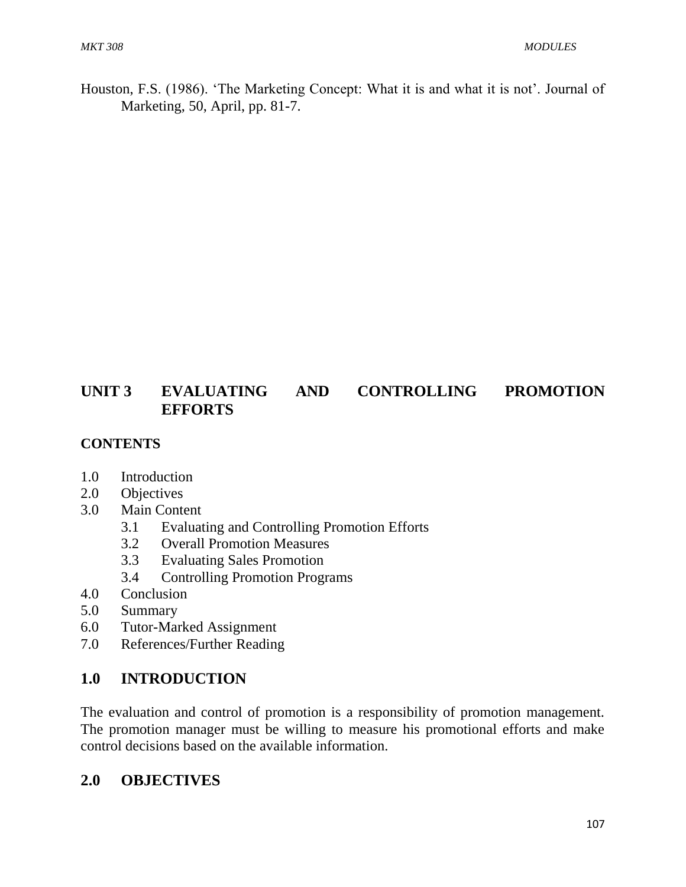Houston, F.S. (1986). 'The Marketing Concept: What it is and what it is not'. Journal of Marketing, 50, April, pp. 81-7.

## UNIT 3 EVALUATING AND CONTROLLING PROMOTION EFFORTS

**CONTENTS**

1.0 Introduction
2.0 Objectives
3.0 Main Content
  3.1 Evaluating and Controlling Promotion Efforts
  3.2 Overall Promotion Measures
  3.3 Evaluating Sales Promotion
  3.4 Controlling Promotion Programs
4.0 Conclusion
5.0 Summary
6.0 Tutor-Marked Assignment
7.0 References/Further Reading

## 1.0 INTRODUCTION

The evaluation and control of promotion is a responsibility of promotion management. The promotion manager must be willing to measure his promotional efforts and make control decisions based on the available information.

## 2.0 OBJECTIVES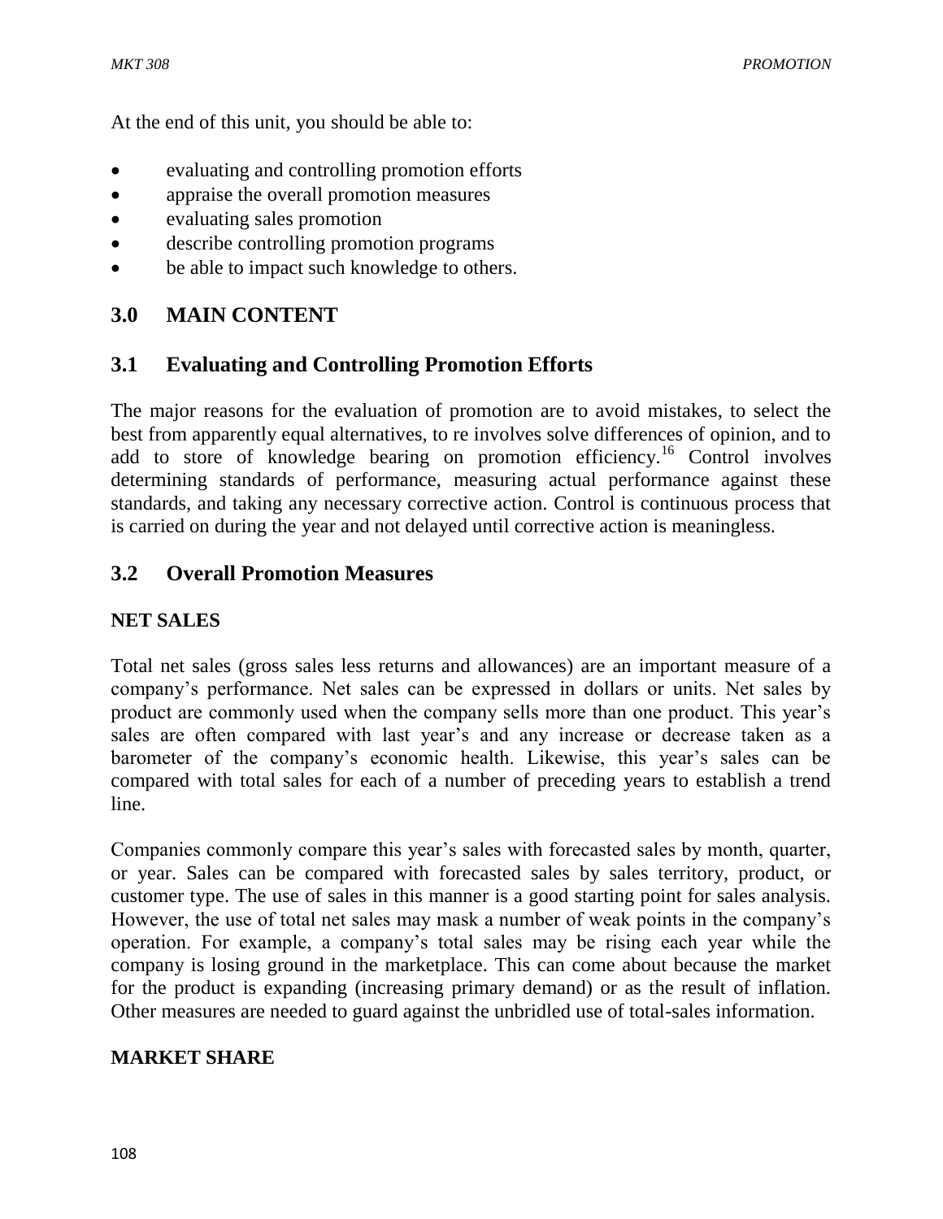At the end of this unit, you should be able to:

- evaluating and controlling promotion efforts
- appraise the overall promotion measures
- evaluating sales promotion
- describe controlling promotion programs
- be able to impact such knowledge to others.

## 3.0 MAIN CONTENT

### 3.1 Evaluating and Controlling Promotion Efforts

The major reasons for the evaluation of promotion are to avoid mistakes, to select the best from apparently equal alternatives, to re involves solve differences of opinion, and to add to store of knowledge bearing on promotion efficiency.[16] Control involves determining standards of performance, measuring actual performance against these standards, and taking any necessary corrective action. Control is continuous process that is carried on during the year and not delayed until corrective action is meaningless.

### 3.2 Overall Promotion Measures

**NET SALES**

Total net sales (gross sales less returns and allowances) are an important measure of a company's performance. Net sales can be expressed in dollars or units. Net sales by product are commonly used when the company sells more than one product. This year's sales are often compared with last year's and any increase or decrease taken as a barometer of the company's economic health. Likewise, this year's sales can be compared with total sales for each of a number of preceding years to establish a trend line.

Companies commonly compare this year's sales with forecasted sales by month, quarter, or year. Sales can be compared with forecasted sales by sales territory, product, or customer type. The use of sales in this manner is a good starting point for sales analysis. However, the use of total net sales may mask a number of weak points in the company's operation. For example, a company's total sales may be rising each year while the company is losing ground in the marketplace. This can come about because the market for the product is expanding (increasing primary demand) or as the result of inflation. Other measures are needed to guard against the unbridled use of total-sales information.

**MARKET SHARE**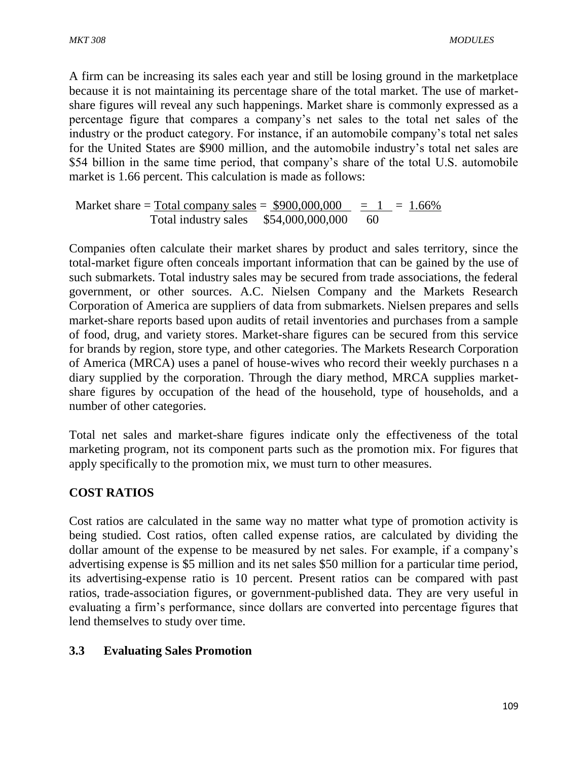A firm can be increasing its sales each year and still be losing ground in the marketplace because it is not maintaining its percentage share of the total market. The use of market-share figures will reveal any such happenings. Market share is commonly expressed as a percentage figure that compares a company's net sales to the total net sales of the industry or the product category. For instance, if an automobile company's total net sales for the United States are $900 million, and the automobile industry's total net sales are $54 billion in the same time period, that company's share of the total U.S. automobile market is 1.66 percent. This calculation is made as follows:

$$\text{Market share} = \frac{\text{Total company sales}}{\text{Total industry sales}} = \frac{\$900{,}000{,}000}{\$54{,}000{,}000{,}000} = \frac{1}{60} = 1.66\%$$

Companies often calculate their market shares by product and sales territory, since the total-market figure often conceals important information that can be gained by the use of such submarkets. Total industry sales may be secured from trade associations, the federal government, or other sources. A.C. Nielsen Company and the Markets Research Corporation of America are suppliers of data from submarkets. Nielsen prepares and sells market-share reports based upon audits of retail inventories and purchases from a sample of food, drug, and variety stores. Market-share figures can be secured from this service for brands by region, store type, and other categories. The Markets Research Corporation of America (MRCA) uses a panel of house-wives who record their weekly purchases n a diary supplied by the corporation. Through the diary method, MRCA supplies market-share figures by occupation of the head of the household, type of households, and a number of other categories.

Total net sales and market-share figures indicate only the effectiveness of the total marketing program, not its component parts such as the promotion mix. For figures that apply specifically to the promotion mix, we must turn to other measures.

**COST RATIOS**

Cost ratios are calculated in the same way no matter what type of promotion activity is being studied. Cost ratios, often called expense ratios, are calculated by dividing the dollar amount of the expense to be measured by net sales. For example, if a company's advertising expense is $5 million and its net sales $50 million for a particular time period, its advertising-expense ratio is 10 percent. Present ratios can be compared with past ratios, trade-association figures, or government-published data. They are very useful in evaluating a firm's performance, since dollars are converted into percentage figures that lend themselves to study over time.

### 3.3 Evaluating Sales Promotion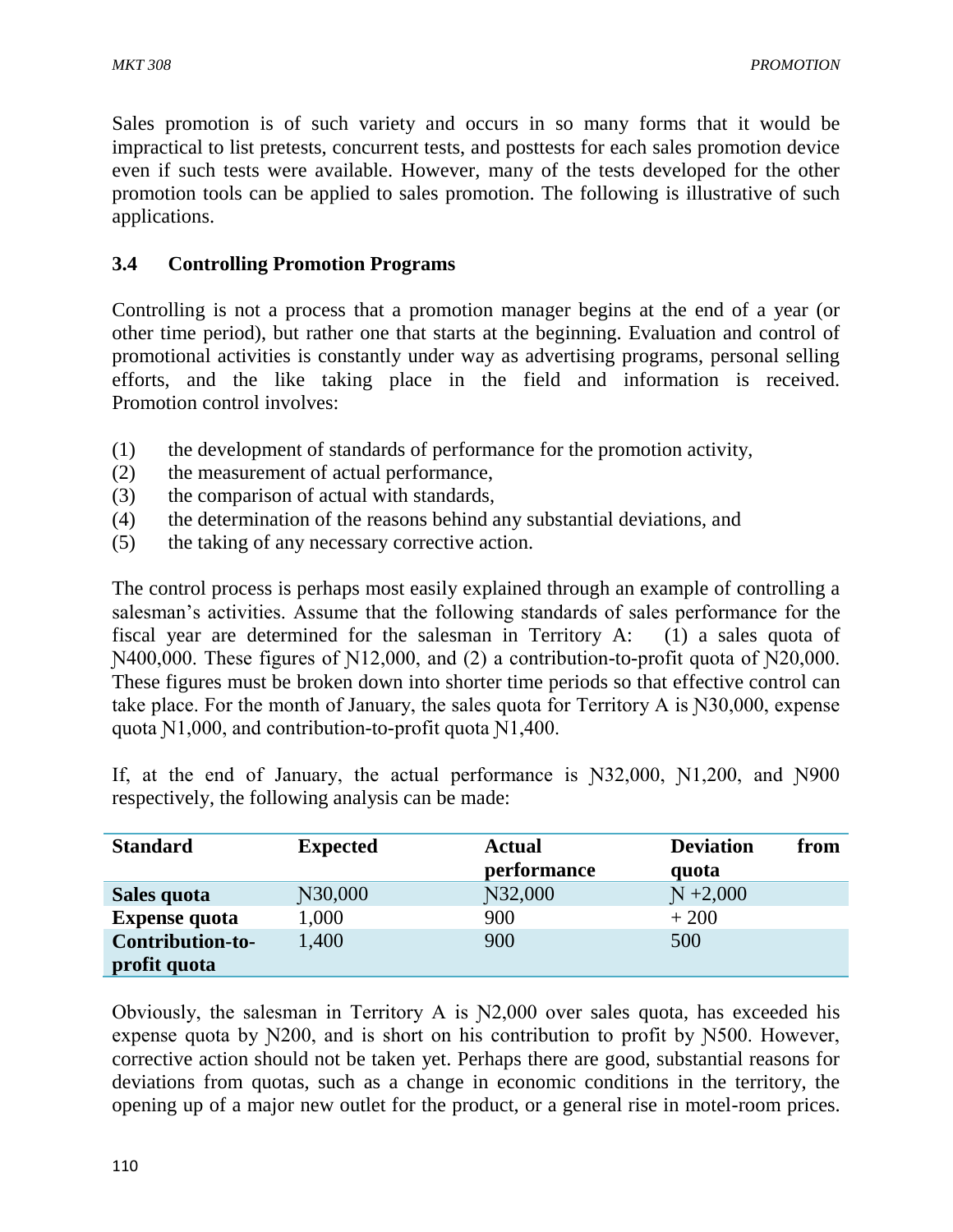Sales promotion is of such variety and occurs in so many forms that it would be impractical to list pretests, concurrent tests, and posttests for each sales promotion device even if such tests were available. However, many of the tests developed for the other promotion tools can be applied to sales promotion. The following is illustrative of such applications.

### 3.4 Controlling Promotion Programs

Controlling is not a process that a promotion manager begins at the end of a year (or other time period), but rather one that starts at the beginning. Evaluation and control of promotional activities is constantly under way as advertising programs, personal selling efforts, and the like taking place in the field and information is received. Promotion control involves:

(1) the development of standards of performance for the promotion activity,
(2) the measurement of actual performance,
(3) the comparison of actual with standards,
(4) the determination of the reasons behind any substantial deviations, and
(5) the taking of any necessary corrective action.

The control process is perhaps most easily explained through an example of controlling a salesman's activities. Assume that the following standards of sales performance for the fiscal year are determined for the salesman in Territory A: (1) a sales quota of ₦400,000. These figures of ₦12,000, and (2) a contribution-to-profit quota of ₦20,000. These figures must be broken down into shorter time periods so that effective control can take place. For the month of January, the sales quota for Territory A is ₦30,000, expense quota ₦1,000, and contribution-to-profit quota ₦1,400.

If, at the end of January, the actual performance is ₦32,000, ₦1,200, and ₦900 respectively, the following analysis can be made:

| Standard | Expected | Actual performance | Deviation from quota |
|---|---|---|---|
| **Sales quota** | ₦30,000 | ₦32,000 | ₦ +2,000 |
| **Expense quota** | 1,000 | 900 | + 200 |
| **Contribution-to-profit quota** | 1,400 | 900 | 500 |

Obviously, the salesman in Territory A is ₦2,000 over sales quota, has exceeded his expense quota by ₦200, and is short on his contribution to profit by ₦500. However, corrective action should not be taken yet. Perhaps there are good, substantial reasons for deviations from quotas, such as a change in economic conditions in the territory, the opening up of a major new outlet for the product, or a general rise in motel-room prices.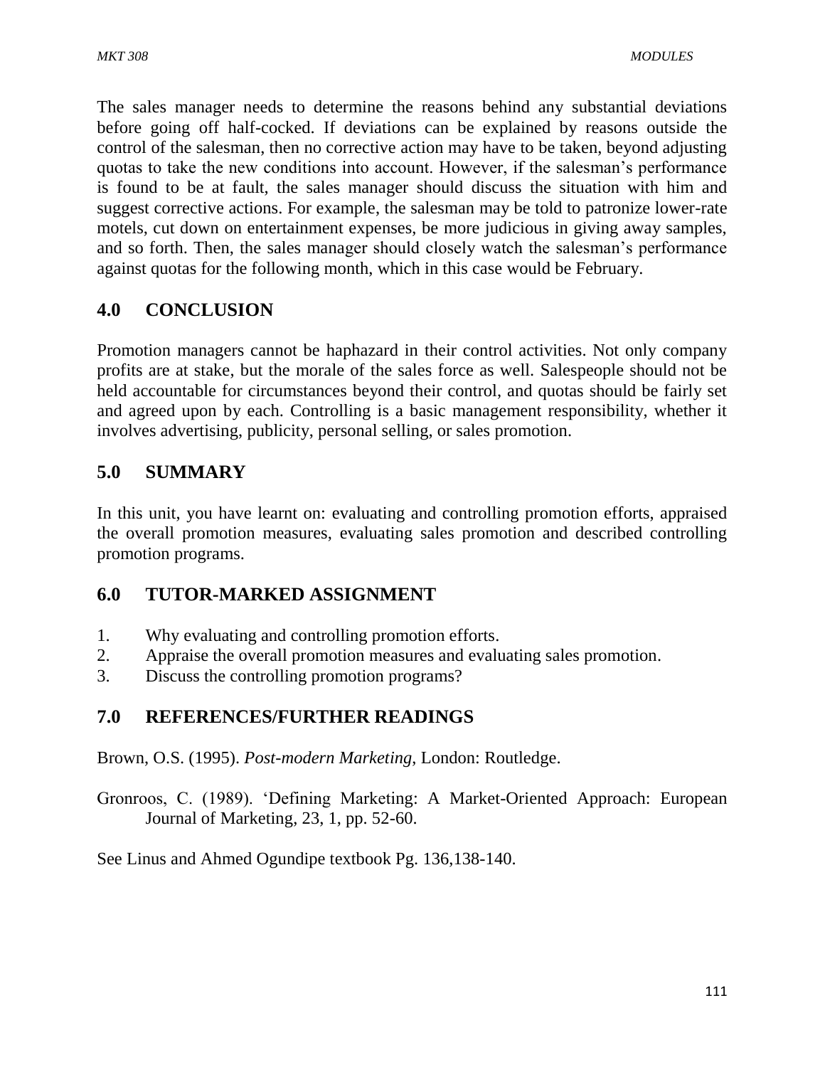The sales manager needs to determine the reasons behind any substantial deviations before going off half-cocked. If deviations can be explained by reasons outside the control of the salesman, then no corrective action may have to be taken, beyond adjusting quotas to take the new conditions into account. However, if the salesman's performance is found to be at fault, the sales manager should discuss the situation with him and suggest corrective actions. For example, the salesman may be told to patronize lower-rate motels, cut down on entertainment expenses, be more judicious in giving away samples, and so forth. Then, the sales manager should closely watch the salesman's performance against quotas for the following month, which in this case would be February.

## 4.0 CONCLUSION

Promotion managers cannot be haphazard in their control activities. Not only company profits are at stake, but the morale of the sales force as well. Salespeople should not be held accountable for circumstances beyond their control, and quotas should be fairly set and agreed upon by each. Controlling is a basic management responsibility, whether it involves advertising, publicity, personal selling, or sales promotion.

## 5.0 SUMMARY

In this unit, you have learnt on: evaluating and controlling promotion efforts, appraised the overall promotion measures, evaluating sales promotion and described controlling promotion programs.

## 6.0 TUTOR-MARKED ASSIGNMENT

1. Why evaluating and controlling promotion efforts.
2. Appraise the overall promotion measures and evaluating sales promotion.
3. Discuss the controlling promotion programs?

## 7.0 REFERENCES/FURTHER READINGS

Brown, O.S. (1995). *Post-modern Marketing*, London: Routledge.

Gronroos, C. (1989). 'Defining Marketing: A Market-Oriented Approach: European Journal of Marketing, 23, 1, pp. 52-60.

See Linus and Ahmed Ogundipe textbook Pg. 136,138-140.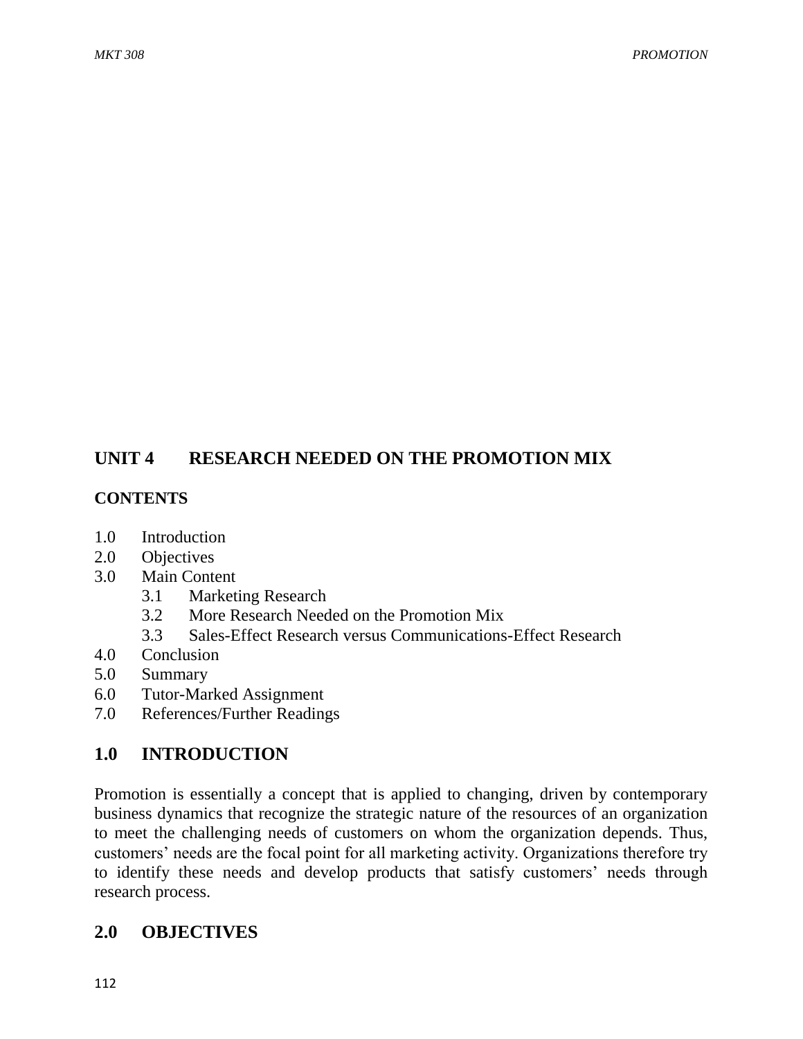# UNIT 4 RESEARCH NEEDED ON THE PROMOTION MIX

**CONTENTS**

1.0 Introduction
2.0 Objectives
3.0 Main Content
  3.1 Marketing Research
  3.2 More Research Needed on the Promotion Mix
  3.3 Sales-Effect Research versus Communications-Effect Research
4.0 Conclusion
5.0 Summary
6.0 Tutor-Marked Assignment
7.0 References/Further Readings

## 1.0 INTRODUCTION

Promotion is essentially a concept that is applied to changing, driven by contemporary business dynamics that recognize the strategic nature of the resources of an organization to meet the challenging needs of customers on whom the organization depends. Thus, customers' needs are the focal point for all marketing activity. Organizations therefore try to identify these needs and develop products that satisfy customers' needs through research process.

## 2.0 OBJECTIVES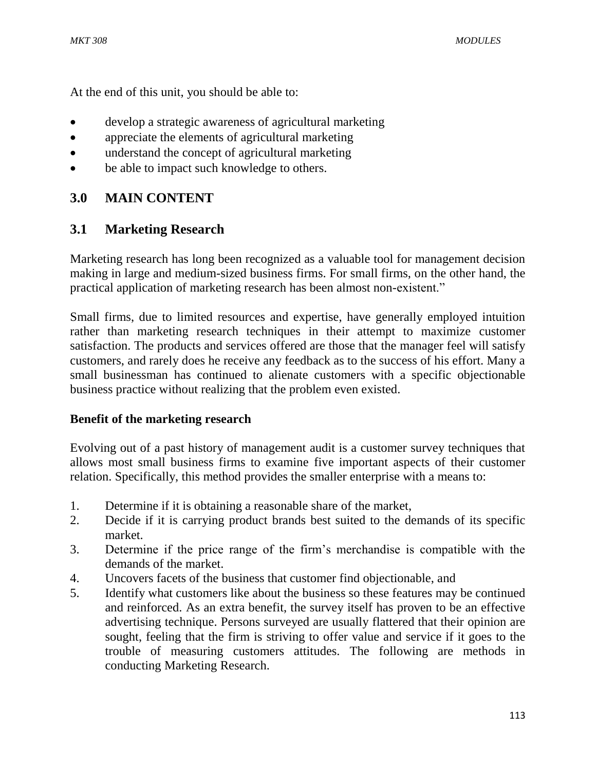At the end of this unit, you should be able to:

- develop a strategic awareness of agricultural marketing
- appreciate the elements of agricultural marketing
- understand the concept of agricultural marketing
- be able to impact such knowledge to others.

## 3.0 MAIN CONTENT

### 3.1 Marketing Research

Marketing research has long been recognized as a valuable tool for management decision making in large and medium-sized business firms. For small firms, on the other hand, the practical application of marketing research has been almost non-existent."

Small firms, due to limited resources and expertise, have generally employed intuition rather than marketing research techniques in their attempt to maximize customer satisfaction. The products and services offered are those that the manager feel will satisfy customers, and rarely does he receive any feedback as to the success of his effort. Many a small businessman has continued to alienate customers with a specific objectionable business practice without realizing that the problem even existed.

**Benefit of the marketing research**

Evolving out of a past history of management audit is a customer survey techniques that allows most small business firms to examine five important aspects of their customer relation. Specifically, this method provides the smaller enterprise with a means to:

1. Determine if it is obtaining a reasonable share of the market,
2. Decide if it is carrying product brands best suited to the demands of its specific market.
3. Determine if the price range of the firm's merchandise is compatible with the demands of the market.
4. Uncovers facets of the business that customer find objectionable, and
5. Identify what customers like about the business so these features may be continued and reinforced. As an extra benefit, the survey itself has proven to be an effective advertising technique. Persons surveyed are usually flattered that their opinion are sought, feeling that the firm is striving to offer value and service if it goes to the trouble of measuring customers attitudes. The following are methods in conducting Marketing Research.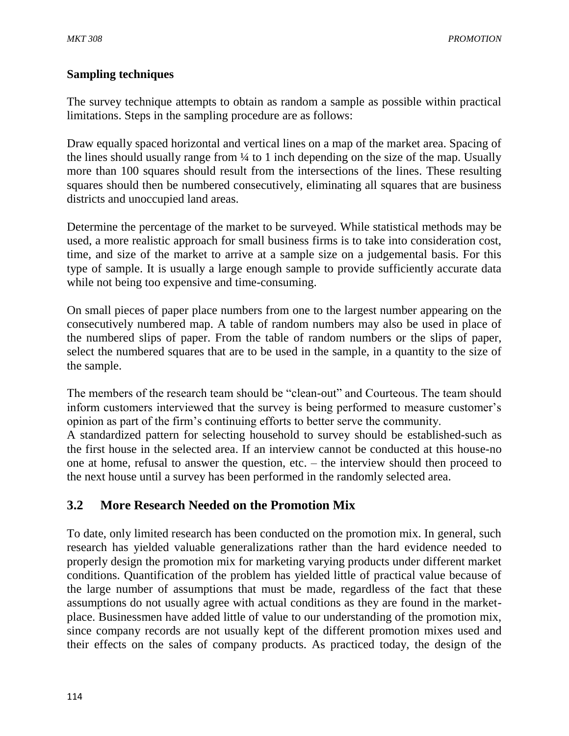**Sampling techniques**

The survey technique attempts to obtain as random a sample as possible within practical limitations. Steps in the sampling procedure are as follows:

Draw equally spaced horizontal and vertical lines on a map of the market area. Spacing of the lines should usually range from ¼ to 1 inch depending on the size of the map. Usually more than 100 squares should result from the intersections of the lines. These resulting squares should then be numbered consecutively, eliminating all squares that are business districts and unoccupied land areas.

Determine the percentage of the market to be surveyed. While statistical methods may be used, a more realistic approach for small business firms is to take into consideration cost, time, and size of the market to arrive at a sample size on a judgemental basis. For this type of sample. It is usually a large enough sample to provide sufficiently accurate data while not being too expensive and time-consuming.

On small pieces of paper place numbers from one to the largest number appearing on the consecutively numbered map. A table of random numbers may also be used in place of the numbered slips of paper. From the table of random numbers or the slips of paper, select the numbered squares that are to be used in the sample, in a quantity to the size of the sample.

The members of the research team should be "clean-out" and Courteous. The team should inform customers interviewed that the survey is being performed to measure customer's opinion as part of the firm's continuing efforts to better serve the community.
A standardized pattern for selecting household to survey should be established-such as the first house in the selected area. If an interview cannot be conducted at this house-no one at home, refusal to answer the question, etc. – the interview should then proceed to the next house until a survey has been performed in the randomly selected area.

## 3.2 More Research Needed on the Promotion Mix

To date, only limited research has been conducted on the promotion mix. In general, such research has yielded valuable generalizations rather than the hard evidence needed to properly design the promotion mix for marketing varying products under different market conditions. Quantification of the problem has yielded little of practical value because of the large number of assumptions that must be made, regardless of the fact that these assumptions do not usually agree with actual conditions as they are found in the market-place. Businessmen have added little of value to our understanding of the promotion mix, since company records are not usually kept of the different promotion mixes used and their effects on the sales of company products. As practiced today, the design of the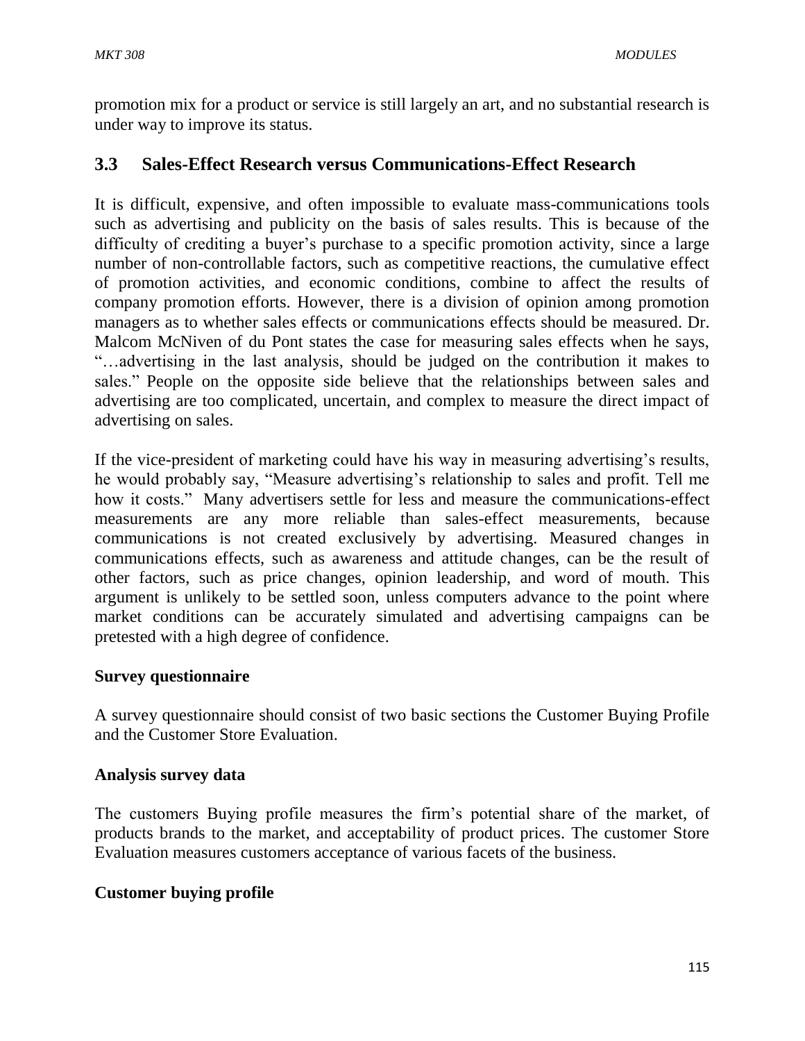promotion mix for a product or service is still largely an art, and no substantial research is under way to improve its status.

## 3.3 Sales-Effect Research versus Communications-Effect Research

It is difficult, expensive, and often impossible to evaluate mass-communications tools such as advertising and publicity on the basis of sales results. This is because of the difficulty of crediting a buyer's purchase to a specific promotion activity, since a large number of non-controllable factors, such as competitive reactions, the cumulative effect of promotion activities, and economic conditions, combine to affect the results of company promotion efforts. However, there is a division of opinion among promotion managers as to whether sales effects or communications effects should be measured. Dr. Malcom McNiven of du Pont states the case for measuring sales effects when he says, "…advertising in the last analysis, should be judged on the contribution it makes to sales." People on the opposite side believe that the relationships between sales and advertising are too complicated, uncertain, and complex to measure the direct impact of advertising on sales.

If the vice-president of marketing could have his way in measuring advertising's results, he would probably say, "Measure advertising's relationship to sales and profit. Tell me how it costs." Many advertisers settle for less and measure the communications-effect measurements are any more reliable than sales-effect measurements, because communications is not created exclusively by advertising. Measured changes in communications effects, such as awareness and attitude changes, can be the result of other factors, such as price changes, opinion leadership, and word of mouth. This argument is unlikely to be settled soon, unless computers advance to the point where market conditions can be accurately simulated and advertising campaigns can be pretested with a high degree of confidence.

**Survey questionnaire**

A survey questionnaire should consist of two basic sections the Customer Buying Profile and the Customer Store Evaluation.

**Analysis survey data**

The customers Buying profile measures the firm's potential share of the market, of products brands to the market, and acceptability of product prices. The customer Store Evaluation measures customers acceptance of various facets of the business.

**Customer buying profile**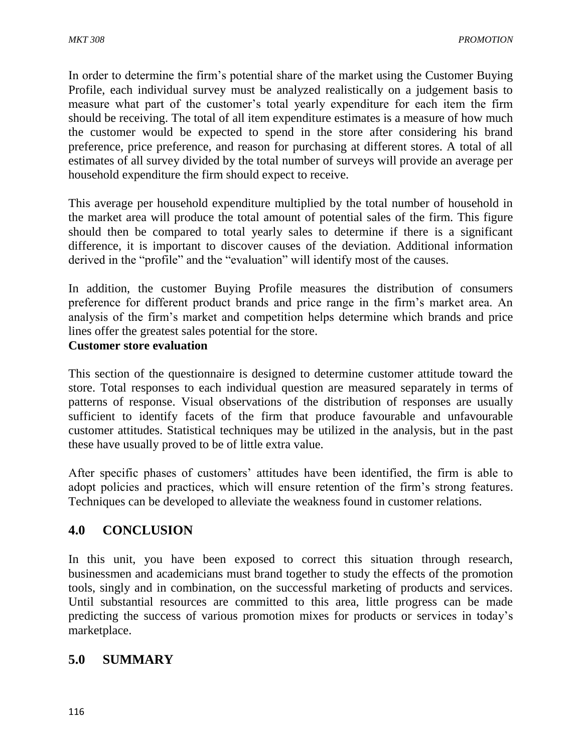In order to determine the firm's potential share of the market using the Customer Buying Profile, each individual survey must be analyzed realistically on a judgement basis to measure what part of the customer's total yearly expenditure for each item the firm should be receiving. The total of all item expenditure estimates is a measure of how much the customer would be expected to spend in the store after considering his brand preference, price preference, and reason for purchasing at different stores. A total of all estimates of all survey divided by the total number of surveys will provide an average per household expenditure the firm should expect to receive.

This average per household expenditure multiplied by the total number of household in the market area will produce the total amount of potential sales of the firm. This figure should then be compared to total yearly sales to determine if there is a significant difference, it is important to discover causes of the deviation. Additional information derived in the "profile" and the "evaluation" will identify most of the causes.

In addition, the customer Buying Profile measures the distribution of consumers preference for different product brands and price range in the firm's market area. An analysis of the firm's market and competition helps determine which brands and price lines offer the greatest sales potential for the store.

**Customer store evaluation**

This section of the questionnaire is designed to determine customer attitude toward the store. Total responses to each individual question are measured separately in terms of patterns of response. Visual observations of the distribution of responses are usually sufficient to identify facets of the firm that produce favourable and unfavourable customer attitudes. Statistical techniques may be utilized in the analysis, but in the past these have usually proved to be of little extra value.

After specific phases of customers' attitudes have been identified, the firm is able to adopt policies and practices, which will ensure retention of the firm's strong features. Techniques can be developed to alleviate the weakness found in customer relations.

## 4.0 CONCLUSION

In this unit, you have been exposed to correct this situation through research, businessmen and academicians must brand together to study the effects of the promotion tools, singly and in combination, on the successful marketing of products and services. Until substantial resources are committed to this area, little progress can be made predicting the success of various promotion mixes for products or services in today's marketplace.

## 5.0 SUMMARY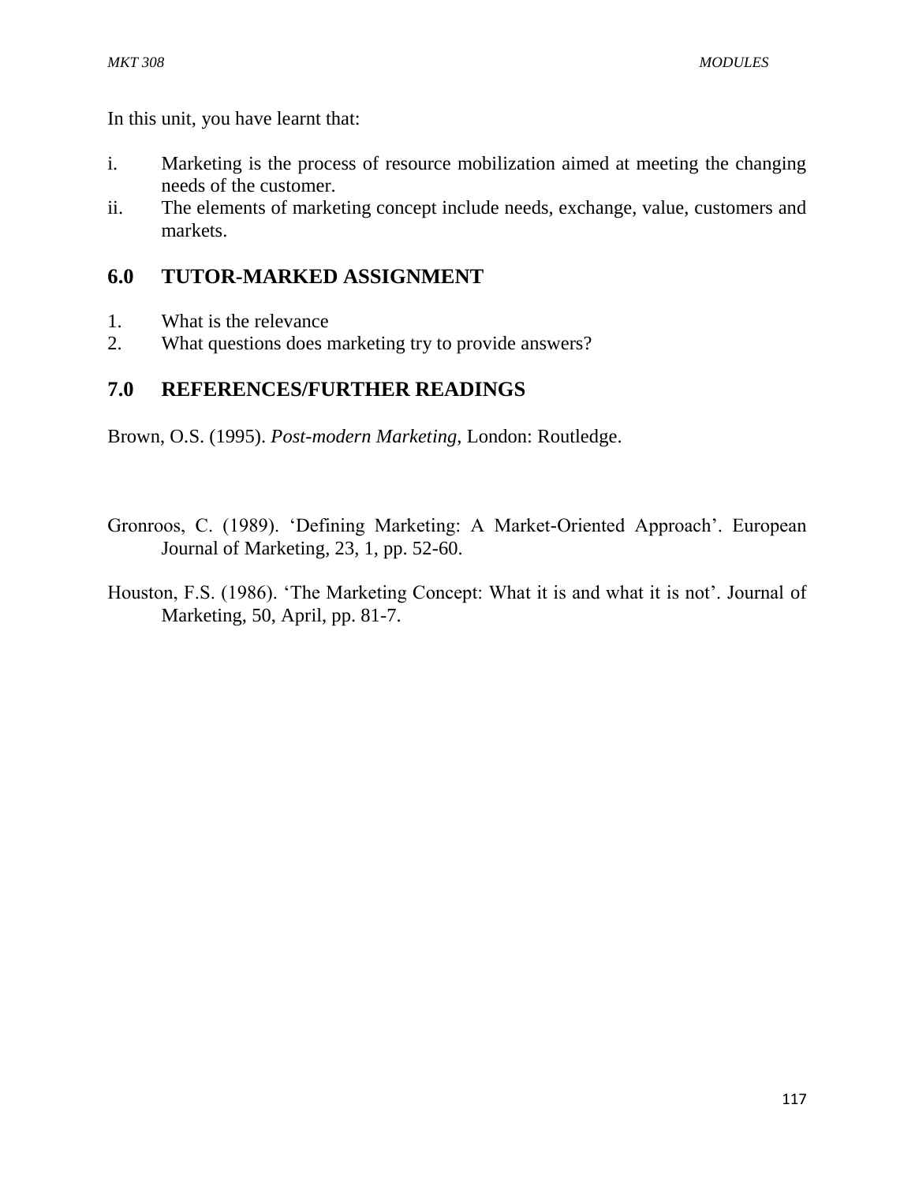In this unit, you have learnt that:

i. Marketing is the process of resource mobilization aimed at meeting the changing needs of the customer.
ii. The elements of marketing concept include needs, exchange, value, customers and markets.

## 6.0 TUTOR-MARKED ASSIGNMENT

1. What is the relevance
2. What questions does marketing try to provide answers?

## 7.0 REFERENCES/FURTHER READINGS

Brown, O.S. (1995). *Post-modern Marketing*, London: Routledge.

Gronroos, C. (1989). 'Defining Marketing: A Market-Oriented Approach'. European Journal of Marketing, 23, 1, pp. 52-60.

Houston, F.S. (1986). 'The Marketing Concept: What it is and what it is not'. Journal of Marketing, 50, April, pp. 81-7.